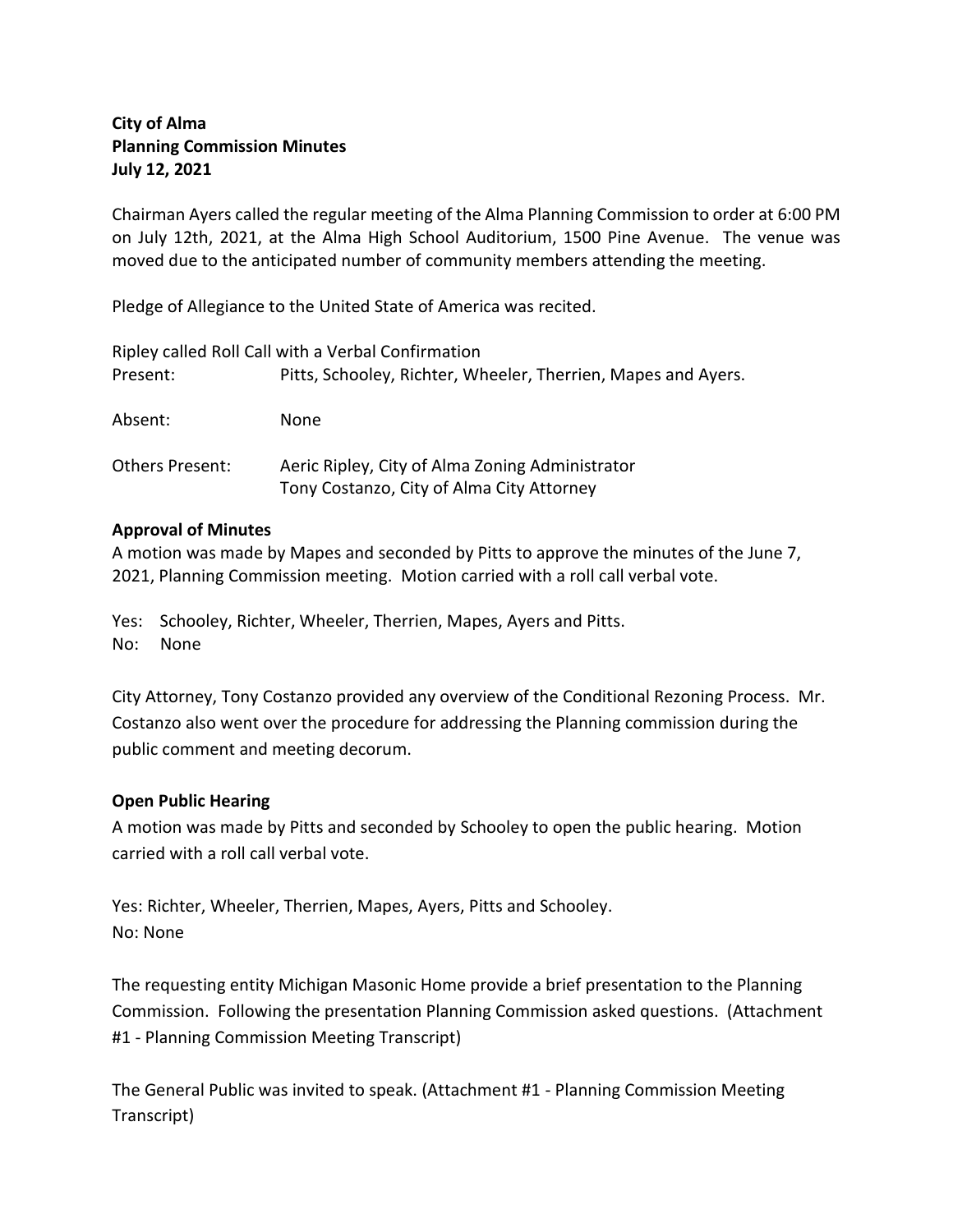**City of Alma**
**Planning Commission Minutes**
**July 12, 2021**

Chairman Ayers called the regular meeting of the Alma Planning Commission to order at 6:00 PM on July 12th, 2021, at the Alma High School Auditorium, 1500 Pine Avenue. The venue was moved due to the anticipated number of community members attending the meeting.

Pledge of Allegiance to the United State of America was recited.

Ripley called Roll Call with a Verbal Confirmation

Present: Pitts, Schooley, Richter, Wheeler, Therrien, Mapes and Ayers.

Absent: None

Others Present: Aeric Ripley, City of Alma Zoning Administrator
Tony Costanzo, City of Alma City Attorney

**Approval of Minutes**

A motion was made by Mapes and seconded by Pitts to approve the minutes of the June 7, 2021, Planning Commission meeting. Motion carried with a roll call verbal vote.

Yes: Schooley, Richter, Wheeler, Therrien, Mapes, Ayers and Pitts.
No: None

City Attorney, Tony Costanzo provided any overview of the Conditional Rezoning Process. Mr. Costanzo also went over the procedure for addressing the Planning commission during the public comment and meeting decorum.

**Open Public Hearing**

A motion was made by Pitts and seconded by Schooley to open the public hearing. Motion carried with a roll call verbal vote.

Yes: Richter, Wheeler, Therrien, Mapes, Ayers, Pitts and Schooley.
No: None

The requesting entity Michigan Masonic Home provide a brief presentation to the Planning Commission. Following the presentation Planning Commission asked questions. (Attachment #1 - Planning Commission Meeting Transcript)

The General Public was invited to speak. (Attachment #1 - Planning Commission Meeting Transcript)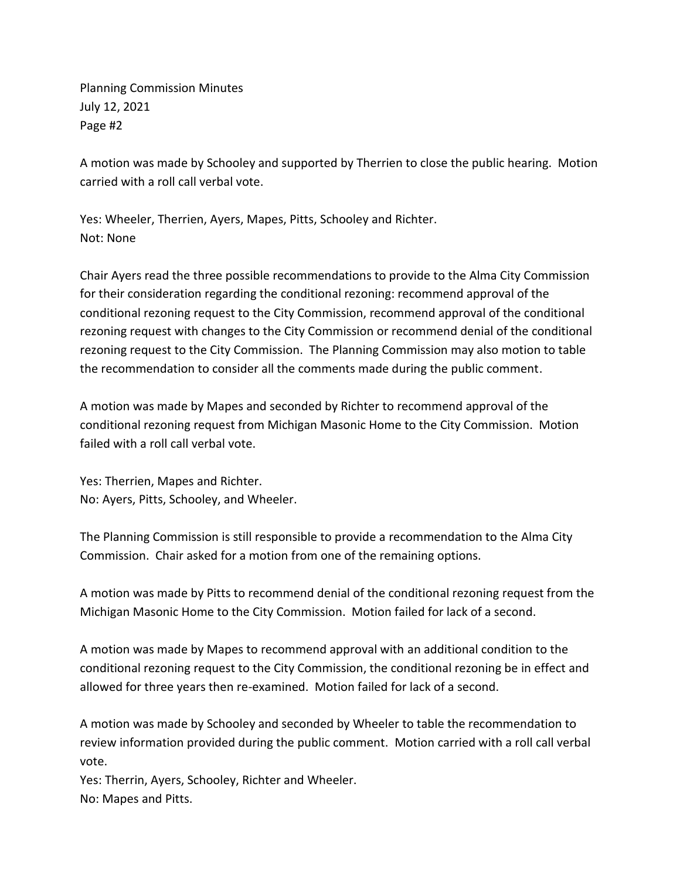A motion was made by Schooley and supported by Therrien to close the public hearing. Motion carried with a roll call verbal vote.

Yes: Wheeler, Therrien, Ayers, Mapes, Pitts, Schooley and Richter.
Not: None

Chair Ayers read the three possible recommendations to provide to the Alma City Commission for their consideration regarding the conditional rezoning: recommend approval of the conditional rezoning request to the City Commission, recommend approval of the conditional rezoning request with changes to the City Commission or recommend denial of the conditional rezoning request to the City Commission. The Planning Commission may also motion to table the recommendation to consider all the comments made during the public comment.

A motion was made by Mapes and seconded by Richter to recommend approval of the conditional rezoning request from Michigan Masonic Home to the City Commission. Motion failed with a roll call verbal vote.

Yes: Therrien, Mapes and Richter.
No: Ayers, Pitts, Schooley, and Wheeler.

The Planning Commission is still responsible to provide a recommendation to the Alma City Commission. Chair asked for a motion from one of the remaining options.

A motion was made by Pitts to recommend denial of the conditional rezoning request from the Michigan Masonic Home to the City Commission. Motion failed for lack of a second.

A motion was made by Mapes to recommend approval with an additional condition to the conditional rezoning request to the City Commission, the conditional rezoning be in effect and allowed for three years then re-examined. Motion failed for lack of a second.

A motion was made by Schooley and seconded by Wheeler to table the recommendation to review information provided during the public comment. Motion carried with a roll call verbal vote.
Yes: Therrin, Ayers, Schooley, Richter and Wheeler.
No: Mapes and Pitts.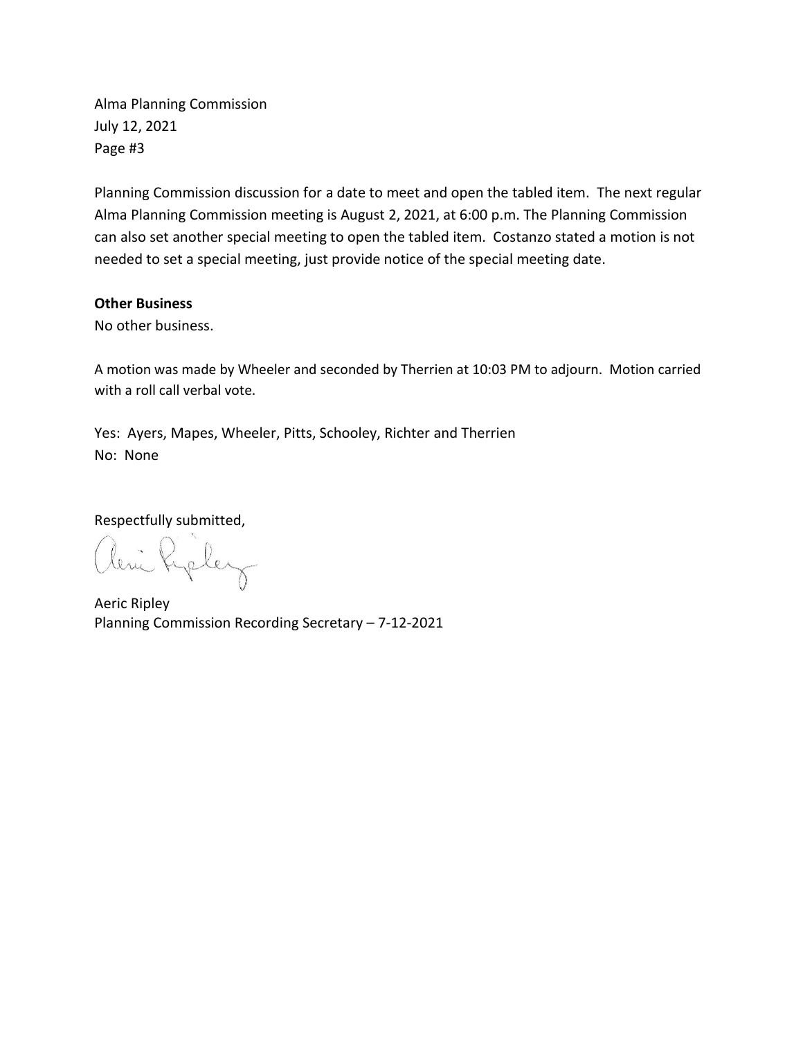Alma Planning Commission
July 12, 2021
Page #3

Planning Commission discussion for a date to meet and open the tabled item. The next regular Alma Planning Commission meeting is August 2, 2021, at 6:00 p.m. The Planning Commission can also set another special meeting to open the tabled item. Costanzo stated a motion is not needed to set a special meeting, just provide notice of the special meeting date.

**Other Business**

No other business.

A motion was made by Wheeler and seconded by Therrien at 10:03 PM to adjourn. Motion carried with a roll call verbal vote.

Yes: Ayers, Mapes, Wheeler, Pitts, Schooley, Richter and Therrien
No: None

Respectfully submitted,

Aeric Ripley
Planning Commission Recording Secretary – 7-12-2021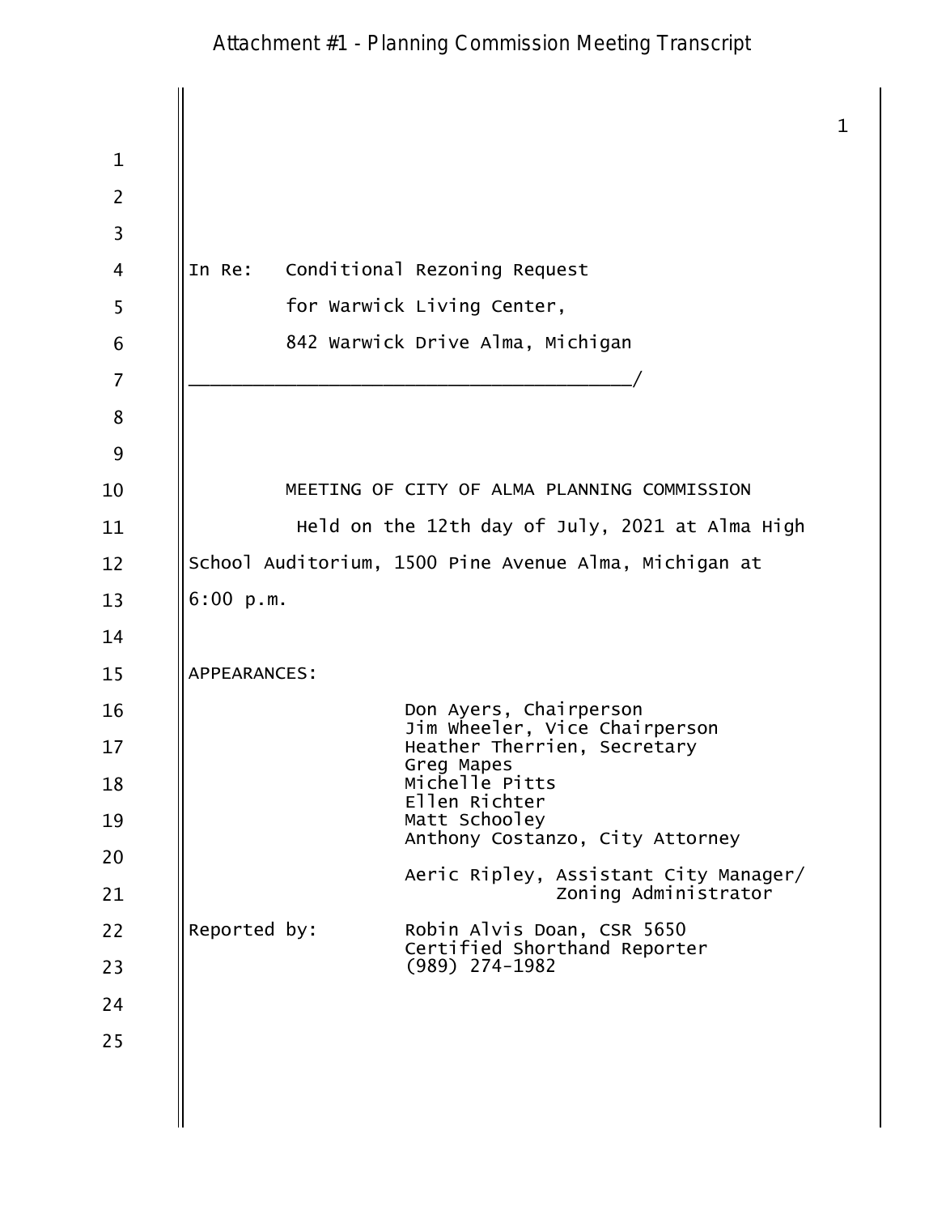In Re: Conditional Rezoning Request
for Warwick Living Center,
842 Warwick Drive Alma, Michigan
_________________________________________/

MEETING OF CITY OF ALMA PLANNING COMMISSION

Held on the 12th day of July, 2021 at Alma High School Auditorium, 1500 Pine Avenue Alma, Michigan at 6:00 p.m.

APPEARANCES:

Don Ayers, Chairperson
Jim Wheeler, Vice Chairperson
Heather Therrien, Secretary
Greg Mapes
Michelle Pitts
Ellen Richter
Matt Schooley
Anthony Costanzo, City Attorney

Aeric Ripley, Assistant City Manager/
Zoning Administrator

Reported by: Robin Alvis Doan, CSR 5650
Certified Shorthand Reporter
(989) 274-1982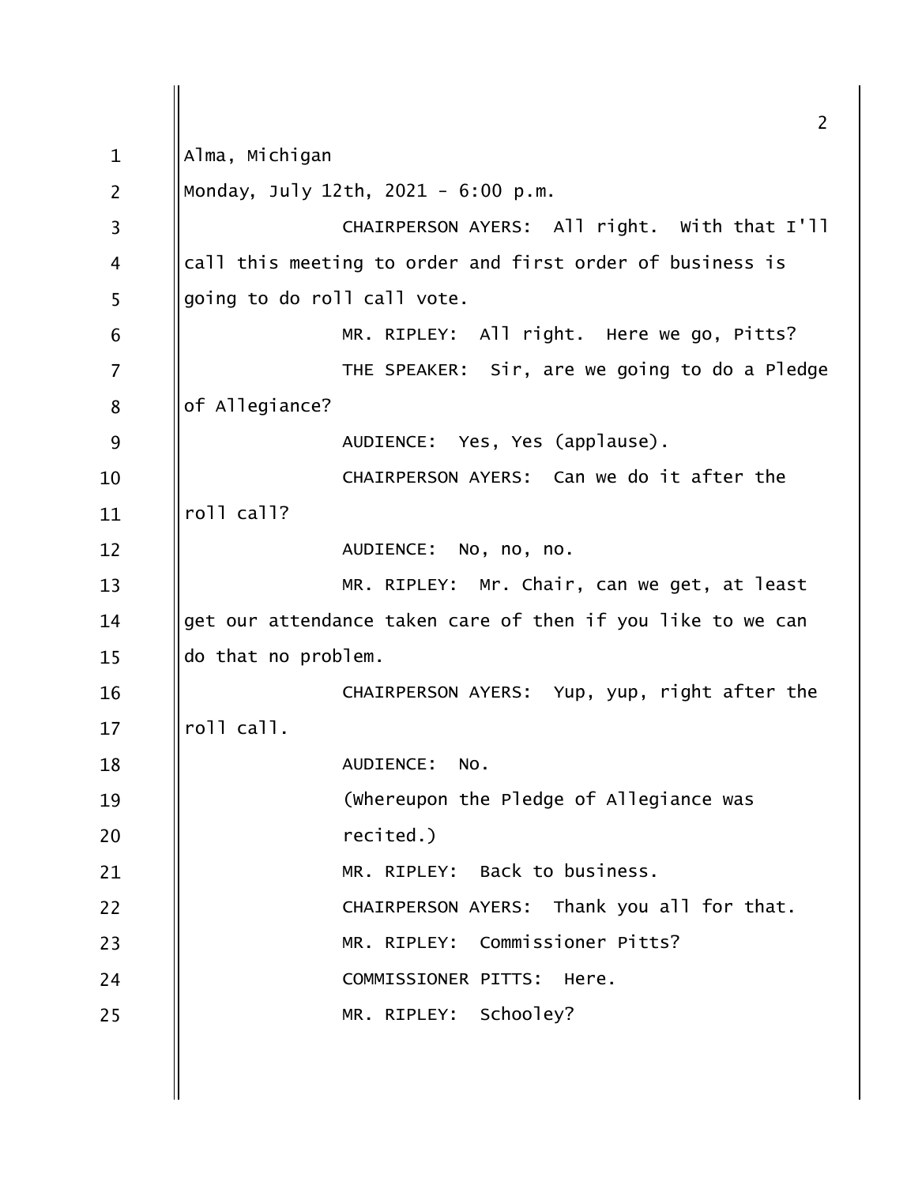Alma, Michigan

Monday, July 12th, 2021 - 6:00 p.m.

CHAIRPERSON AYERS: All right. With that I'll call this meeting to order and first order of business is going to do roll call vote.

MR. RIPLEY: All right. Here we go, Pitts?

THE SPEAKER: Sir, are we going to do a Pledge of Allegiance?

AUDIENCE: Yes, Yes (applause).

CHAIRPERSON AYERS: Can we do it after the roll call?

AUDIENCE: No, no, no.

MR. RIPLEY: Mr. Chair, can we get, at least get our attendance taken care of then if you like to we can do that no problem.

CHAIRPERSON AYERS: Yup, yup, right after the roll call.

AUDIENCE: No.

(Whereupon the Pledge of Allegiance was recited.)

MR. RIPLEY: Back to business.

CHAIRPERSON AYERS: Thank you all for that.

MR. RIPLEY: Commissioner Pitts?

COMMISSIONER PITTS: Here.

MR. RIPLEY: Schooley?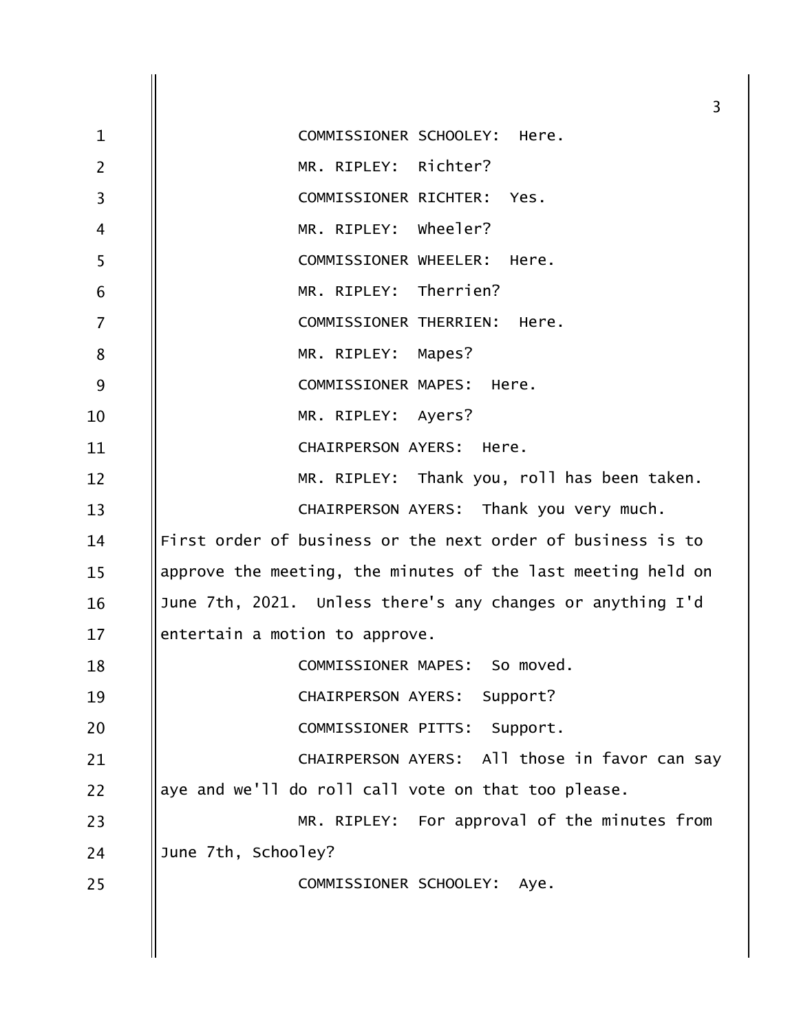COMMISSIONER SCHOOLEY: Here.

MR. RIPLEY: Richter?

COMMISSIONER RICHTER: Yes.

MR. RIPLEY: Wheeler?

COMMISSIONER WHEELER: Here.

MR. RIPLEY: Therrien?

COMMISSIONER THERRIEN: Here.

MR. RIPLEY: Mapes?

COMMISSIONER MAPES: Here.

MR. RIPLEY: Ayers?

CHAIRPERSON AYERS: Here.

MR. RIPLEY: Thank you, roll has been taken.

CHAIRPERSON AYERS: Thank you very much. First order of business or the next order of business is to approve the meeting, the minutes of the last meeting held on June 7th, 2021. Unless there's any changes or anything I'd entertain a motion to approve.

COMMISSIONER MAPES: So moved.

CHAIRPERSON AYERS: Support?

COMMISSIONER PITTS: Support.

CHAIRPERSON AYERS: All those in favor can say aye and we'll do roll call vote on that too please.

MR. RIPLEY: For approval of the minutes from June 7th, Schooley?

COMMISSIONER SCHOOLEY: Aye.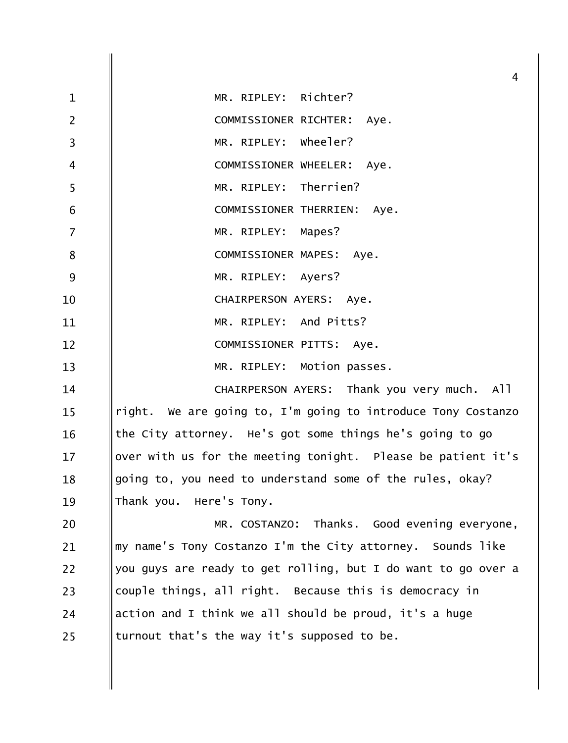MR. RIPLEY: Richter?

COMMISSIONER RICHTER: Aye.

MR. RIPLEY: Wheeler?

COMMISSIONER WHEELER: Aye.

MR. RIPLEY: Therrien?

COMMISSIONER THERRIEN: Aye.

MR. RIPLEY: Mapes?

COMMISSIONER MAPES: Aye.

MR. RIPLEY: Ayers?

CHAIRPERSON AYERS: Aye.

MR. RIPLEY: And Pitts?

COMMISSIONER PITTS: Aye.

MR. RIPLEY: Motion passes.

CHAIRPERSON AYERS: Thank you very much. All right. We are going to, I'm going to introduce Tony Costanzo the City attorney. He's got some things he's going to go over with us for the meeting tonight. Please be patient it's going to, you need to understand some of the rules, okay? Thank you. Here's Tony.

MR. COSTANZO: Thanks. Good evening everyone, my name's Tony Costanzo I'm the City attorney. Sounds like you guys are ready to get rolling, but I do want to go over a couple things, all right. Because this is democracy in action and I think we all should be proud, it's a huge turnout that's the way it's supposed to be.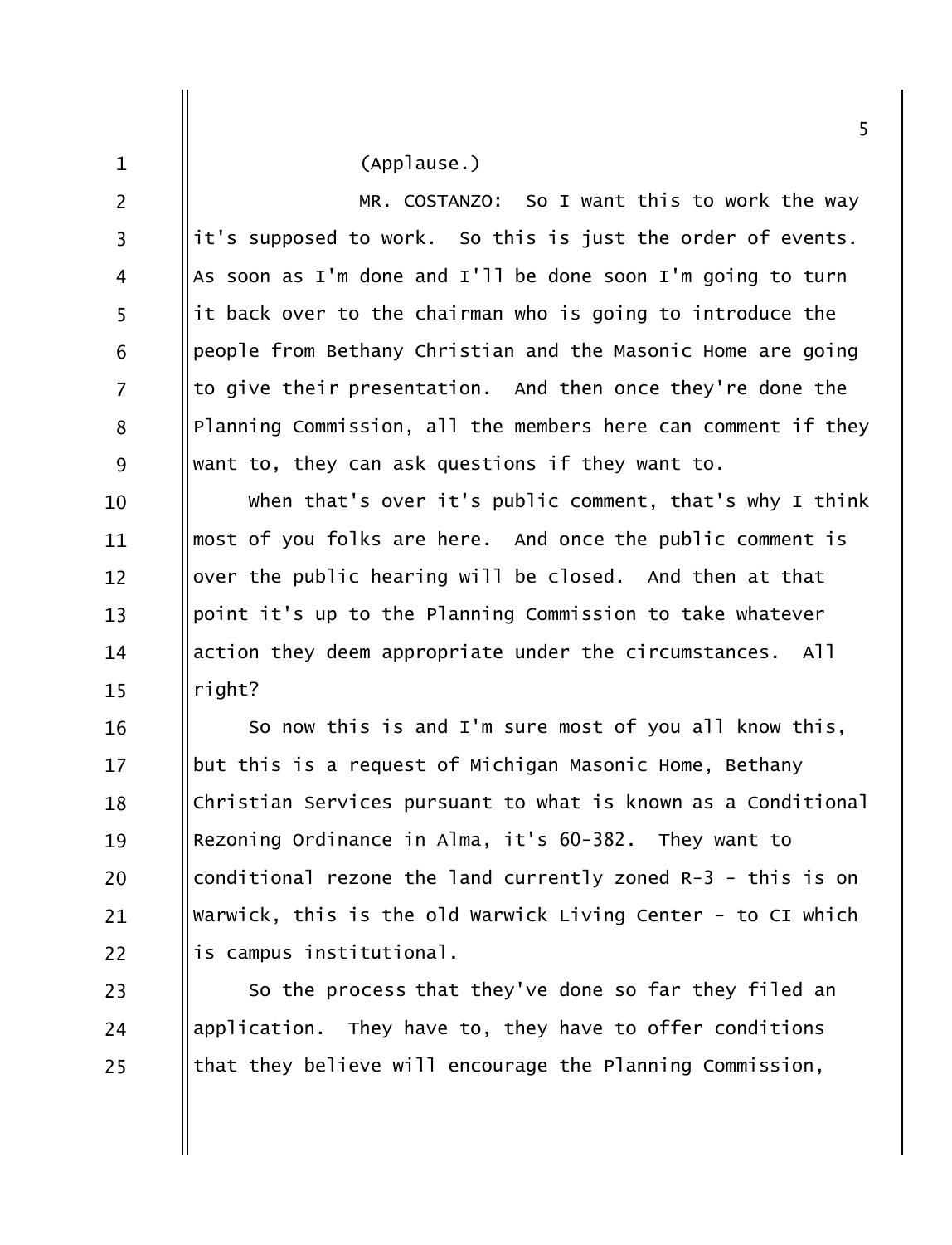(Applause.)

MR. COSTANZO: So I want this to work the way it's supposed to work. So this is just the order of events. As soon as I'm done and I'll be done soon I'm going to turn it back over to the chairman who is going to introduce the people from Bethany Christian and the Masonic Home are going to give their presentation. And then once they're done the Planning Commission, all the members here can comment if they want to, they can ask questions if they want to.

When that's over it's public comment, that's why I think most of you folks are here. And once the public comment is over the public hearing will be closed. And then at that point it's up to the Planning Commission to take whatever action they deem appropriate under the circumstances. All right?

So now this is and I'm sure most of you all know this, but this is a request of Michigan Masonic Home, Bethany Christian Services pursuant to what is known as a Conditional Rezoning Ordinance in Alma, it's 60-382. They want to conditional rezone the land currently zoned R-3 - this is on Warwick, this is the old Warwick Living Center - to CI which is campus institutional.

So the process that they've done so far they filed an application. They have to, they have to offer conditions that they believe will encourage the Planning Commission,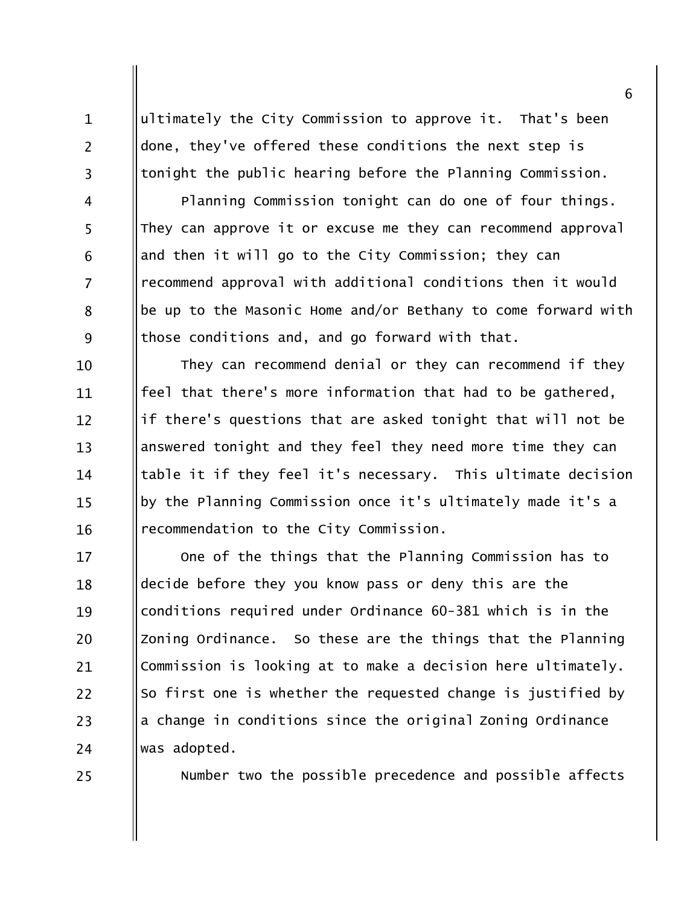ultimately the City Commission to approve it. That's been done, they've offered these conditions the next step is tonight the public hearing before the Planning Commission.

Planning Commission tonight can do one of four things. They can approve it or excuse me they can recommend approval and then it will go to the City Commission; they can recommend approval with additional conditions then it would be up to the Masonic Home and/or Bethany to come forward with those conditions and, and go forward with that.

They can recommend denial or they can recommend if they feel that there's more information that had to be gathered, if there's questions that are asked tonight that will not be answered tonight and they feel they need more time they can table it if they feel it's necessary. This ultimate decision by the Planning Commission once it's ultimately made it's a recommendation to the City Commission.

One of the things that the Planning Commission has to decide before they you know pass or deny this are the conditions required under Ordinance 60-381 which is in the Zoning Ordinance. So these are the things that the Planning Commission is looking at to make a decision here ultimately. So first one is whether the requested change is justified by a change in conditions since the original Zoning Ordinance was adopted.

Number two the possible precedence and possible affects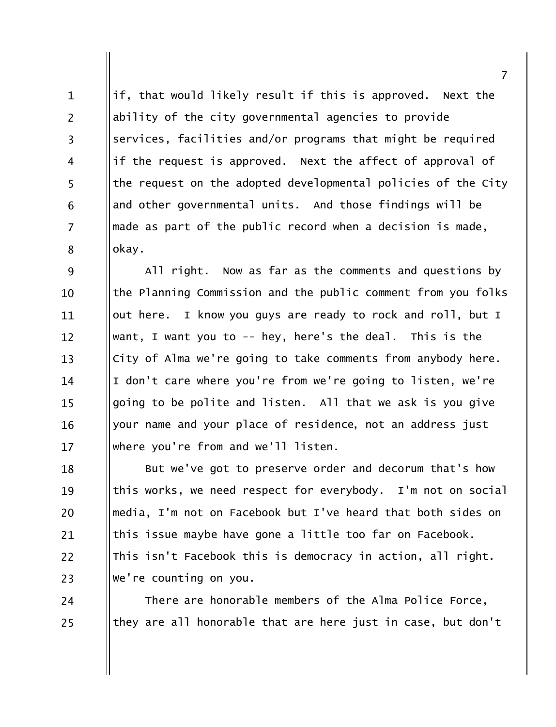if, that would likely result if this is approved. Next the ability of the city governmental agencies to provide services, facilities and/or programs that might be required if the request is approved. Next the affect of approval of the request on the adopted developmental policies of the City and other governmental units. And those findings will be made as part of the public record when a decision is made, okay.

All right. Now as far as the comments and questions by the Planning Commission and the public comment from you folks out here. I know you guys are ready to rock and roll, but I want, I want you to -- hey, here's the deal. This is the City of Alma we're going to take comments from anybody here. I don't care where you're from we're going to listen, we're going to be polite and listen. All that we ask is you give your name and your place of residence, not an address just where you're from and we'll listen.

But we've got to preserve order and decorum that's how this works, we need respect for everybody. I'm not on social media, I'm not on Facebook but I've heard that both sides on this issue maybe have gone a little too far on Facebook. This isn't Facebook this is democracy in action, all right. We're counting on you.

There are honorable members of the Alma Police Force, they are all honorable that are here just in case, but don't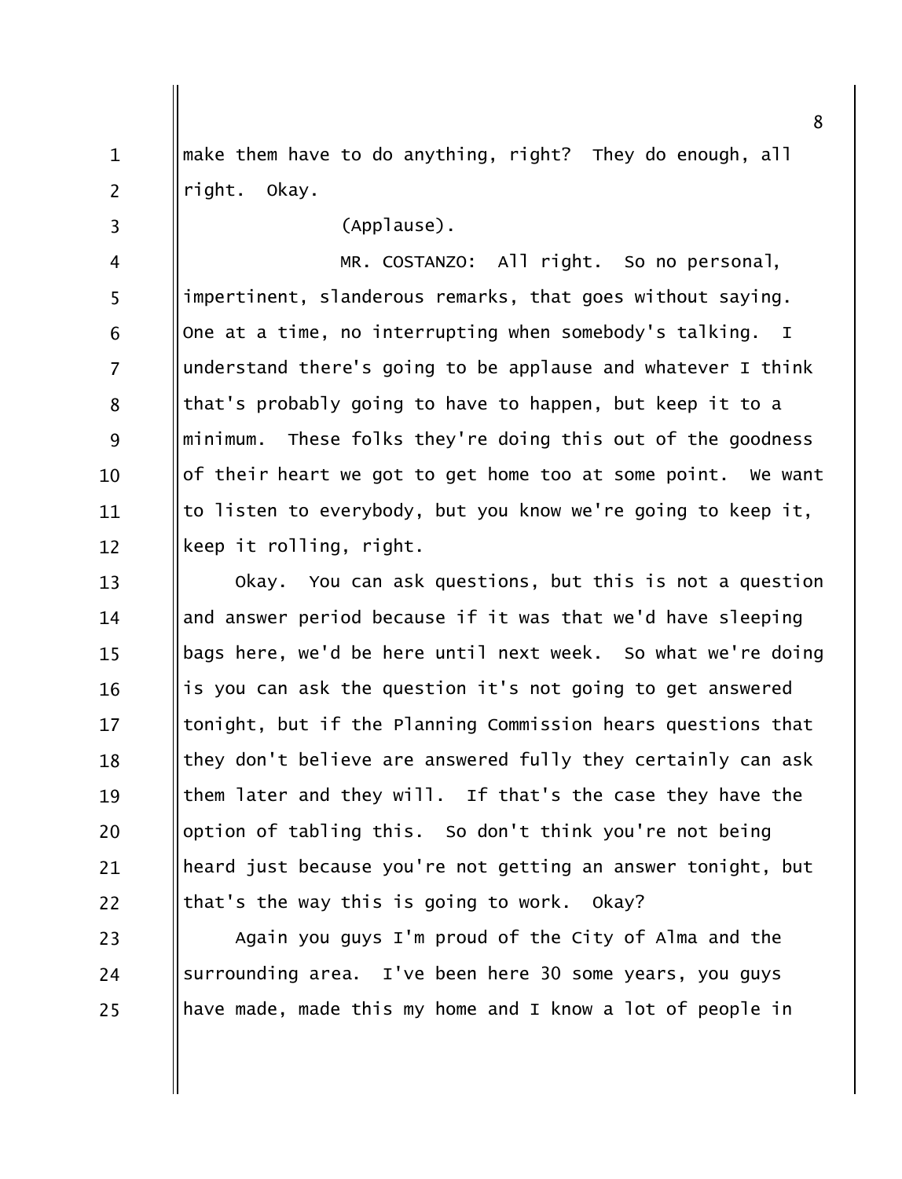make them have to do anything, right? They do enough, all right. Okay.

(Applause).

MR. COSTANZO: All right. So no personal, impertinent, slanderous remarks, that goes without saying. One at a time, no interrupting when somebody's talking. I understand there's going to be applause and whatever I think that's probably going to have to happen, but keep it to a minimum. These folks they're doing this out of the goodness of their heart we got to get home too at some point. We want to listen to everybody, but you know we're going to keep it, keep it rolling, right.

Okay. You can ask questions, but this is not a question and answer period because if it was that we'd have sleeping bags here, we'd be here until next week. So what we're doing is you can ask the question it's not going to get answered tonight, but if the Planning Commission hears questions that they don't believe are answered fully they certainly can ask them later and they will. If that's the case they have the option of tabling this. So don't think you're not being heard just because you're not getting an answer tonight, but that's the way this is going to work. Okay?

Again you guys I'm proud of the City of Alma and the surrounding area. I've been here 30 some years, you guys have made, made this my home and I know a lot of people in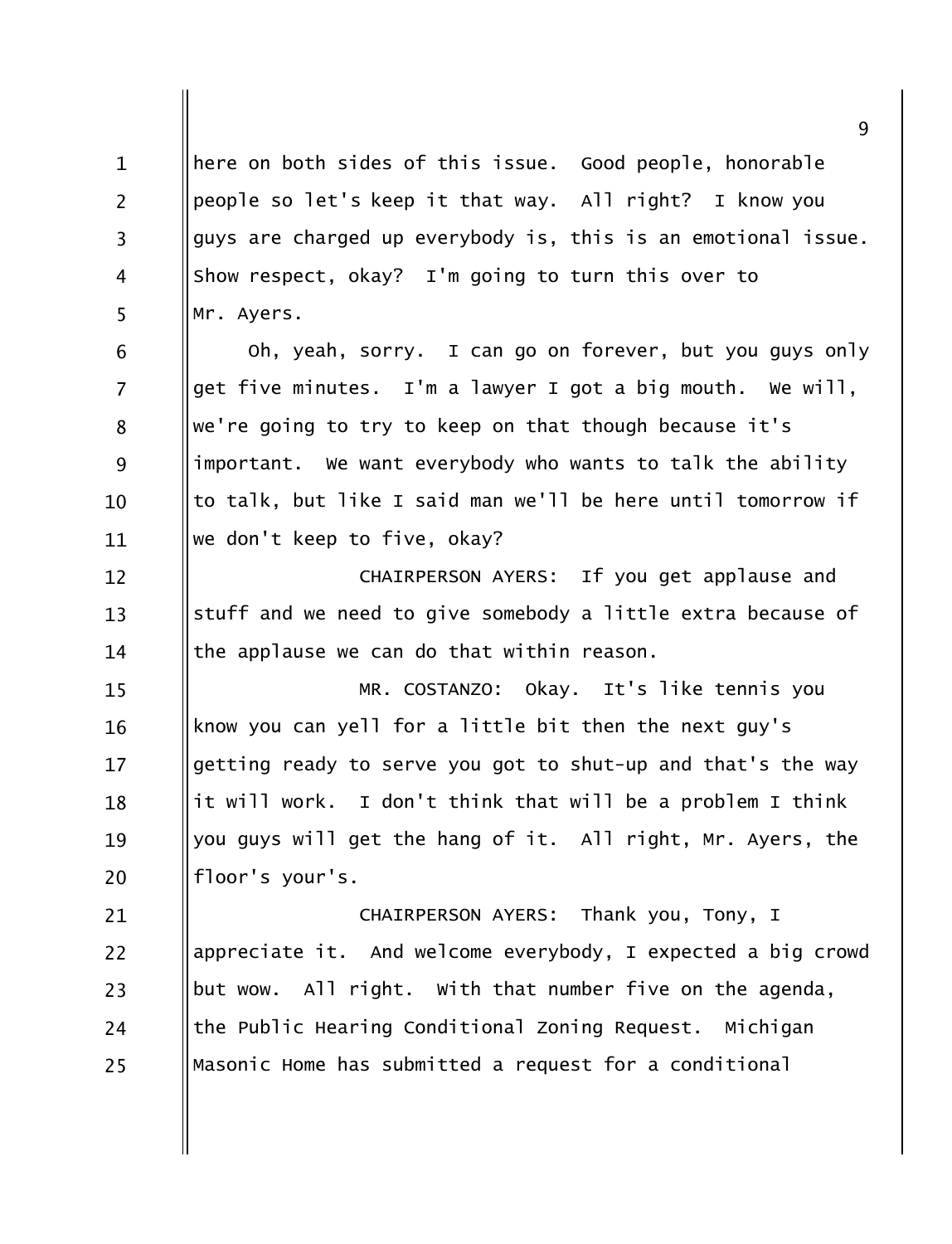here on both sides of this issue. Good people, honorable people so let's keep it that way. All right? I know you guys are charged up everybody is, this is an emotional issue. Show respect, okay? I'm going to turn this over to Mr. Ayers.

Oh, yeah, sorry. I can go on forever, but you guys only get five minutes. I'm a lawyer I got a big mouth. We will, we're going to try to keep on that though because it's important. We want everybody who wants to talk the ability to talk, but like I said man we'll be here until tomorrow if we don't keep to five, okay?

CHAIRPERSON AYERS: If you get applause and stuff and we need to give somebody a little extra because of the applause we can do that within reason.

MR. COSTANZO: Okay. It's like tennis you know you can yell for a little bit then the next guy's getting ready to serve you got to shut-up and that's the way it will work. I don't think that will be a problem I think you guys will get the hang of it. All right, Mr. Ayers, the floor's your's.

CHAIRPERSON AYERS: Thank you, Tony, I appreciate it. And welcome everybody, I expected a big crowd but wow. All right. With that number five on the agenda, the Public Hearing Conditional Zoning Request. Michigan Masonic Home has submitted a request for a conditional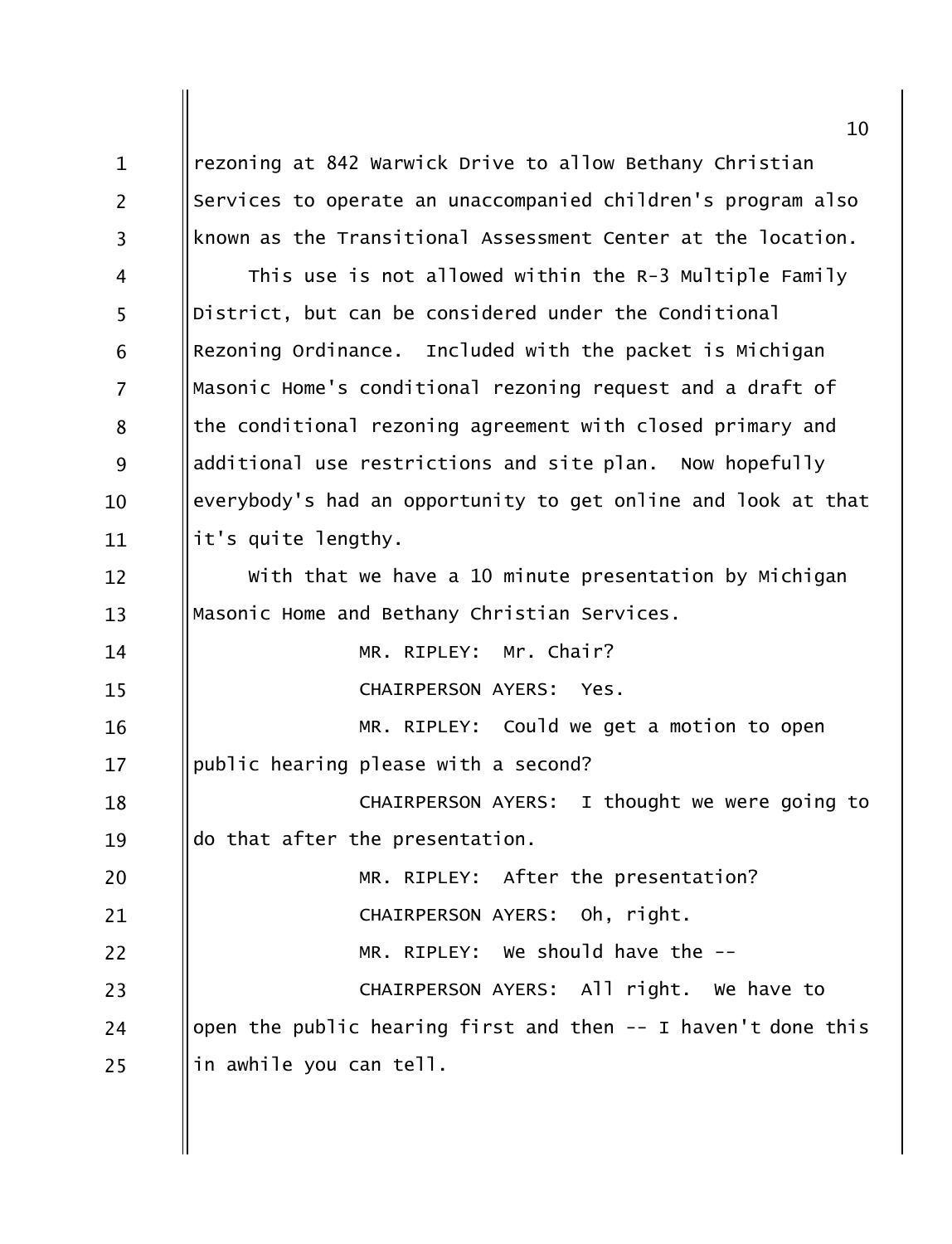rezoning at 842 Warwick Drive to allow Bethany Christian Services to operate an unaccompanied children's program also known as the Transitional Assessment Center at the location.

This use is not allowed within the R-3 Multiple Family District, but can be considered under the Conditional Rezoning Ordinance. Included with the packet is Michigan Masonic Home's conditional rezoning request and a draft of the conditional rezoning agreement with closed primary and additional use restrictions and site plan. Now hopefully everybody's had an opportunity to get online and look at that it's quite lengthy.

With that we have a 10 minute presentation by Michigan Masonic Home and Bethany Christian Services.

MR. RIPLEY: Mr. Chair?

CHAIRPERSON AYERS: Yes.

MR. RIPLEY: Could we get a motion to open public hearing please with a second?

CHAIRPERSON AYERS: I thought we were going to do that after the presentation.

MR. RIPLEY: After the presentation?

CHAIRPERSON AYERS: Oh, right.

MR. RIPLEY: We should have the --

CHAIRPERSON AYERS: All right. We have to open the public hearing first and then -- I haven't done this in awhile you can tell.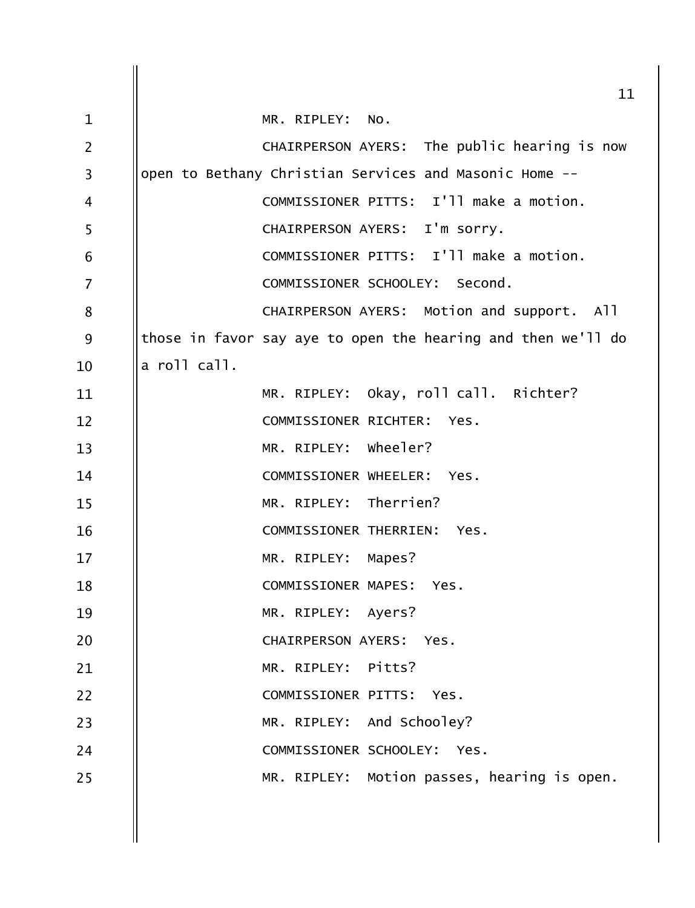MR. RIPLEY: No.

CHAIRPERSON AYERS: The public hearing is now open to Bethany Christian Services and Masonic Home --

COMMISSIONER PITTS: I'll make a motion.

CHAIRPERSON AYERS: I'm sorry.

COMMISSIONER PITTS: I'll make a motion.

COMMISSIONER SCHOOLEY: Second.

CHAIRPERSON AYERS: Motion and support. All those in favor say aye to open the hearing and then we'll do a roll call.

MR. RIPLEY: Okay, roll call. Richter?

COMMISSIONER RICHTER: Yes.

MR. RIPLEY: Wheeler?

COMMISSIONER WHEELER: Yes.

MR. RIPLEY: Therrien?

COMMISSIONER THERRIEN: Yes.

MR. RIPLEY: Mapes?

COMMISSIONER MAPES: Yes.

MR. RIPLEY: Ayers?

CHAIRPERSON AYERS: Yes.

MR. RIPLEY: Pitts?

COMMISSIONER PITTS: Yes.

MR. RIPLEY: And Schooley?

COMMISSIONER SCHOOLEY: Yes.

MR. RIPLEY: Motion passes, hearing is open.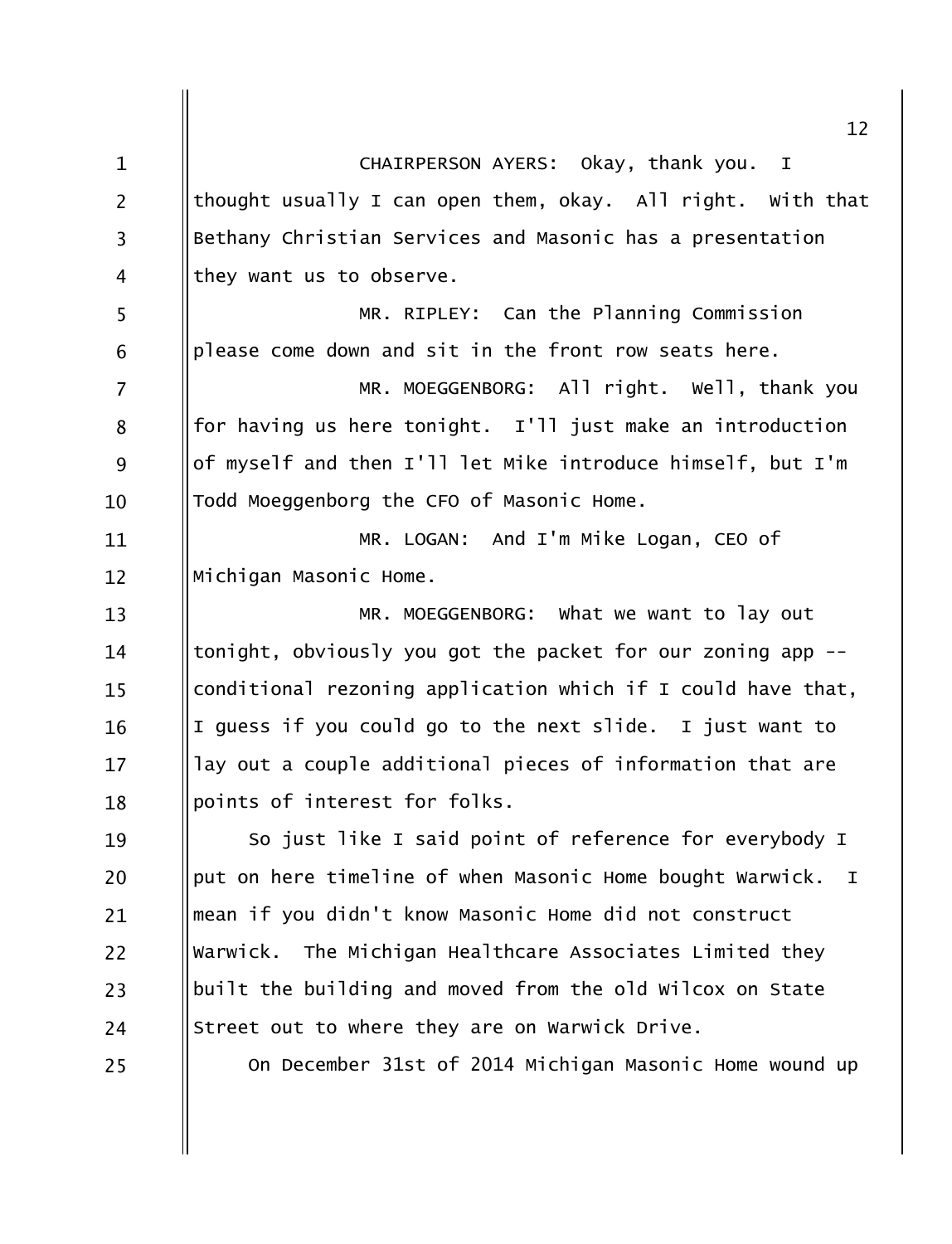CHAIRPERSON AYERS: Okay, thank you. I thought usually I can open them, okay. All right. With that Bethany Christian Services and Masonic has a presentation they want us to observe.

MR. RIPLEY: Can the Planning Commission please come down and sit in the front row seats here.

MR. MOEGGENBORG: All right. Well, thank you for having us here tonight. I'll just make an introduction of myself and then I'll let Mike introduce himself, but I'm Todd Moeggenborg the CFO of Masonic Home.

MR. LOGAN: And I'm Mike Logan, CEO of Michigan Masonic Home.

MR. MOEGGENBORG: What we want to lay out tonight, obviously you got the packet for our zoning app -- conditional rezoning application which if I could have that, I guess if you could go to the next slide. I just want to lay out a couple additional pieces of information that are points of interest for folks.

So just like I said point of reference for everybody I put on here timeline of when Masonic Home bought Warwick. I mean if you didn't know Masonic Home did not construct Warwick. The Michigan Healthcare Associates Limited they built the building and moved from the old Wilcox on State Street out to where they are on Warwick Drive.

On December 31st of 2014 Michigan Masonic Home wound up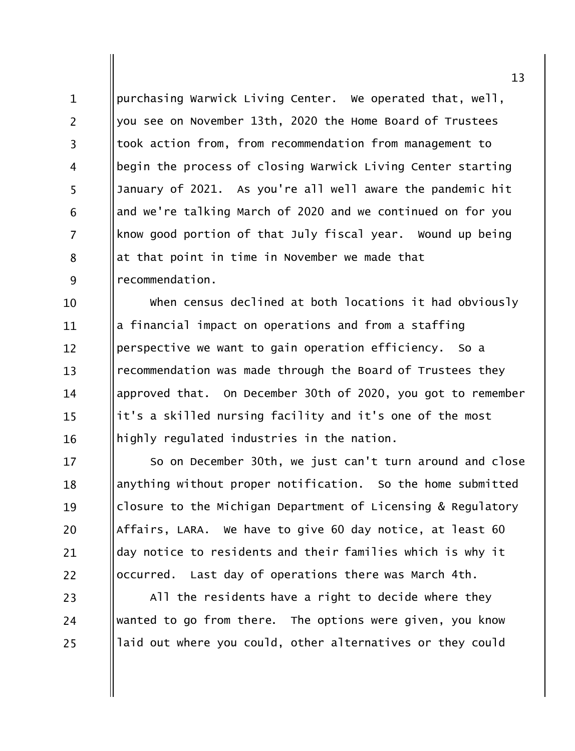purchasing Warwick Living Center. We operated that, well, you see on November 13th, 2020 the Home Board of Trustees took action from, from recommendation from management to begin the process of closing Warwick Living Center starting January of 2021. As you're all well aware the pandemic hit and we're talking March of 2020 and we continued on for you know good portion of that July fiscal year. Wound up being at that point in time in November we made that recommendation.

When census declined at both locations it had obviously a financial impact on operations and from a staffing perspective we want to gain operation efficiency. So a recommendation was made through the Board of Trustees they approved that. On December 30th of 2020, you got to remember it's a skilled nursing facility and it's one of the most highly regulated industries in the nation.

So on December 30th, we just can't turn around and close anything without proper notification. So the home submitted closure to the Michigan Department of Licensing & Regulatory Affairs, LARA. We have to give 60 day notice, at least 60 day notice to residents and their families which is why it occurred. Last day of operations there was March 4th.

All the residents have a right to decide where they wanted to go from there. The options were given, you know laid out where you could, other alternatives or they could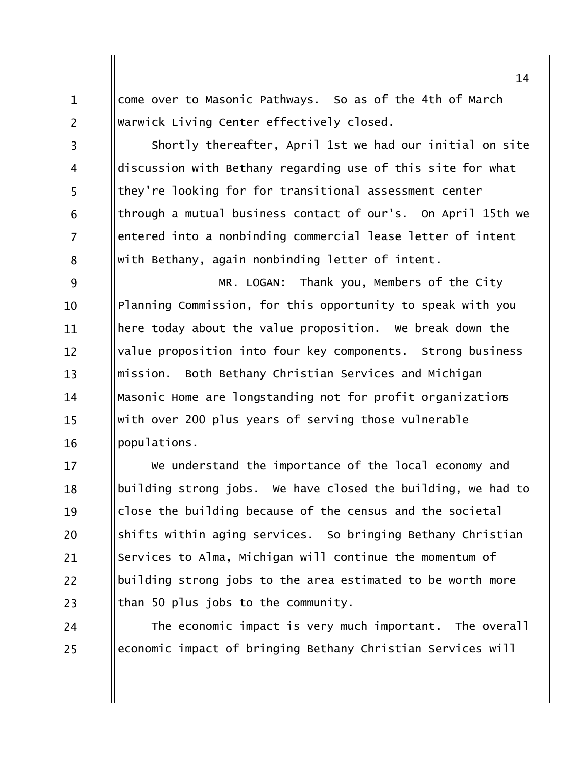come over to Masonic Pathways. So as of the 4th of March Warwick Living Center effectively closed.

Shortly thereafter, April 1st we had our initial on site discussion with Bethany regarding use of this site for what they're looking for for transitional assessment center through a mutual business contact of our's. On April 15th we entered into a nonbinding commercial lease letter of intent with Bethany, again nonbinding letter of intent.

MR. LOGAN: Thank you, Members of the City Planning Commission, for this opportunity to speak with you here today about the value proposition. We break down the value proposition into four key components. Strong business mission. Both Bethany Christian Services and Michigan Masonic Home are longstanding not for profit organizations with over 200 plus years of serving those vulnerable populations.

We understand the importance of the local economy and building strong jobs. We have closed the building, we had to close the building because of the census and the societal shifts within aging services. So bringing Bethany Christian Services to Alma, Michigan will continue the momentum of building strong jobs to the area estimated to be worth more than 50 plus jobs to the community.

The economic impact is very much important. The overall economic impact of bringing Bethany Christian Services will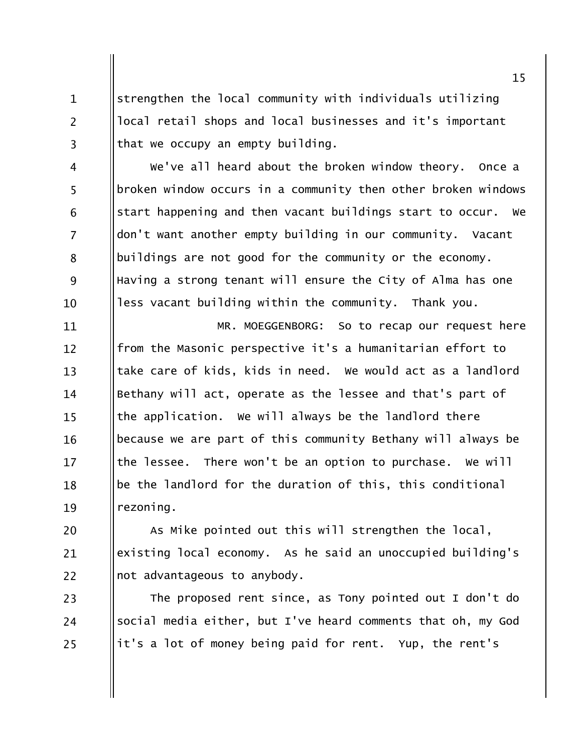strengthen the local community with individuals utilizing local retail shops and local businesses and it's important that we occupy an empty building.

We've all heard about the broken window theory. Once a broken window occurs in a community then other broken windows start happening and then vacant buildings start to occur. We don't want another empty building in our community. Vacant buildings are not good for the community or the economy. Having a strong tenant will ensure the City of Alma has one less vacant building within the community. Thank you.

MR. MOEGGENBORG: So to recap our request here from the Masonic perspective it's a humanitarian effort to take care of kids, kids in need. We would act as a landlord Bethany will act, operate as the lessee and that's part of the application. We will always be the landlord there because we are part of this community Bethany will always be the lessee. There won't be an option to purchase. We will be the landlord for the duration of this, this conditional rezoning.

As Mike pointed out this will strengthen the local, existing local economy. As he said an unoccupied building's not advantageous to anybody.

The proposed rent since, as Tony pointed out I don't do social media either, but I've heard comments that oh, my God it's a lot of money being paid for rent. Yup, the rent's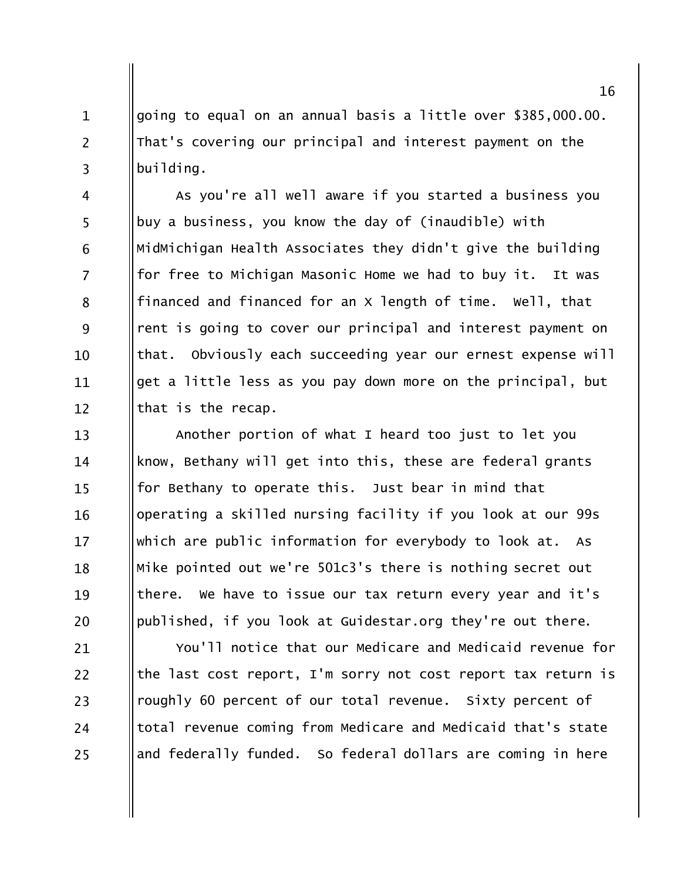going to equal on an annual basis a little over $385,000.00. That's covering our principal and interest payment on the building.

As you're all well aware if you started a business you buy a business, you know the day of (inaudible) with MidMichigan Health Associates they didn't give the building for free to Michigan Masonic Home we had to buy it. It was financed and financed for an X length of time. Well, that rent is going to cover our principal and interest payment on that. Obviously each succeeding year our ernest expense will get a little less as you pay down more on the principal, but that is the recap.

Another portion of what I heard too just to let you know, Bethany will get into this, these are federal grants for Bethany to operate this. Just bear in mind that operating a skilled nursing facility if you look at our 99s which are public information for everybody to look at. As Mike pointed out we're 501c3's there is nothing secret out there. We have to issue our tax return every year and it's published, if you look at Guidestar.org they're out there.

You'll notice that our Medicare and Medicaid revenue for the last cost report, I'm sorry not cost report tax return is roughly 60 percent of our total revenue. Sixty percent of total revenue coming from Medicare and Medicaid that's state and federally funded. So federal dollars are coming in here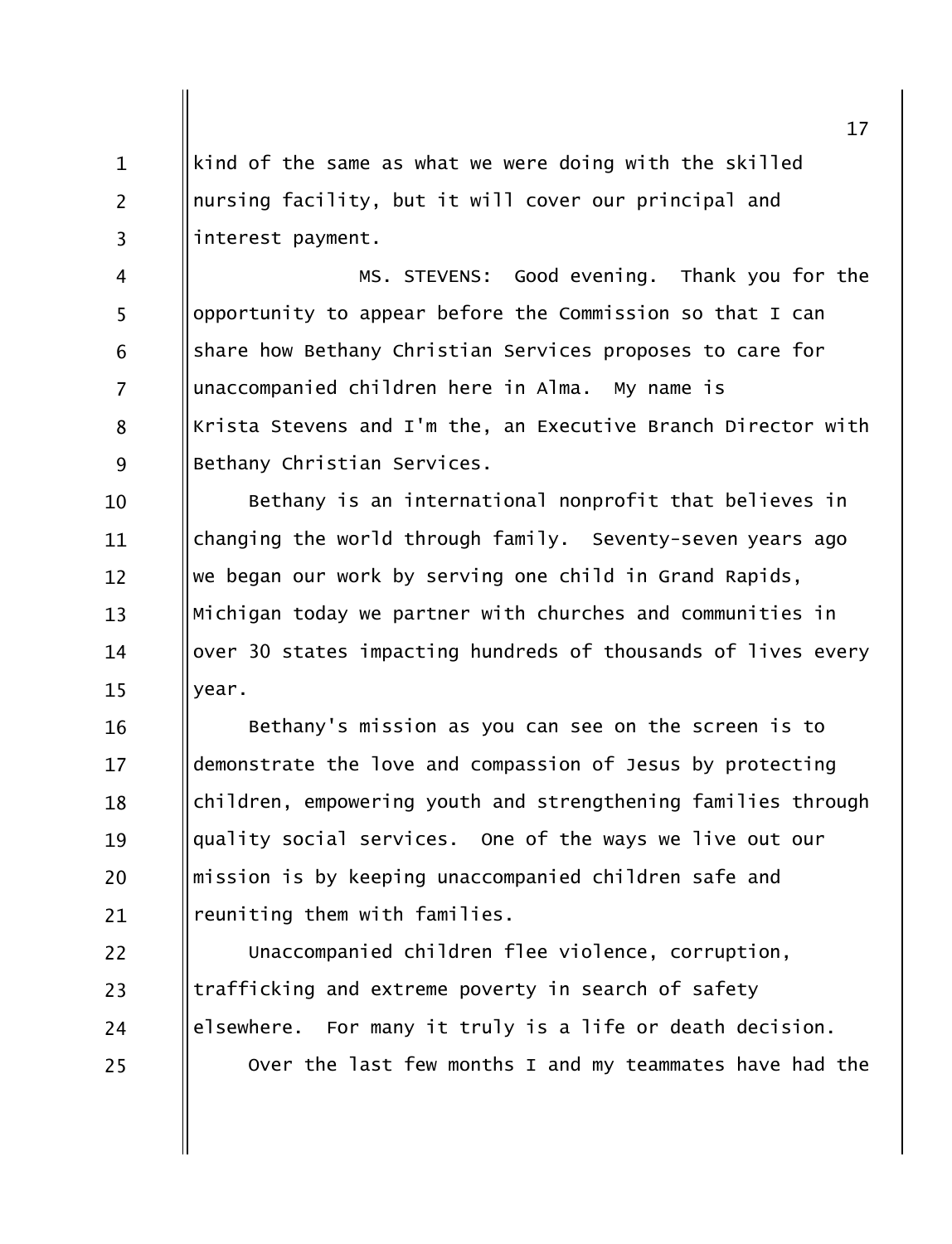kind of the same as what we were doing with the skilled nursing facility, but it will cover our principal and interest payment.

MS. STEVENS: Good evening. Thank you for the opportunity to appear before the Commission so that I can share how Bethany Christian Services proposes to care for unaccompanied children here in Alma. My name is Krista Stevens and I'm the, an Executive Branch Director with Bethany Christian Services.

Bethany is an international nonprofit that believes in changing the world through family. Seventy-seven years ago we began our work by serving one child in Grand Rapids, Michigan today we partner with churches and communities in over 30 states impacting hundreds of thousands of lives every year.

Bethany's mission as you can see on the screen is to demonstrate the love and compassion of Jesus by protecting children, empowering youth and strengthening families through quality social services. One of the ways we live out our mission is by keeping unaccompanied children safe and reuniting them with families.

Unaccompanied children flee violence, corruption, trafficking and extreme poverty in search of safety elsewhere. For many it truly is a life or death decision.

Over the last few months I and my teammates have had the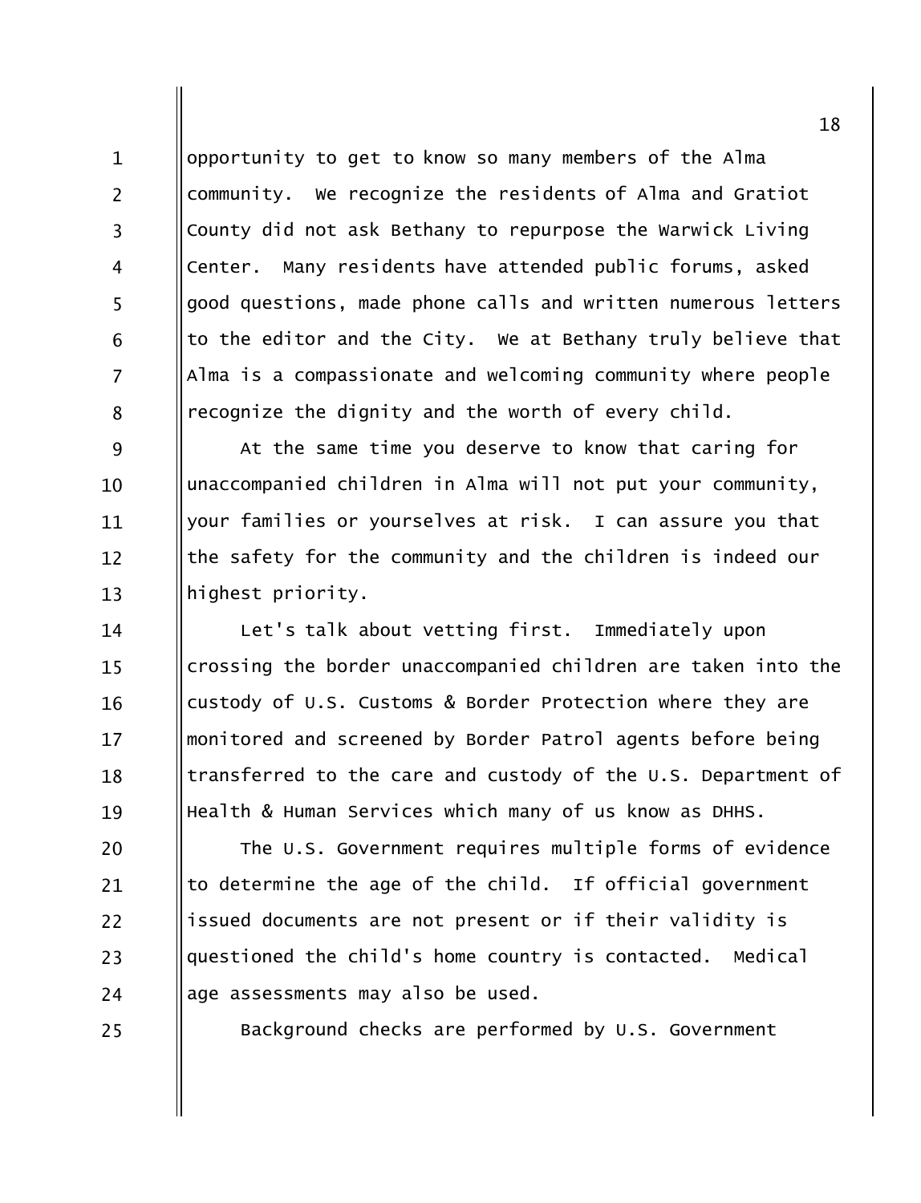opportunity to get to know so many members of the Alma community. We recognize the residents of Alma and Gratiot County did not ask Bethany to repurpose the Warwick Living Center. Many residents have attended public forums, asked good questions, made phone calls and written numerous letters to the editor and the City. We at Bethany truly believe that Alma is a compassionate and welcoming community where people recognize the dignity and the worth of every child.

At the same time you deserve to know that caring for unaccompanied children in Alma will not put your community, your families or yourselves at risk. I can assure you that the safety for the community and the children is indeed our highest priority.

Let's talk about vetting first. Immediately upon crossing the border unaccompanied children are taken into the custody of U.S. Customs & Border Protection where they are monitored and screened by Border Patrol agents before being transferred to the care and custody of the U.S. Department of Health & Human Services which many of us know as DHHS.

The U.S. Government requires multiple forms of evidence to determine the age of the child. If official government issued documents are not present or if their validity is questioned the child's home country is contacted. Medical age assessments may also be used.

Background checks are performed by U.S. Government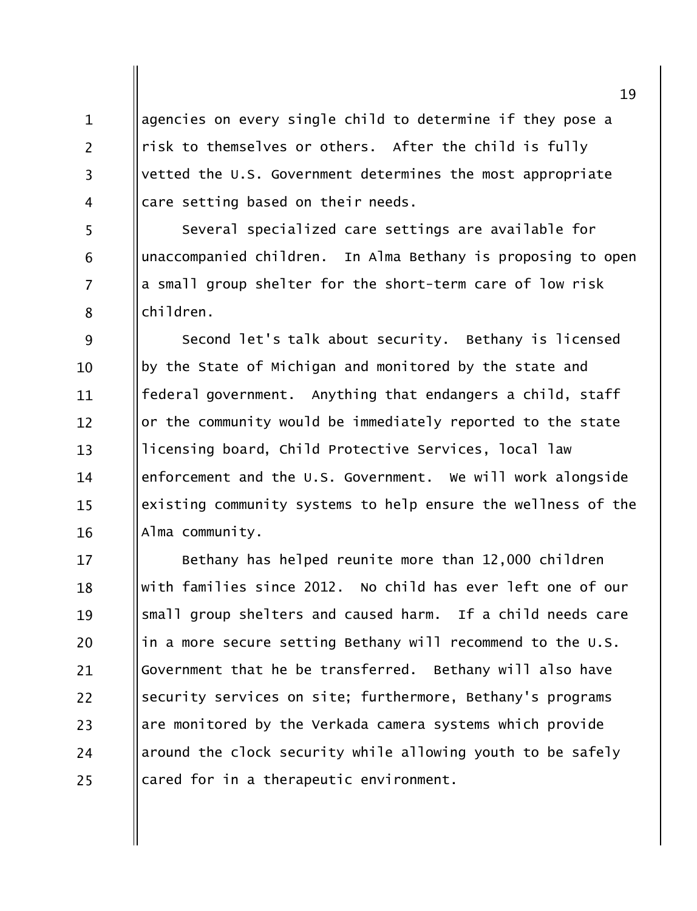agencies on every single child to determine if they pose a risk to themselves or others. After the child is fully vetted the U.S. Government determines the most appropriate care setting based on their needs.

Several specialized care settings are available for unaccompanied children. In Alma Bethany is proposing to open a small group shelter for the short-term care of low risk children.

Second let's talk about security. Bethany is licensed by the State of Michigan and monitored by the state and federal government. Anything that endangers a child, staff or the community would be immediately reported to the state licensing board, Child Protective Services, local law enforcement and the U.S. Government. We will work alongside existing community systems to help ensure the wellness of the Alma community.

Bethany has helped reunite more than 12,000 children with families since 2012. No child has ever left one of our small group shelters and caused harm. If a child needs care in a more secure setting Bethany will recommend to the U.S. Government that he be transferred. Bethany will also have security services on site; furthermore, Bethany's programs are monitored by the Verkada camera systems which provide around the clock security while allowing youth to be safely cared for in a therapeutic environment.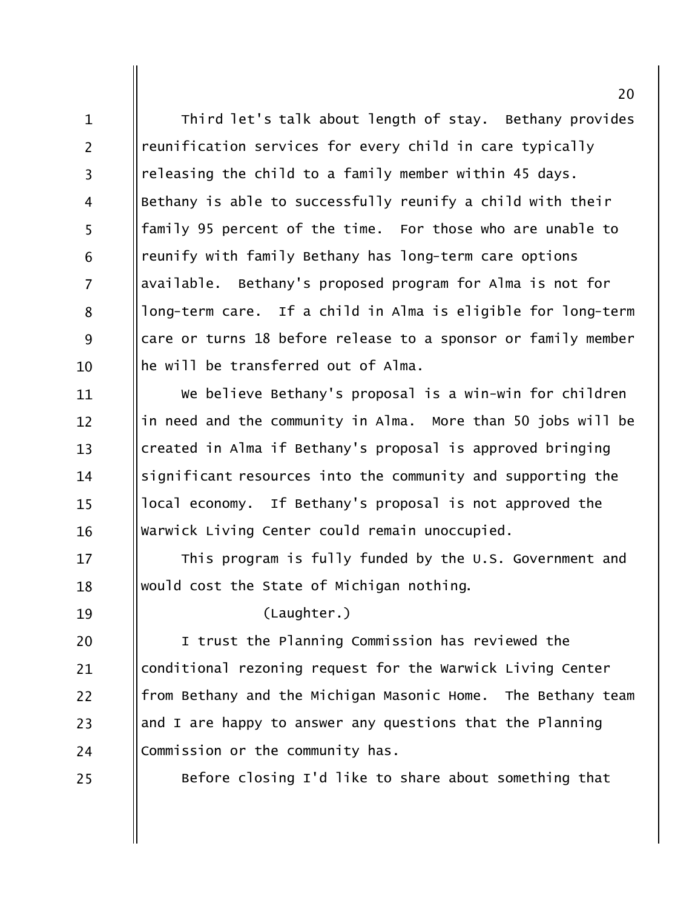Third let's talk about length of stay. Bethany provides reunification services for every child in care typically releasing the child to a family member within 45 days. Bethany is able to successfully reunify a child with their family 95 percent of the time. For those who are unable to reunify with family Bethany has long-term care options available. Bethany's proposed program for Alma is not for long-term care. If a child in Alma is eligible for long-term care or turns 18 before release to a sponsor or family member he will be transferred out of Alma.

We believe Bethany's proposal is a win-win for children in need and the community in Alma. More than 50 jobs will be created in Alma if Bethany's proposal is approved bringing significant resources into the community and supporting the local economy. If Bethany's proposal is not approved the Warwick Living Center could remain unoccupied.

This program is fully funded by the U.S. Government and would cost the State of Michigan nothing.

(Laughter.)

I trust the Planning Commission has reviewed the conditional rezoning request for the Warwick Living Center from Bethany and the Michigan Masonic Home. The Bethany team and I are happy to answer any questions that the Planning Commission or the community has.

Before closing I'd like to share about something that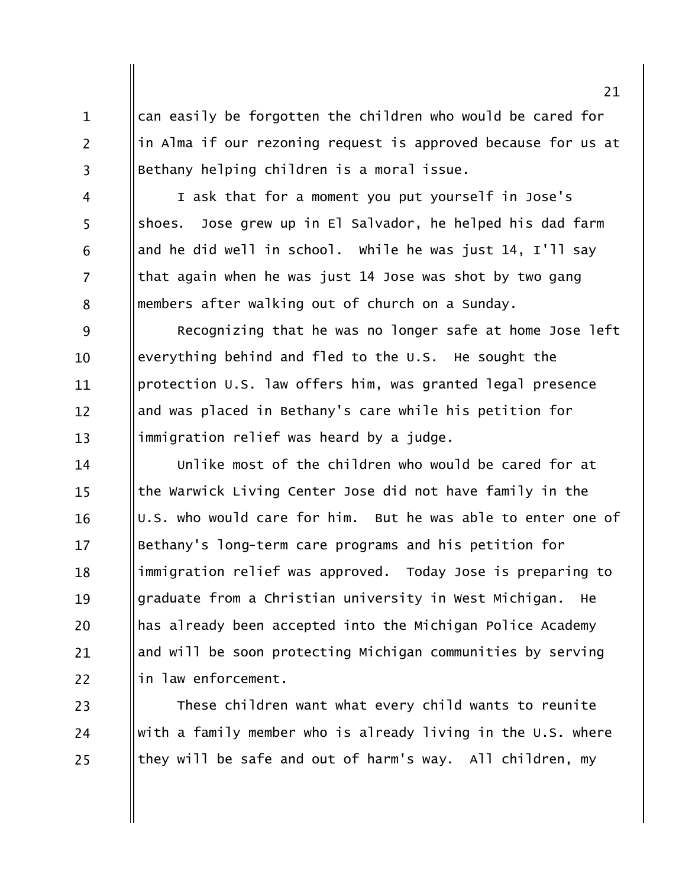can easily be forgotten the children who would be cared for in Alma if our rezoning request is approved because for us at Bethany helping children is a moral issue.

I ask that for a moment you put yourself in Jose's shoes. Jose grew up in El Salvador, he helped his dad farm and he did well in school. While he was just 14, I'll say that again when he was just 14 Jose was shot by two gang members after walking out of church on a Sunday.

Recognizing that he was no longer safe at home Jose left everything behind and fled to the U.S. He sought the protection U.S. law offers him, was granted legal presence and was placed in Bethany's care while his petition for immigration relief was heard by a judge.

Unlike most of the children who would be cared for at the Warwick Living Center Jose did not have family in the U.S. who would care for him. But he was able to enter one of Bethany's long-term care programs and his petition for immigration relief was approved. Today Jose is preparing to graduate from a Christian university in West Michigan. He has already been accepted into the Michigan Police Academy and will be soon protecting Michigan communities by serving in law enforcement.

These children want what every child wants to reunite with a family member who is already living in the U.S. where they will be safe and out of harm's way. All children, my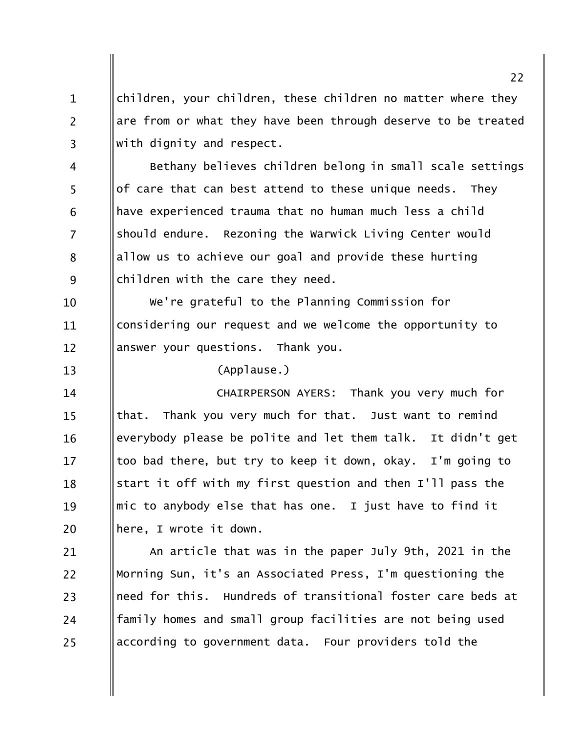children, your children, these children no matter where they are from or what they have been through deserve to be treated with dignity and respect.

Bethany believes children belong in small scale settings of care that can best attend to these unique needs. They have experienced trauma that no human much less a child should endure. Rezoning the Warwick Living Center would allow us to achieve our goal and provide these hurting children with the care they need.

We're grateful to the Planning Commission for considering our request and we welcome the opportunity to answer your questions. Thank you.

(Applause.)

CHAIRPERSON AYERS: Thank you very much for that. Thank you very much for that. Just want to remind everybody please be polite and let them talk. It didn't get too bad there, but try to keep it down, okay. I'm going to start it off with my first question and then I'll pass the mic to anybody else that has one. I just have to find it here, I wrote it down.

An article that was in the paper July 9th, 2021 in the Morning Sun, it's an Associated Press, I'm questioning the need for this. Hundreds of transitional foster care beds at family homes and small group facilities are not being used according to government data. Four providers told the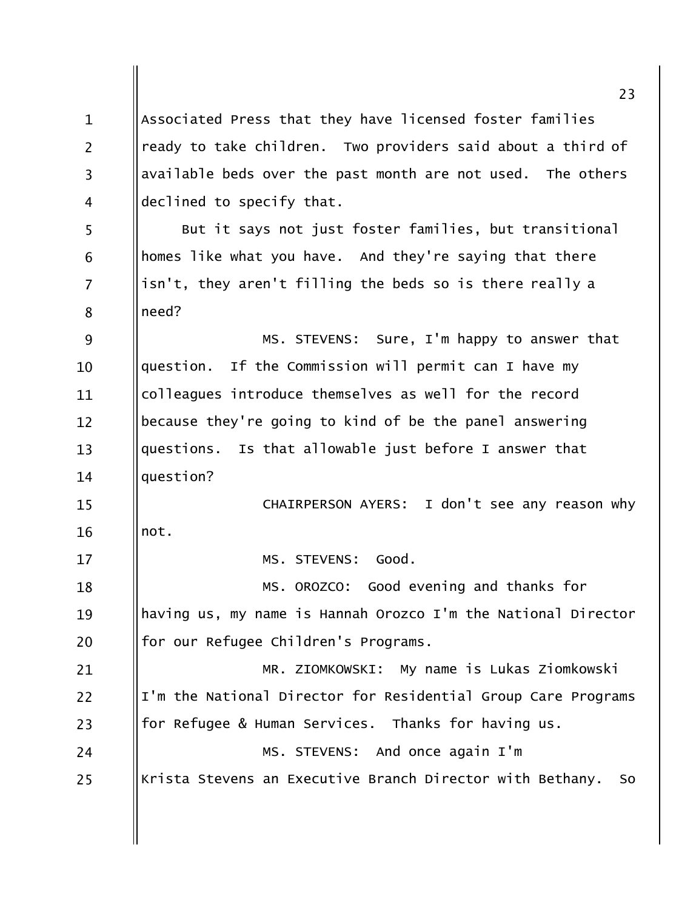Associated Press that they have licensed foster families ready to take children. Two providers said about a third of available beds over the past month are not used. The others declined to specify that.

But it says not just foster families, but transitional homes like what you have. And they're saying that there isn't, they aren't filling the beds so is there really a need?

MS. STEVENS: Sure, I'm happy to answer that question. If the Commission will permit can I have my colleagues introduce themselves as well for the record because they're going to kind of be the panel answering questions. Is that allowable just before I answer that question?

CHAIRPERSON AYERS: I don't see any reason why not.

MS. STEVENS: Good.

MS. OROZCO: Good evening and thanks for having us, my name is Hannah Orozco I'm the National Director for our Refugee Children's Programs.

MR. ZIOMKOWSKI: My name is Lukas Ziomkowski I'm the National Director for Residential Group Care Programs for Refugee & Human Services. Thanks for having us.

MS. STEVENS: And once again I'm Krista Stevens an Executive Branch Director with Bethany. So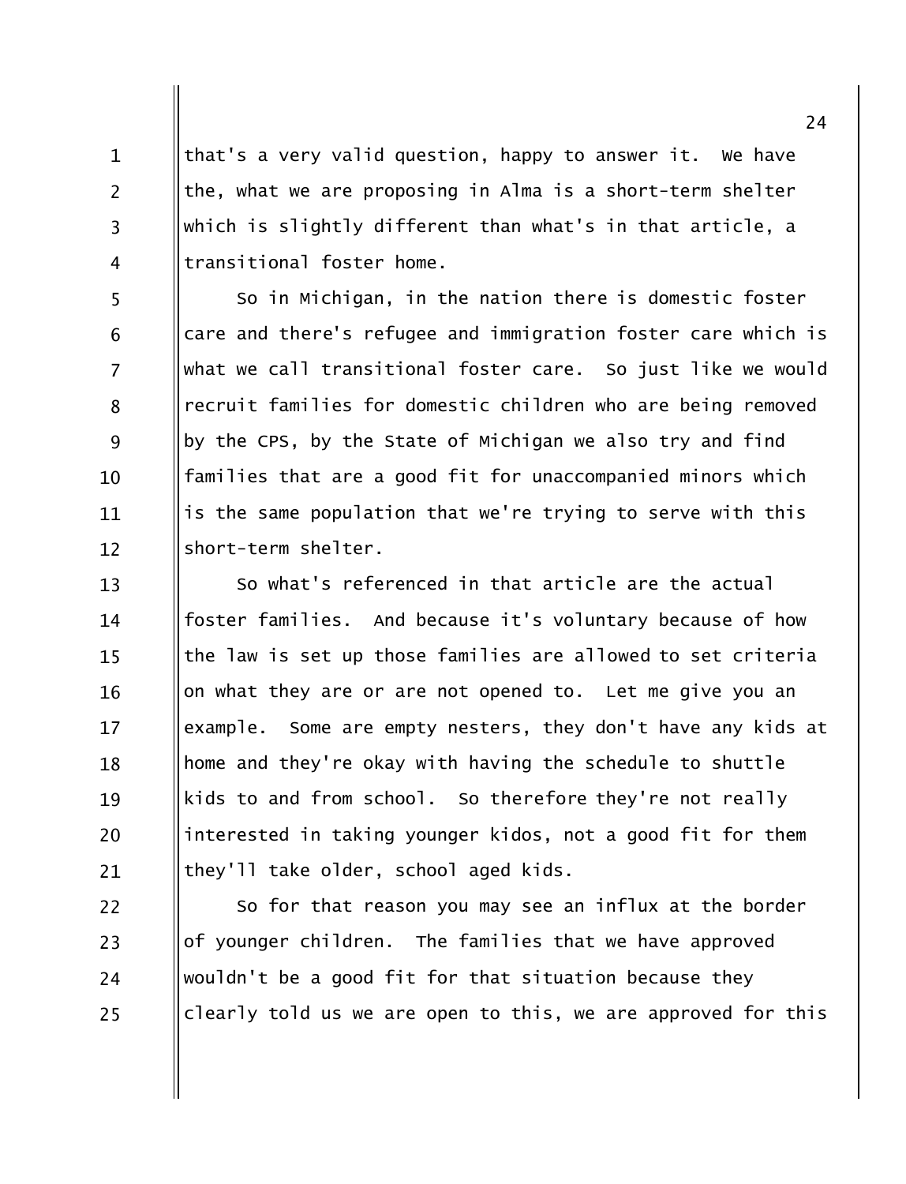that's a very valid question, happy to answer it. We have the, what we are proposing in Alma is a short-term shelter which is slightly different than what's in that article, a transitional foster home.

So in Michigan, in the nation there is domestic foster care and there's refugee and immigration foster care which is what we call transitional foster care. So just like we would recruit families for domestic children who are being removed by the CPS, by the State of Michigan we also try and find families that are a good fit for unaccompanied minors which is the same population that we're trying to serve with this short-term shelter.

So what's referenced in that article are the actual foster families. And because it's voluntary because of how the law is set up those families are allowed to set criteria on what they are or are not opened to. Let me give you an example. Some are empty nesters, they don't have any kids at home and they're okay with having the schedule to shuttle kids to and from school. So therefore they're not really interested in taking younger kidos, not a good fit for them they'll take older, school aged kids.

So for that reason you may see an influx at the border of younger children. The families that we have approved wouldn't be a good fit for that situation because they clearly told us we are open to this, we are approved for this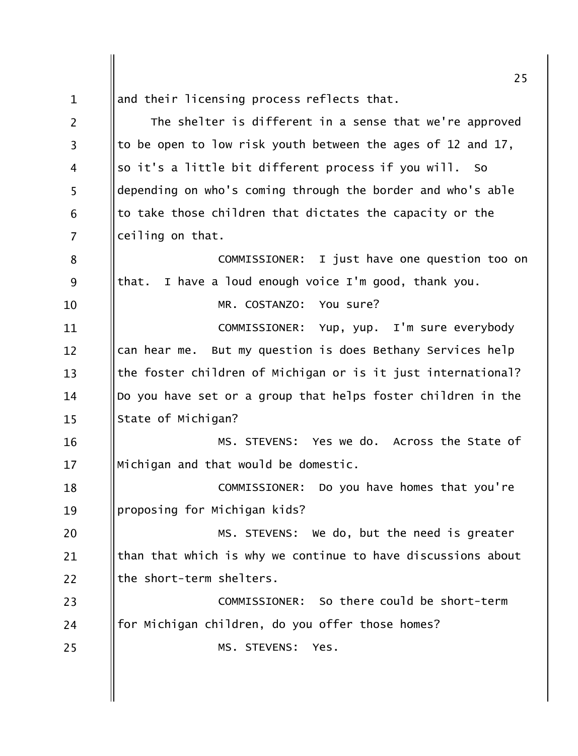and their licensing process reflects that.

The shelter is different in a sense that we're approved to be open to low risk youth between the ages of 12 and 17, so it's a little bit different process if you will. So depending on who's coming through the border and who's able to take those children that dictates the capacity or the ceiling on that.

COMMISSIONER: I just have one question too on that. I have a loud enough voice I'm good, thank you.

MR. COSTANZO: You sure?

COMMISSIONER: Yup, yup. I'm sure everybody can hear me. But my question is does Bethany Services help the foster children of Michigan or is it just international? Do you have set or a group that helps foster children in the State of Michigan?

MS. STEVENS: Yes we do. Across the State of Michigan and that would be domestic.

COMMISSIONER: Do you have homes that you're proposing for Michigan kids?

MS. STEVENS: We do, but the need is greater than that which is why we continue to have discussions about the short-term shelters.

COMMISSIONER: So there could be short-term for Michigan children, do you offer those homes?

MS. STEVENS: Yes.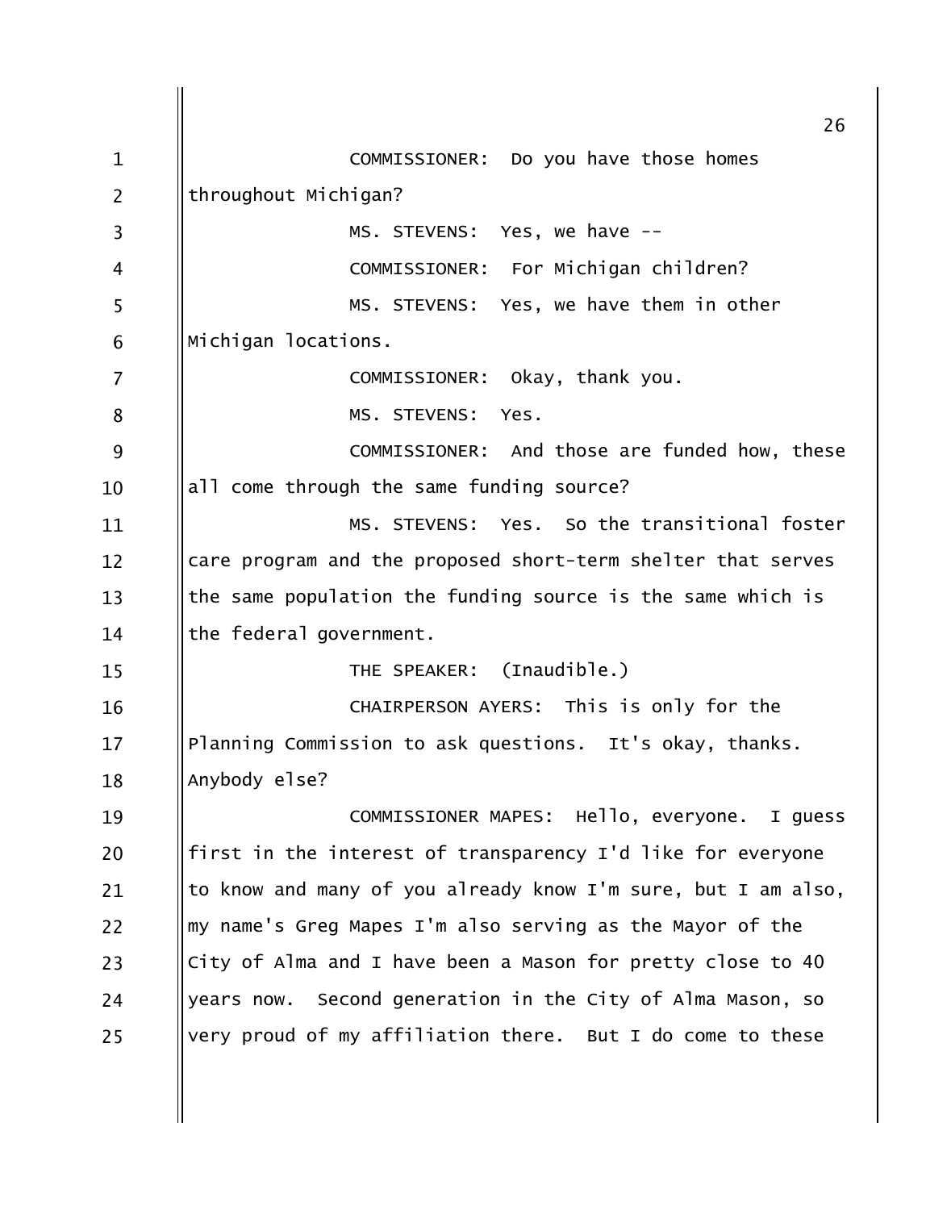COMMISSIONER: Do you have those homes throughout Michigan?

MS. STEVENS: Yes, we have --

COMMISSIONER: For Michigan children?

MS. STEVENS: Yes, we have them in other Michigan locations.

COMMISSIONER: Okay, thank you.

MS. STEVENS: Yes.

COMMISSIONER: And those are funded how, these all come through the same funding source?

MS. STEVENS: Yes. So the transitional foster care program and the proposed short-term shelter that serves the same population the funding source is the same which is the federal government.

THE SPEAKER: (Inaudible.)

CHAIRPERSON AYERS: This is only for the Planning Commission to ask questions. It's okay, thanks. Anybody else?

COMMISSIONER MAPES: Hello, everyone. I guess first in the interest of transparency I'd like for everyone to know and many of you already know I'm sure, but I am also, my name's Greg Mapes I'm also serving as the Mayor of the City of Alma and I have been a Mason for pretty close to 40 years now. Second generation in the City of Alma Mason, so very proud of my affiliation there. But I do come to these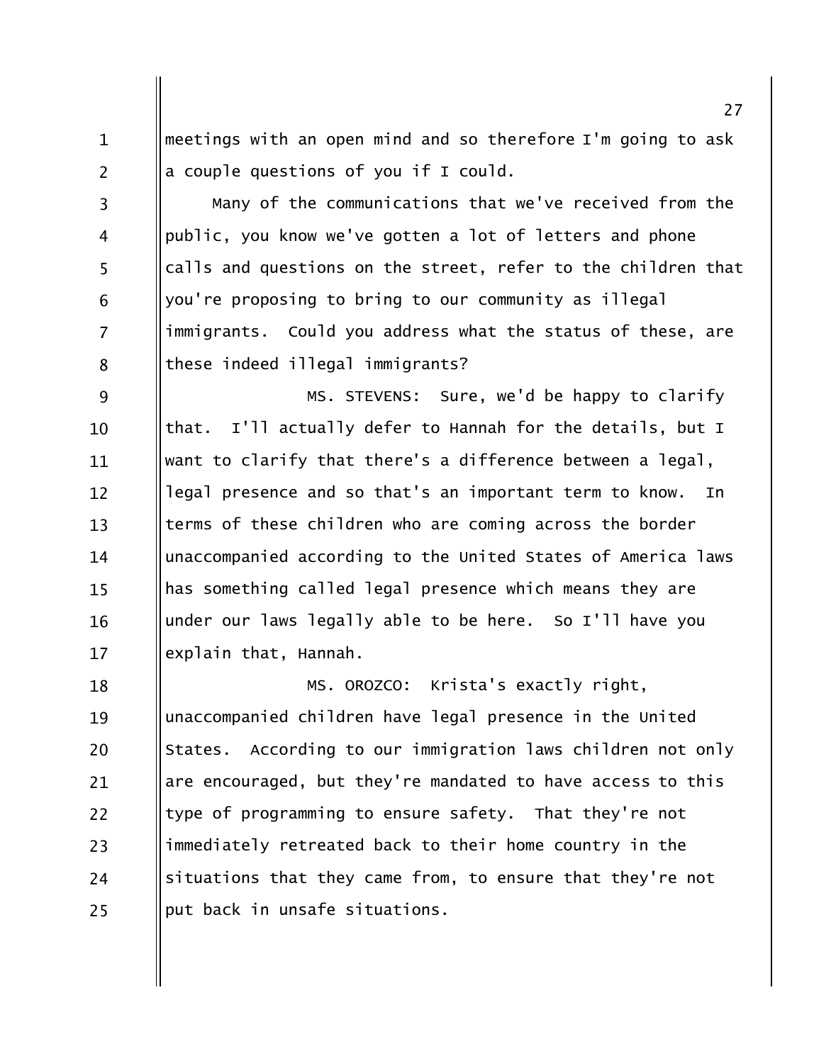meetings with an open mind and so therefore I'm going to ask a couple questions of you if I could.

Many of the communications that we've received from the public, you know we've gotten a lot of letters and phone calls and questions on the street, refer to the children that you're proposing to bring to our community as illegal immigrants. Could you address what the status of these, are these indeed illegal immigrants?

MS. STEVENS: Sure, we'd be happy to clarify that. I'll actually defer to Hannah for the details, but I want to clarify that there's a difference between a legal, legal presence and so that's an important term to know. In terms of these children who are coming across the border unaccompanied according to the United States of America laws has something called legal presence which means they are under our laws legally able to be here. So I'll have you explain that, Hannah.

MS. OROZCO: Krista's exactly right, unaccompanied children have legal presence in the United States. According to our immigration laws children not only are encouraged, but they're mandated to have access to this type of programming to ensure safety. That they're not immediately retreated back to their home country in the situations that they came from, to ensure that they're not put back in unsafe situations.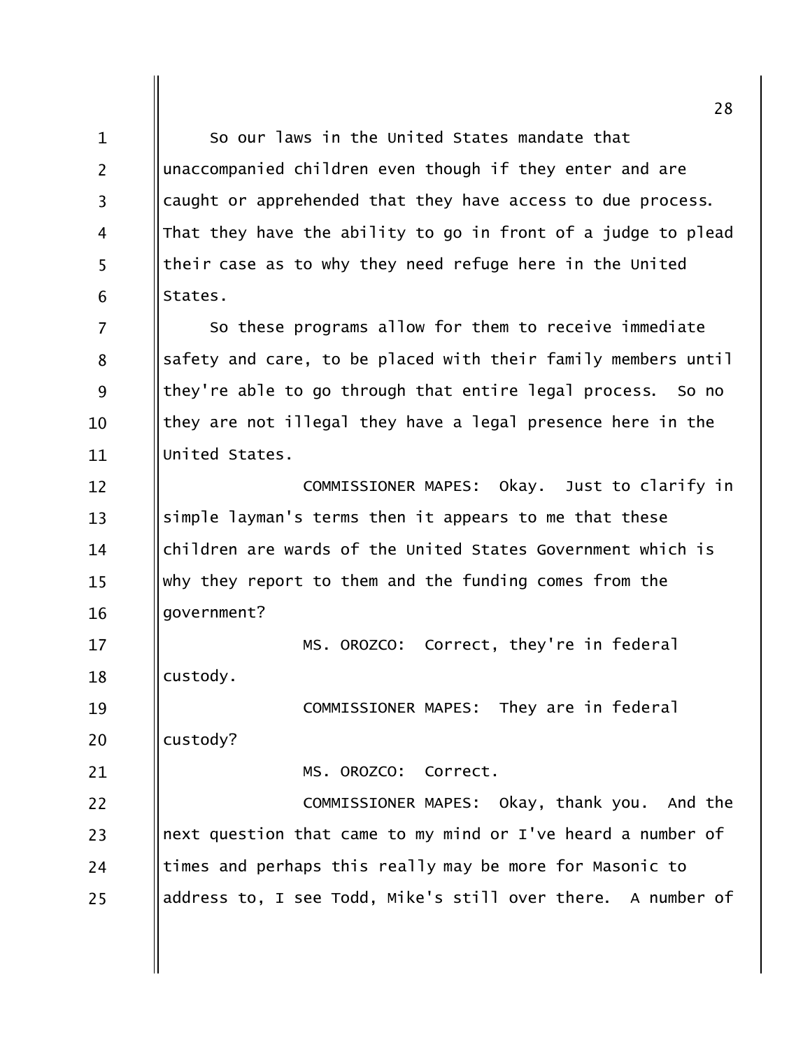So our laws in the United States mandate that unaccompanied children even though if they enter and are caught or apprehended that they have access to due process. That they have the ability to go in front of a judge to plead their case as to why they need refuge here in the United States.

So these programs allow for them to receive immediate safety and care, to be placed with their family members until they're able to go through that entire legal process. So no they are not illegal they have a legal presence here in the United States.

COMMISSIONER MAPES: Okay. Just to clarify in simple layman's terms then it appears to me that these children are wards of the United States Government which is why they report to them and the funding comes from the government?

MS. OROZCO: Correct, they're in federal custody.

COMMISSIONER MAPES: They are in federal custody?

MS. OROZCO: Correct.

COMMISSIONER MAPES: Okay, thank you. And the next question that came to my mind or I've heard a number of times and perhaps this really may be more for Masonic to address to, I see Todd, Mike's still over there. A number of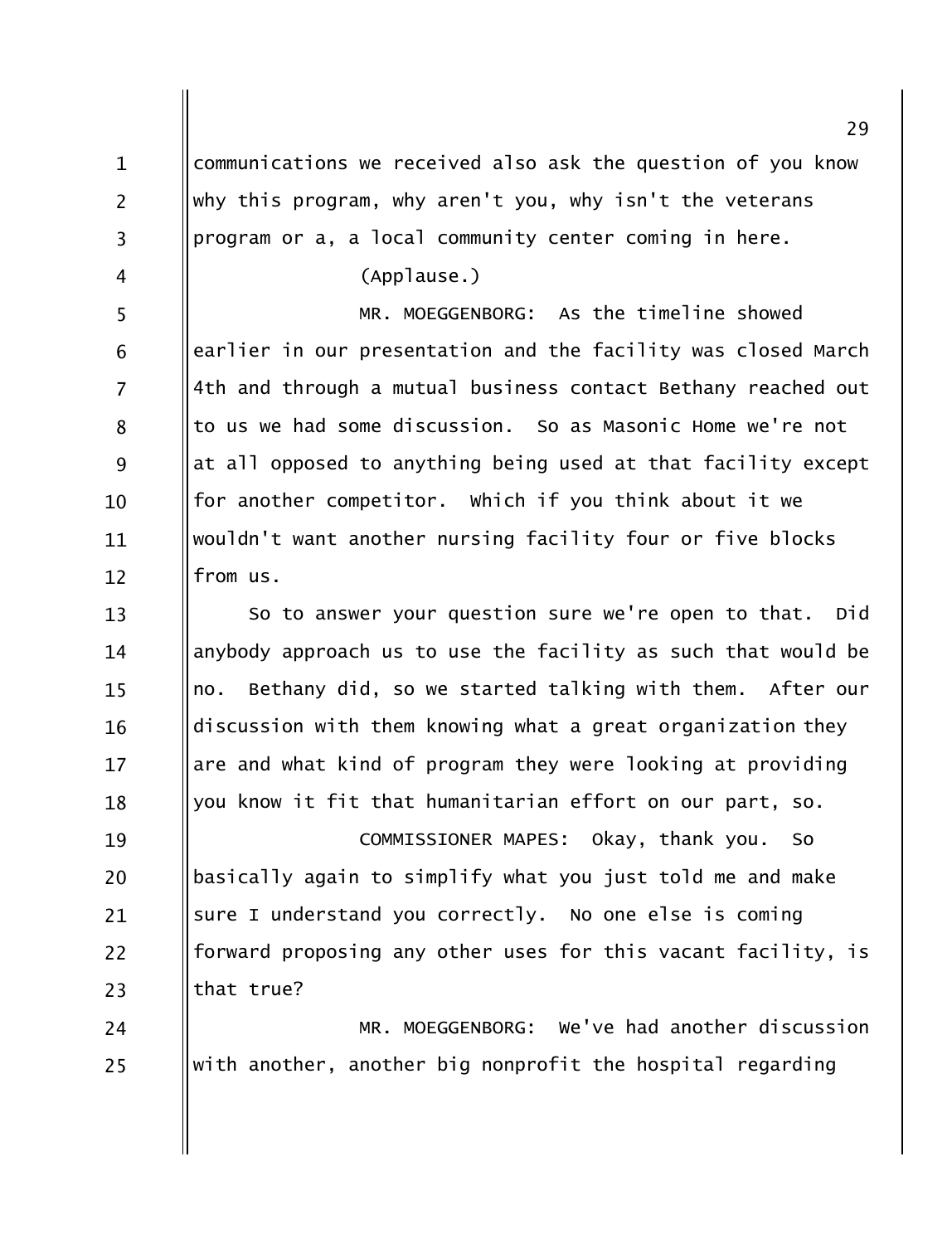communications we received also ask the question of you know why this program, why aren't you, why isn't the veterans program or a, a local community center coming in here.

(Applause.)

MR. MOEGGENBORG: As the timeline showed earlier in our presentation and the facility was closed March 4th and through a mutual business contact Bethany reached out to us we had some discussion. So as Masonic Home we're not at all opposed to anything being used at that facility except for another competitor. Which if you think about it we wouldn't want another nursing facility four or five blocks from us.

So to answer your question sure we're open to that. Did anybody approach us to use the facility as such that would be no. Bethany did, so we started talking with them. After our discussion with them knowing what a great organization they are and what kind of program they were looking at providing you know it fit that humanitarian effort on our part, so.

COMMISSIONER MAPES: Okay, thank you. So basically again to simplify what you just told me and make sure I understand you correctly. No one else is coming forward proposing any other uses for this vacant facility, is that true?

MR. MOEGGENBORG: We've had another discussion with another, another big nonprofit the hospital regarding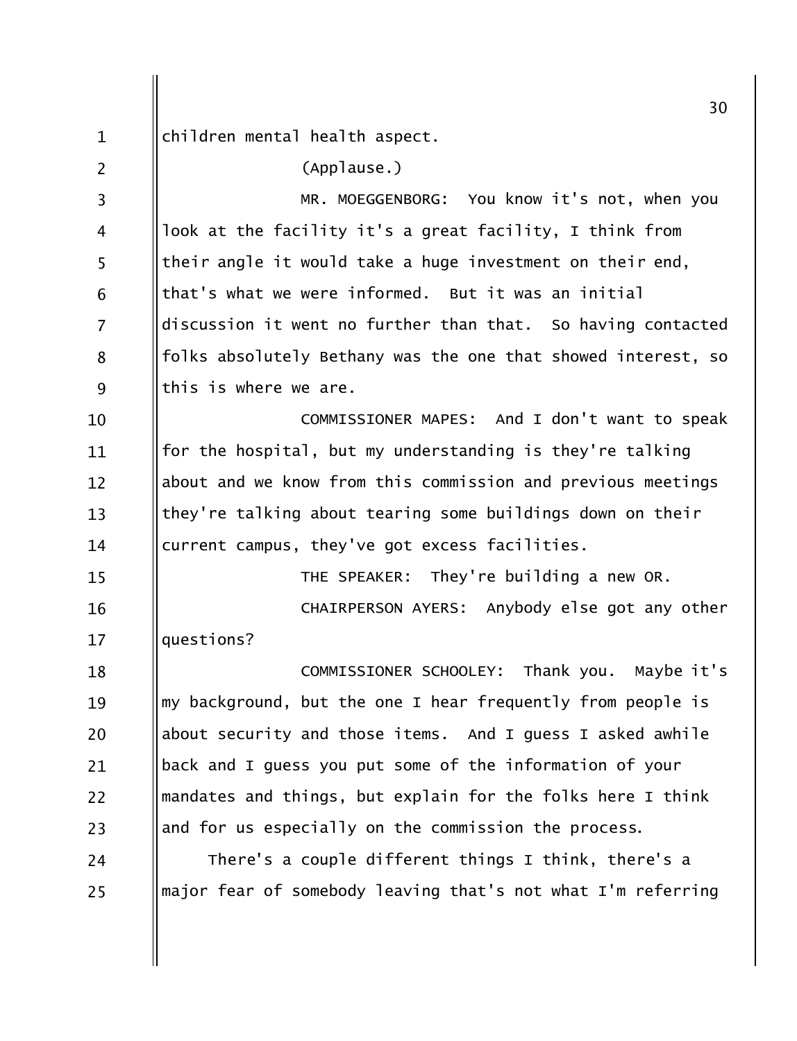children mental health aspect.

(Applause.)

MR. MOEGGENBORG: You know it's not, when you look at the facility it's a great facility, I think from their angle it would take a huge investment on their end, that's what we were informed. But it was an initial discussion it went no further than that. So having contacted folks absolutely Bethany was the one that showed interest, so this is where we are.

COMMISSIONER MAPES: And I don't want to speak for the hospital, but my understanding is they're talking about and we know from this commission and previous meetings they're talking about tearing some buildings down on their current campus, they've got excess facilities.

THE SPEAKER: They're building a new OR.

CHAIRPERSON AYERS: Anybody else got any other questions?

COMMISSIONER SCHOOLEY: Thank you. Maybe it's my background, but the one I hear frequently from people is about security and those items. And I guess I asked awhile back and I guess you put some of the information of your mandates and things, but explain for the folks here I think and for us especially on the commission the process.

There's a couple different things I think, there's a major fear of somebody leaving that's not what I'm referring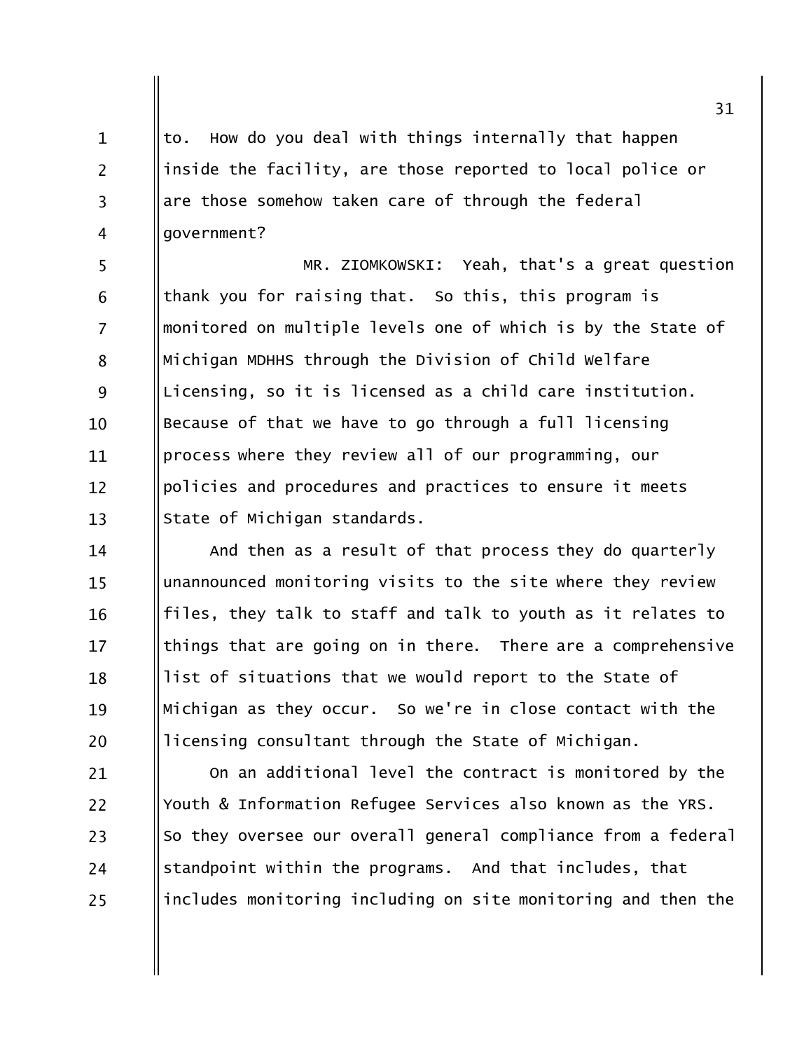to. How do you deal with things internally that happen inside the facility, are those reported to local police or are those somehow taken care of through the federal government?

MR. ZIOMKOWSKI: Yeah, that's a great question thank you for raising that. So this, this program is monitored on multiple levels one of which is by the State of Michigan MDHHS through the Division of Child Welfare Licensing, so it is licensed as a child care institution. Because of that we have to go through a full licensing process where they review all of our programming, our policies and procedures and practices to ensure it meets State of Michigan standards.

And then as a result of that process they do quarterly unannounced monitoring visits to the site where they review files, they talk to staff and talk to youth as it relates to things that are going on in there. There are a comprehensive list of situations that we would report to the State of Michigan as they occur. So we're in close contact with the licensing consultant through the State of Michigan.

On an additional level the contract is monitored by the Youth & Information Refugee Services also known as the YRS. So they oversee our overall general compliance from a federal standpoint within the programs. And that includes, that includes monitoring including on site monitoring and then the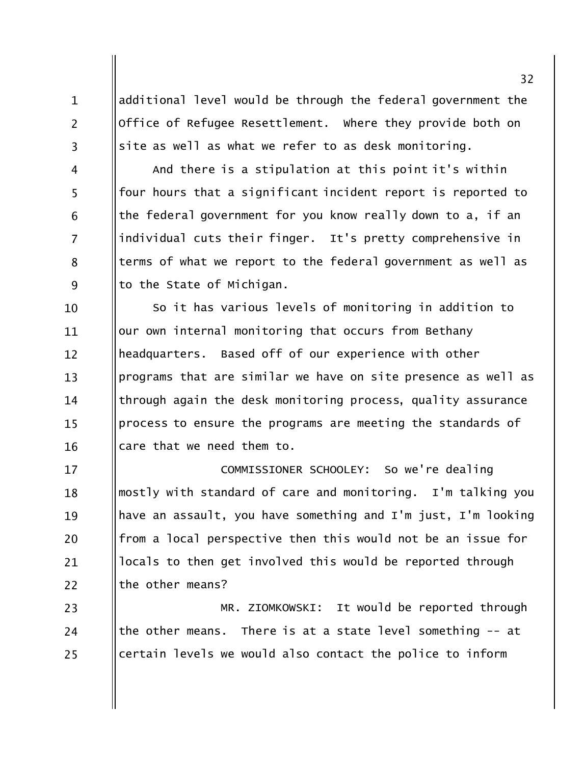additional level would be through the federal government the Office of Refugee Resettlement. Where they provide both on site as well as what we refer to as desk monitoring.

And there is a stipulation at this point it's within four hours that a significant incident report is reported to the federal government for you know really down to a, if an individual cuts their finger. It's pretty comprehensive in terms of what we report to the federal government as well as to the State of Michigan.

So it has various levels of monitoring in addition to our own internal monitoring that occurs from Bethany headquarters. Based off of our experience with other programs that are similar we have on site presence as well as through again the desk monitoring process, quality assurance process to ensure the programs are meeting the standards of care that we need them to.

COMMISSIONER SCHOOLEY: So we're dealing mostly with standard of care and monitoring. I'm talking you have an assault, you have something and I'm just, I'm looking from a local perspective then this would not be an issue for locals to then get involved this would be reported through the other means?

MR. ZIOMKOWSKI: It would be reported through the other means. There is at a state level something -- at certain levels we would also contact the police to inform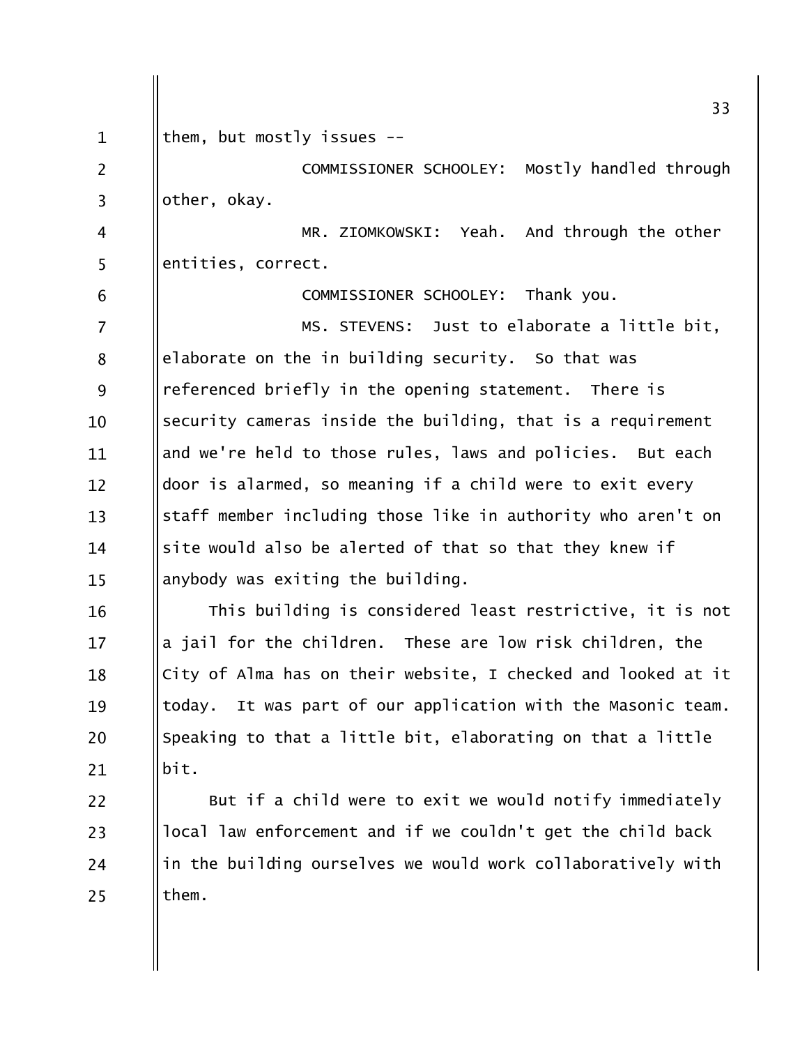them, but mostly issues --

COMMISSIONER SCHOOLEY: Mostly handled through other, okay.

MR. ZIOMKOWSKI: Yeah. And through the other entities, correct.

COMMISSIONER SCHOOLEY: Thank you.

MS. STEVENS: Just to elaborate a little bit, elaborate on the in building security. So that was referenced briefly in the opening statement. There is security cameras inside the building, that is a requirement and we're held to those rules, laws and policies. But each door is alarmed, so meaning if a child were to exit every staff member including those like in authority who aren't on site would also be alerted of that so that they knew if anybody was exiting the building.

This building is considered least restrictive, it is not a jail for the children. These are low risk children, the City of Alma has on their website, I checked and looked at it today. It was part of our application with the Masonic team. Speaking to that a little bit, elaborating on that a little bit.

But if a child were to exit we would notify immediately local law enforcement and if we couldn't get the child back in the building ourselves we would work collaboratively with them.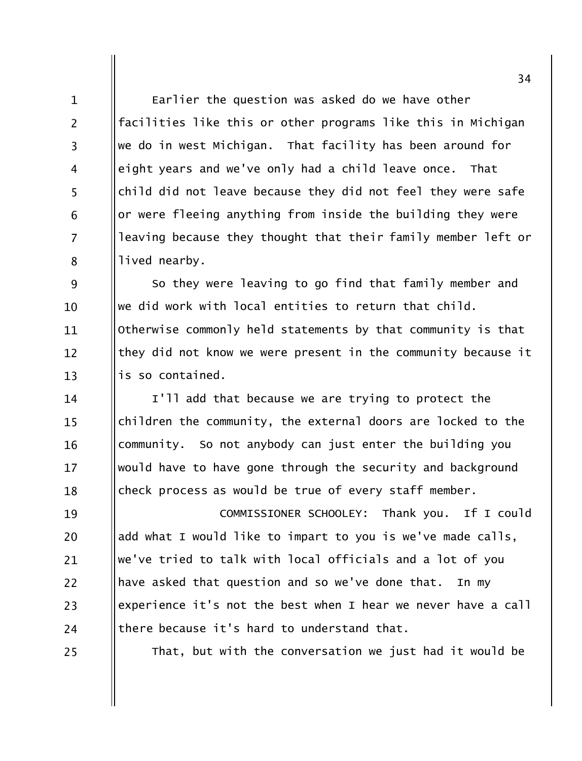Earlier the question was asked do we have other facilities like this or other programs like this in Michigan we do in west Michigan. That facility has been around for eight years and we've only had a child leave once. That child did not leave because they did not feel they were safe or were fleeing anything from inside the building they were leaving because they thought that their family member left or lived nearby.

So they were leaving to go find that family member and we did work with local entities to return that child. Otherwise commonly held statements by that community is that they did not know we were present in the community because it is so contained.

I'll add that because we are trying to protect the children the community, the external doors are locked to the community. So not anybody can just enter the building you would have to have gone through the security and background check process as would be true of every staff member.

COMMISSIONER SCHOOLEY: Thank you. If I could add what I would like to impart to you is we've made calls, we've tried to talk with local officials and a lot of you have asked that question and so we've done that. In my experience it's not the best when I hear we never have a call there because it's hard to understand that.

That, but with the conversation we just had it would be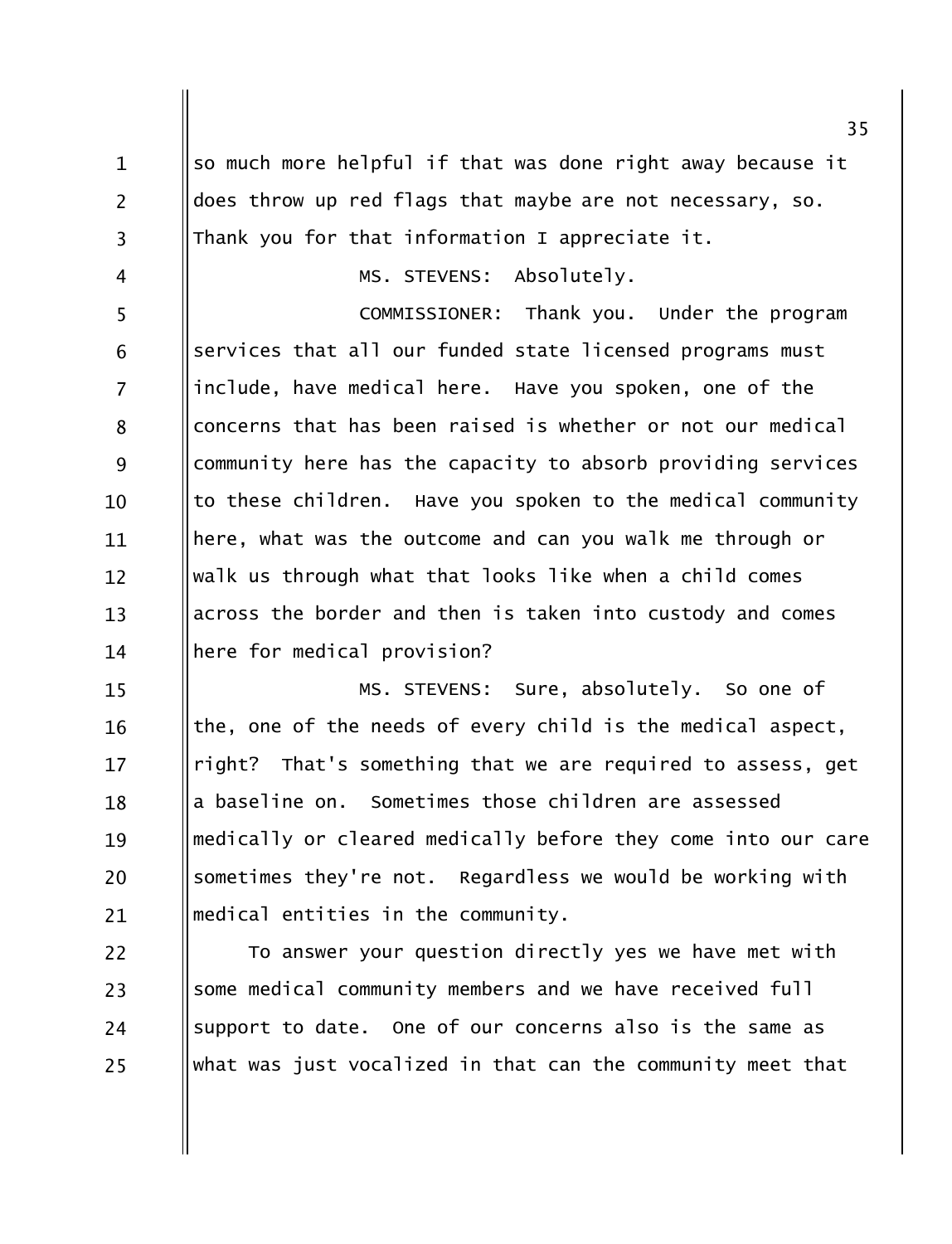so much more helpful if that was done right away because it does throw up red flags that maybe are not necessary, so. Thank you for that information I appreciate it.

MS. STEVENS: Absolutely.

COMMISSIONER: Thank you. Under the program services that all our funded state licensed programs must include, have medical here. Have you spoken, one of the concerns that has been raised is whether or not our medical community here has the capacity to absorb providing services to these children. Have you spoken to the medical community here, what was the outcome and can you walk me through or walk us through what that looks like when a child comes across the border and then is taken into custody and comes here for medical provision?

MS. STEVENS: Sure, absolutely. So one of the, one of the needs of every child is the medical aspect, right? That's something that we are required to assess, get a baseline on. Sometimes those children are assessed medically or cleared medically before they come into our care sometimes they're not. Regardless we would be working with medical entities in the community.

To answer your question directly yes we have met with some medical community members and we have received full support to date. One of our concerns also is the same as what was just vocalized in that can the community meet that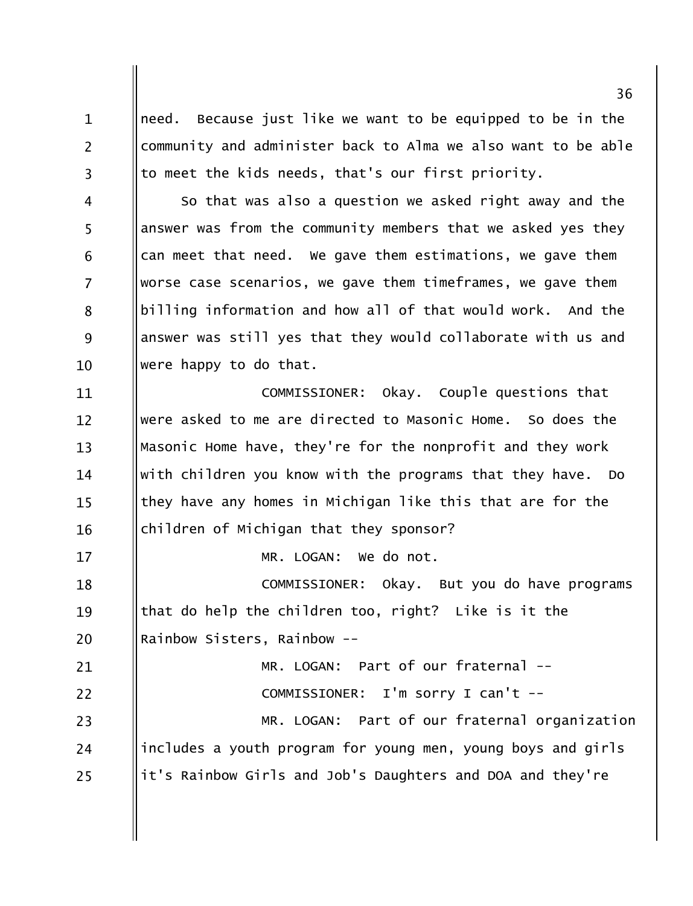need. Because just like we want to be equipped to be in the community and administer back to Alma we also want to be able to meet the kids needs, that's our first priority.

So that was also a question we asked right away and the answer was from the community members that we asked yes they can meet that need. We gave them estimations, we gave them worse case scenarios, we gave them timeframes, we gave them billing information and how all of that would work. And the answer was still yes that they would collaborate with us and were happy to do that.

COMMISSIONER: Okay. Couple questions that were asked to me are directed to Masonic Home. So does the Masonic Home have, they're for the nonprofit and they work with children you know with the programs that they have. Do they have any homes in Michigan like this that are for the children of Michigan that they sponsor?

MR. LOGAN: We do not.

COMMISSIONER: Okay. But you do have programs that do help the children too, right? Like is it the Rainbow Sisters, Rainbow --

MR. LOGAN: Part of our fraternal --

COMMISSIONER: I'm sorry I can't --

MR. LOGAN: Part of our fraternal organization includes a youth program for young men, young boys and girls it's Rainbow Girls and Job's Daughters and DOA and they're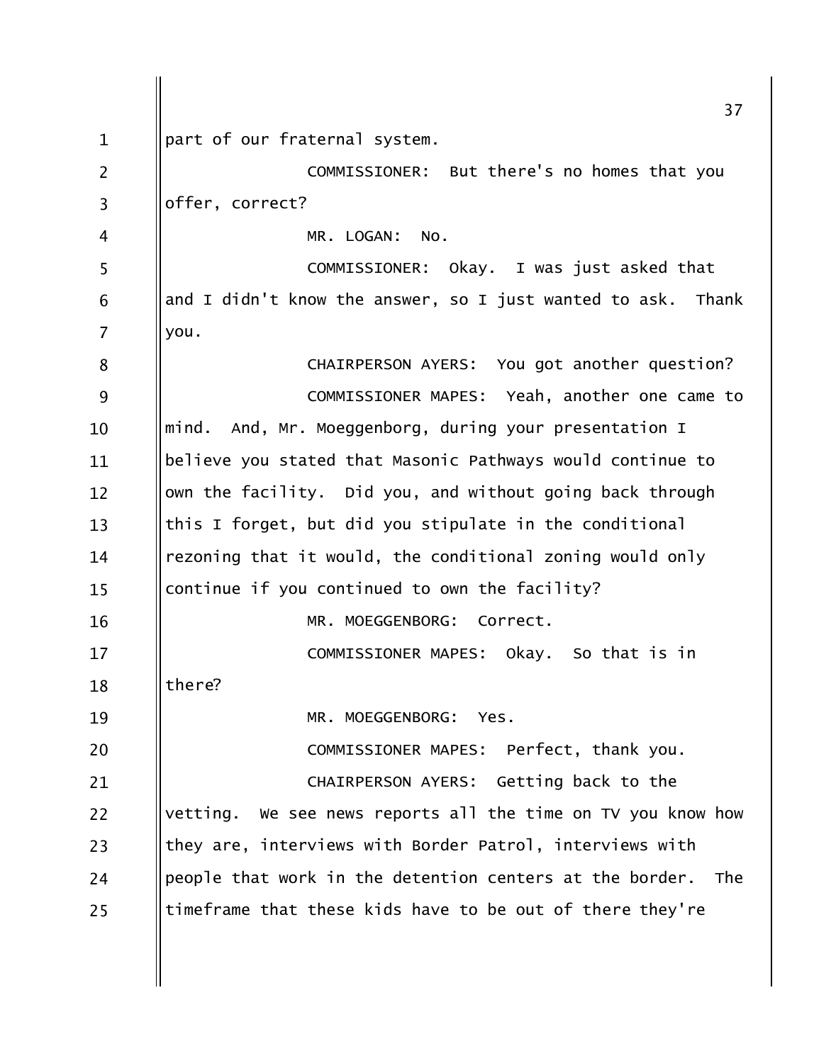part of our fraternal system.

COMMISSIONER: But there's no homes that you offer, correct?

MR. LOGAN: No.

COMMISSIONER: Okay. I was just asked that and I didn't know the answer, so I just wanted to ask. Thank you.

CHAIRPERSON AYERS: You got another question?

COMMISSIONER MAPES: Yeah, another one came to mind. And, Mr. Moeggenborg, during your presentation I believe you stated that Masonic Pathways would continue to own the facility. Did you, and without going back through this I forget, but did you stipulate in the conditional rezoning that it would, the conditional zoning would only continue if you continued to own the facility?

MR. MOEGGENBORG: Correct.

COMMISSIONER MAPES: Okay. So that is in there?

MR. MOEGGENBORG: Yes.

COMMISSIONER MAPES: Perfect, thank you.

CHAIRPERSON AYERS: Getting back to the vetting. We see news reports all the time on TV you know how they are, interviews with Border Patrol, interviews with people that work in the detention centers at the border. The timeframe that these kids have to be out of there they're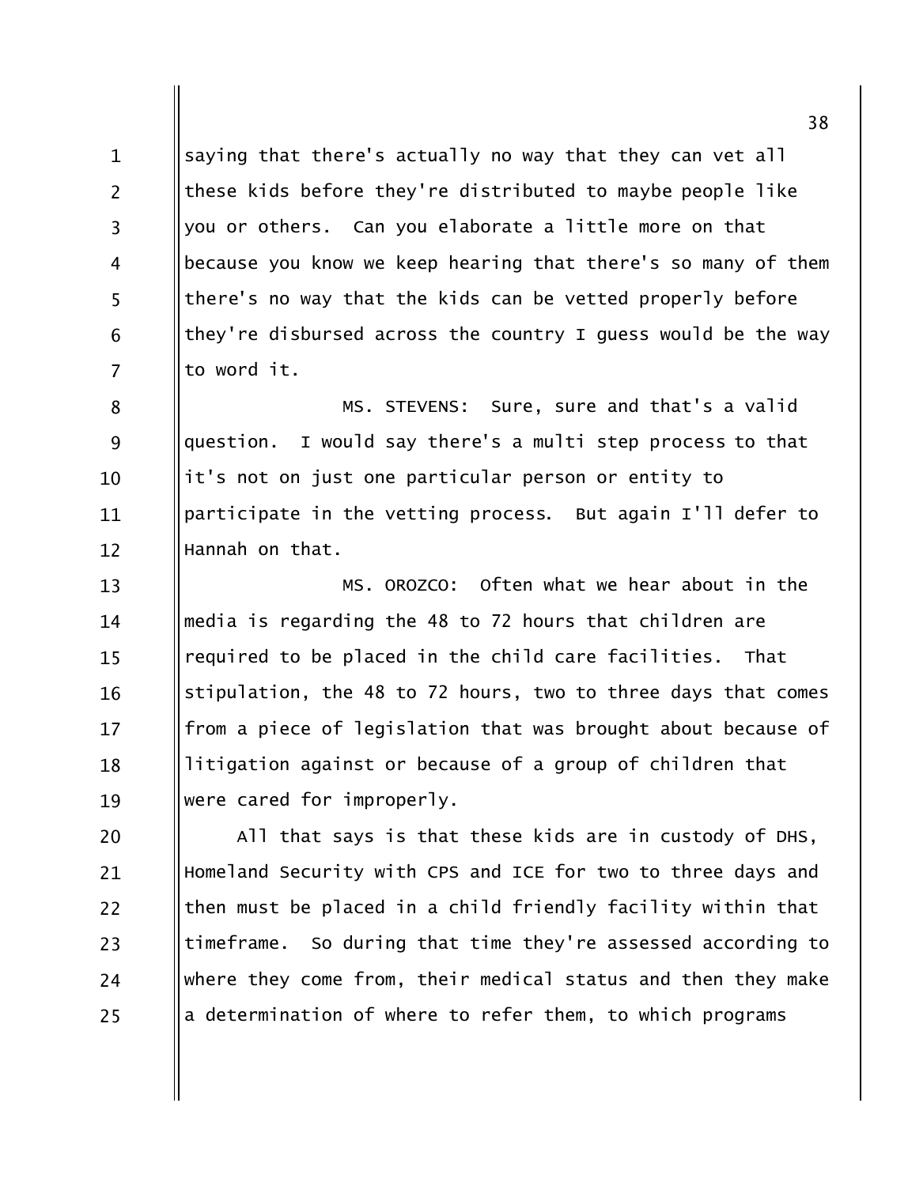saying that there's actually no way that they can vet all these kids before they're distributed to maybe people like you or others. Can you elaborate a little more on that because you know we keep hearing that there's so many of them there's no way that the kids can be vetted properly before they're disbursed across the country I guess would be the way to word it.

MS. STEVENS: Sure, sure and that's a valid question. I would say there's a multi step process to that it's not on just one particular person or entity to participate in the vetting process. But again I'll defer to Hannah on that.

MS. OROZCO: Often what we hear about in the media is regarding the 48 to 72 hours that children are required to be placed in the child care facilities. That stipulation, the 48 to 72 hours, two to three days that comes from a piece of legislation that was brought about because of litigation against or because of a group of children that were cared for improperly.

All that says is that these kids are in custody of DHS, Homeland Security with CPS and ICE for two to three days and then must be placed in a child friendly facility within that timeframe. So during that time they're assessed according to where they come from, their medical status and then they make a determination of where to refer them, to which programs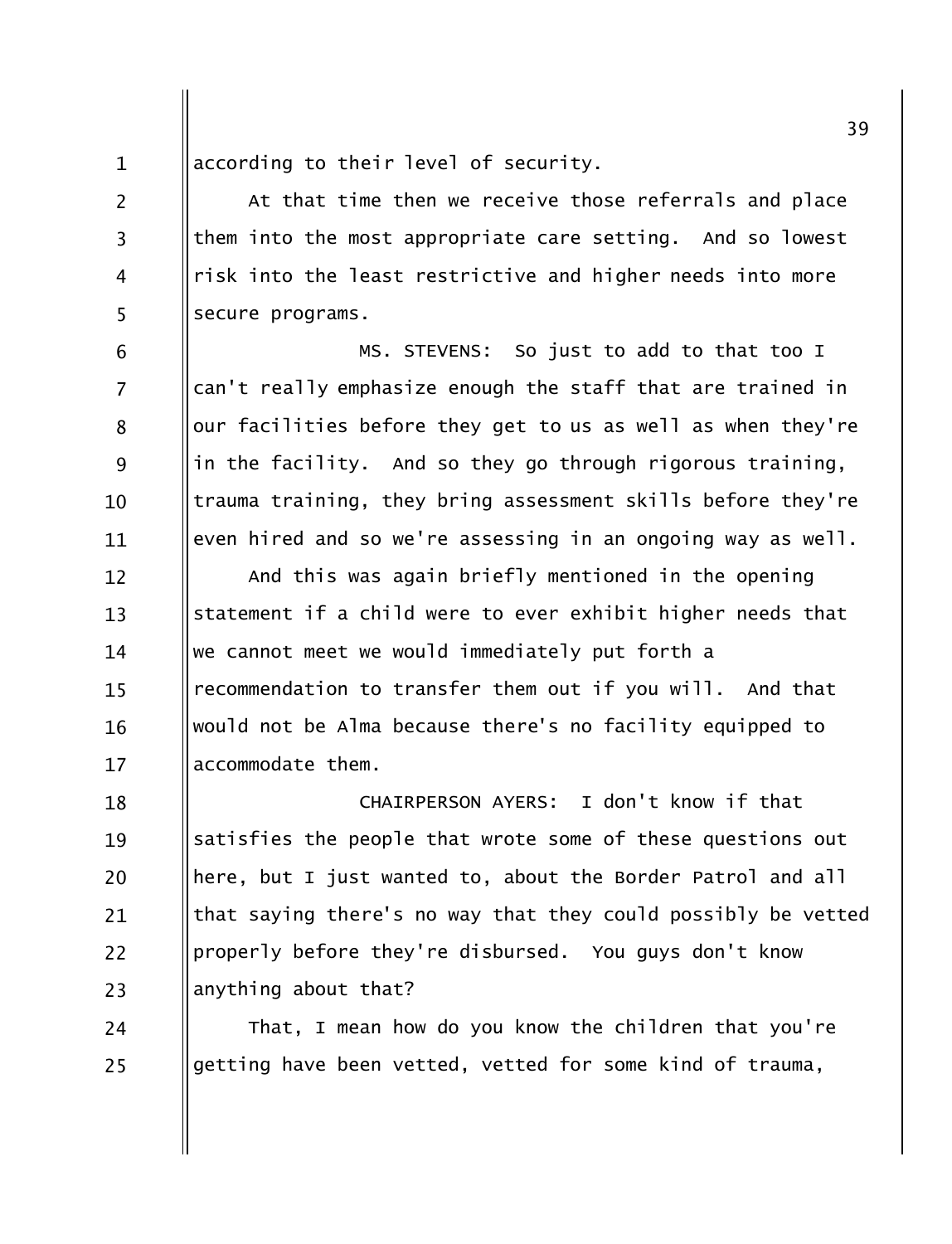according to their level of security.

At that time then we receive those referrals and place them into the most appropriate care setting. And so lowest risk into the least restrictive and higher needs into more secure programs.

MS. STEVENS: So just to add to that too I can't really emphasize enough the staff that are trained in our facilities before they get to us as well as when they're in the facility. And so they go through rigorous training, trauma training, they bring assessment skills before they're even hired and so we're assessing in an ongoing way as well.

And this was again briefly mentioned in the opening statement if a child were to ever exhibit higher needs that we cannot meet we would immediately put forth a recommendation to transfer them out if you will. And that would not be Alma because there's no facility equipped to accommodate them.

CHAIRPERSON AYERS: I don't know if that satisfies the people that wrote some of these questions out here, but I just wanted to, about the Border Patrol and all that saying there's no way that they could possibly be vetted properly before they're disbursed. You guys don't know anything about that?

That, I mean how do you know the children that you're getting have been vetted, vetted for some kind of trauma,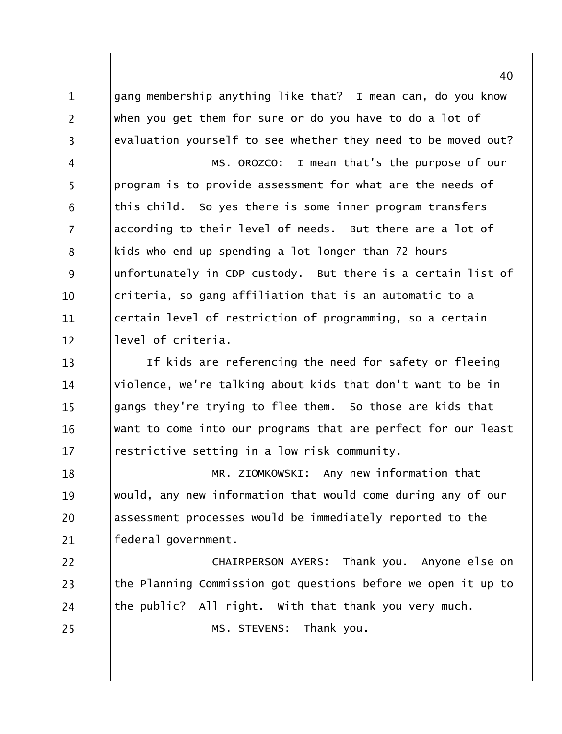gang membership anything like that? I mean can, do you know when you get them for sure or do you have to do a lot of evaluation yourself to see whether they need to be moved out?

MS. OROZCO: I mean that's the purpose of our program is to provide assessment for what are the needs of this child. So yes there is some inner program transfers according to their level of needs. But there are a lot of kids who end up spending a lot longer than 72 hours unfortunately in CDP custody. But there is a certain list of criteria, so gang affiliation that is an automatic to a certain level of restriction of programming, so a certain level of criteria.

If kids are referencing the need for safety or fleeing violence, we're talking about kids that don't want to be in gangs they're trying to flee them. So those are kids that want to come into our programs that are perfect for our least restrictive setting in a low risk community.

MR. ZIOMKOWSKI: Any new information that would, any new information that would come during any of our assessment processes would be immediately reported to the federal government.

CHAIRPERSON AYERS: Thank you. Anyone else on the Planning Commission got questions before we open it up to the public? All right. With that thank you very much.

MS. STEVENS: Thank you.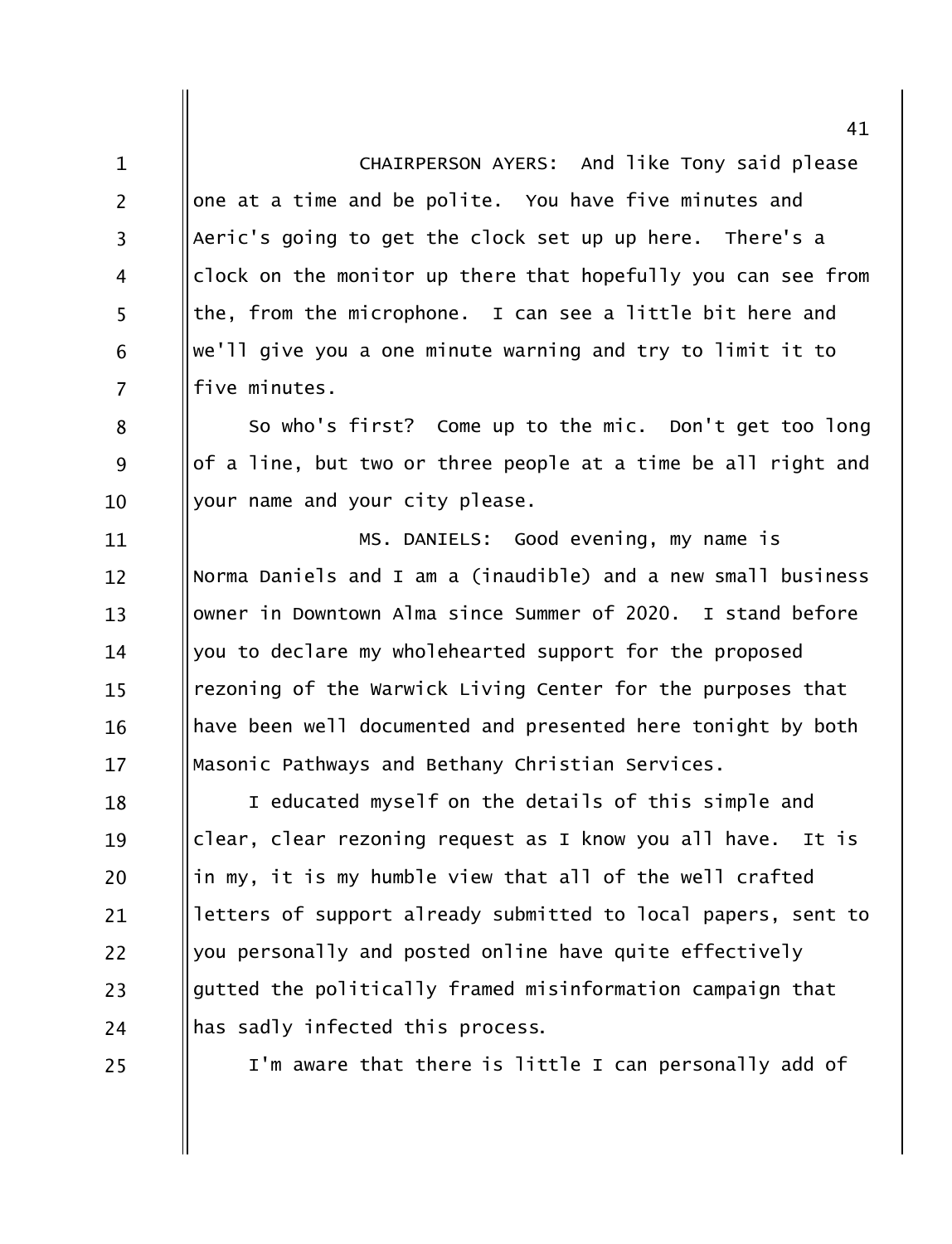CHAIRPERSON AYERS: And like Tony said please one at a time and be polite. You have five minutes and Aeric's going to get the clock set up up here. There's a clock on the monitor up there that hopefully you can see from the, from the microphone. I can see a little bit here and we'll give you a one minute warning and try to limit it to five minutes.

So who's first? Come up to the mic. Don't get too long of a line, but two or three people at a time be all right and your name and your city please.

MS. DANIELS: Good evening, my name is Norma Daniels and I am a (inaudible) and a new small business owner in Downtown Alma since Summer of 2020. I stand before you to declare my wholehearted support for the proposed rezoning of the Warwick Living Center for the purposes that have been well documented and presented here tonight by both Masonic Pathways and Bethany Christian Services.

I educated myself on the details of this simple and clear, clear rezoning request as I know you all have. It is in my, it is my humble view that all of the well crafted letters of support already submitted to local papers, sent to you personally and posted online have quite effectively gutted the politically framed misinformation campaign that has sadly infected this process.

I'm aware that there is little I can personally add of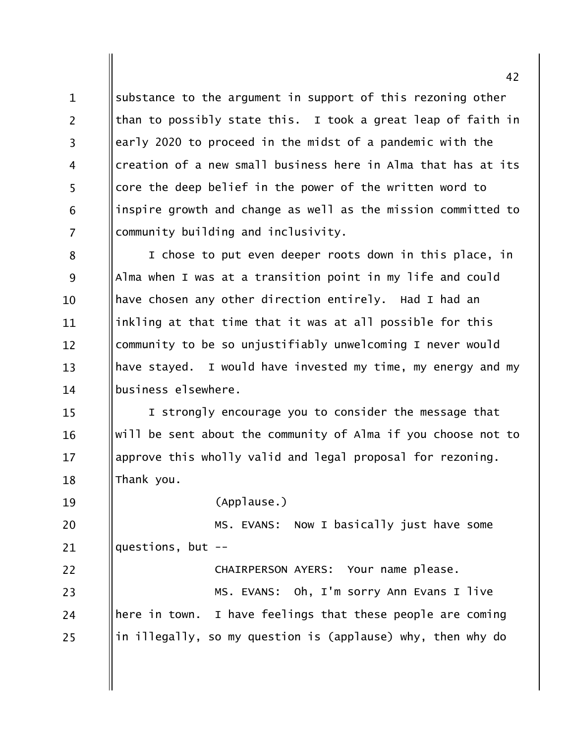substance to the argument in support of this rezoning other than to possibly state this. I took a great leap of faith in early 2020 to proceed in the midst of a pandemic with the creation of a new small business here in Alma that has at its core the deep belief in the power of the written word to inspire growth and change as well as the mission committed to community building and inclusivity.

I chose to put even deeper roots down in this place, in Alma when I was at a transition point in my life and could have chosen any other direction entirely. Had I had an inkling at that time that it was at all possible for this community to be so unjustifiably unwelcoming I never would have stayed. I would have invested my time, my energy and my business elsewhere.

I strongly encourage you to consider the message that will be sent about the community of Alma if you choose not to approve this wholly valid and legal proposal for rezoning. Thank you.

(Applause.)

MS. EVANS: Now I basically just have some questions, but --

CHAIRPERSON AYERS: Your name please.

MS. EVANS: Oh, I'm sorry Ann Evans I live here in town. I have feelings that these people are coming in illegally, so my question is (applause) why, then why do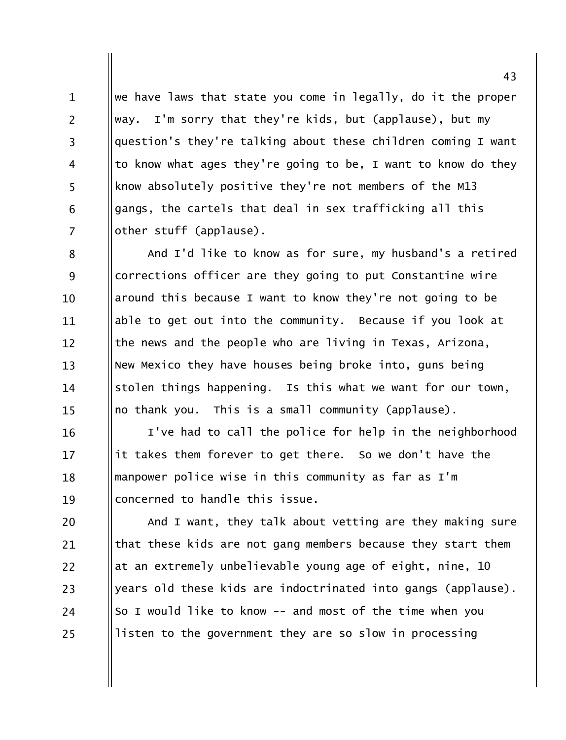we have laws that state you come in legally, do it the proper way. I'm sorry that they're kids, but (applause), but my question's they're talking about these children coming I want to know what ages they're going to be, I want to know do they know absolutely positive they're not members of the M13 gangs, the cartels that deal in sex trafficking all this other stuff (applause).

And I'd like to know as for sure, my husband's a retired corrections officer are they going to put Constantine wire around this because I want to know they're not going to be able to get out into the community. Because if you look at the news and the people who are living in Texas, Arizona, New Mexico they have houses being broke into, guns being stolen things happening. Is this what we want for our town, no thank you. This is a small community (applause).

I've had to call the police for help in the neighborhood it takes them forever to get there. So we don't have the manpower police wise in this community as far as I'm concerned to handle this issue.

And I want, they talk about vetting are they making sure that these kids are not gang members because they start them at an extremely unbelievable young age of eight, nine, 10 years old these kids are indoctrinated into gangs (applause). So I would like to know -- and most of the time when you listen to the government they are so slow in processing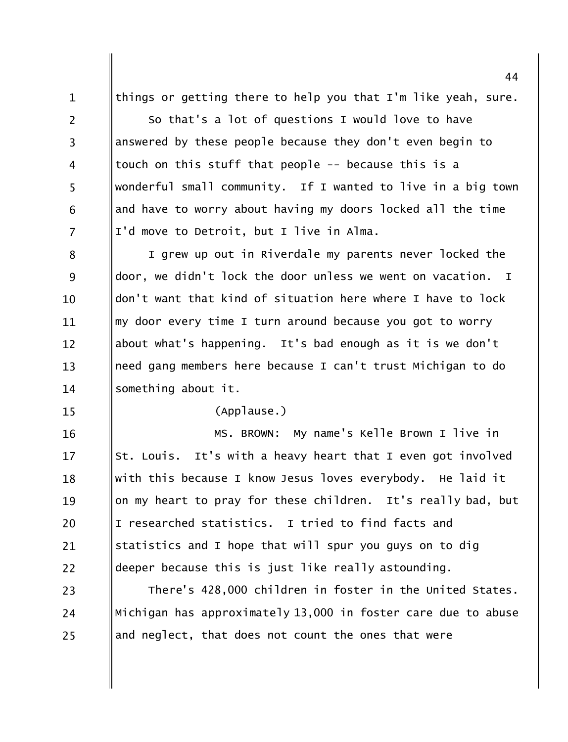things or getting there to help you that I'm like yeah, sure.

So that's a lot of questions I would love to have answered by these people because they don't even begin to touch on this stuff that people -- because this is a wonderful small community. If I wanted to live in a big town and have to worry about having my doors locked all the time I'd move to Detroit, but I live in Alma.

I grew up out in Riverdale my parents never locked the door, we didn't lock the door unless we went on vacation. I don't want that kind of situation here where I have to lock my door every time I turn around because you got to worry about what's happening. It's bad enough as it is we don't need gang members here because I can't trust Michigan to do something about it.

(Applause.)

MS. BROWN: My name's Kelle Brown I live in St. Louis. It's with a heavy heart that I even got involved with this because I know Jesus loves everybody. He laid it on my heart to pray for these children. It's really bad, but I researched statistics. I tried to find facts and statistics and I hope that will spur you guys on to dig deeper because this is just like really astounding.

There's 428,000 children in foster in the United States. Michigan has approximately 13,000 in foster care due to abuse and neglect, that does not count the ones that were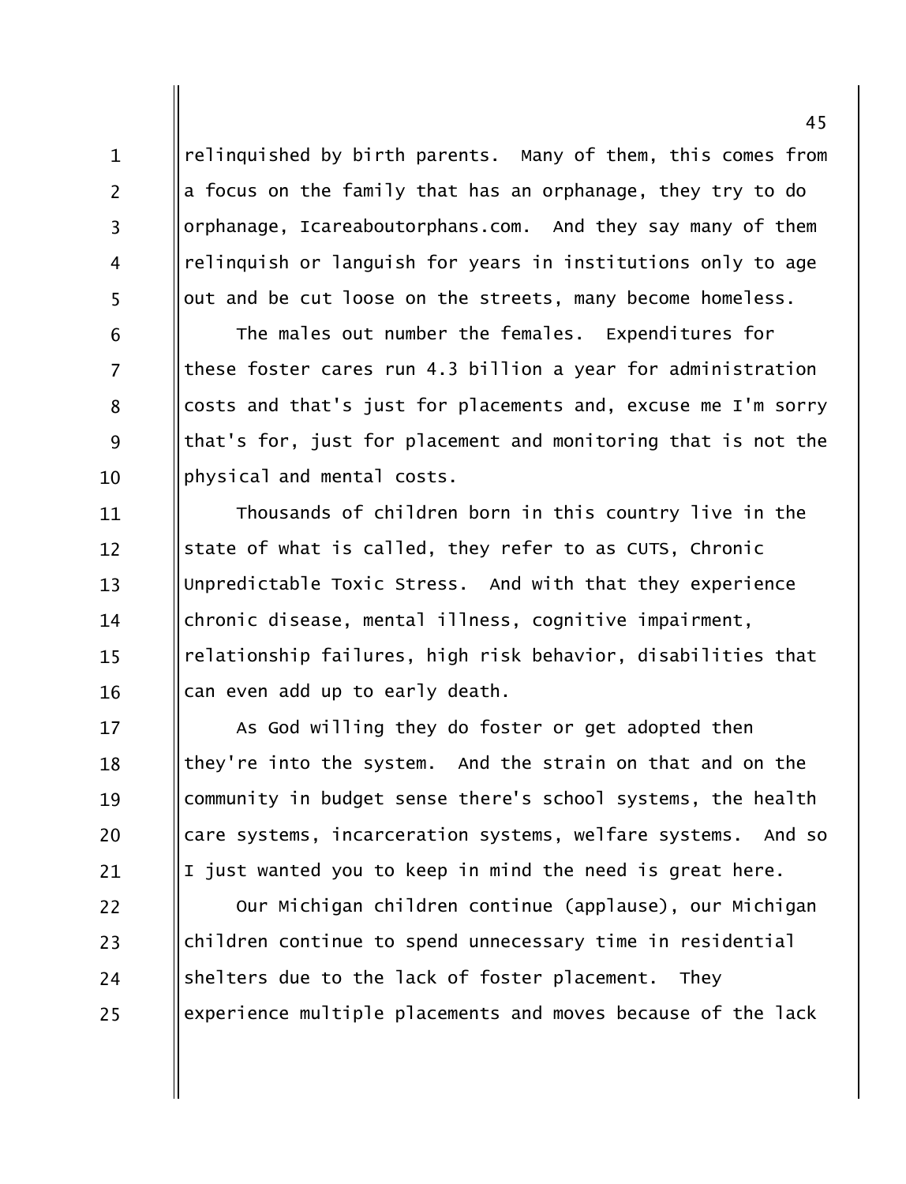relinquished by birth parents. Many of them, this comes from a focus on the family that has an orphanage, they try to do orphanage, Icareaboutorphans.com. And they say many of them relinquish or languish for years in institutions only to age out and be cut loose on the streets, many become homeless.

The males out number the females. Expenditures for these foster cares run 4.3 billion a year for administration costs and that's just for placements and, excuse me I'm sorry that's for, just for placement and monitoring that is not the physical and mental costs.

Thousands of children born in this country live in the state of what is called, they refer to as CUTS, Chronic Unpredictable Toxic Stress. And with that they experience chronic disease, mental illness, cognitive impairment, relationship failures, high risk behavior, disabilities that can even add up to early death.

As God willing they do foster or get adopted then they're into the system. And the strain on that and on the community in budget sense there's school systems, the health care systems, incarceration systems, welfare systems. And so I just wanted you to keep in mind the need is great here.

Our Michigan children continue (applause), our Michigan children continue to spend unnecessary time in residential shelters due to the lack of foster placement. They experience multiple placements and moves because of the lack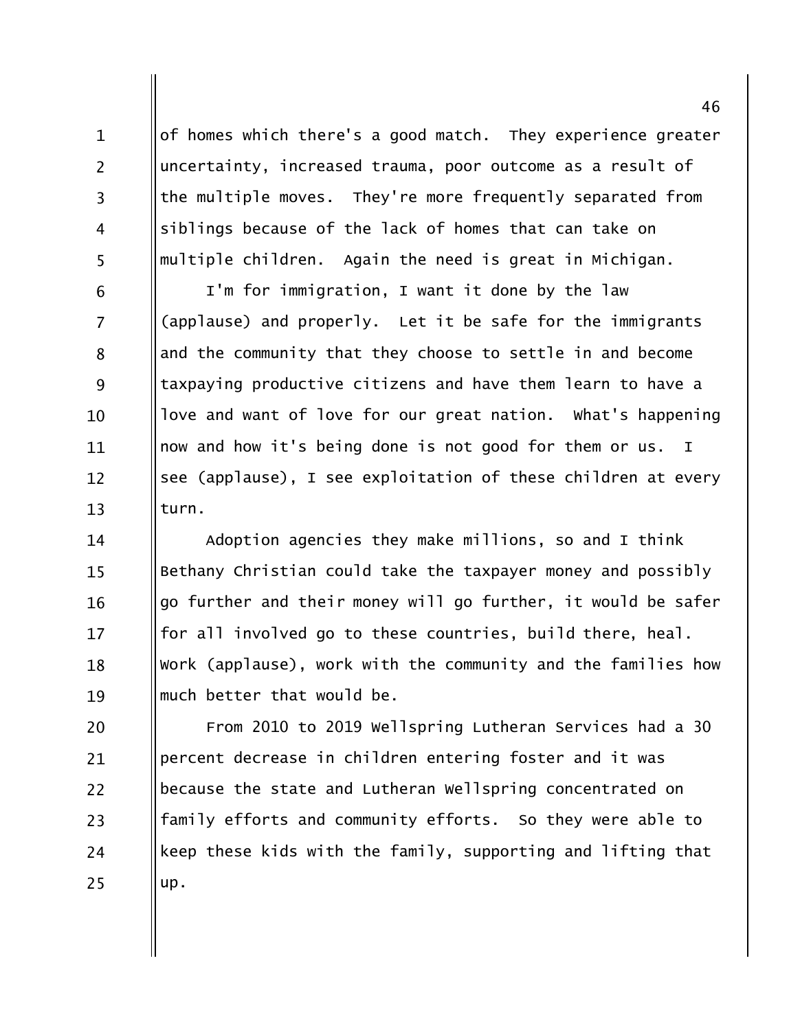of homes which there's a good match. They experience greater uncertainty, increased trauma, poor outcome as a result of the multiple moves. They're more frequently separated from siblings because of the lack of homes that can take on multiple children. Again the need is great in Michigan.

I'm for immigration, I want it done by the law (applause) and properly. Let it be safe for the immigrants and the community that they choose to settle in and become taxpaying productive citizens and have them learn to have a love and want of love for our great nation. What's happening now and how it's being done is not good for them or us. I see (applause), I see exploitation of these children at every turn.

Adoption agencies they make millions, so and I think Bethany Christian could take the taxpayer money and possibly go further and their money will go further, it would be safer for all involved go to these countries, build there, heal. Work (applause), work with the community and the families how much better that would be.

From 2010 to 2019 Wellspring Lutheran Services had a 30 percent decrease in children entering foster and it was because the state and Lutheran Wellspring concentrated on family efforts and community efforts. So they were able to keep these kids with the family, supporting and lifting that up.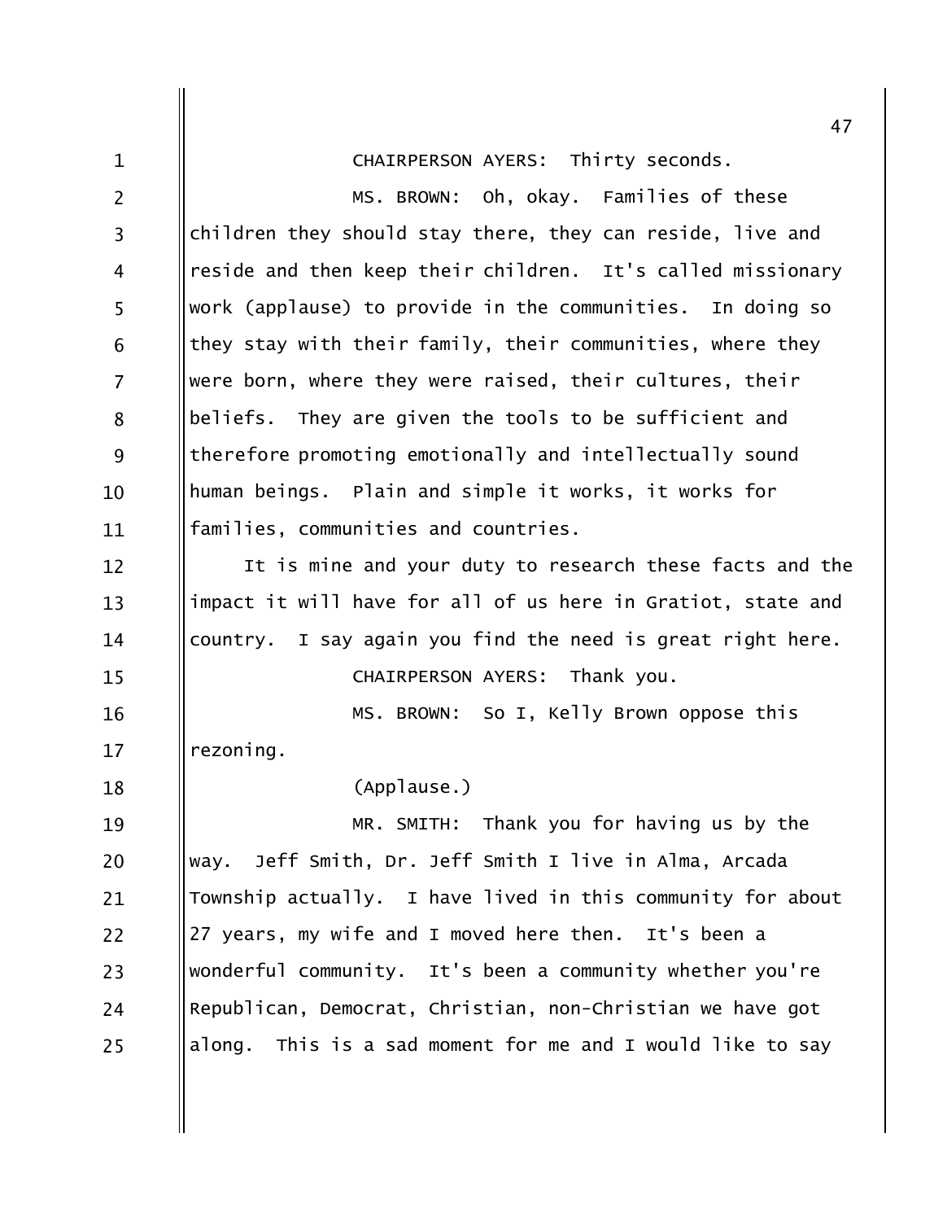CHAIRPERSON AYERS: Thirty seconds.

MS. BROWN: Oh, okay. Families of these children they should stay there, they can reside, live and reside and then keep their children. It's called missionary work (applause) to provide in the communities. In doing so they stay with their family, their communities, where they were born, where they were raised, their cultures, their beliefs. They are given the tools to be sufficient and therefore promoting emotionally and intellectually sound human beings. Plain and simple it works, it works for families, communities and countries.

It is mine and your duty to research these facts and the impact it will have for all of us here in Gratiot, state and country. I say again you find the need is great right here.

CHAIRPERSON AYERS: Thank you.

MS. BROWN: So I, Kelly Brown oppose this rezoning.

(Applause.)

MR. SMITH: Thank you for having us by the way. Jeff Smith, Dr. Jeff Smith I live in Alma, Arcada Township actually. I have lived in this community for about 27 years, my wife and I moved here then. It's been a wonderful community. It's been a community whether you're Republican, Democrat, Christian, non-Christian we have got along. This is a sad moment for me and I would like to say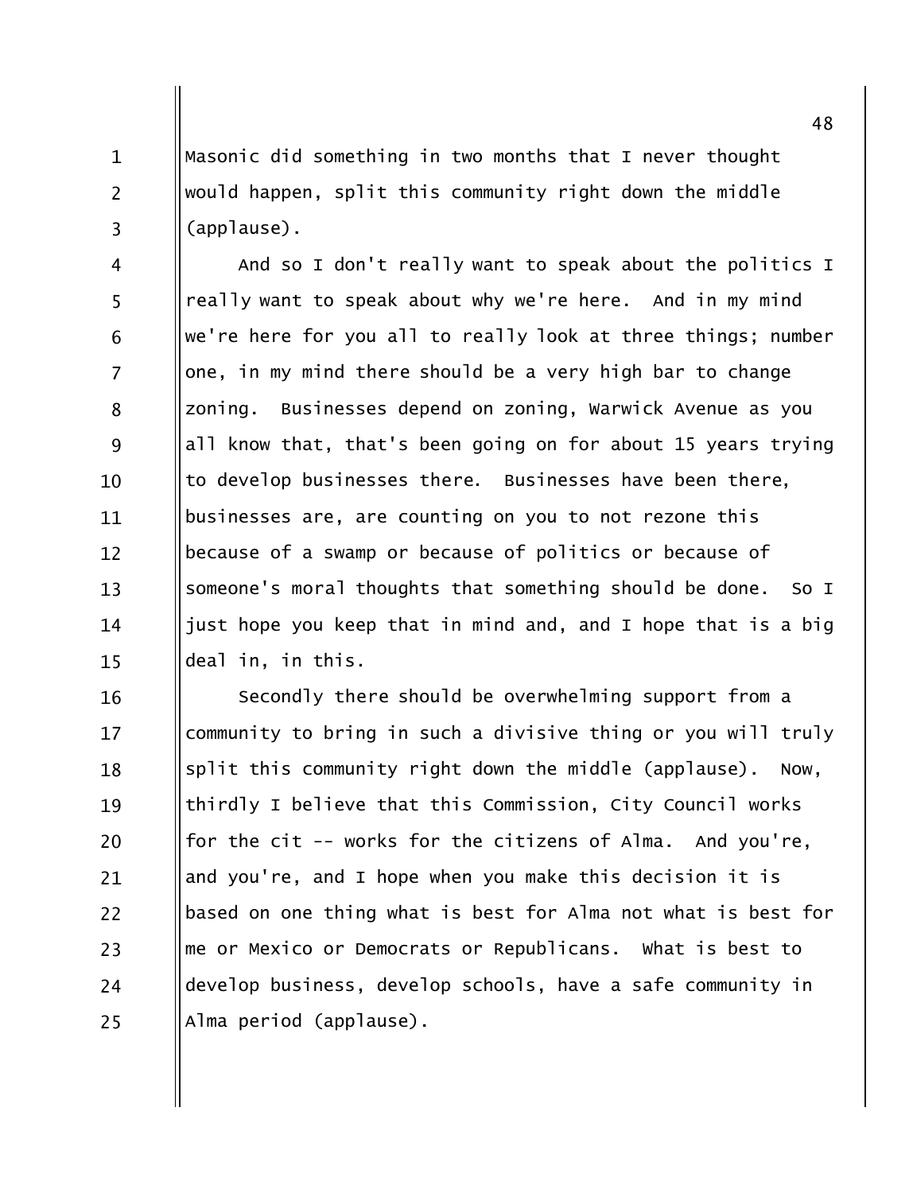Masonic did something in two months that I never thought would happen, split this community right down the middle (applause).

And so I don't really want to speak about the politics I really want to speak about why we're here. And in my mind we're here for you all to really look at three things; number one, in my mind there should be a very high bar to change zoning. Businesses depend on zoning, Warwick Avenue as you all know that, that's been going on for about 15 years trying to develop businesses there. Businesses have been there, businesses are, are counting on you to not rezone this because of a swamp or because of politics or because of someone's moral thoughts that something should be done. So I just hope you keep that in mind and, and I hope that is a big deal in, in this.

Secondly there should be overwhelming support from a community to bring in such a divisive thing or you will truly split this community right down the middle (applause). Now, thirdly I believe that this Commission, City Council works for the cit -- works for the citizens of Alma. And you're, and you're, and I hope when you make this decision it is based on one thing what is best for Alma not what is best for me or Mexico or Democrats or Republicans. What is best to develop business, develop schools, have a safe community in Alma period (applause).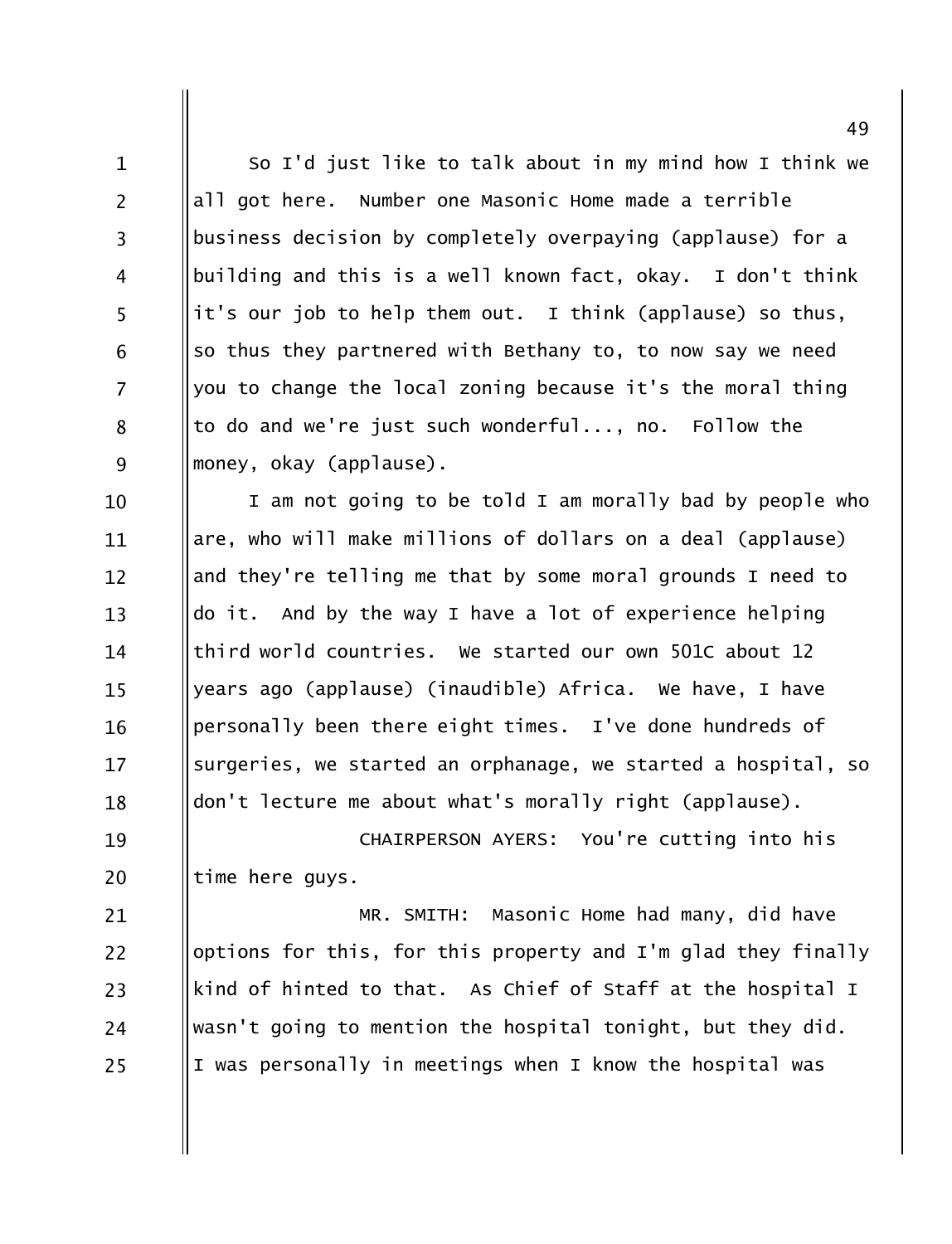So I'd just like to talk about in my mind how I think we all got here. Number one Masonic Home made a terrible business decision by completely overpaying (applause) for a building and this is a well known fact, okay. I don't think it's our job to help them out. I think (applause) so thus, so thus they partnered with Bethany to, to now say we need you to change the local zoning because it's the moral thing to do and we're just such wonderful..., no. Follow the money, okay (applause).

I am not going to be told I am morally bad by people who are, who will make millions of dollars on a deal (applause) and they're telling me that by some moral grounds I need to do it. And by the way I have a lot of experience helping third world countries. We started our own 501C about 12 years ago (applause) (inaudible) Africa. We have, I have personally been there eight times. I've done hundreds of surgeries, we started an orphanage, we started a hospital, so don't lecture me about what's morally right (applause).

CHAIRPERSON AYERS: You're cutting into his time here guys.

MR. SMITH: Masonic Home had many, did have options for this, for this property and I'm glad they finally kind of hinted to that. As Chief of Staff at the hospital I wasn't going to mention the hospital tonight, but they did. I was personally in meetings when I know the hospital was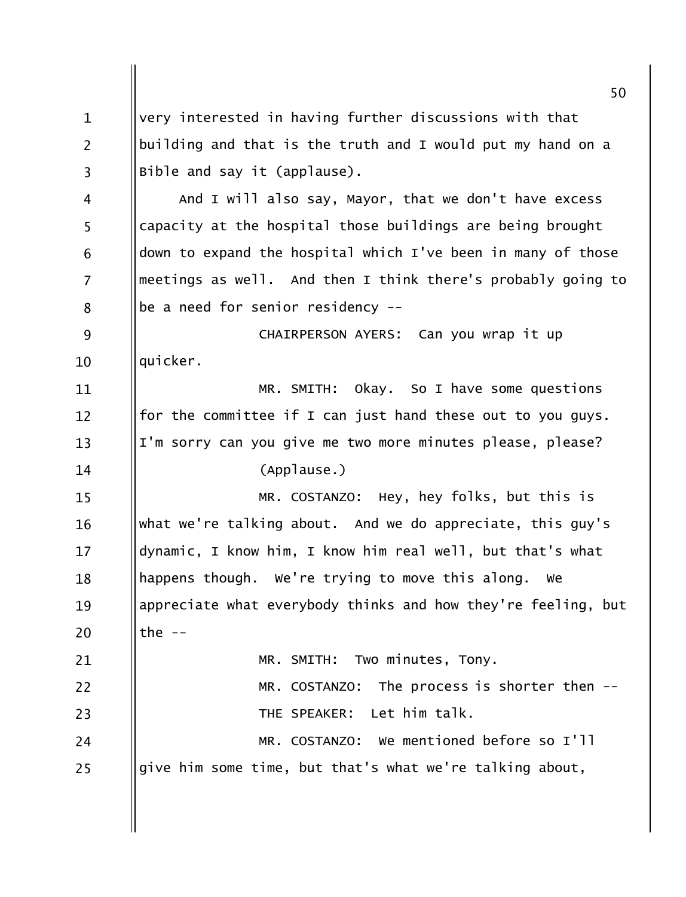very interested in having further discussions with that building and that is the truth and I would put my hand on a Bible and say it (applause).

And I will also say, Mayor, that we don't have excess capacity at the hospital those buildings are being brought down to expand the hospital which I've been in many of those meetings as well. And then I think there's probably going to be a need for senior residency --

CHAIRPERSON AYERS: Can you wrap it up quicker.

MR. SMITH: Okay. So I have some questions for the committee if I can just hand these out to you guys. I'm sorry can you give me two more minutes please, please?

(Applause.)

MR. COSTANZO: Hey, hey folks, but this is what we're talking about. And we do appreciate, this guy's dynamic, I know him, I know him real well, but that's what happens though. We're trying to move this along. We appreciate what everybody thinks and how they're feeling, but the --

MR. SMITH: Two minutes, Tony.

MR. COSTANZO: The process is shorter then --

THE SPEAKER: Let him talk.

MR. COSTANZO: We mentioned before so I'll give him some time, but that's what we're talking about,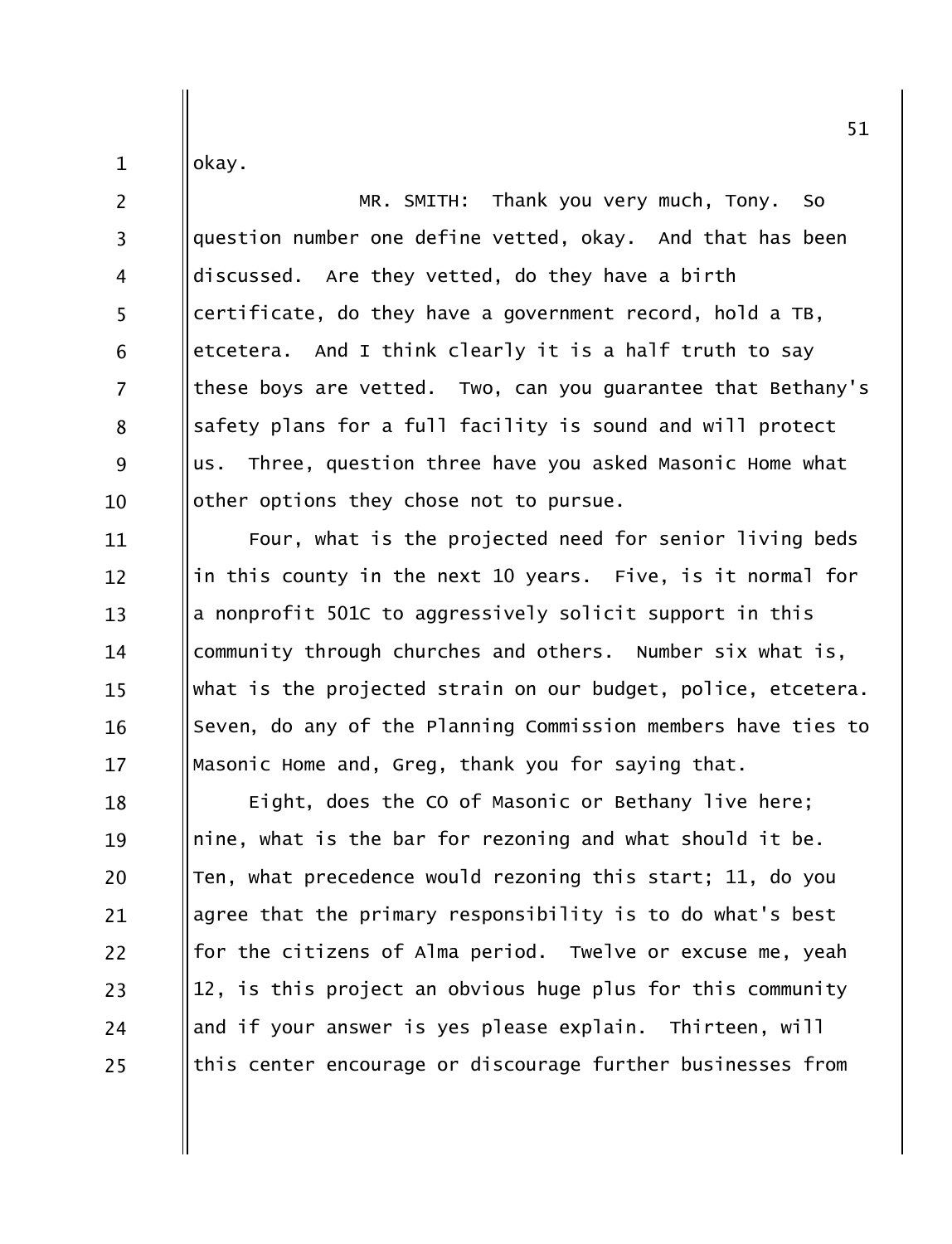okay.

MR. SMITH: Thank you very much, Tony. So question number one define vetted, okay. And that has been discussed. Are they vetted, do they have a birth certificate, do they have a government record, hold a TB, etcetera. And I think clearly it is a half truth to say these boys are vetted. Two, can you guarantee that Bethany's safety plans for a full facility is sound and will protect us. Three, question three have you asked Masonic Home what other options they chose not to pursue.

Four, what is the projected need for senior living beds in this county in the next 10 years. Five, is it normal for a nonprofit 501C to aggressively solicit support in this community through churches and others. Number six what is, what is the projected strain on our budget, police, etcetera. Seven, do any of the Planning Commission members have ties to Masonic Home and, Greg, thank you for saying that.

Eight, does the CO of Masonic or Bethany live here; nine, what is the bar for rezoning and what should it be. Ten, what precedence would rezoning this start; 11, do you agree that the primary responsibility is to do what's best for the citizens of Alma period. Twelve or excuse me, yeah 12, is this project an obvious huge plus for this community and if your answer is yes please explain. Thirteen, will this center encourage or discourage further businesses from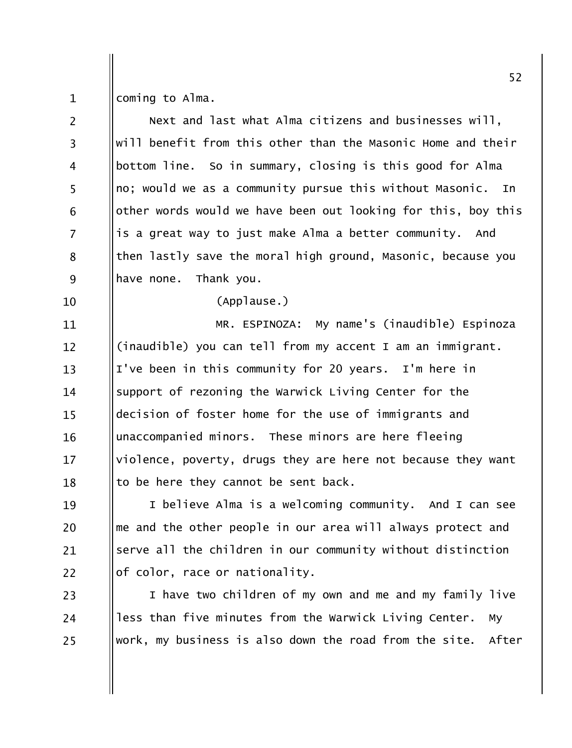coming to Alma.

Next and last what Alma citizens and businesses will, will benefit from this other than the Masonic Home and their bottom line. So in summary, closing is this good for Alma no; would we as a community pursue this without Masonic. In other words would we have been out looking for this, boy this is a great way to just make Alma a better community. And then lastly save the moral high ground, Masonic, because you have none. Thank you.

(Applause.)

MR. ESPINOZA: My name's (inaudible) Espinoza (inaudible) you can tell from my accent I am an immigrant. I've been in this community for 20 years. I'm here in support of rezoning the Warwick Living Center for the decision of foster home for the use of immigrants and unaccompanied minors. These minors are here fleeing violence, poverty, drugs they are here not because they want to be here they cannot be sent back.

I believe Alma is a welcoming community. And I can see me and the other people in our area will always protect and serve all the children in our community without distinction of color, race or nationality.

I have two children of my own and me and my family live less than five minutes from the Warwick Living Center. My work, my business is also down the road from the site. After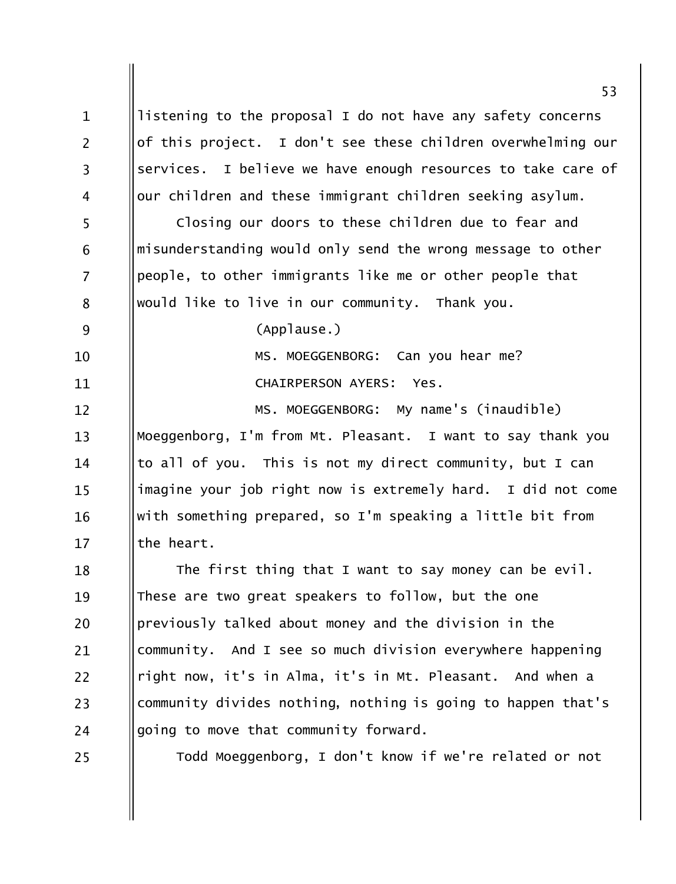listening to the proposal I do not have any safety concerns of this project. I don't see these children overwhelming our services. I believe we have enough resources to take care of our children and these immigrant children seeking asylum.

Closing our doors to these children due to fear and misunderstanding would only send the wrong message to other people, to other immigrants like me or other people that would like to live in our community. Thank you.

(Applause.)

MS. MOEGGENBORG: Can you hear me?

CHAIRPERSON AYERS: Yes.

MS. MOEGGENBORG: My name's (inaudible) Moeggenborg, I'm from Mt. Pleasant. I want to say thank you to all of you. This is not my direct community, but I can imagine your job right now is extremely hard. I did not come with something prepared, so I'm speaking a little bit from the heart.

The first thing that I want to say money can be evil. These are two great speakers to follow, but the one previously talked about money and the division in the community. And I see so much division everywhere happening right now, it's in Alma, it's in Mt. Pleasant. And when a community divides nothing, nothing is going to happen that's going to move that community forward.

Todd Moeggenborg, I don't know if we're related or not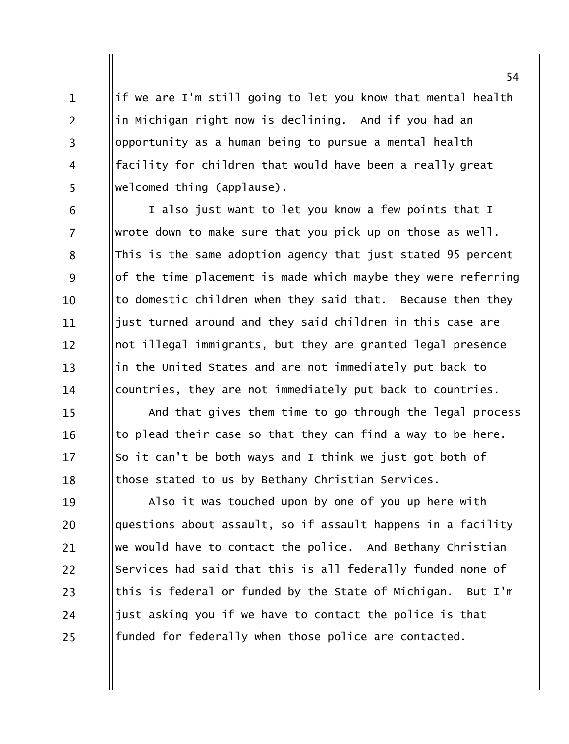if we are I'm still going to let you know that mental health in Michigan right now is declining. And if you had an opportunity as a human being to pursue a mental health facility for children that would have been a really great welcomed thing (applause).

I also just want to let you know a few points that I wrote down to make sure that you pick up on those as well. This is the same adoption agency that just stated 95 percent of the time placement is made which maybe they were referring to domestic children when they said that. Because then they just turned around and they said children in this case are not illegal immigrants, but they are granted legal presence in the United States and are not immediately put back to countries, they are not immediately put back to countries.

And that gives them time to go through the legal process to plead their case so that they can find a way to be here. So it can't be both ways and I think we just got both of those stated to us by Bethany Christian Services.

Also it was touched upon by one of you up here with questions about assault, so if assault happens in a facility we would have to contact the police. And Bethany Christian Services had said that this is all federally funded none of this is federal or funded by the State of Michigan. But I'm just asking you if we have to contact the police is that funded for federally when those police are contacted.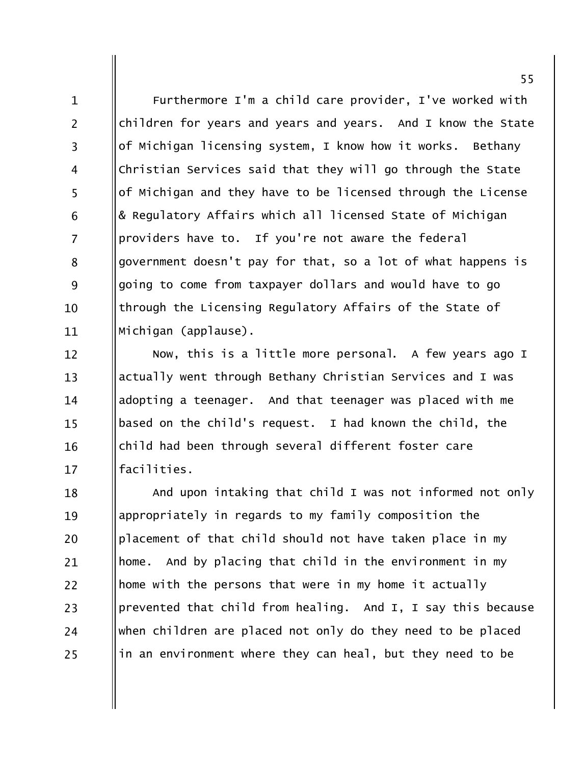Furthermore I'm a child care provider, I've worked with children for years and years and years. And I know the State of Michigan licensing system, I know how it works. Bethany Christian Services said that they will go through the State of Michigan and they have to be licensed through the License & Regulatory Affairs which all licensed State of Michigan providers have to. If you're not aware the federal government doesn't pay for that, so a lot of what happens is going to come from taxpayer dollars and would have to go through the Licensing Regulatory Affairs of the State of Michigan (applause).

Now, this is a little more personal. A few years ago I actually went through Bethany Christian Services and I was adopting a teenager. And that teenager was placed with me based on the child's request. I had known the child, the child had been through several different foster care facilities.

And upon intaking that child I was not informed not only appropriately in regards to my family composition the placement of that child should not have taken place in my home. And by placing that child in the environment in my home with the persons that were in my home it actually prevented that child from healing. And I, I say this because when children are placed not only do they need to be placed in an environment where they can heal, but they need to be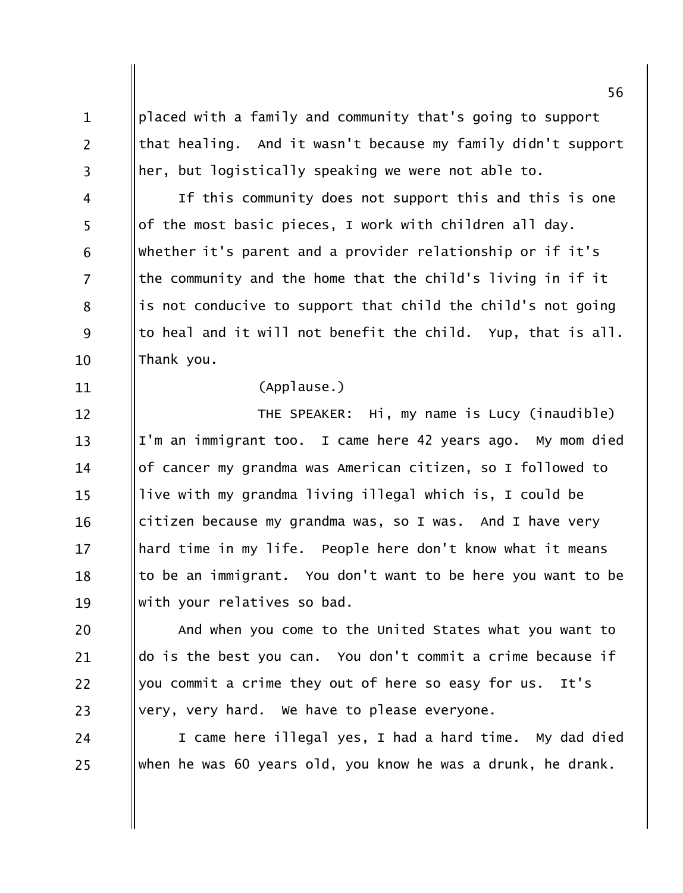placed with a family and community that's going to support that healing. And it wasn't because my family didn't support her, but logistically speaking we were not able to.

If this community does not support this and this is one of the most basic pieces, I work with children all day. Whether it's parent and a provider relationship or if it's the community and the home that the child's living in if it is not conducive to support that child the child's not going to heal and it will not benefit the child. Yup, that is all. Thank you.

(Applause.)

THE SPEAKER: Hi, my name is Lucy (inaudible) I'm an immigrant too. I came here 42 years ago. My mom died of cancer my grandma was American citizen, so I followed to live with my grandma living illegal which is, I could be citizen because my grandma was, so I was. And I have very hard time in my life. People here don't know what it means to be an immigrant. You don't want to be here you want to be with your relatives so bad.

And when you come to the United States what you want to do is the best you can. You don't commit a crime because if you commit a crime they out of here so easy for us. It's very, very hard. We have to please everyone.

I came here illegal yes, I had a hard time. My dad died when he was 60 years old, you know he was a drunk, he drank.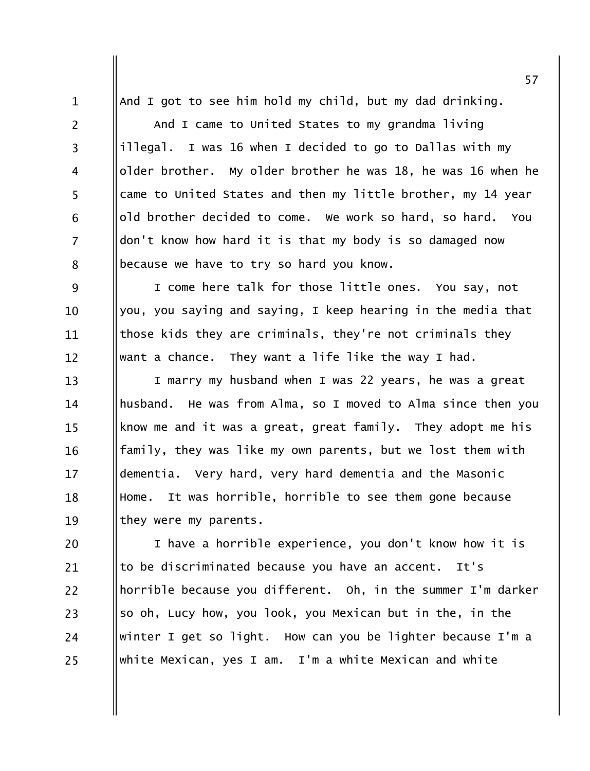And I got to see him hold my child, but my dad drinking.

And I came to United States to my grandma living illegal. I was 16 when I decided to go to Dallas with my older brother. My older brother he was 18, he was 16 when he came to United States and then my little brother, my 14 year old brother decided to come. We work so hard, so hard. You don't know how hard it is that my body is so damaged now because we have to try so hard you know.

I come here talk for those little ones. You say, not you, you saying and saying, I keep hearing in the media that those kids they are criminals, they're not criminals they want a chance. They want a life like the way I had.

I marry my husband when I was 22 years, he was a great husband. He was from Alma, so I moved to Alma since then you know me and it was a great, great family. They adopt me his family, they was like my own parents, but we lost them with dementia. Very hard, very hard dementia and the Masonic Home. It was horrible, horrible to see them gone because they were my parents.

I have a horrible experience, you don't know how it is to be discriminated because you have an accent. It's horrible because you different. Oh, in the summer I'm darker so oh, Lucy how, you look, you Mexican but in the, in the winter I get so light. How can you be lighter because I'm a white Mexican, yes I am. I'm a white Mexican and white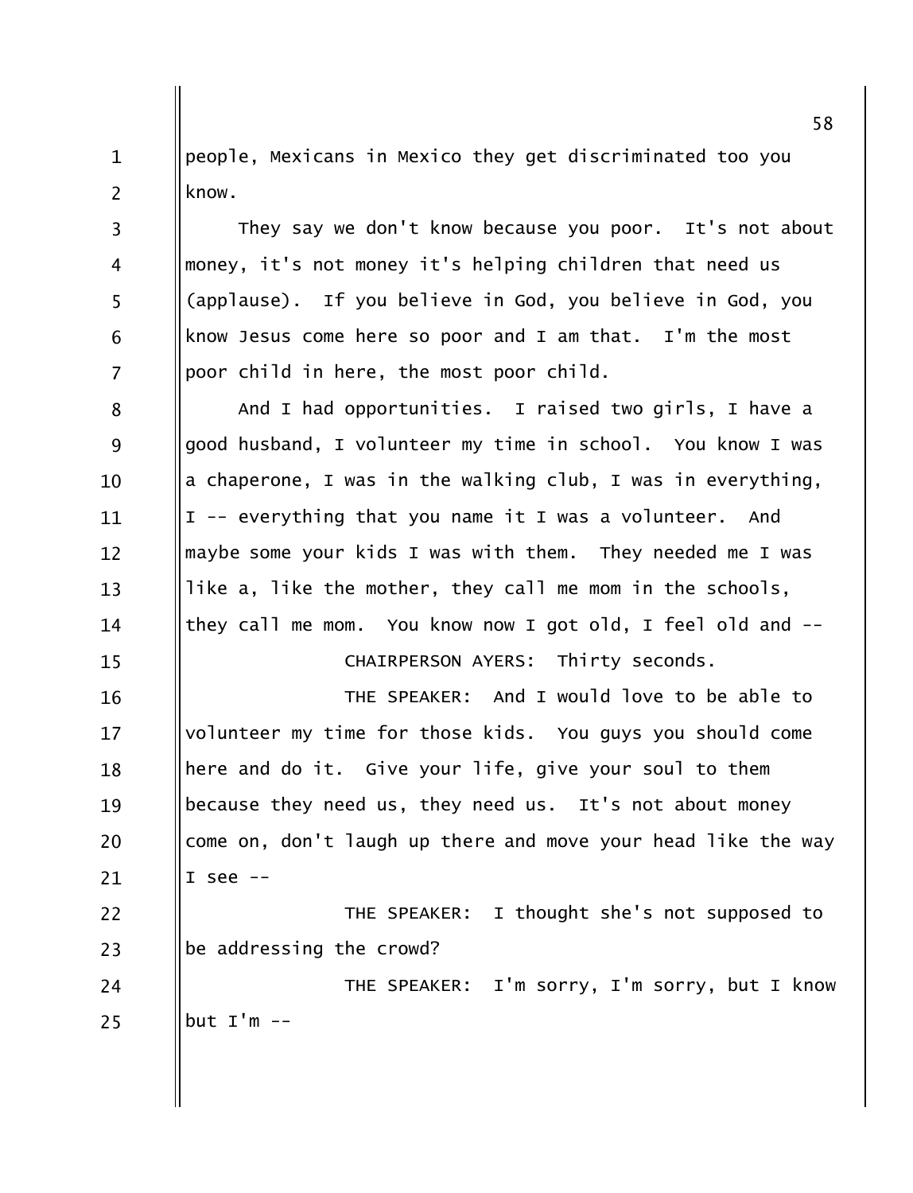people, Mexicans in Mexico they get discriminated too you know.

They say we don't know because you poor. It's not about money, it's not money it's helping children that need us (applause). If you believe in God, you believe in God, you know Jesus come here so poor and I am that. I'm the most poor child in here, the most poor child.

And I had opportunities. I raised two girls, I have a good husband, I volunteer my time in school. You know I was a chaperone, I was in the walking club, I was in everything, I -- everything that you name it I was a volunteer. And maybe some your kids I was with them. They needed me I was like a, like the mother, they call me mom in the schools, they call me mom. You know now I got old, I feel old and --

CHAIRPERSON AYERS: Thirty seconds.

THE SPEAKER: And I would love to be able to volunteer my time for those kids. You guys you should come here and do it. Give your life, give your soul to them because they need us, they need us. It's not about money come on, don't laugh up there and move your head like the way I see --

THE SPEAKER: I thought she's not supposed to be addressing the crowd?

THE SPEAKER: I'm sorry, I'm sorry, but I know but I'm --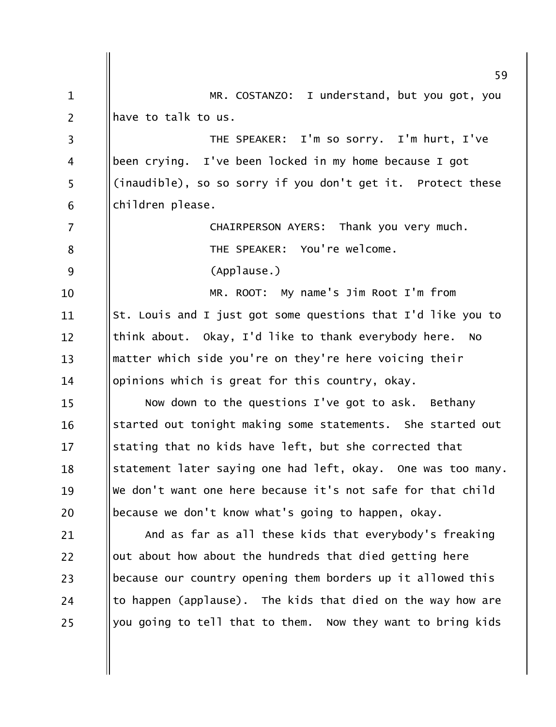MR. COSTANZO: I understand, but you got, you have to talk to us.

THE SPEAKER: I'm so sorry. I'm hurt, I've been crying. I've been locked in my home because I got (inaudible), so so sorry if you don't get it. Protect these children please.

CHAIRPERSON AYERS: Thank you very much.

THE SPEAKER: You're welcome.

(Applause.)

MR. ROOT: My name's Jim Root I'm from St. Louis and I just got some questions that I'd like you to think about. Okay, I'd like to thank everybody here. No matter which side you're on they're here voicing their opinions which is great for this country, okay.

Now down to the questions I've got to ask. Bethany started out tonight making some statements. She started out stating that no kids have left, but she corrected that statement later saying one had left, okay. One was too many. We don't want one here because it's not safe for that child because we don't know what's going to happen, okay.

And as far as all these kids that everybody's freaking out about how about the hundreds that died getting here because our country opening them borders up it allowed this to happen (applause). The kids that died on the way how are you going to tell that to them. Now they want to bring kids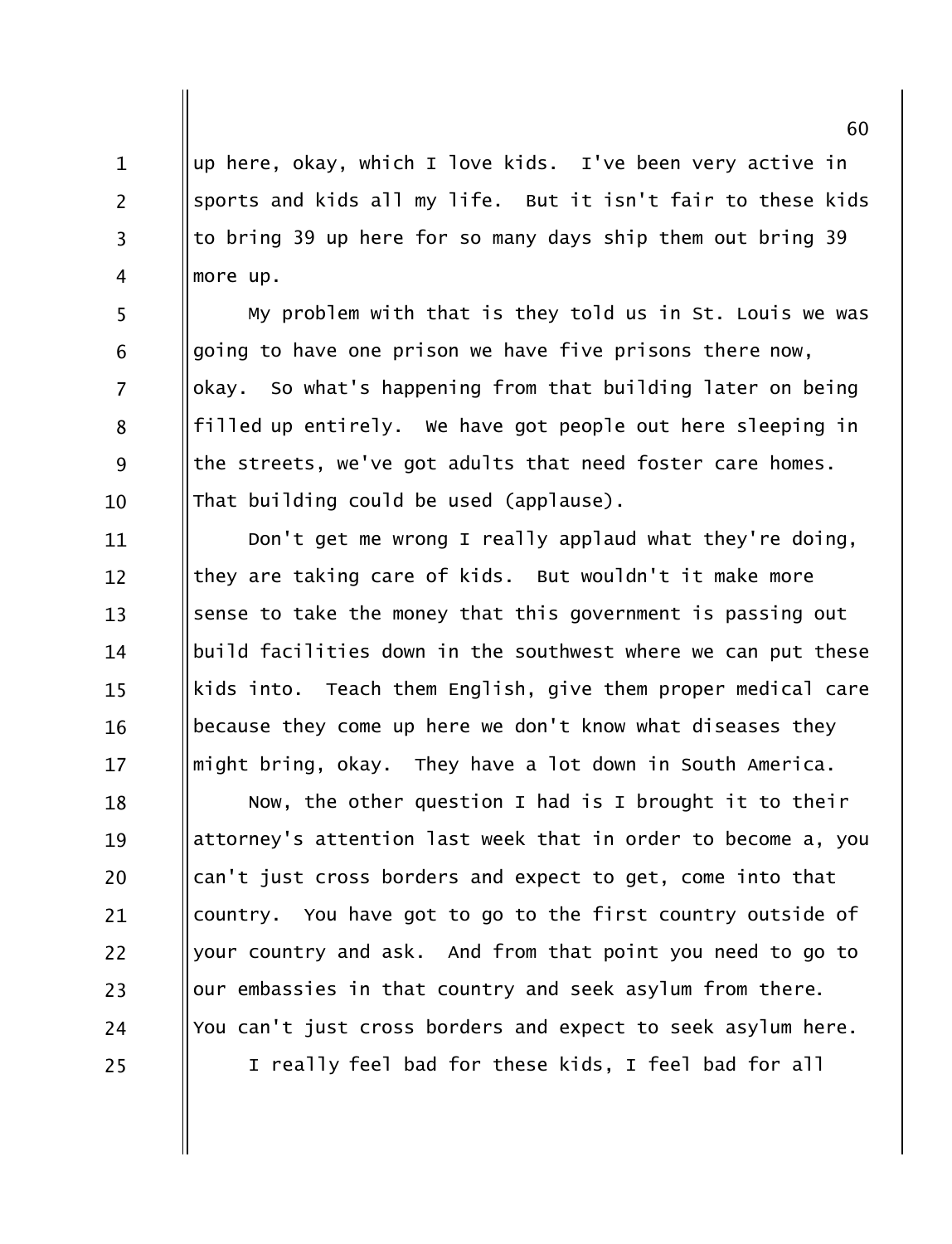up here, okay, which I love kids. I've been very active in sports and kids all my life. But it isn't fair to these kids to bring 39 up here for so many days ship them out bring 39 more up.

My problem with that is they told us in St. Louis we was going to have one prison we have five prisons there now, okay. So what's happening from that building later on being filled up entirely. We have got people out here sleeping in the streets, we've got adults that need foster care homes. That building could be used (applause).

Don't get me wrong I really applaud what they're doing, they are taking care of kids. But wouldn't it make more sense to take the money that this government is passing out build facilities down in the southwest where we can put these kids into. Teach them English, give them proper medical care because they come up here we don't know what diseases they might bring, okay. They have a lot down in South America.

Now, the other question I had is I brought it to their attorney's attention last week that in order to become a, you can't just cross borders and expect to get, come into that country. You have got to go to the first country outside of your country and ask. And from that point you need to go to our embassies in that country and seek asylum from there. You can't just cross borders and expect to seek asylum here.

I really feel bad for these kids, I feel bad for all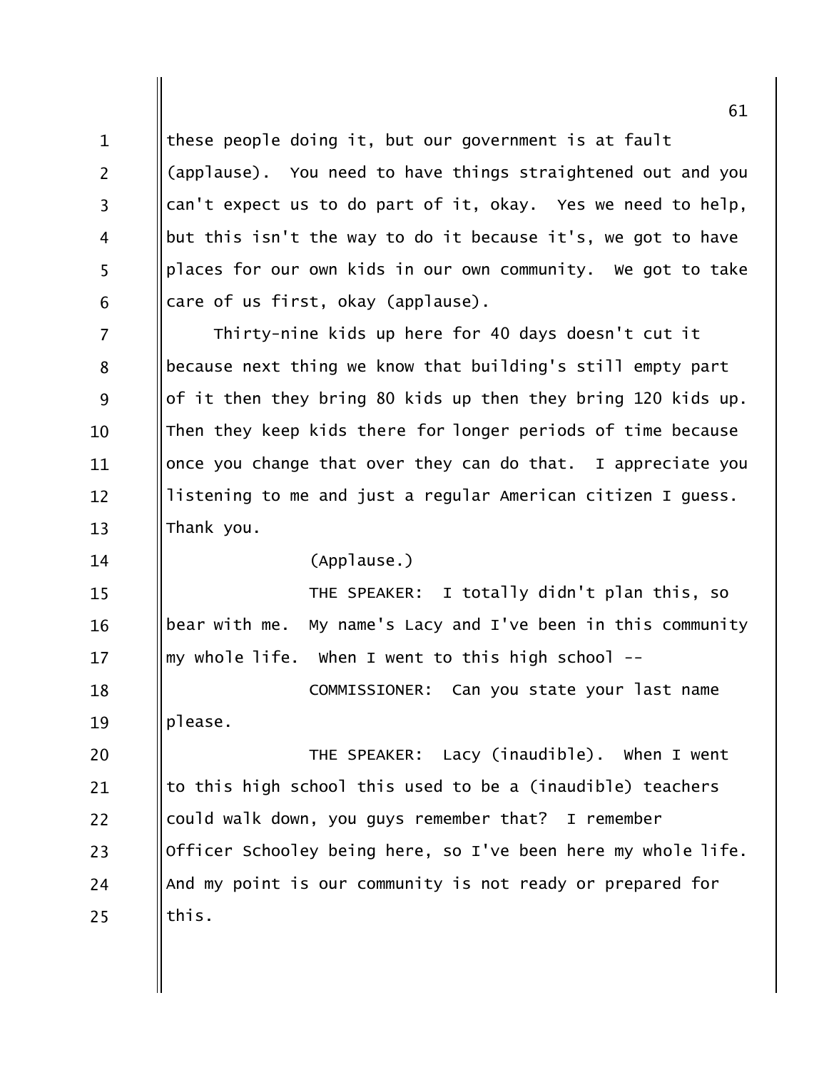these people doing it, but our government is at fault (applause). You need to have things straightened out and you can't expect us to do part of it, okay. Yes we need to help, but this isn't the way to do it because it's, we got to have places for our own kids in our own community. We got to take care of us first, okay (applause).

Thirty-nine kids up here for 40 days doesn't cut it because next thing we know that building's still empty part of it then they bring 80 kids up then they bring 120 kids up. Then they keep kids there for longer periods of time because once you change that over they can do that. I appreciate you listening to me and just a regular American citizen I guess. Thank you.

(Applause.)

THE SPEAKER: I totally didn't plan this, so bear with me. My name's Lacy and I've been in this community my whole life. When I went to this high school --

COMMISSIONER: Can you state your last name please.

THE SPEAKER: Lacy (inaudible). When I went to this high school this used to be a (inaudible) teachers could walk down, you guys remember that? I remember Officer Schooley being here, so I've been here my whole life. And my point is our community is not ready or prepared for this.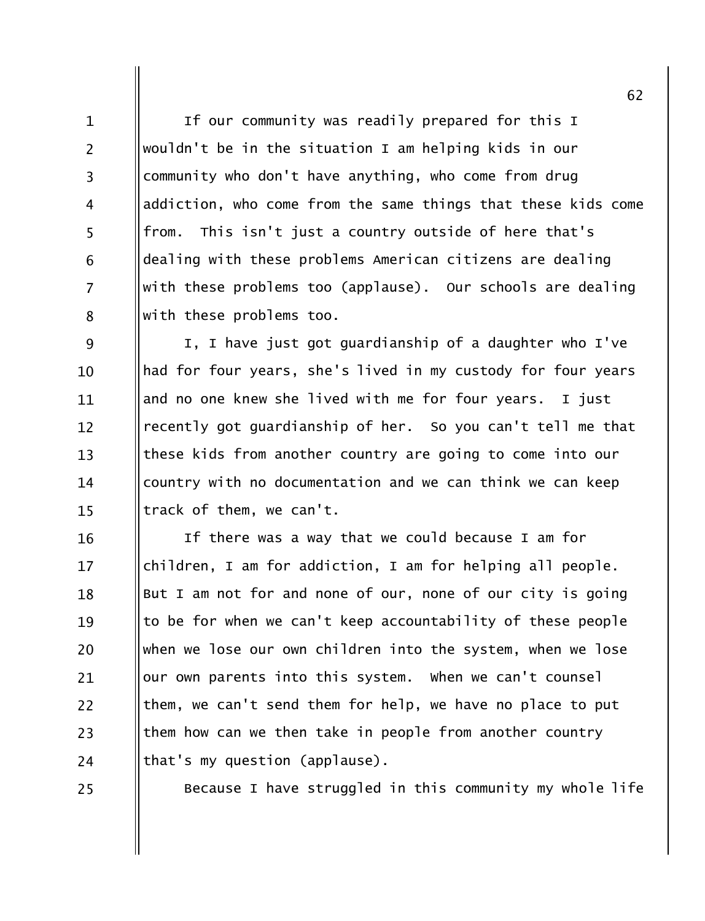If our community was readily prepared for this I wouldn't be in the situation I am helping kids in our community who don't have anything, who come from drug addiction, who come from the same things that these kids come from. This isn't just a country outside of here that's dealing with these problems American citizens are dealing with these problems too (applause). Our schools are dealing with these problems too.

I, I have just got guardianship of a daughter who I've had for four years, she's lived in my custody for four years and no one knew she lived with me for four years. I just recently got guardianship of her. So you can't tell me that these kids from another country are going to come into our country with no documentation and we can think we can keep track of them, we can't.

If there was a way that we could because I am for children, I am for addiction, I am for helping all people. But I am not for and none of our, none of our city is going to be for when we can't keep accountability of these people when we lose our own children into the system, when we lose our own parents into this system. When we can't counsel them, we can't send them for help, we have no place to put them how can we then take in people from another country that's my question (applause).

Because I have struggled in this community my whole life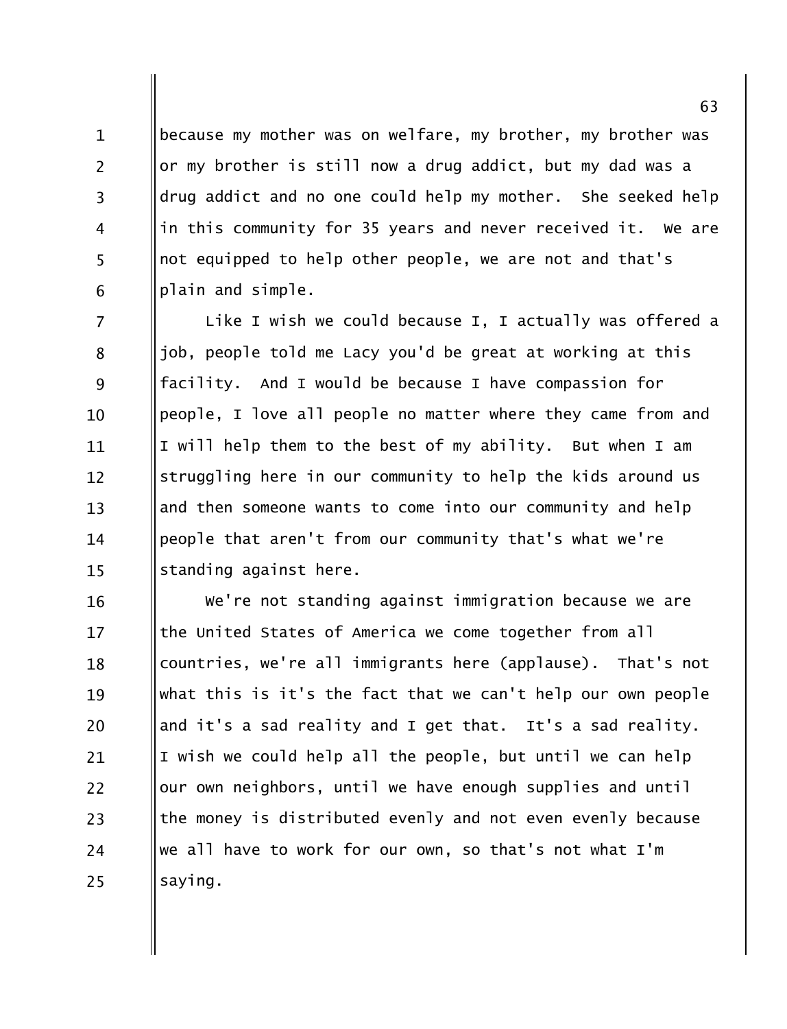because my mother was on welfare, my brother, my brother was or my brother is still now a drug addict, but my dad was a drug addict and no one could help my mother. She seeked help in this community for 35 years and never received it. We are not equipped to help other people, we are not and that's plain and simple.

Like I wish we could because I, I actually was offered a job, people told me Lacy you'd be great at working at this facility. And I would be because I have compassion for people, I love all people no matter where they came from and I will help them to the best of my ability. But when I am struggling here in our community to help the kids around us and then someone wants to come into our community and help people that aren't from our community that's what we're standing against here.

We're not standing against immigration because we are the United States of America we come together from all countries, we're all immigrants here (applause). That's not what this is it's the fact that we can't help our own people and it's a sad reality and I get that. It's a sad reality. I wish we could help all the people, but until we can help our own neighbors, until we have enough supplies and until the money is distributed evenly and not even evenly because we all have to work for our own, so that's not what I'm saying.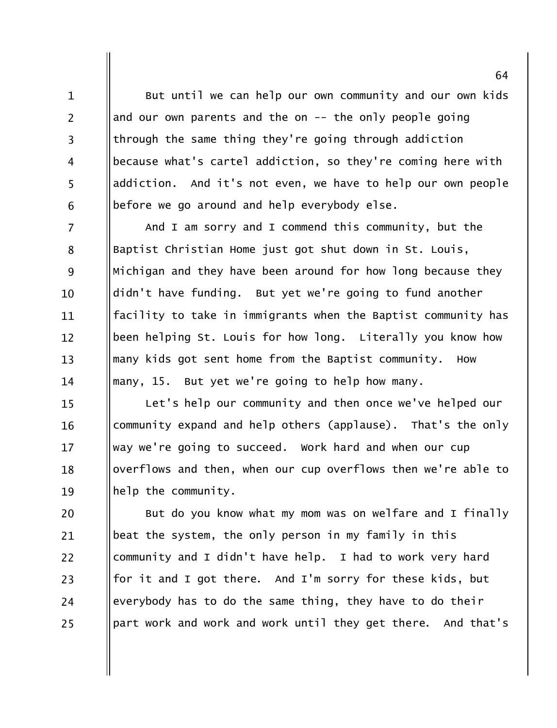But until we can help our own community and our own kids and our own parents and the on -- the only people going through the same thing they're going through addiction because what's cartel addiction, so they're coming here with addiction. And it's not even, we have to help our own people before we go around and help everybody else.

And I am sorry and I commend this community, but the Baptist Christian Home just got shut down in St. Louis, Michigan and they have been around for how long because they didn't have funding. But yet we're going to fund another facility to take in immigrants when the Baptist community has been helping St. Louis for how long. Literally you know how many kids got sent home from the Baptist community. How many, 15. But yet we're going to help how many.

Let's help our community and then once we've helped our community expand and help others (applause). That's the only way we're going to succeed. Work hard and when our cup overflows and then, when our cup overflows then we're able to help the community.

But do you know what my mom was on welfare and I finally beat the system, the only person in my family in this community and I didn't have help. I had to work very hard for it and I got there. And I'm sorry for these kids, but everybody has to do the same thing, they have to do their part work and work and work until they get there. And that's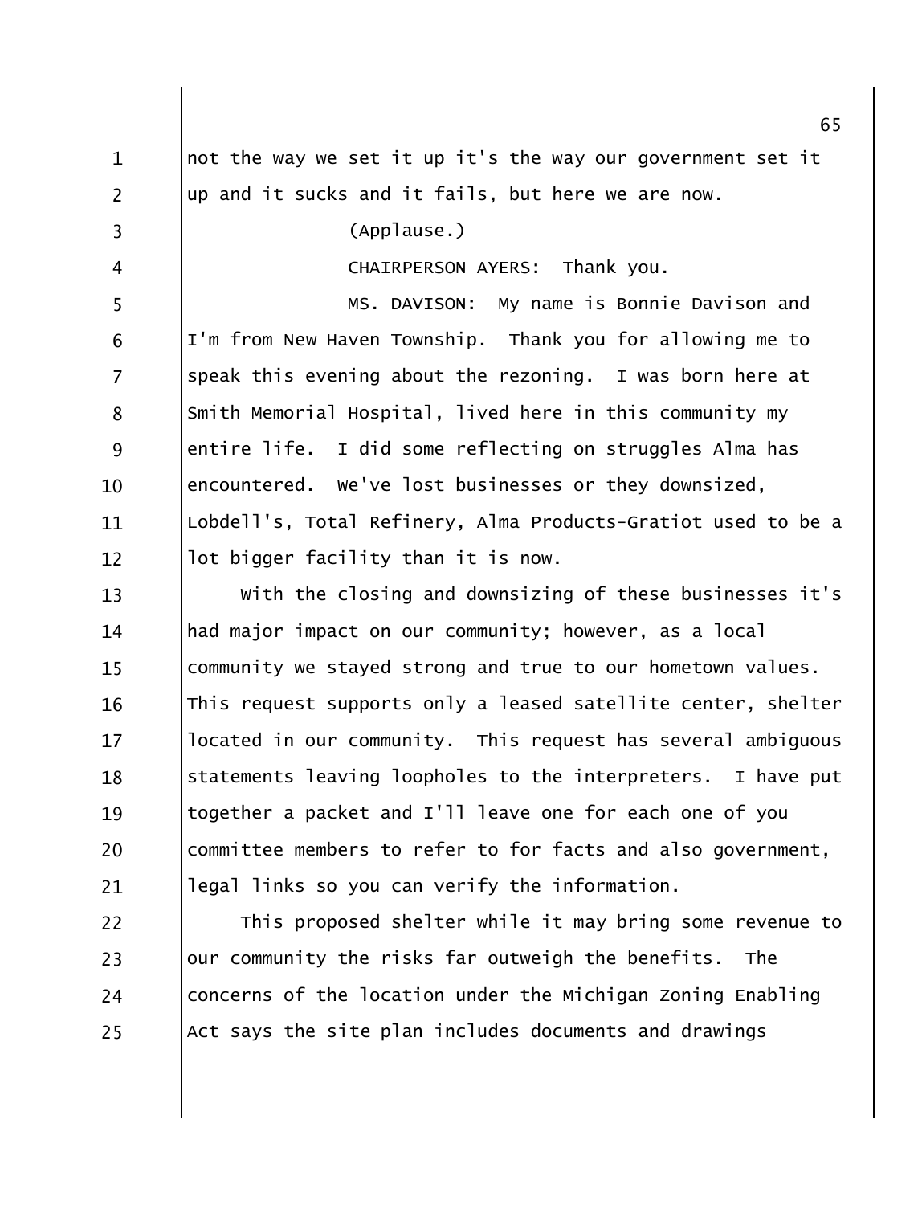not the way we set it up it's the way our government set it up and it sucks and it fails, but here we are now.

(Applause.)

CHAIRPERSON AYERS: Thank you.

MS. DAVISON: My name is Bonnie Davison and I'm from New Haven Township. Thank you for allowing me to speak this evening about the rezoning. I was born here at Smith Memorial Hospital, lived here in this community my entire life. I did some reflecting on struggles Alma has encountered. We've lost businesses or they downsized, Lobdell's, Total Refinery, Alma Products-Gratiot used to be a lot bigger facility than it is now.

With the closing and downsizing of these businesses it's had major impact on our community; however, as a local community we stayed strong and true to our hometown values. This request supports only a leased satellite center, shelter located in our community. This request has several ambiguous statements leaving loopholes to the interpreters. I have put together a packet and I'll leave one for each one of you committee members to refer to for facts and also government, legal links so you can verify the information.

This proposed shelter while it may bring some revenue to our community the risks far outweigh the benefits. The concerns of the location under the Michigan Zoning Enabling Act says the site plan includes documents and drawings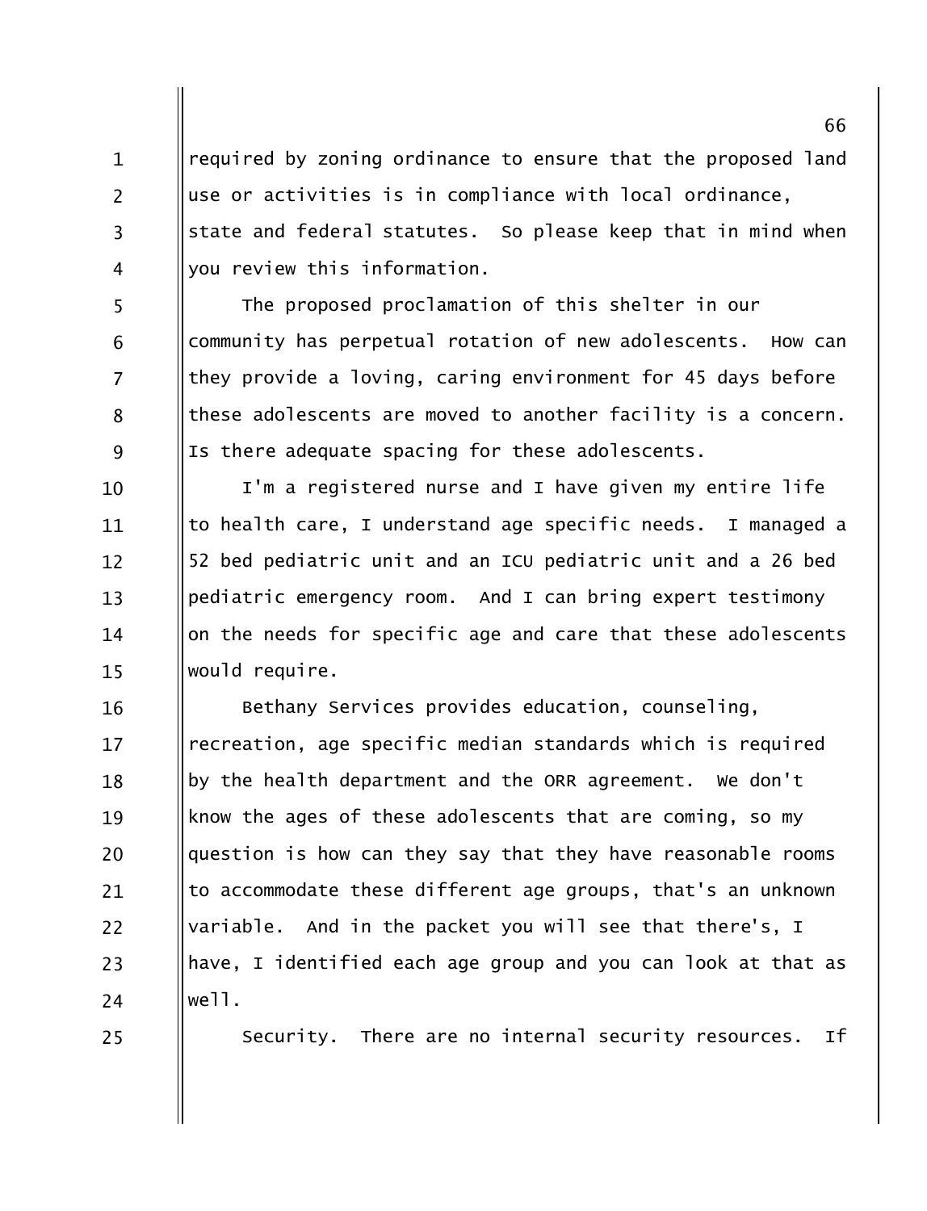required by zoning ordinance to ensure that the proposed land use or activities is in compliance with local ordinance, state and federal statutes. So please keep that in mind when you review this information.

The proposed proclamation of this shelter in our community has perpetual rotation of new adolescents. How can they provide a loving, caring environment for 45 days before these adolescents are moved to another facility is a concern. Is there adequate spacing for these adolescents.

I'm a registered nurse and I have given my entire life to health care, I understand age specific needs. I managed a 52 bed pediatric unit and an ICU pediatric unit and a 26 bed pediatric emergency room. And I can bring expert testimony on the needs for specific age and care that these adolescents would require.

Bethany Services provides education, counseling, recreation, age specific median standards which is required by the health department and the ORR agreement. We don't know the ages of these adolescents that are coming, so my question is how can they say that they have reasonable rooms to accommodate these different age groups, that's an unknown variable. And in the packet you will see that there's, I have, I identified each age group and you can look at that as well.

Security. There are no internal security resources. If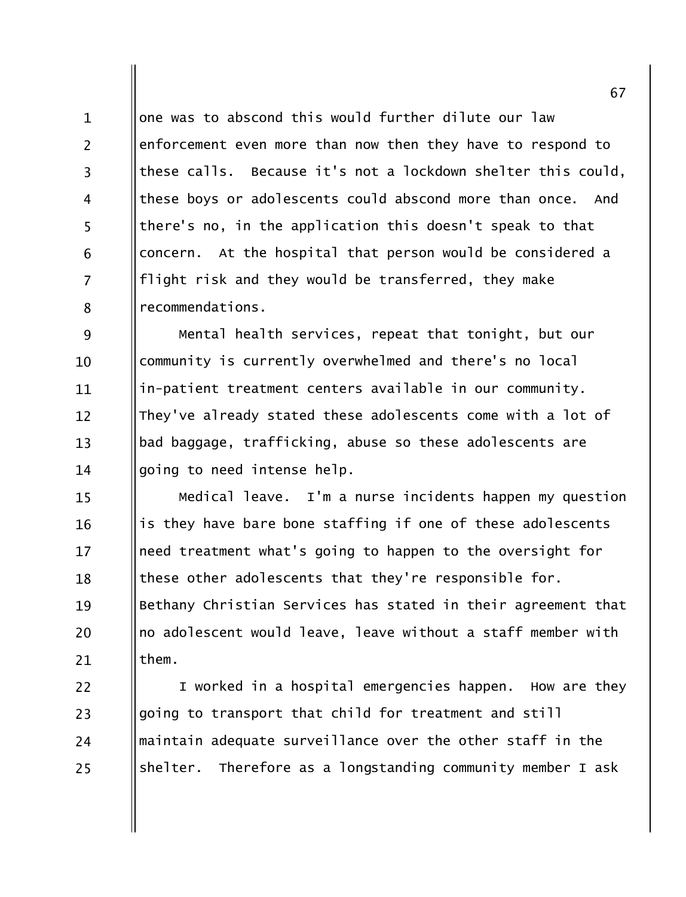one was to abscond this would further dilute our law enforcement even more than now then they have to respond to these calls. Because it's not a lockdown shelter this could, these boys or adolescents could abscond more than once. And there's no, in the application this doesn't speak to that concern. At the hospital that person would be considered a flight risk and they would be transferred, they make recommendations.

Mental health services, repeat that tonight, but our community is currently overwhelmed and there's no local in-patient treatment centers available in our community. They've already stated these adolescents come with a lot of bad baggage, trafficking, abuse so these adolescents are going to need intense help.

Medical leave. I'm a nurse incidents happen my question is they have bare bone staffing if one of these adolescents need treatment what's going to happen to the oversight for these other adolescents that they're responsible for. Bethany Christian Services has stated in their agreement that no adolescent would leave, leave without a staff member with them.

I worked in a hospital emergencies happen. How are they going to transport that child for treatment and still maintain adequate surveillance over the other staff in the shelter. Therefore as a longstanding community member I ask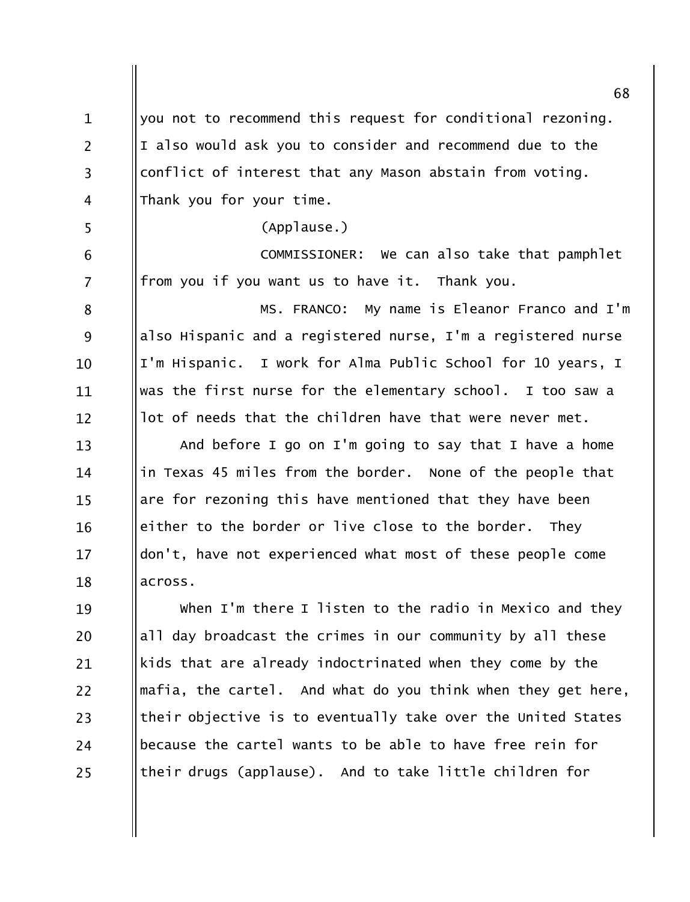you not to recommend this request for conditional rezoning. I also would ask you to consider and recommend due to the conflict of interest that any Mason abstain from voting. Thank you for your time.

(Applause.)

COMMISSIONER: We can also take that pamphlet from you if you want us to have it. Thank you.

MS. FRANCO: My name is Eleanor Franco and I'm also Hispanic and a registered nurse, I'm a registered nurse I'm Hispanic. I work for Alma Public School for 10 years, I was the first nurse for the elementary school. I too saw a lot of needs that the children have that were never met.

And before I go on I'm going to say that I have a home in Texas 45 miles from the border. None of the people that are for rezoning this have mentioned that they have been either to the border or live close to the border. They don't, have not experienced what most of these people come across.

When I'm there I listen to the radio in Mexico and they all day broadcast the crimes in our community by all these kids that are already indoctrinated when they come by the mafia, the cartel. And what do you think when they get here, their objective is to eventually take over the United States because the cartel wants to be able to have free rein for their drugs (applause). And to take little children for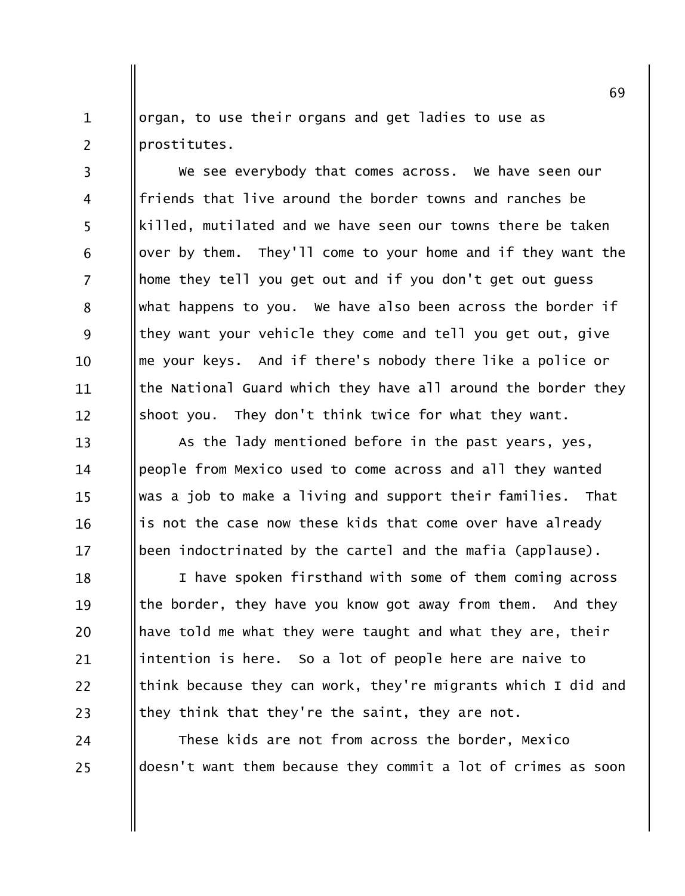organ, to use their organs and get ladies to use as prostitutes.

We see everybody that comes across. We have seen our friends that live around the border towns and ranches be killed, mutilated and we have seen our towns there be taken over by them. They'll come to your home and if they want the home they tell you get out and if you don't get out guess what happens to you. We have also been across the border if they want your vehicle they come and tell you get out, give me your keys. And if there's nobody there like a police or the National Guard which they have all around the border they shoot you. They don't think twice for what they want.

As the lady mentioned before in the past years, yes, people from Mexico used to come across and all they wanted was a job to make a living and support their families. That is not the case now these kids that come over have already been indoctrinated by the cartel and the mafia (applause).

I have spoken firsthand with some of them coming across the border, they have you know got away from them. And they have told me what they were taught and what they are, their intention is here. So a lot of people here are naive to think because they can work, they're migrants which I did and they think that they're the saint, they are not.

These kids are not from across the border, Mexico doesn't want them because they commit a lot of crimes as soon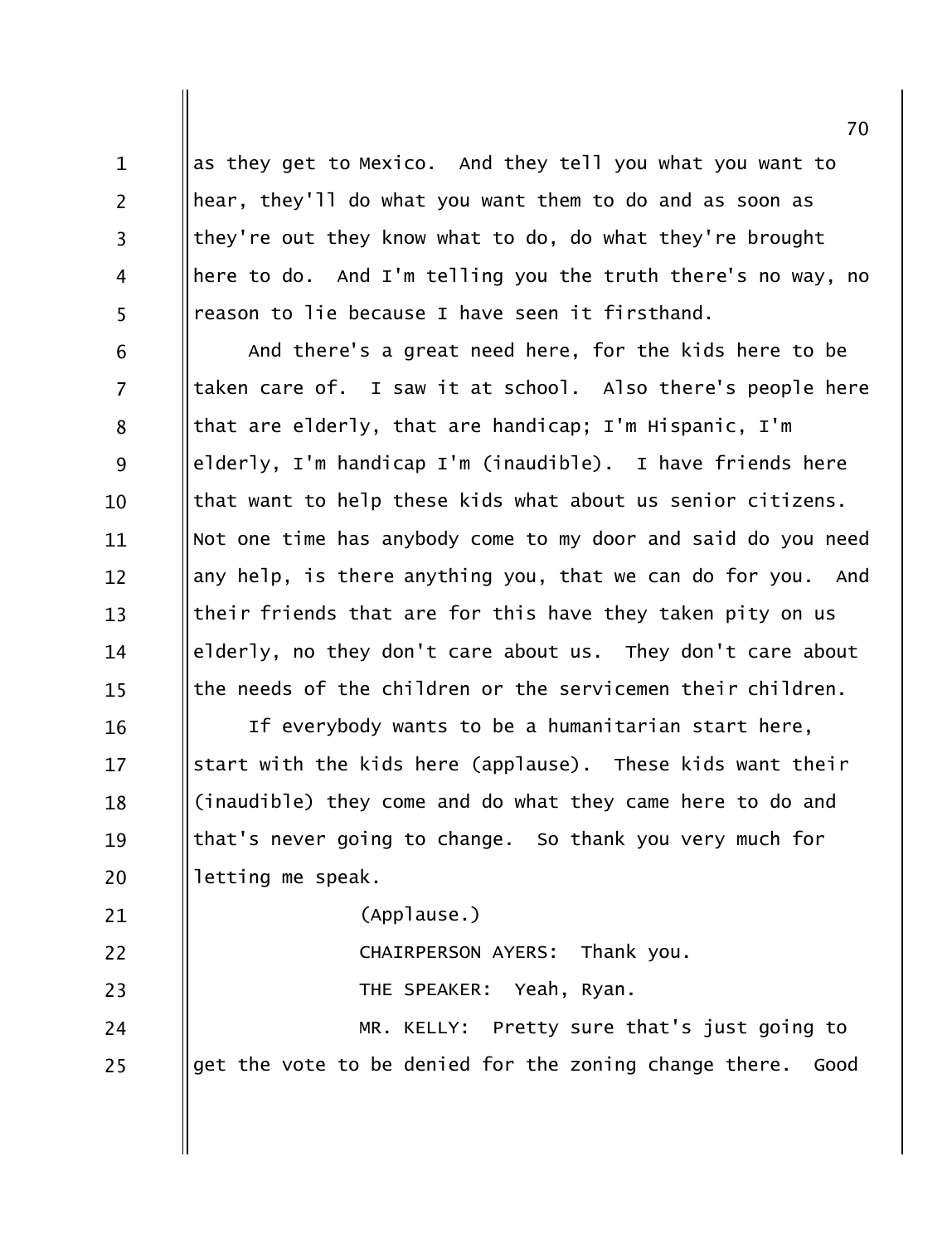as they get to Mexico. And they tell you what you want to hear, they'll do what you want them to do and as soon as they're out they know what to do, do what they're brought here to do. And I'm telling you the truth there's no way, no reason to lie because I have seen it firsthand.

And there's a great need here, for the kids here to be taken care of. I saw it at school. Also there's people here that are elderly, that are handicap; I'm Hispanic, I'm elderly, I'm handicap I'm (inaudible). I have friends here that want to help these kids what about us senior citizens. Not one time has anybody come to my door and said do you need any help, is there anything you, that we can do for you. And their friends that are for this have they taken pity on us elderly, no they don't care about us. They don't care about the needs of the children or the servicemen their children.

If everybody wants to be a humanitarian start here, start with the kids here (applause). These kids want their (inaudible) they come and do what they came here to do and that's never going to change. So thank you very much for letting me speak.

(Applause.)

CHAIRPERSON AYERS: Thank you.

THE SPEAKER: Yeah, Ryan.

MR. KELLY: Pretty sure that's just going to get the vote to be denied for the zoning change there. Good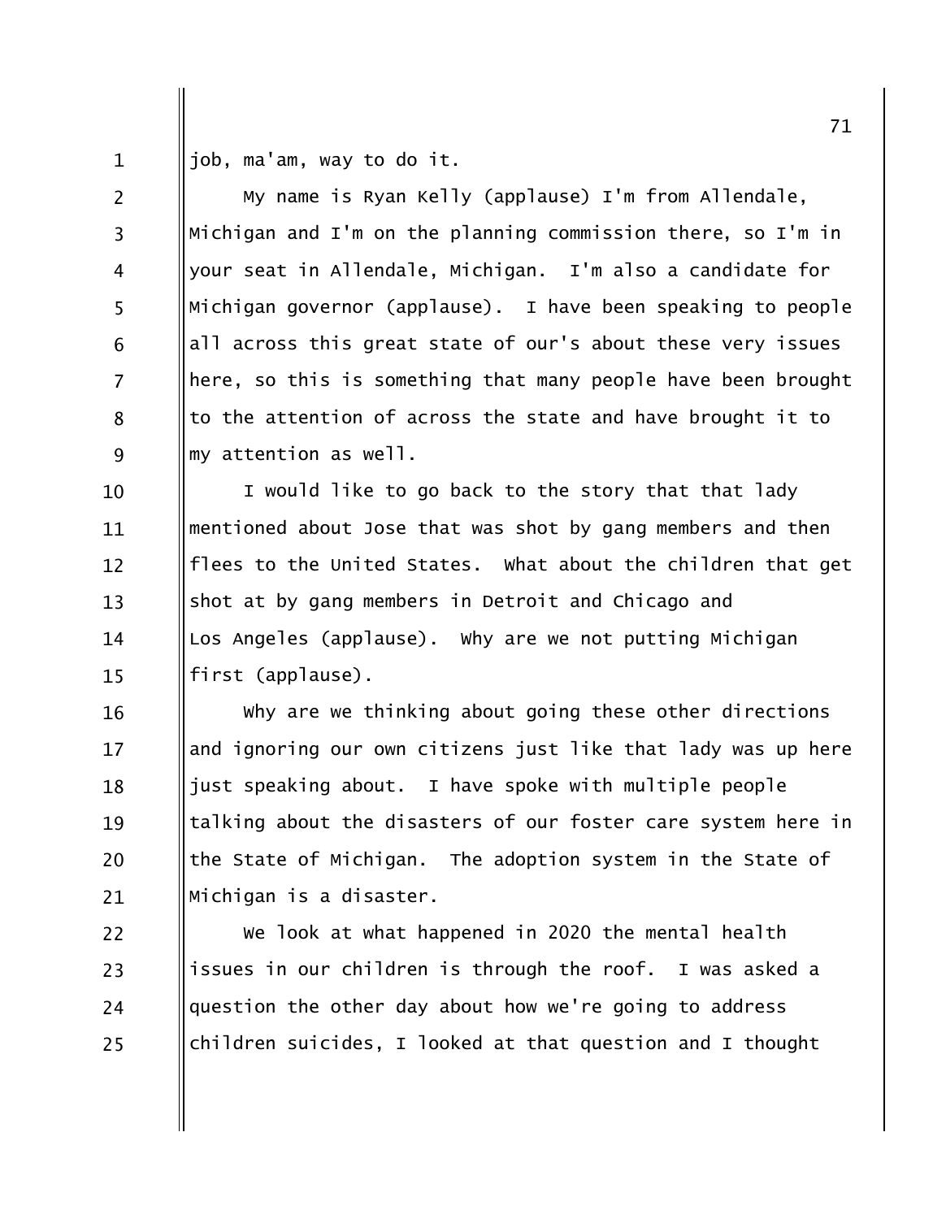job, ma'am, way to do it.

My name is Ryan Kelly (applause) I'm from Allendale, Michigan and I'm on the planning commission there, so I'm in your seat in Allendale, Michigan. I'm also a candidate for Michigan governor (applause). I have been speaking to people all across this great state of our's about these very issues here, so this is something that many people have been brought to the attention of across the state and have brought it to my attention as well.

I would like to go back to the story that that lady mentioned about Jose that was shot by gang members and then flees to the United States. What about the children that get shot at by gang members in Detroit and Chicago and Los Angeles (applause). Why are we not putting Michigan first (applause).

Why are we thinking about going these other directions and ignoring our own citizens just like that lady was up here just speaking about. I have spoke with multiple people talking about the disasters of our foster care system here in the State of Michigan. The adoption system in the State of Michigan is a disaster.

We look at what happened in 2020 the mental health issues in our children is through the roof. I was asked a question the other day about how we're going to address children suicides, I looked at that question and I thought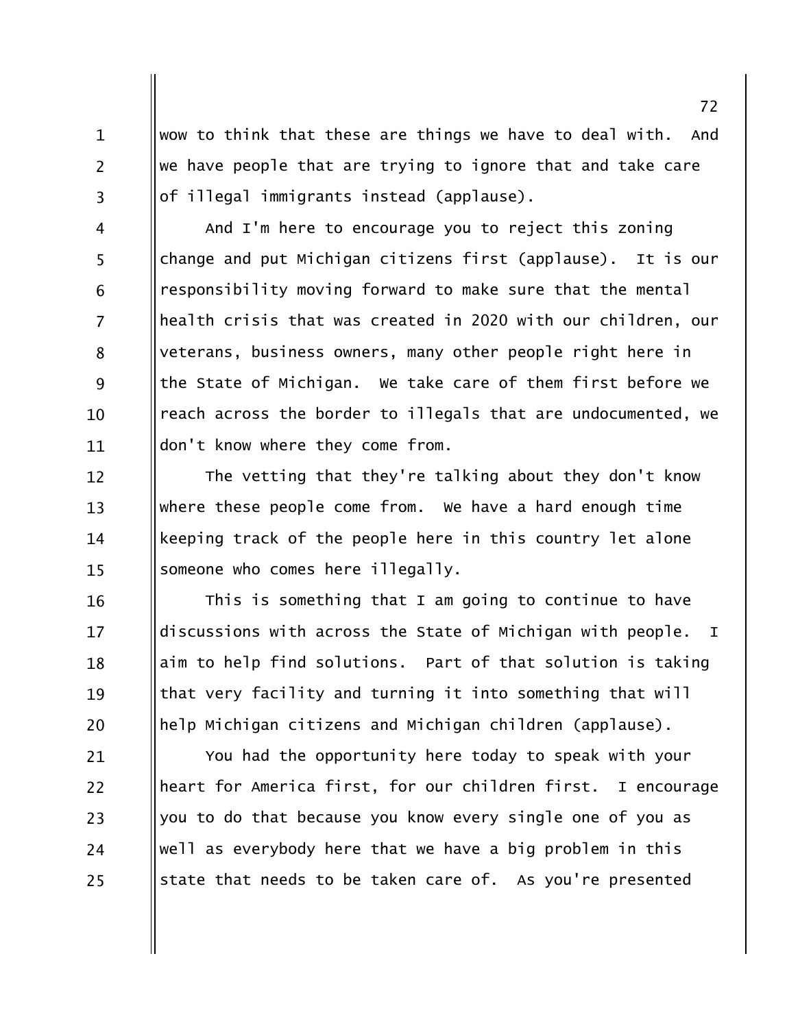wow to think that these are things we have to deal with. And we have people that are trying to ignore that and take care of illegal immigrants instead (applause).

And I'm here to encourage you to reject this zoning change and put Michigan citizens first (applause). It is our responsibility moving forward to make sure that the mental health crisis that was created in 2020 with our children, our veterans, business owners, many other people right here in the State of Michigan. We take care of them first before we reach across the border to illegals that are undocumented, we don't know where they come from.

The vetting that they're talking about they don't know where these people come from. We have a hard enough time keeping track of the people here in this country let alone someone who comes here illegally.

This is something that I am going to continue to have discussions with across the State of Michigan with people. I aim to help find solutions. Part of that solution is taking that very facility and turning it into something that will help Michigan citizens and Michigan children (applause).

You had the opportunity here today to speak with your heart for America first, for our children first. I encourage you to do that because you know every single one of you as well as everybody here that we have a big problem in this state that needs to be taken care of. As you're presented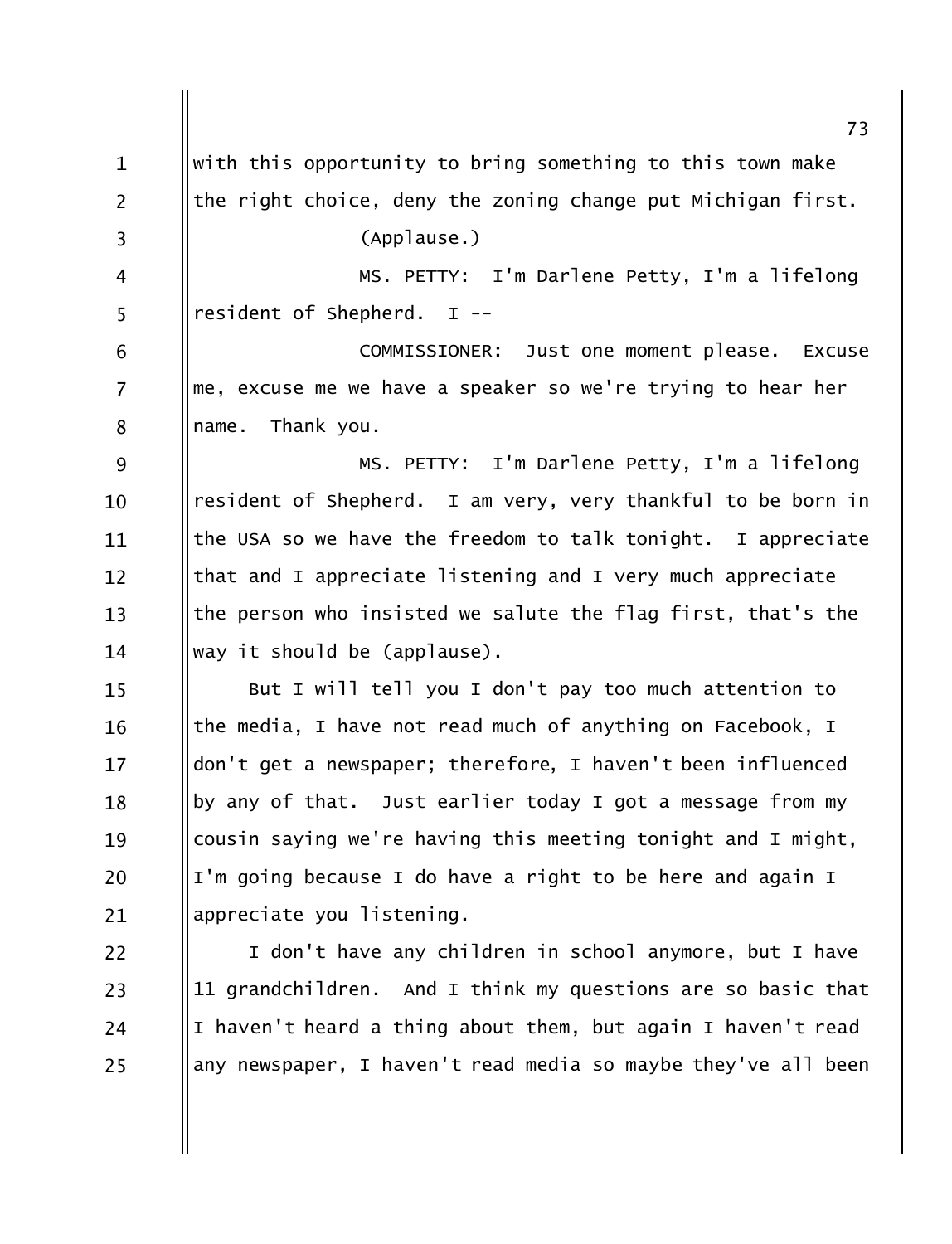with this opportunity to bring something to this town make the right choice, deny the zoning change put Michigan first.

(Applause.)

MS. PETTY: I'm Darlene Petty, I'm a lifelong resident of Shepherd. I --

COMMISSIONER: Just one moment please. Excuse me, excuse me we have a speaker so we're trying to hear her name. Thank you.

MS. PETTY: I'm Darlene Petty, I'm a lifelong resident of Shepherd. I am very, very thankful to be born in the USA so we have the freedom to talk tonight. I appreciate that and I appreciate listening and I very much appreciate the person who insisted we salute the flag first, that's the way it should be (applause).

But I will tell you I don't pay too much attention to the media, I have not read much of anything on Facebook, I don't get a newspaper; therefore, I haven't been influenced by any of that. Just earlier today I got a message from my cousin saying we're having this meeting tonight and I might, I'm going because I do have a right to be here and again I appreciate you listening.

I don't have any children in school anymore, but I have 11 grandchildren. And I think my questions are so basic that I haven't heard a thing about them, but again I haven't read any newspaper, I haven't read media so maybe they've all been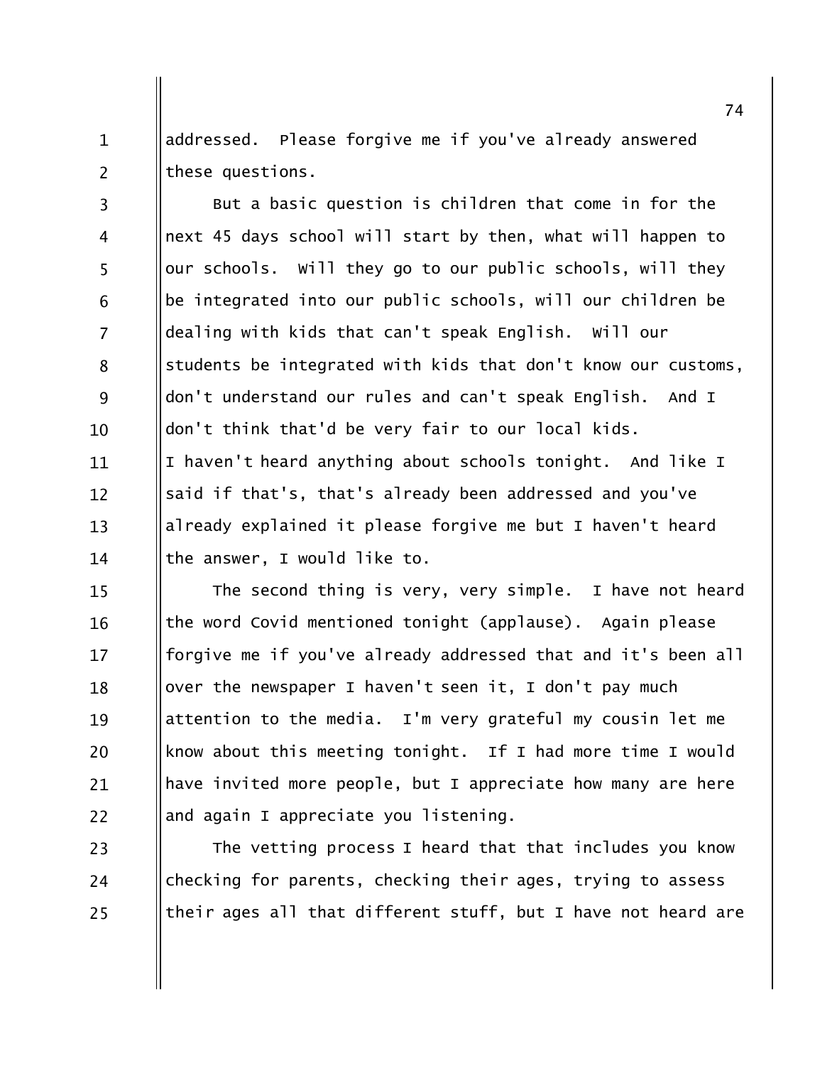addressed. Please forgive me if you've already answered these questions.

But a basic question is children that come in for the next 45 days school will start by then, what will happen to our schools. Will they go to our public schools, will they be integrated into our public schools, will our children be dealing with kids that can't speak English. Will our students be integrated with kids that don't know our customs, don't understand our rules and can't speak English. And I don't think that'd be very fair to our local kids.

I haven't heard anything about schools tonight. And like I said if that's, that's already been addressed and you've already explained it please forgive me but I haven't heard the answer, I would like to.

The second thing is very, very simple. I have not heard the word Covid mentioned tonight (applause). Again please forgive me if you've already addressed that and it's been all over the newspaper I haven't seen it, I don't pay much attention to the media. I'm very grateful my cousin let me know about this meeting tonight. If I had more time I would have invited more people, but I appreciate how many are here and again I appreciate you listening.

The vetting process I heard that that includes you know checking for parents, checking their ages, trying to assess their ages all that different stuff, but I have not heard are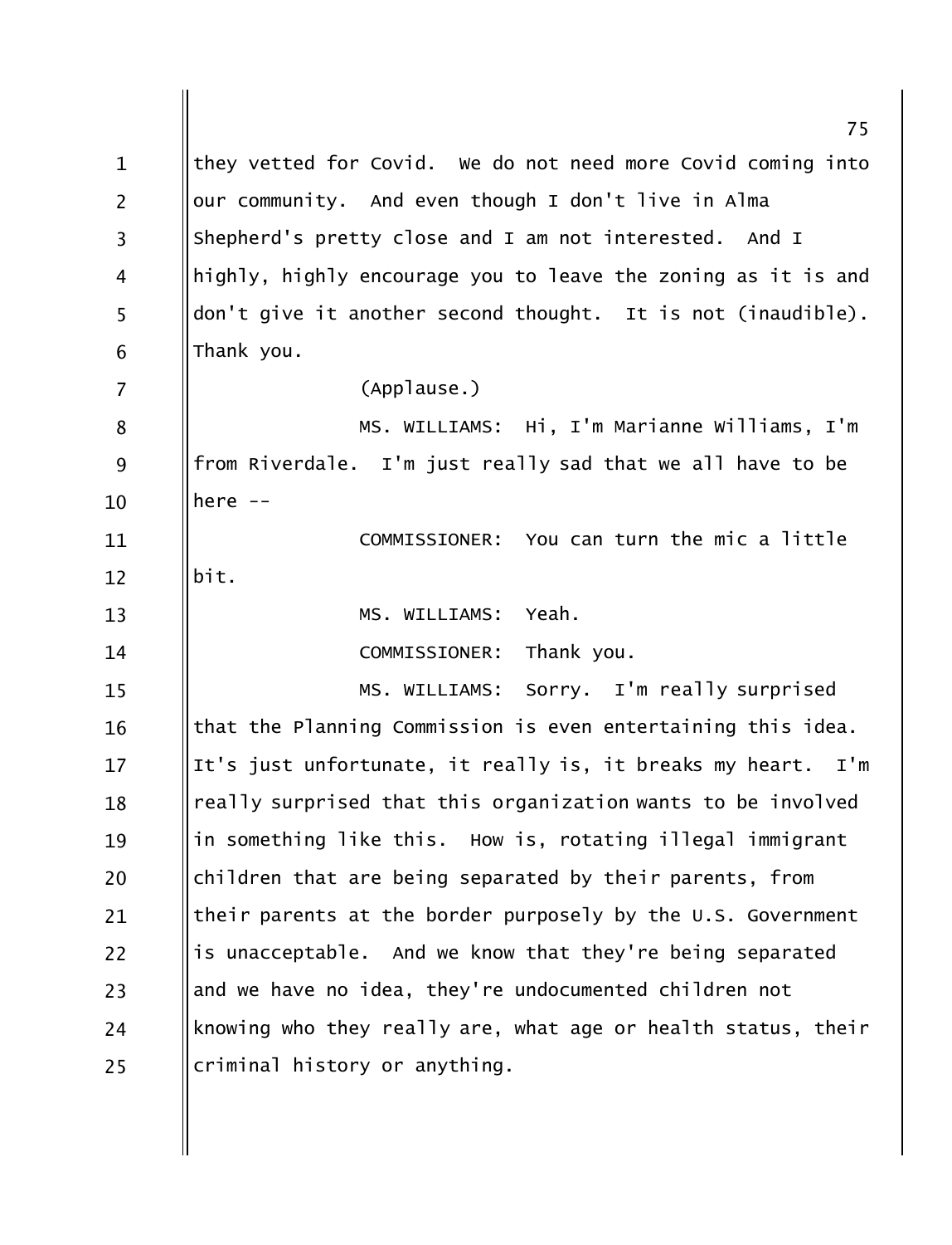they vetted for Covid. We do not need more Covid coming into our community. And even though I don't live in Alma Shepherd's pretty close and I am not interested. And I highly, highly encourage you to leave the zoning as it is and don't give it another second thought. It is not (inaudible). Thank you.

(Applause.)

MS. WILLIAMS: Hi, I'm Marianne Williams, I'm from Riverdale. I'm just really sad that we all have to be here --

COMMISSIONER: You can turn the mic a little bit.

MS. WILLIAMS: Yeah.

COMMISSIONER: Thank you.

MS. WILLIAMS: Sorry. I'm really surprised that the Planning Commission is even entertaining this idea. It's just unfortunate, it really is, it breaks my heart. I'm really surprised that this organization wants to be involved in something like this. How is, rotating illegal immigrant children that are being separated by their parents, from their parents at the border purposely by the U.S. Government is unacceptable. And we know that they're being separated and we have no idea, they're undocumented children not knowing who they really are, what age or health status, their criminal history or anything.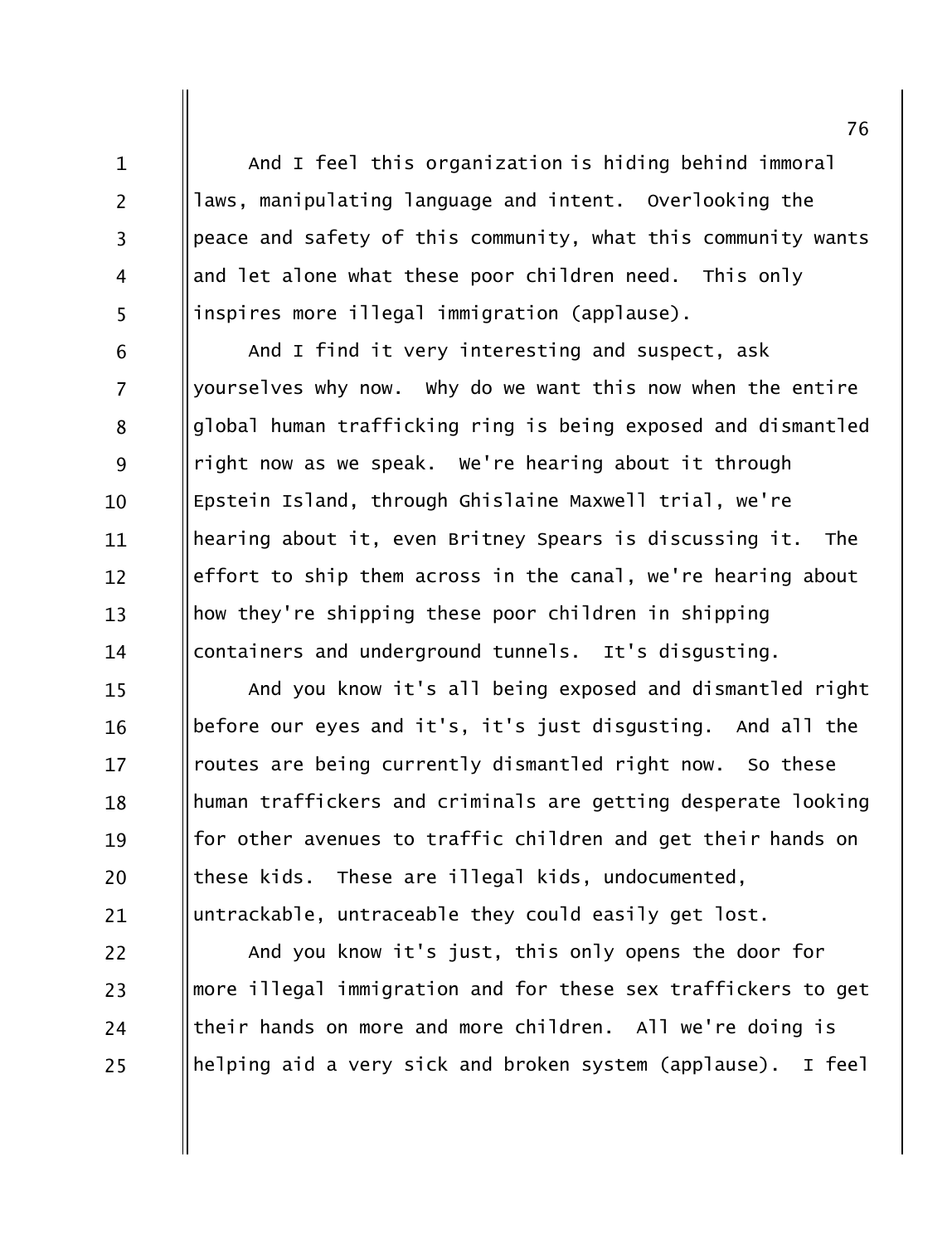And I feel this organization is hiding behind immoral laws, manipulating language and intent. Overlooking the peace and safety of this community, what this community wants and let alone what these poor children need. This only inspires more illegal immigration (applause).

And I find it very interesting and suspect, ask yourselves why now. Why do we want this now when the entire global human trafficking ring is being exposed and dismantled right now as we speak. We're hearing about it through Epstein Island, through Ghislaine Maxwell trial, we're hearing about it, even Britney Spears is discussing it. The effort to ship them across in the canal, we're hearing about how they're shipping these poor children in shipping containers and underground tunnels. It's disgusting.

And you know it's all being exposed and dismantled right before our eyes and it's, it's just disgusting. And all the routes are being currently dismantled right now. So these human traffickers and criminals are getting desperate looking for other avenues to traffic children and get their hands on these kids. These are illegal kids, undocumented, untrackable, untraceable they could easily get lost.

And you know it's just, this only opens the door for more illegal immigration and for these sex traffickers to get their hands on more and more children. All we're doing is helping aid a very sick and broken system (applause). I feel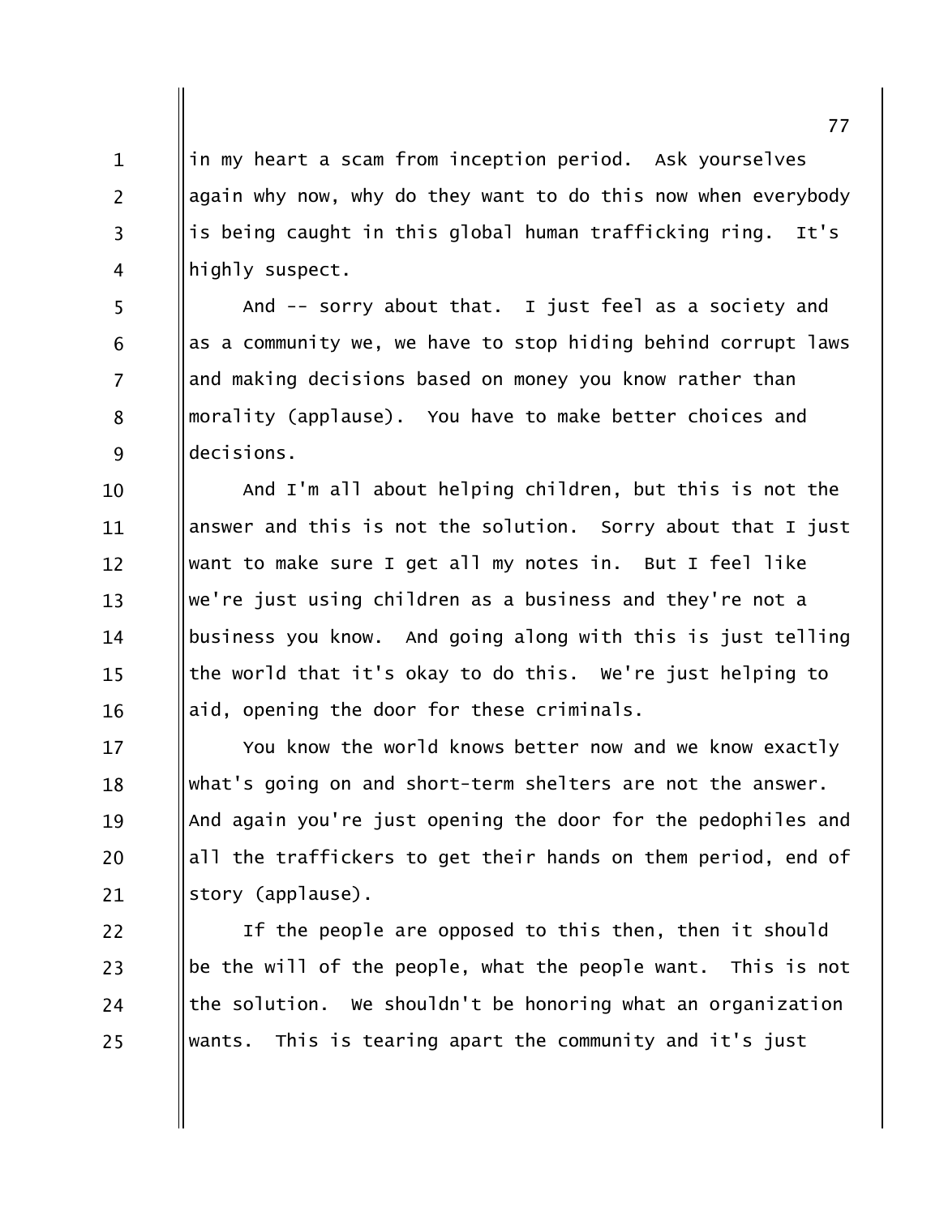in my heart a scam from inception period. Ask yourselves again why now, why do they want to do this now when everybody is being caught in this global human trafficking ring. It's highly suspect.

And -- sorry about that. I just feel as a society and as a community we, we have to stop hiding behind corrupt laws and making decisions based on money you know rather than morality (applause). You have to make better choices and decisions.

And I'm all about helping children, but this is not the answer and this is not the solution. Sorry about that I just want to make sure I get all my notes in. But I feel like we're just using children as a business and they're not a business you know. And going along with this is just telling the world that it's okay to do this. We're just helping to aid, opening the door for these criminals.

You know the world knows better now and we know exactly what's going on and short-term shelters are not the answer. And again you're just opening the door for the pedophiles and all the traffickers to get their hands on them period, end of story (applause).

If the people are opposed to this then, then it should be the will of the people, what the people want. This is not the solution. We shouldn't be honoring what an organization wants. This is tearing apart the community and it's just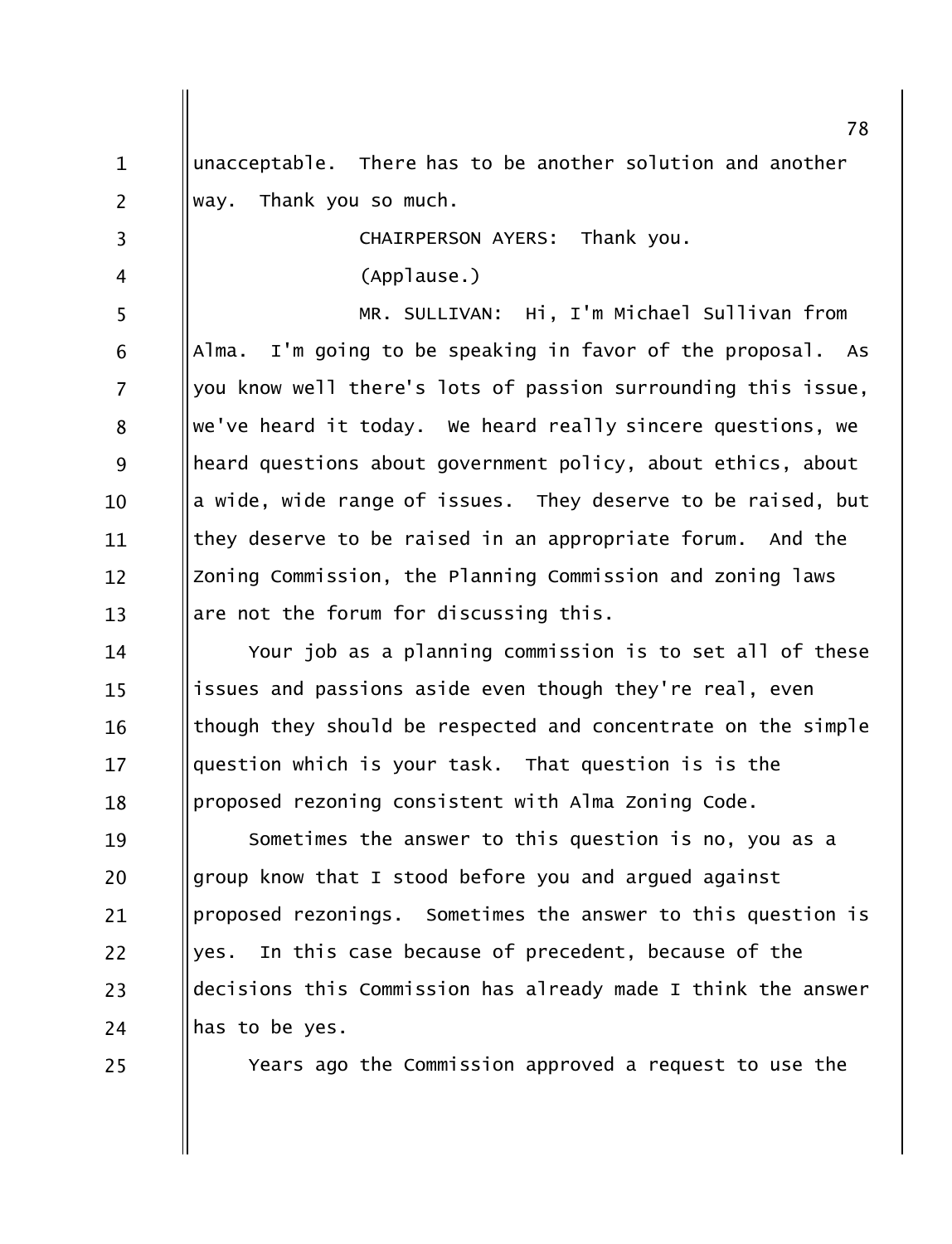unacceptable. There has to be another solution and another way. Thank you so much.

CHAIRPERSON AYERS: Thank you.

(Applause.)

MR. SULLIVAN: Hi, I'm Michael Sullivan from Alma. I'm going to be speaking in favor of the proposal. As you know well there's lots of passion surrounding this issue, we've heard it today. We heard really sincere questions, we heard questions about government policy, about ethics, about a wide, wide range of issues. They deserve to be raised, but they deserve to be raised in an appropriate forum. And the Zoning Commission, the Planning Commission and zoning laws are not the forum for discussing this.

Your job as a planning commission is to set all of these issues and passions aside even though they're real, even though they should be respected and concentrate on the simple question which is your task. That question is is the proposed rezoning consistent with Alma Zoning Code.

Sometimes the answer to this question is no, you as a group know that I stood before you and argued against proposed rezonings. Sometimes the answer to this question is yes. In this case because of precedent, because of the decisions this Commission has already made I think the answer has to be yes.

Years ago the Commission approved a request to use the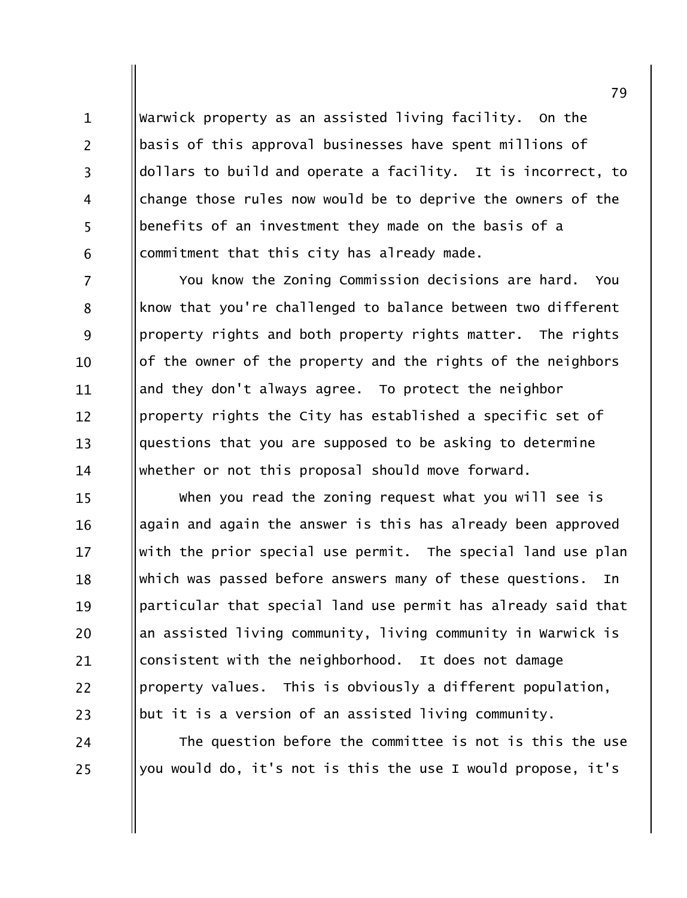Warwick property as an assisted living facility. On the basis of this approval businesses have spent millions of dollars to build and operate a facility. It is incorrect, to change those rules now would be to deprive the owners of the benefits of an investment they made on the basis of a commitment that this city has already made.

You know the Zoning Commission decisions are hard. You know that you're challenged to balance between two different property rights and both property rights matter. The rights of the owner of the property and the rights of the neighbors and they don't always agree. To protect the neighbor property rights the City has established a specific set of questions that you are supposed to be asking to determine whether or not this proposal should move forward.

When you read the zoning request what you will see is again and again the answer is this has already been approved with the prior special use permit. The special land use plan which was passed before answers many of these questions. In particular that special land use permit has already said that an assisted living community, living community in Warwick is consistent with the neighborhood. It does not damage property values. This is obviously a different population, but it is a version of an assisted living community.

The question before the committee is not is this the use you would do, it's not is this the use I would propose, it's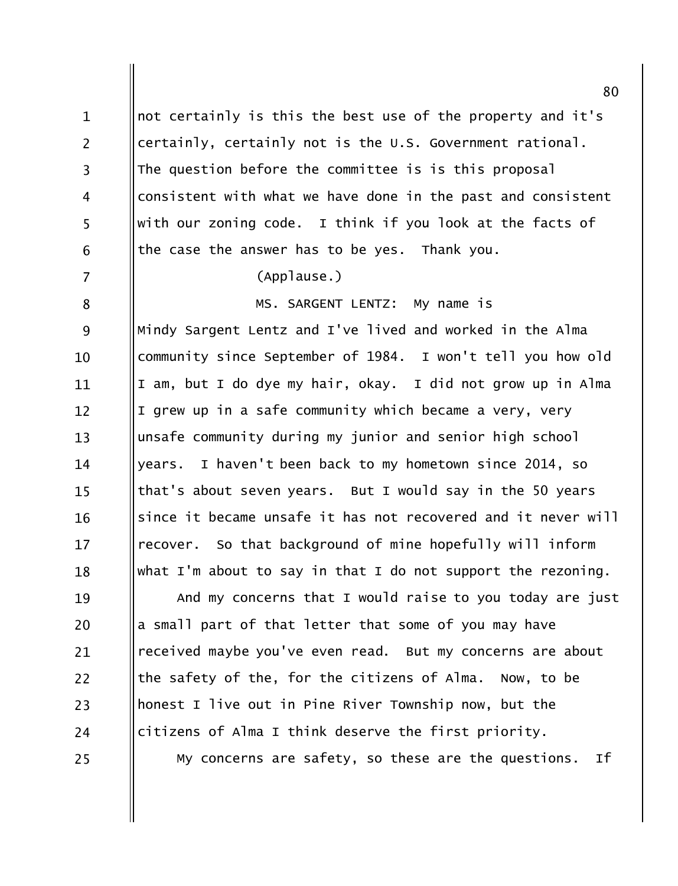not certainly is this the best use of the property and it's certainly, certainly not is the U.S. Government rational. The question before the committee is is this proposal consistent with what we have done in the past and consistent with our zoning code. I think if you look at the facts of the case the answer has to be yes. Thank you.

(Applause.)

MS. SARGENT LENTZ: My name is Mindy Sargent Lentz and I've lived and worked in the Alma community since September of 1984. I won't tell you how old I am, but I do dye my hair, okay. I did not grow up in Alma I grew up in a safe community which became a very, very unsafe community during my junior and senior high school years. I haven't been back to my hometown since 2014, so that's about seven years. But I would say in the 50 years since it became unsafe it has not recovered and it never will recover. So that background of mine hopefully will inform what I'm about to say in that I do not support the rezoning.

And my concerns that I would raise to you today are just a small part of that letter that some of you may have received maybe you've even read. But my concerns are about the safety of the, for the citizens of Alma. Now, to be honest I live out in Pine River Township now, but the citizens of Alma I think deserve the first priority.

My concerns are safety, so these are the questions. If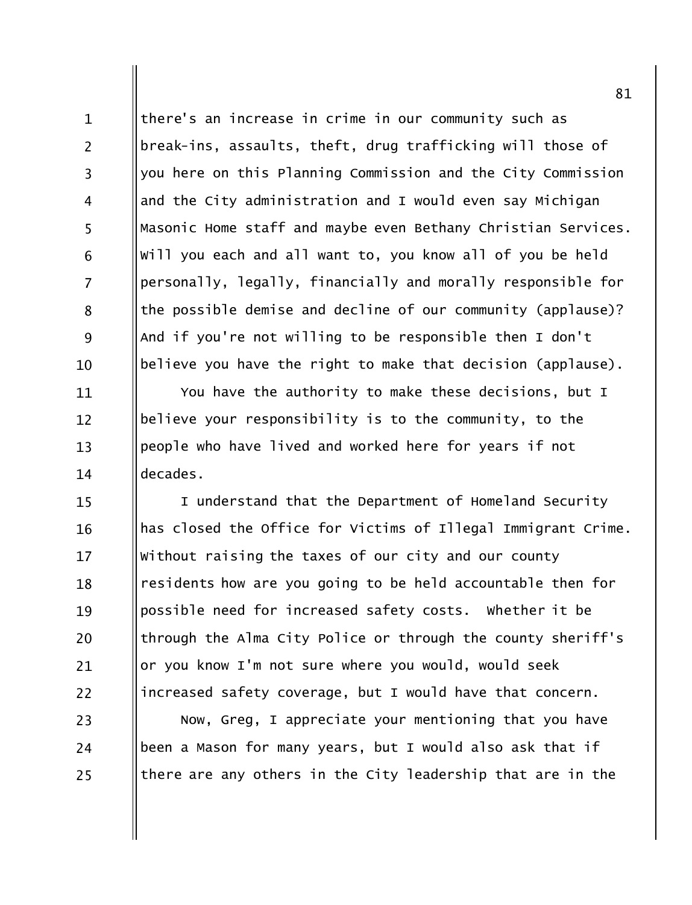there's an increase in crime in our community such as break-ins, assaults, theft, drug trafficking will those of you here on this Planning Commission and the City Commission and the City administration and I would even say Michigan Masonic Home staff and maybe even Bethany Christian Services. Will you each and all want to, you know all of you be held personally, legally, financially and morally responsible for the possible demise and decline of our community (applause)? And if you're not willing to be responsible then I don't believe you have the right to make that decision (applause).

You have the authority to make these decisions, but I believe your responsibility is to the community, to the people who have lived and worked here for years if not decades.

I understand that the Department of Homeland Security has closed the Office for Victims of Illegal Immigrant Crime. Without raising the taxes of our city and our county residents how are you going to be held accountable then for possible need for increased safety costs. Whether it be through the Alma City Police or through the county sheriff's or you know I'm not sure where you would, would seek increased safety coverage, but I would have that concern.

Now, Greg, I appreciate your mentioning that you have been a Mason for many years, but I would also ask that if there are any others in the City leadership that are in the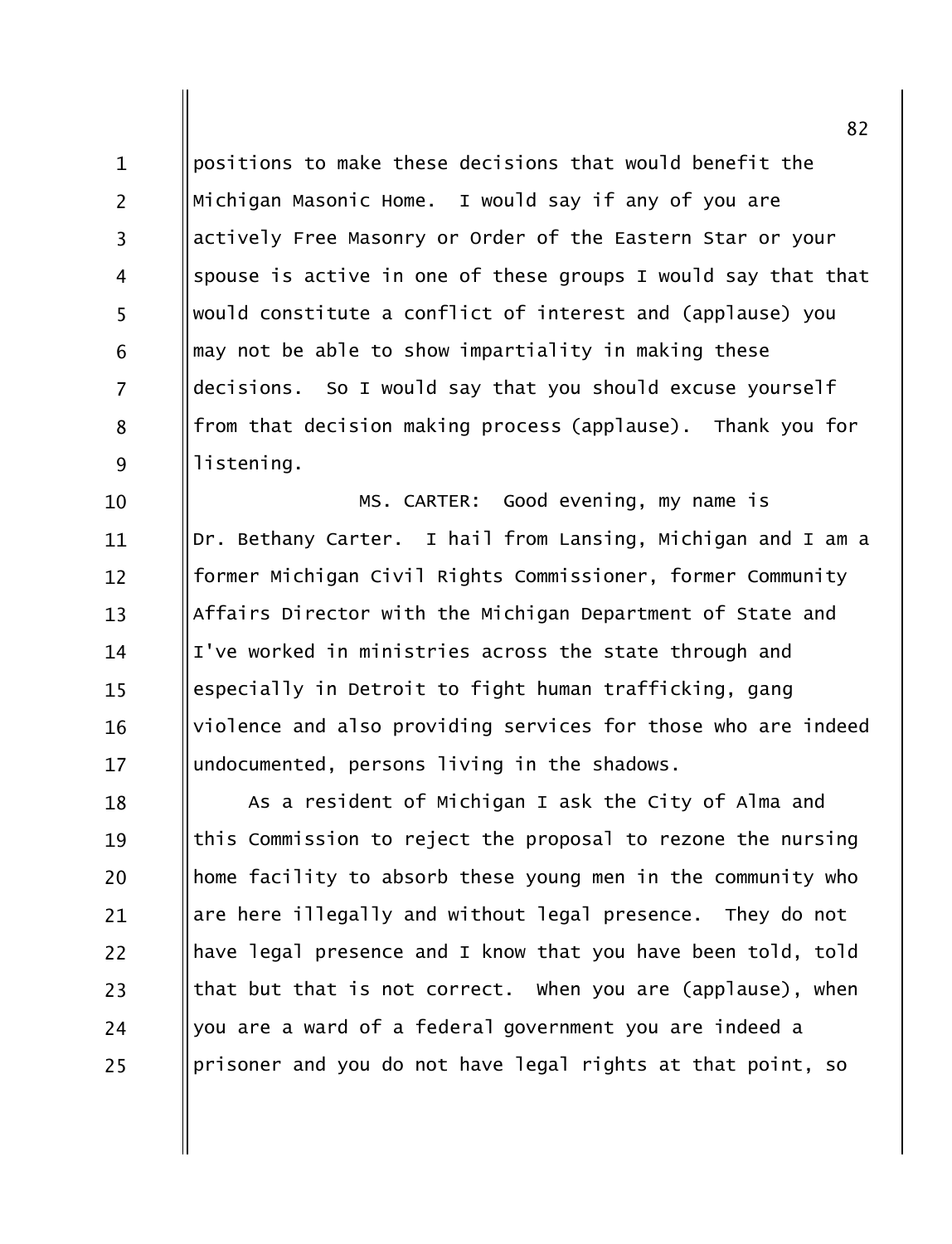positions to make these decisions that would benefit the Michigan Masonic Home. I would say if any of you are actively Free Masonry or Order of the Eastern Star or your spouse is active in one of these groups I would say that that would constitute a conflict of interest and (applause) you may not be able to show impartiality in making these decisions. So I would say that you should excuse yourself from that decision making process (applause). Thank you for listening.

MS. CARTER: Good evening, my name is Dr. Bethany Carter. I hail from Lansing, Michigan and I am a former Michigan Civil Rights Commissioner, former Community Affairs Director with the Michigan Department of State and I've worked in ministries across the state through and especially in Detroit to fight human trafficking, gang violence and also providing services for those who are indeed undocumented, persons living in the shadows.

As a resident of Michigan I ask the City of Alma and this Commission to reject the proposal to rezone the nursing home facility to absorb these young men in the community who are here illegally and without legal presence. They do not have legal presence and I know that you have been told, told that but that is not correct. When you are (applause), when you are a ward of a federal government you are indeed a prisoner and you do not have legal rights at that point, so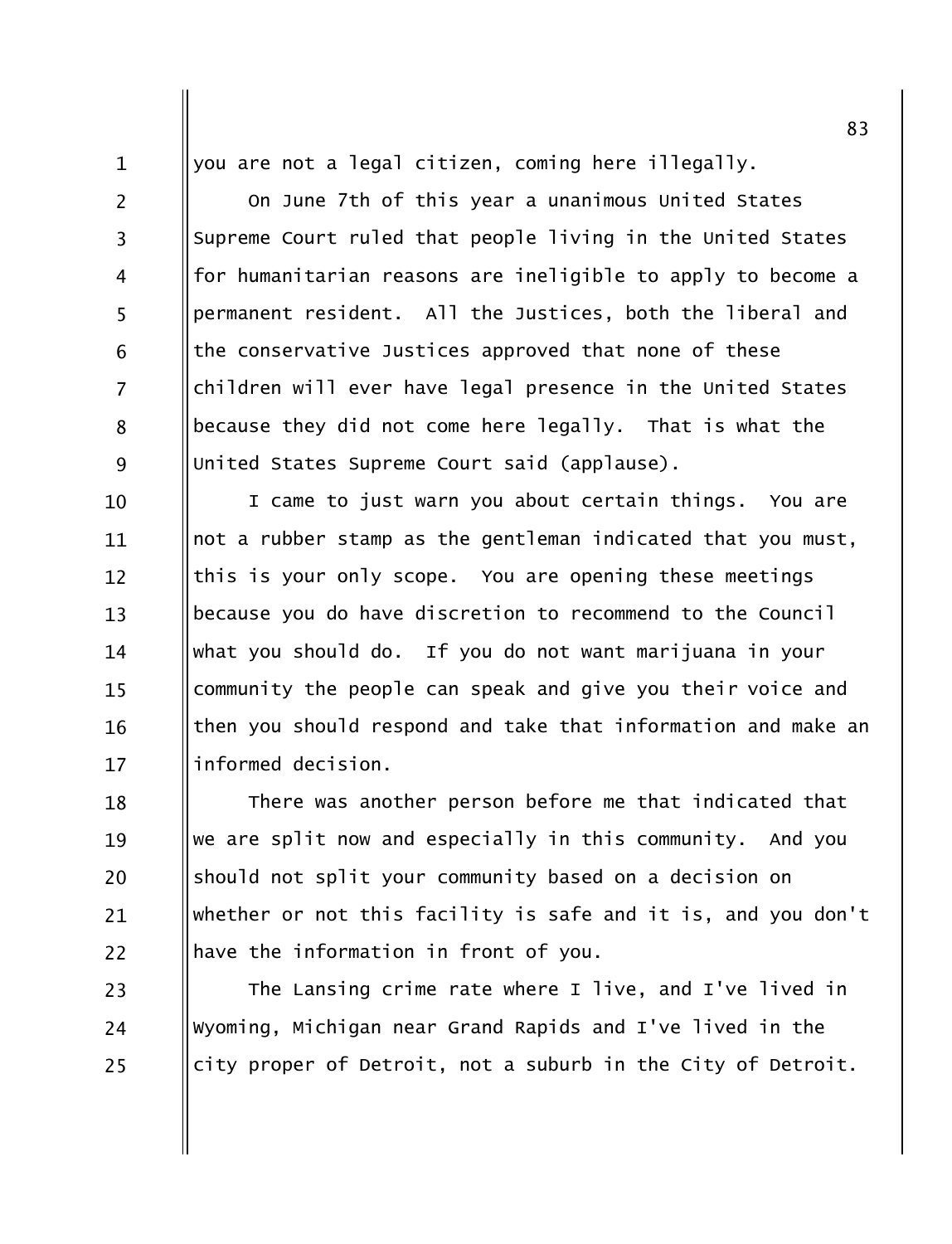you are not a legal citizen, coming here illegally.

On June 7th of this year a unanimous United States Supreme Court ruled that people living in the United States for humanitarian reasons are ineligible to apply to become a permanent resident. All the Justices, both the liberal and the conservative Justices approved that none of these children will ever have legal presence in the United States because they did not come here legally. That is what the United States Supreme Court said (applause).

I came to just warn you about certain things. You are not a rubber stamp as the gentleman indicated that you must, this is your only scope. You are opening these meetings because you do have discretion to recommend to the Council what you should do. If you do not want marijuana in your community the people can speak and give you their voice and then you should respond and take that information and make an informed decision.

There was another person before me that indicated that we are split now and especially in this community. And you should not split your community based on a decision on whether or not this facility is safe and it is, and you don't have the information in front of you.

The Lansing crime rate where I live, and I've lived in Wyoming, Michigan near Grand Rapids and I've lived in the city proper of Detroit, not a suburb in the City of Detroit.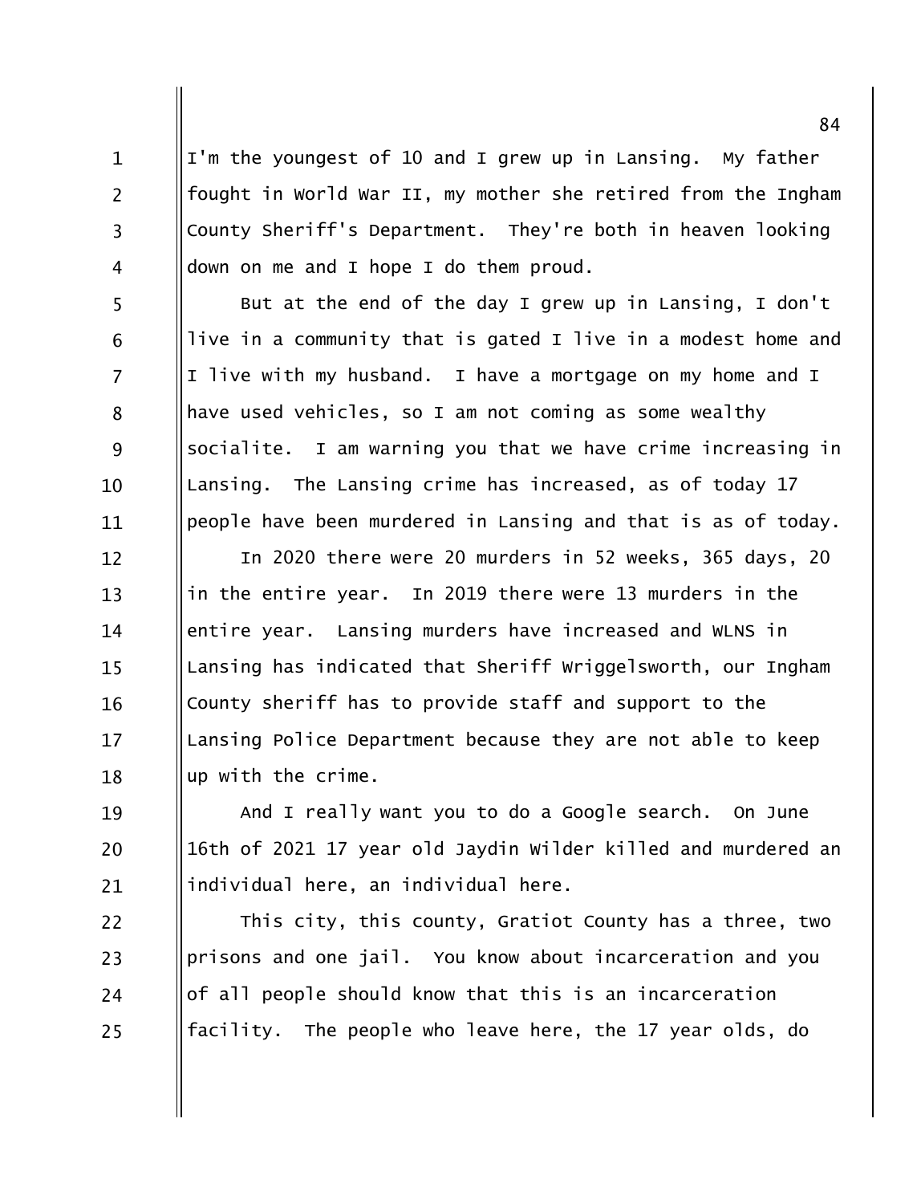I'm the youngest of 10 and I grew up in Lansing. My father fought in World War II, my mother she retired from the Ingham County Sheriff's Department. They're both in heaven looking down on me and I hope I do them proud.

But at the end of the day I grew up in Lansing, I don't live in a community that is gated I live in a modest home and I live with my husband. I have a mortgage on my home and I have used vehicles, so I am not coming as some wealthy socialite. I am warning you that we have crime increasing in Lansing. The Lansing crime has increased, as of today 17 people have been murdered in Lansing and that is as of today.

In 2020 there were 20 murders in 52 weeks, 365 days, 20 in the entire year. In 2019 there were 13 murders in the entire year. Lansing murders have increased and WLNS in Lansing has indicated that Sheriff Wriggelsworth, our Ingham County sheriff has to provide staff and support to the Lansing Police Department because they are not able to keep up with the crime.

And I really want you to do a Google search. On June 16th of 2021 17 year old Jaydin Wilder killed and murdered an individual here, an individual here.

This city, this county, Gratiot County has a three, two prisons and one jail. You know about incarceration and you of all people should know that this is an incarceration facility. The people who leave here, the 17 year olds, do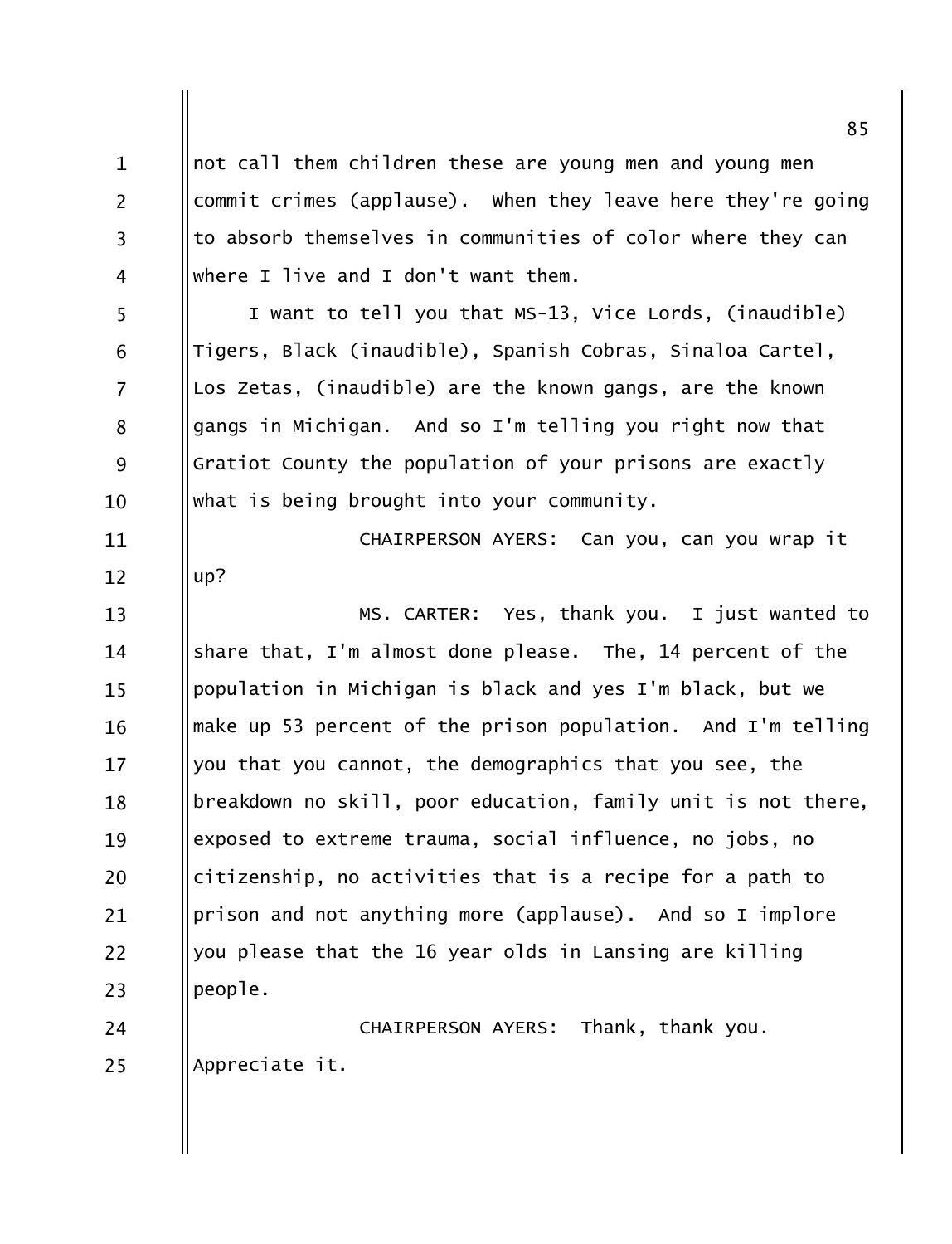not call them children these are young men and young men commit crimes (applause). When they leave here they're going to absorb themselves in communities of color where they can where I live and I don't want them.

I want to tell you that MS-13, Vice Lords, (inaudible) Tigers, Black (inaudible), Spanish Cobras, Sinaloa Cartel, Los Zetas, (inaudible) are the known gangs, are the known gangs in Michigan. And so I'm telling you right now that Gratiot County the population of your prisons are exactly what is being brought into your community.

CHAIRPERSON AYERS: Can you, can you wrap it up?

MS. CARTER: Yes, thank you. I just wanted to share that, I'm almost done please. The, 14 percent of the population in Michigan is black and yes I'm black, but we make up 53 percent of the prison population. And I'm telling you that you cannot, the demographics that you see, the breakdown no skill, poor education, family unit is not there, exposed to extreme trauma, social influence, no jobs, no citizenship, no activities that is a recipe for a path to prison and not anything more (applause). And so I implore you please that the 16 year olds in Lansing are killing people.

CHAIRPERSON AYERS: Thank, thank you. Appreciate it.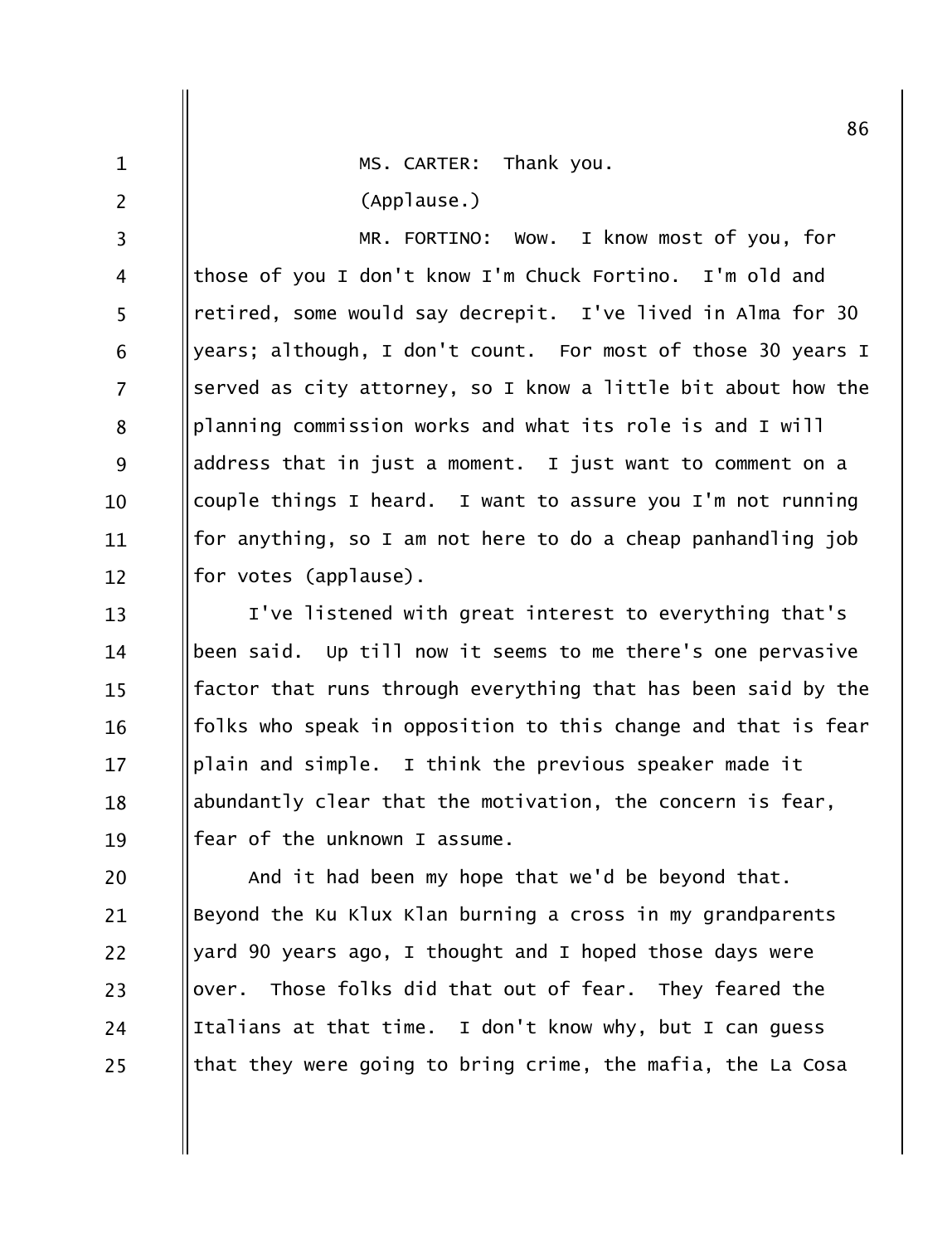MS. CARTER: Thank you.

(Applause.)

MR. FORTINO: Wow. I know most of you, for those of you I don't know I'm Chuck Fortino. I'm old and retired, some would say decrepit. I've lived in Alma for 30 years; although, I don't count. For most of those 30 years I served as city attorney, so I know a little bit about how the planning commission works and what its role is and I will address that in just a moment. I just want to comment on a couple things I heard. I want to assure you I'm not running for anything, so I am not here to do a cheap panhandling job for votes (applause).

I've listened with great interest to everything that's been said. Up till now it seems to me there's one pervasive factor that runs through everything that has been said by the folks who speak in opposition to this change and that is fear plain and simple. I think the previous speaker made it abundantly clear that the motivation, the concern is fear, fear of the unknown I assume.

And it had been my hope that we'd be beyond that. Beyond the Ku Klux Klan burning a cross in my grandparents yard 90 years ago, I thought and I hoped those days were over. Those folks did that out of fear. They feared the Italians at that time. I don't know why, but I can guess that they were going to bring crime, the mafia, the La Cosa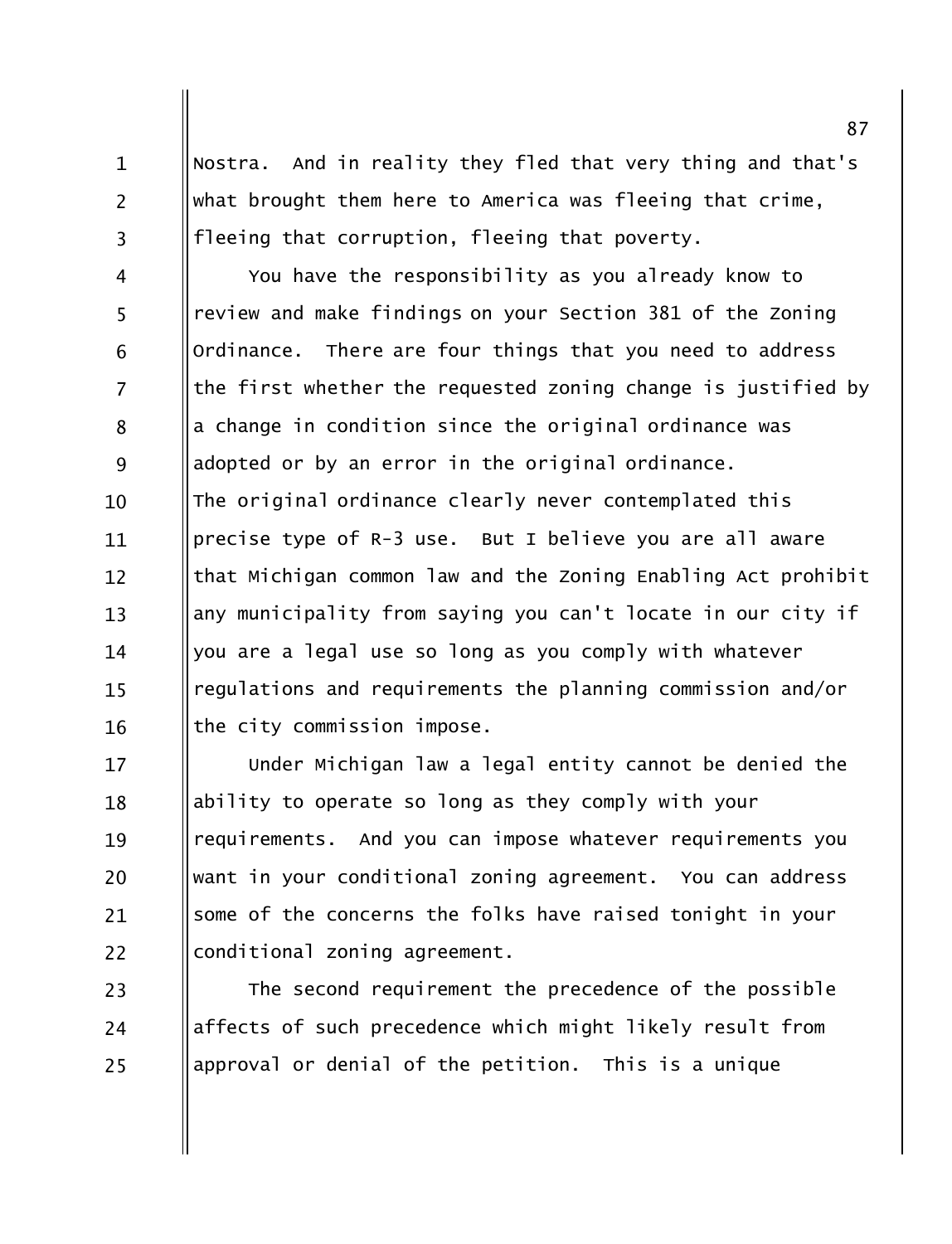Nostra. And in reality they fled that very thing and that's what brought them here to America was fleeing that crime, fleeing that corruption, fleeing that poverty.

You have the responsibility as you already know to review and make findings on your Section 381 of the Zoning Ordinance. There are four things that you need to address the first whether the requested zoning change is justified by a change in condition since the original ordinance was adopted or by an error in the original ordinance. The original ordinance clearly never contemplated this precise type of R-3 use. But I believe you are all aware that Michigan common law and the Zoning Enabling Act prohibit any municipality from saying you can't locate in our city if you are a legal use so long as you comply with whatever regulations and requirements the planning commission and/or the city commission impose.

Under Michigan law a legal entity cannot be denied the ability to operate so long as they comply with your requirements. And you can impose whatever requirements you want in your conditional zoning agreement. You can address some of the concerns the folks have raised tonight in your conditional zoning agreement.

The second requirement the precedence of the possible affects of such precedence which might likely result from approval or denial of the petition. This is a unique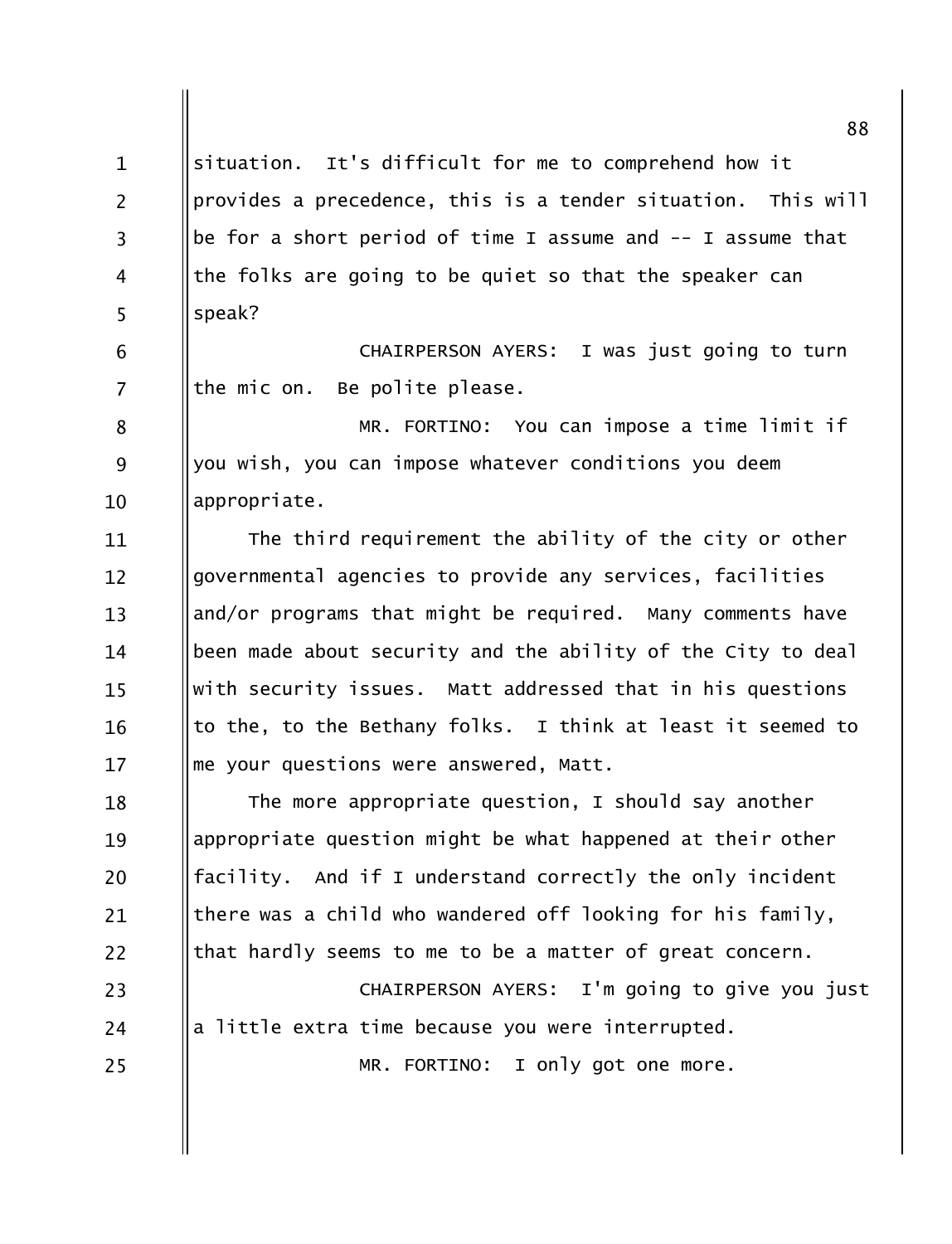situation. It's difficult for me to comprehend how it provides a precedence, this is a tender situation. This will be for a short period of time I assume and -- I assume that the folks are going to be quiet so that the speaker can speak?

CHAIRPERSON AYERS: I was just going to turn the mic on. Be polite please.

MR. FORTINO: You can impose a time limit if you wish, you can impose whatever conditions you deem appropriate.

The third requirement the ability of the city or other governmental agencies to provide any services, facilities and/or programs that might be required. Many comments have been made about security and the ability of the City to deal with security issues. Matt addressed that in his questions to the, to the Bethany folks. I think at least it seemed to me your questions were answered, Matt.

The more appropriate question, I should say another appropriate question might be what happened at their other facility. And if I understand correctly the only incident there was a child who wandered off looking for his family, that hardly seems to me to be a matter of great concern.

CHAIRPERSON AYERS: I'm going to give you just a little extra time because you were interrupted.

MR. FORTINO: I only got one more.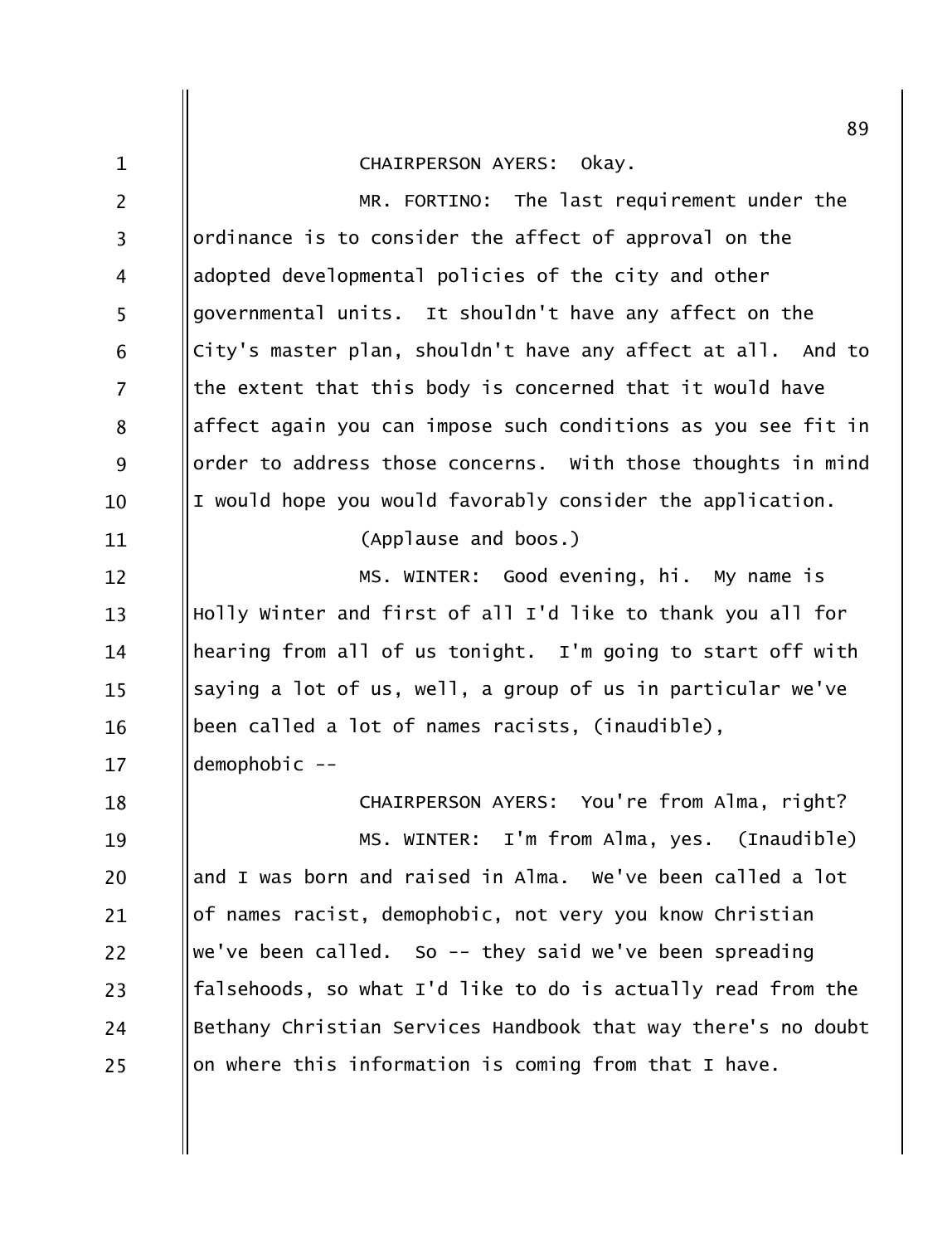CHAIRPERSON AYERS: Okay.

MR. FORTINO: The last requirement under the ordinance is to consider the affect of approval on the adopted developmental policies of the city and other governmental units. It shouldn't have any affect on the City's master plan, shouldn't have any affect at all. And to the extent that this body is concerned that it would have affect again you can impose such conditions as you see fit in order to address those concerns. With those thoughts in mind I would hope you would favorably consider the application.

(Applause and boos.)

MS. WINTER: Good evening, hi. My name is Holly Winter and first of all I'd like to thank you all for hearing from all of us tonight. I'm going to start off with saying a lot of us, well, a group of us in particular we've been called a lot of names racists, (inaudible), demophobic --

CHAIRPERSON AYERS: You're from Alma, right?

MS. WINTER: I'm from Alma, yes. (Inaudible) and I was born and raised in Alma. We've been called a lot of names racist, demophobic, not very you know Christian we've been called. So -- they said we've been spreading falsehoods, so what I'd like to do is actually read from the Bethany Christian Services Handbook that way there's no doubt on where this information is coming from that I have.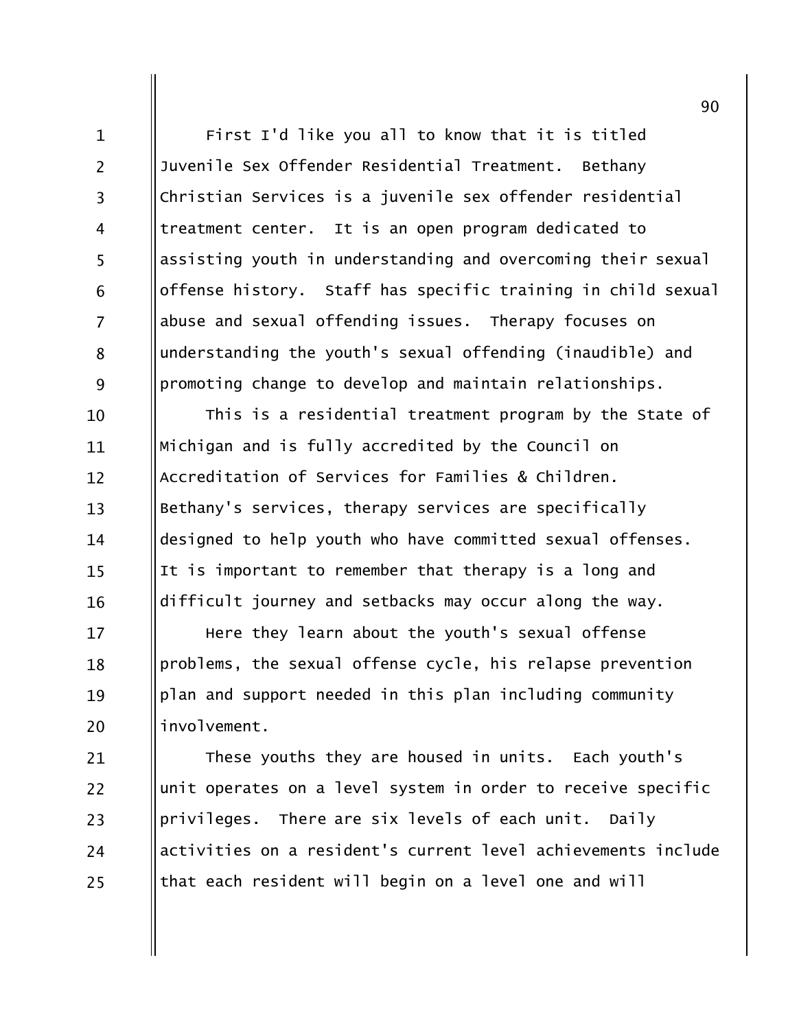First I'd like you all to know that it is titled Juvenile Sex Offender Residential Treatment. Bethany Christian Services is a juvenile sex offender residential treatment center. It is an open program dedicated to assisting youth in understanding and overcoming their sexual offense history. Staff has specific training in child sexual abuse and sexual offending issues. Therapy focuses on understanding the youth's sexual offending (inaudible) and promoting change to develop and maintain relationships.

This is a residential treatment program by the State of Michigan and is fully accredited by the Council on Accreditation of Services for Families & Children. Bethany's services, therapy services are specifically designed to help youth who have committed sexual offenses. It is important to remember that therapy is a long and difficult journey and setbacks may occur along the way.

Here they learn about the youth's sexual offense problems, the sexual offense cycle, his relapse prevention plan and support needed in this plan including community involvement.

These youths they are housed in units. Each youth's unit operates on a level system in order to receive specific privileges. There are six levels of each unit. Daily activities on a resident's current level achievements include that each resident will begin on a level one and will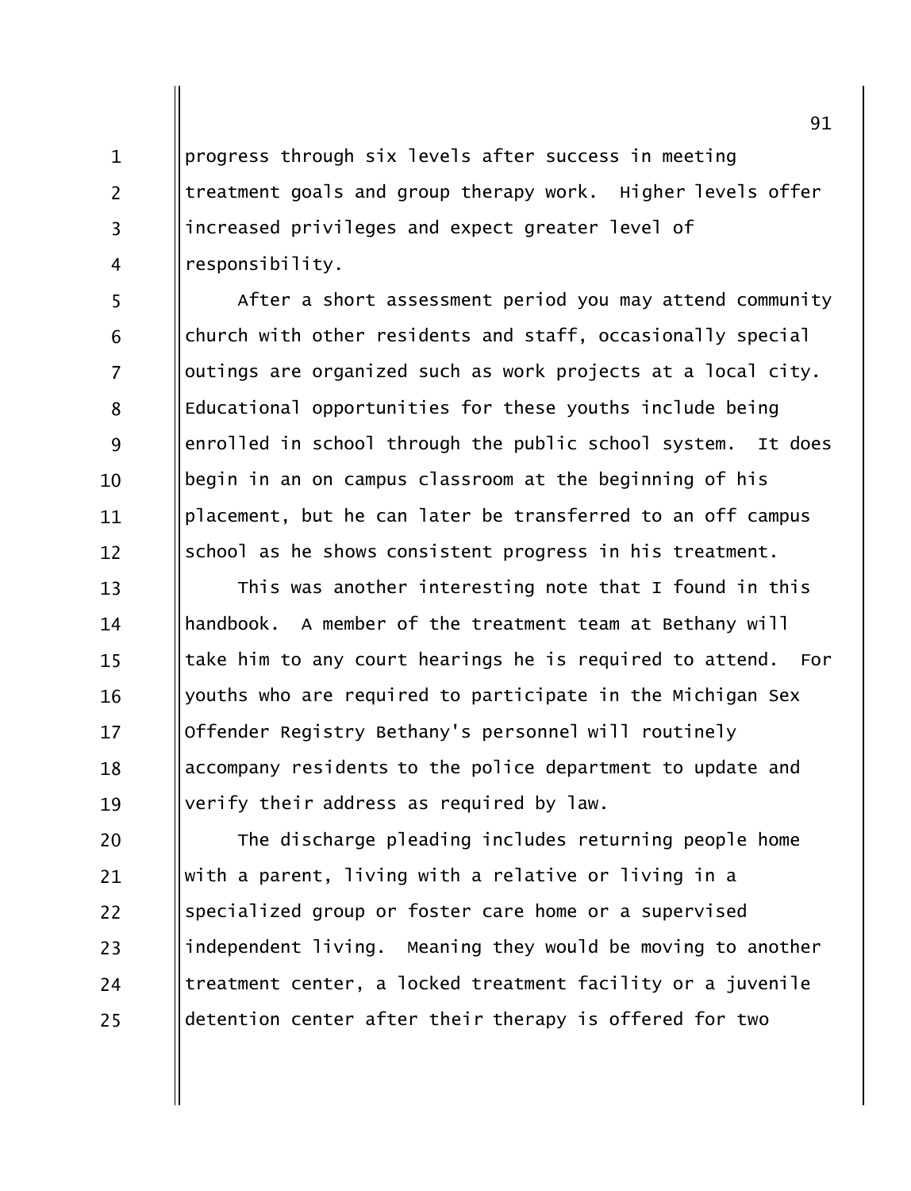progress through six levels after success in meeting treatment goals and group therapy work. Higher levels offer increased privileges and expect greater level of responsibility.

After a short assessment period you may attend community church with other residents and staff, occasionally special outings are organized such as work projects at a local city. Educational opportunities for these youths include being enrolled in school through the public school system. It does begin in an on campus classroom at the beginning of his placement, but he can later be transferred to an off campus school as he shows consistent progress in his treatment.

This was another interesting note that I found in this handbook. A member of the treatment team at Bethany will take him to any court hearings he is required to attend. For youths who are required to participate in the Michigan Sex Offender Registry Bethany's personnel will routinely accompany residents to the police department to update and verify their address as required by law.

The discharge pleading includes returning people home with a parent, living with a relative or living in a specialized group or foster care home or a supervised independent living. Meaning they would be moving to another treatment center, a locked treatment facility or a juvenile detention center after their therapy is offered for two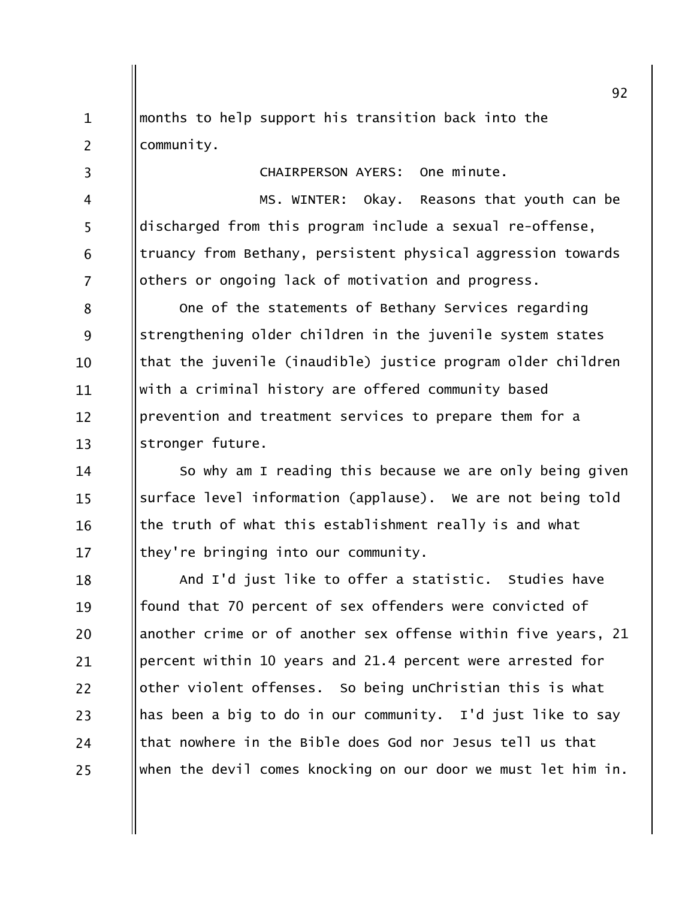months to help support his transition back into the community.

CHAIRPERSON AYERS: One minute.

MS. WINTER: Okay. Reasons that youth can be discharged from this program include a sexual re-offense, truancy from Bethany, persistent physical aggression towards others or ongoing lack of motivation and progress.

One of the statements of Bethany Services regarding strengthening older children in the juvenile system states that the juvenile (inaudible) justice program older children with a criminal history are offered community based prevention and treatment services to prepare them for a stronger future.

So why am I reading this because we are only being given surface level information (applause). We are not being told the truth of what this establishment really is and what they're bringing into our community.

And I'd just like to offer a statistic. Studies have found that 70 percent of sex offenders were convicted of another crime or of another sex offense within five years, 21 percent within 10 years and 21.4 percent were arrested for other violent offenses. So being unChristian this is what has been a big to do in our community. I'd just like to say that nowhere in the Bible does God nor Jesus tell us that when the devil comes knocking on our door we must let him in.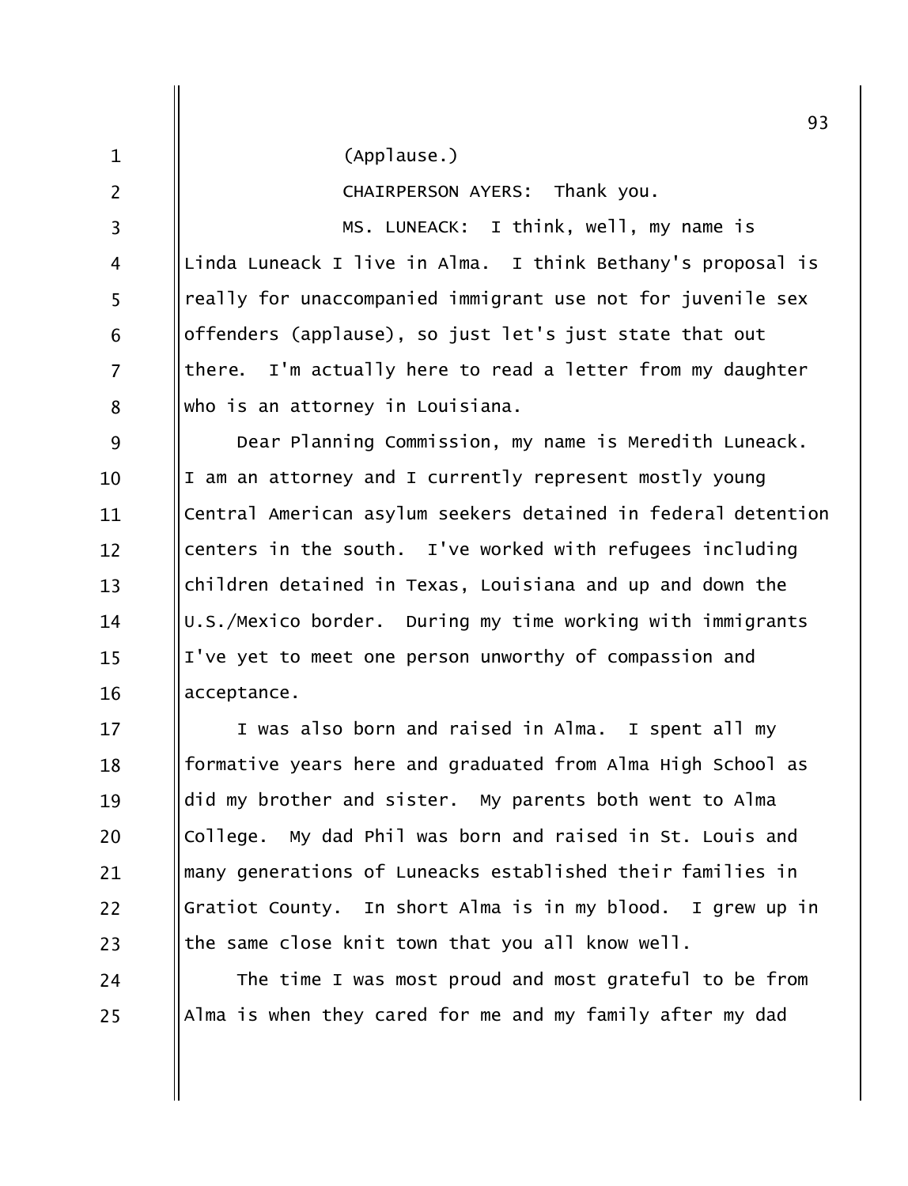(Applause.)

CHAIRPERSON AYERS: Thank you.

MS. LUNEACK: I think, well, my name is Linda Luneack I live in Alma. I think Bethany's proposal is really for unaccompanied immigrant use not for juvenile sex offenders (applause), so just let's just state that out there. I'm actually here to read a letter from my daughter who is an attorney in Louisiana.

Dear Planning Commission, my name is Meredith Luneack. I am an attorney and I currently represent mostly young Central American asylum seekers detained in federal detention centers in the south. I've worked with refugees including children detained in Texas, Louisiana and up and down the U.S./Mexico border. During my time working with immigrants I've yet to meet one person unworthy of compassion and acceptance.

I was also born and raised in Alma. I spent all my formative years here and graduated from Alma High School as did my brother and sister. My parents both went to Alma College. My dad Phil was born and raised in St. Louis and many generations of Luneacks established their families in Gratiot County. In short Alma is in my blood. I grew up in the same close knit town that you all know well.

The time I was most proud and most grateful to be from Alma is when they cared for me and my family after my dad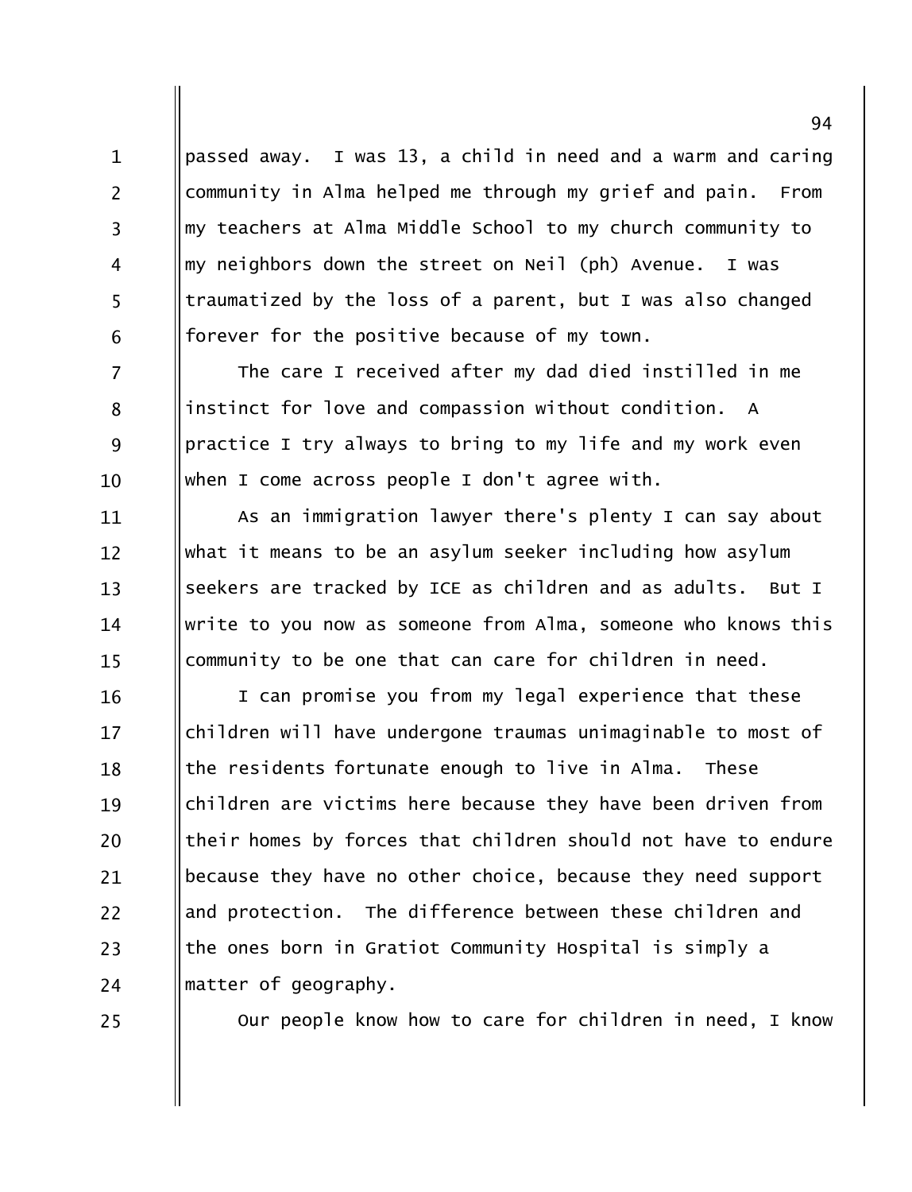passed away. I was 13, a child in need and a warm and caring community in Alma helped me through my grief and pain. From my teachers at Alma Middle School to my church community to my neighbors down the street on Neil (ph) Avenue. I was traumatized by the loss of a parent, but I was also changed forever for the positive because of my town.

The care I received after my dad died instilled in me instinct for love and compassion without condition. A practice I try always to bring to my life and my work even when I come across people I don't agree with.

As an immigration lawyer there's plenty I can say about what it means to be an asylum seeker including how asylum seekers are tracked by ICE as children and as adults. But I write to you now as someone from Alma, someone who knows this community to be one that can care for children in need.

I can promise you from my legal experience that these children will have undergone traumas unimaginable to most of the residents fortunate enough to live in Alma. These children are victims here because they have been driven from their homes by forces that children should not have to endure because they have no other choice, because they need support and protection. The difference between these children and the ones born in Gratiot Community Hospital is simply a matter of geography.

Our people know how to care for children in need, I know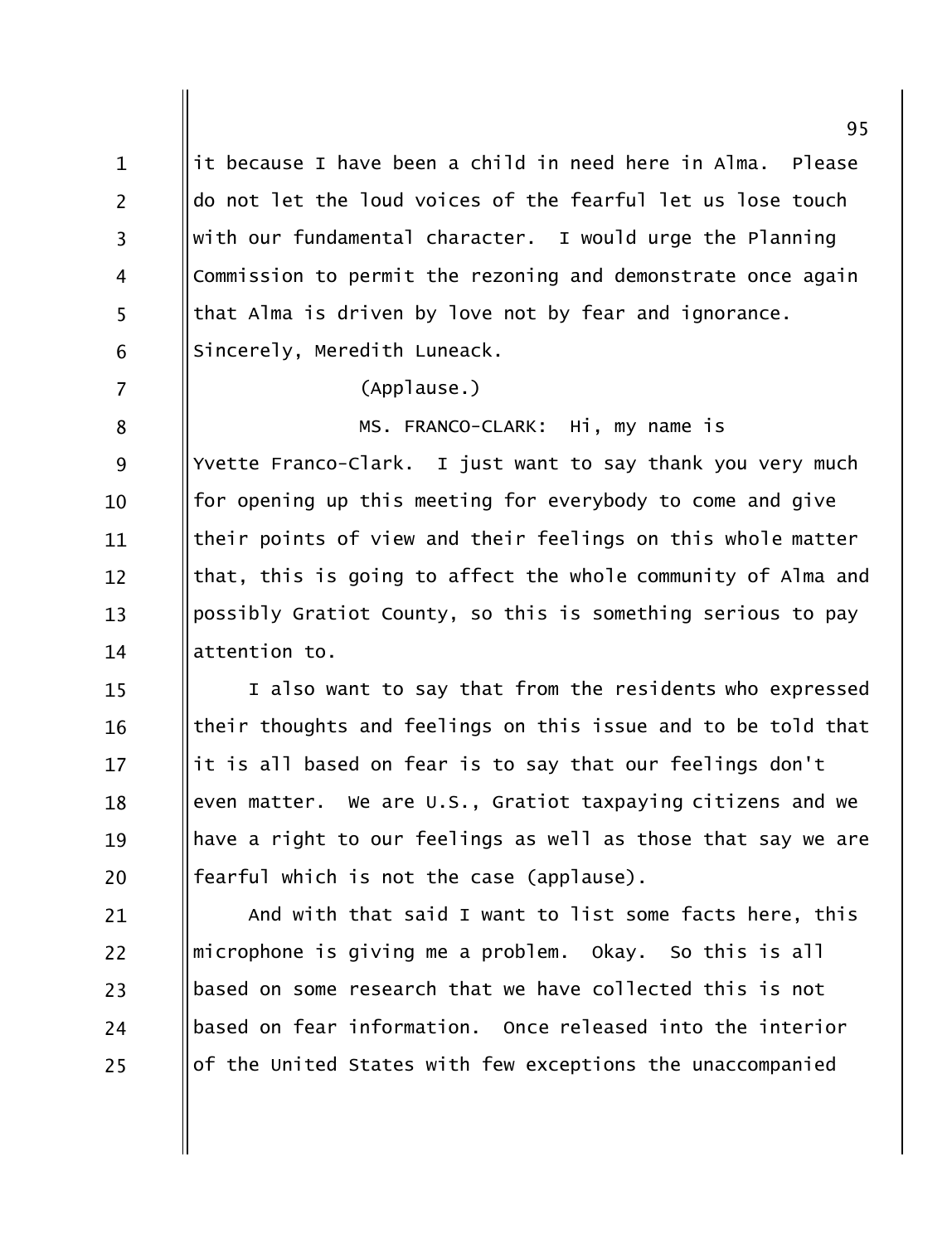it because I have been a child in need here in Alma. Please do not let the loud voices of the fearful let us lose touch with our fundamental character. I would urge the Planning Commission to permit the rezoning and demonstrate once again that Alma is driven by love not by fear and ignorance. Sincerely, Meredith Luneack.

(Applause.)

MS. FRANCO-CLARK: Hi, my name is Yvette Franco-Clark. I just want to say thank you very much for opening up this meeting for everybody to come and give their points of view and their feelings on this whole matter that, this is going to affect the whole community of Alma and possibly Gratiot County, so this is something serious to pay attention to.

I also want to say that from the residents who expressed their thoughts and feelings on this issue and to be told that it is all based on fear is to say that our feelings don't even matter. We are U.S., Gratiot taxpaying citizens and we have a right to our feelings as well as those that say we are fearful which is not the case (applause).

And with that said I want to list some facts here, this microphone is giving me a problem. Okay. So this is all based on some research that we have collected this is not based on fear information. Once released into the interior of the United States with few exceptions the unaccompanied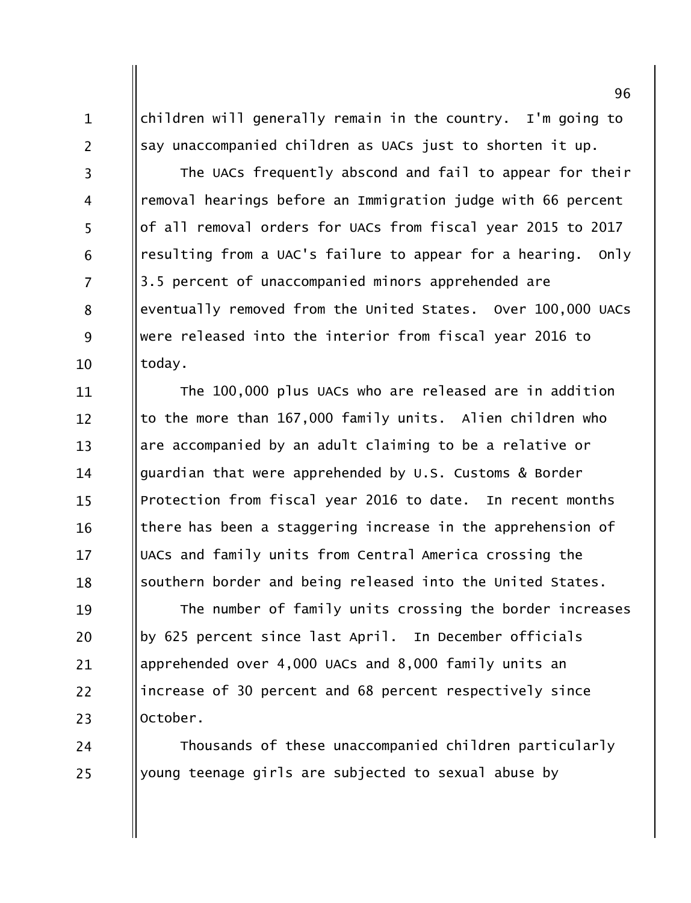children will generally remain in the country. I'm going to say unaccompanied children as UACs just to shorten it up.

The UACs frequently abscond and fail to appear for their removal hearings before an Immigration judge with 66 percent of all removal orders for UACs from fiscal year 2015 to 2017 resulting from a UAC's failure to appear for a hearing. Only 3.5 percent of unaccompanied minors apprehended are eventually removed from the United States. Over 100,000 UACs were released into the interior from fiscal year 2016 to today.

The 100,000 plus UACs who are released are in addition to the more than 167,000 family units. Alien children who are accompanied by an adult claiming to be a relative or guardian that were apprehended by U.S. Customs & Border Protection from fiscal year 2016 to date. In recent months there has been a staggering increase in the apprehension of UACs and family units from Central America crossing the southern border and being released into the United States.

The number of family units crossing the border increases by 625 percent since last April. In December officials apprehended over 4,000 UACs and 8,000 family units an increase of 30 percent and 68 percent respectively since October.

Thousands of these unaccompanied children particularly young teenage girls are subjected to sexual abuse by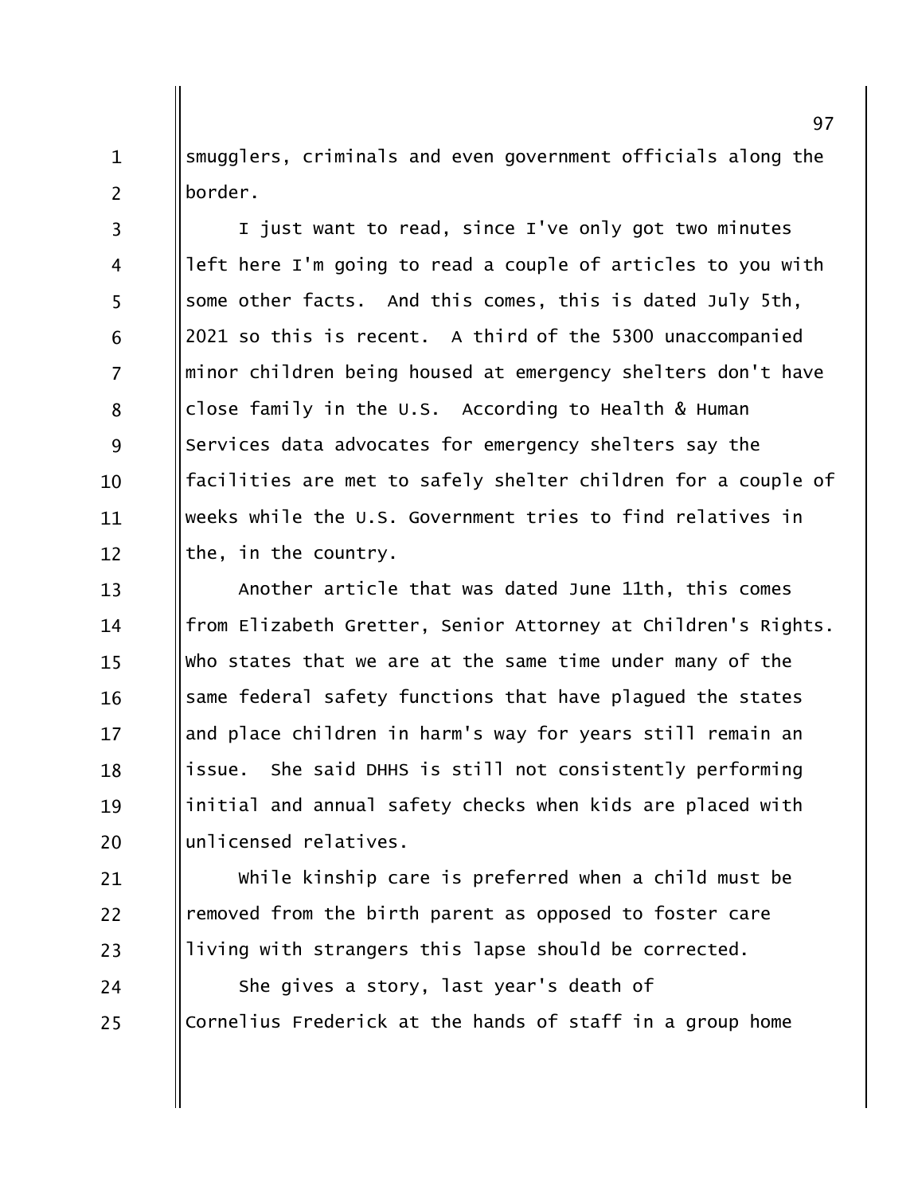smugglers, criminals and even government officials along the border.

I just want to read, since I've only got two minutes left here I'm going to read a couple of articles to you with some other facts. And this comes, this is dated July 5th, 2021 so this is recent. A third of the 5300 unaccompanied minor children being housed at emergency shelters don't have close family in the U.S. According to Health & Human Services data advocates for emergency shelters say the facilities are met to safely shelter children for a couple of weeks while the U.S. Government tries to find relatives in the, in the country.

Another article that was dated June 11th, this comes from Elizabeth Gretter, Senior Attorney at Children's Rights. Who states that we are at the same time under many of the same federal safety functions that have plagued the states and place children in harm's way for years still remain an issue. She said DHHS is still not consistently performing initial and annual safety checks when kids are placed with unlicensed relatives.

While kinship care is preferred when a child must be removed from the birth parent as opposed to foster care living with strangers this lapse should be corrected.

She gives a story, last year's death of Cornelius Frederick at the hands of staff in a group home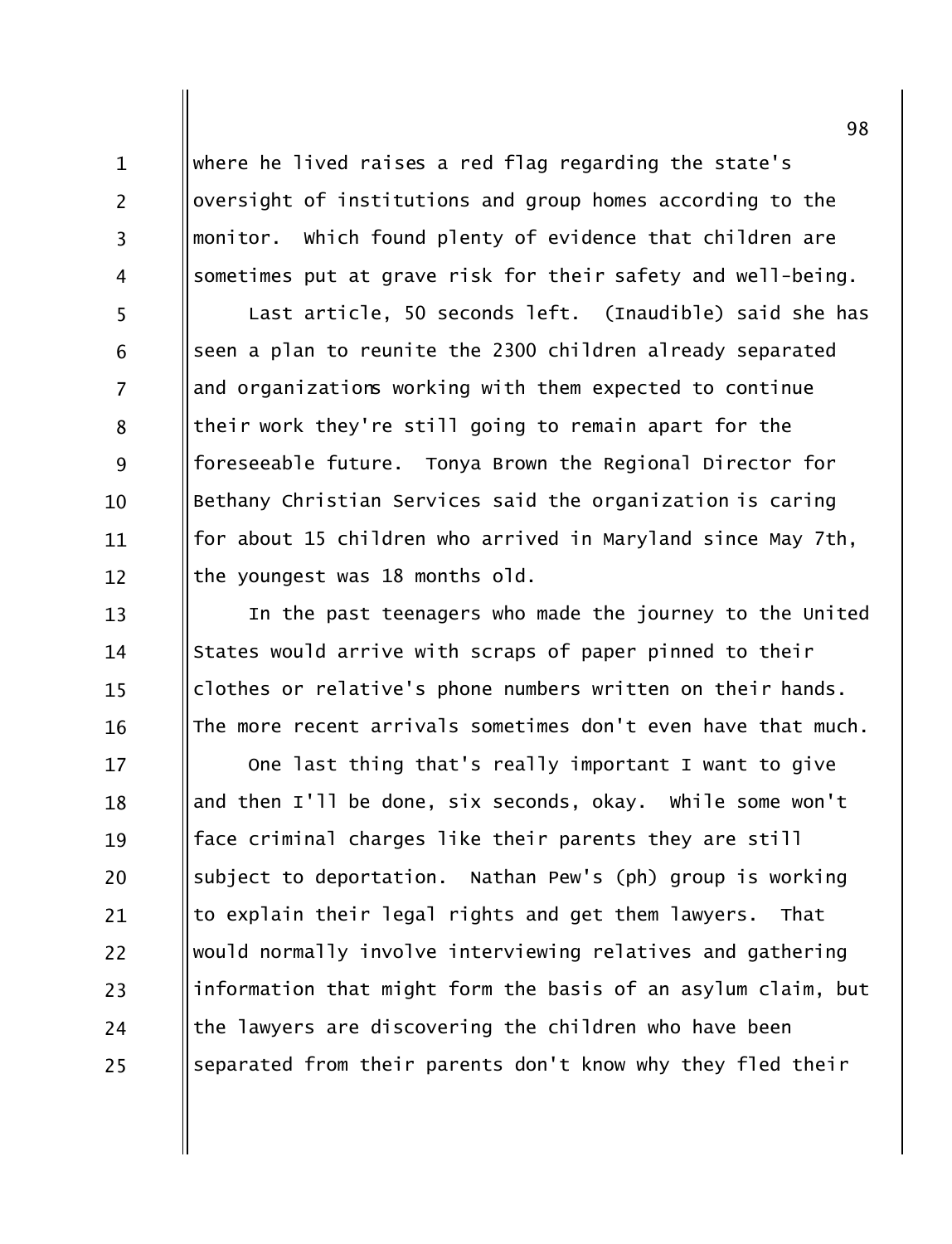where he lived raises a red flag regarding the state's oversight of institutions and group homes according to the monitor. Which found plenty of evidence that children are sometimes put at grave risk for their safety and well-being.

Last article, 50 seconds left. (Inaudible) said she has seen a plan to reunite the 2300 children already separated and organizations working with them expected to continue their work they're still going to remain apart for the foreseeable future. Tonya Brown the Regional Director for Bethany Christian Services said the organization is caring for about 15 children who arrived in Maryland since May 7th, the youngest was 18 months old.

In the past teenagers who made the journey to the United States would arrive with scraps of paper pinned to their clothes or relative's phone numbers written on their hands. The more recent arrivals sometimes don't even have that much.

One last thing that's really important I want to give and then I'll be done, six seconds, okay. While some won't face criminal charges like their parents they are still subject to deportation. Nathan Pew's (ph) group is working to explain their legal rights and get them lawyers. That would normally involve interviewing relatives and gathering information that might form the basis of an asylum claim, but the lawyers are discovering the children who have been separated from their parents don't know why they fled their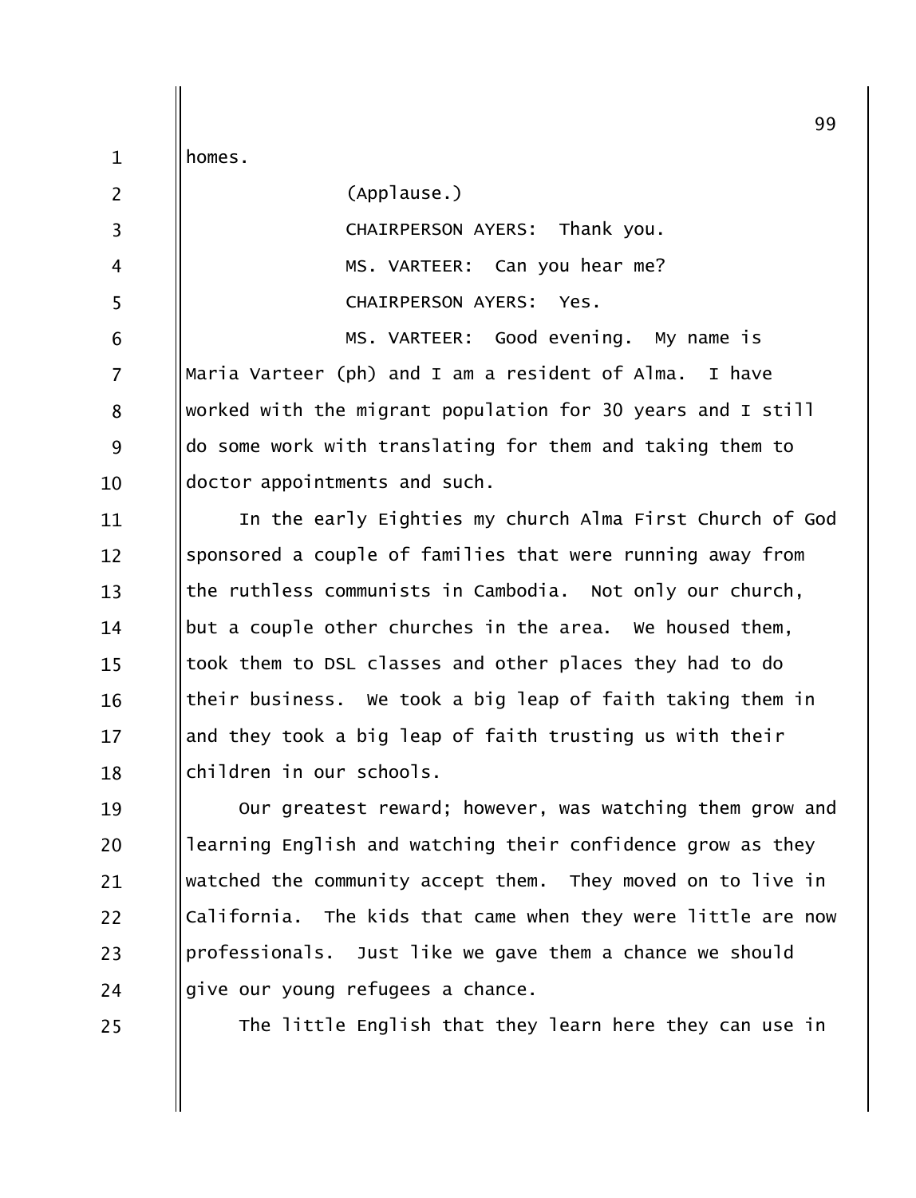homes.

(Applause.)

CHAIRPERSON AYERS: Thank you.

MS. VARTEER: Can you hear me?

CHAIRPERSON AYERS: Yes.

MS. VARTEER: Good evening. My name is Maria Varteer (ph) and I am a resident of Alma. I have worked with the migrant population for 30 years and I still do some work with translating for them and taking them to doctor appointments and such.

In the early Eighties my church Alma First Church of God sponsored a couple of families that were running away from the ruthless communists in Cambodia. Not only our church, but a couple other churches in the area. We housed them, took them to DSL classes and other places they had to do their business. We took a big leap of faith taking them in and they took a big leap of faith trusting us with their children in our schools.

Our greatest reward; however, was watching them grow and learning English and watching their confidence grow as they watched the community accept them. They moved on to live in California. The kids that came when they were little are now professionals. Just like we gave them a chance we should give our young refugees a chance.

The little English that they learn here they can use in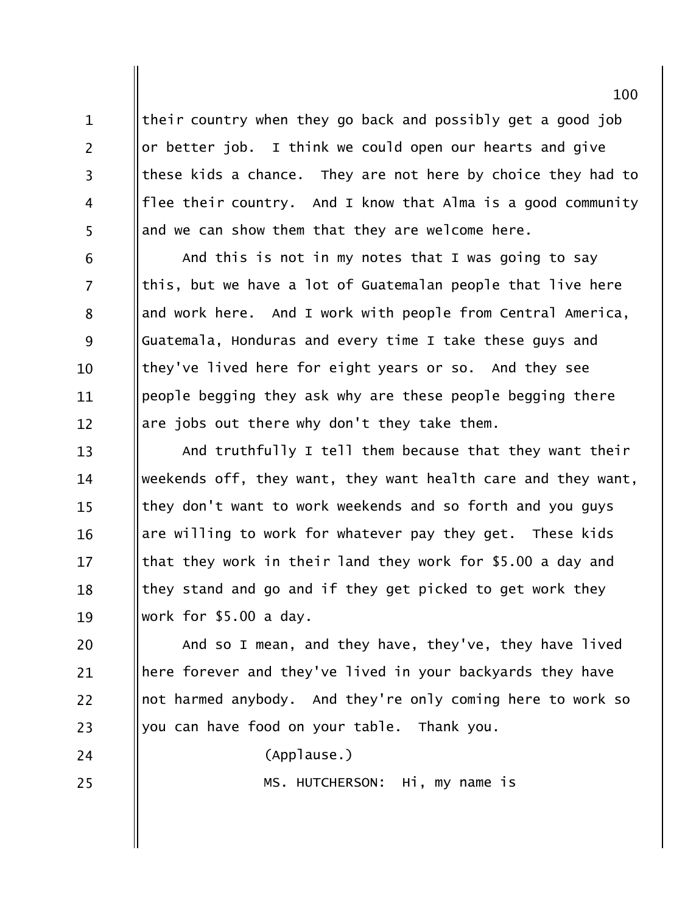their country when they go back and possibly get a good job or better job. I think we could open our hearts and give these kids a chance. They are not here by choice they had to flee their country. And I know that Alma is a good community and we can show them that they are welcome here.

And this is not in my notes that I was going to say this, but we have a lot of Guatemalan people that live here and work here. And I work with people from Central America, Guatemala, Honduras and every time I take these guys and they've lived here for eight years or so. And they see people begging they ask why are these people begging there are jobs out there why don't they take them.

And truthfully I tell them because that they want their weekends off, they want, they want health care and they want, they don't want to work weekends and so forth and you guys are willing to work for whatever pay they get. These kids that they work in their land they work for $5.00 a day and they stand and go and if they get picked to get work they work for $5.00 a day.

And so I mean, and they have, they've, they have lived here forever and they've lived in your backyards they have not harmed anybody. And they're only coming here to work so you can have food on your table. Thank you.

(Applause.)

MS. HUTCHERSON: Hi, my name is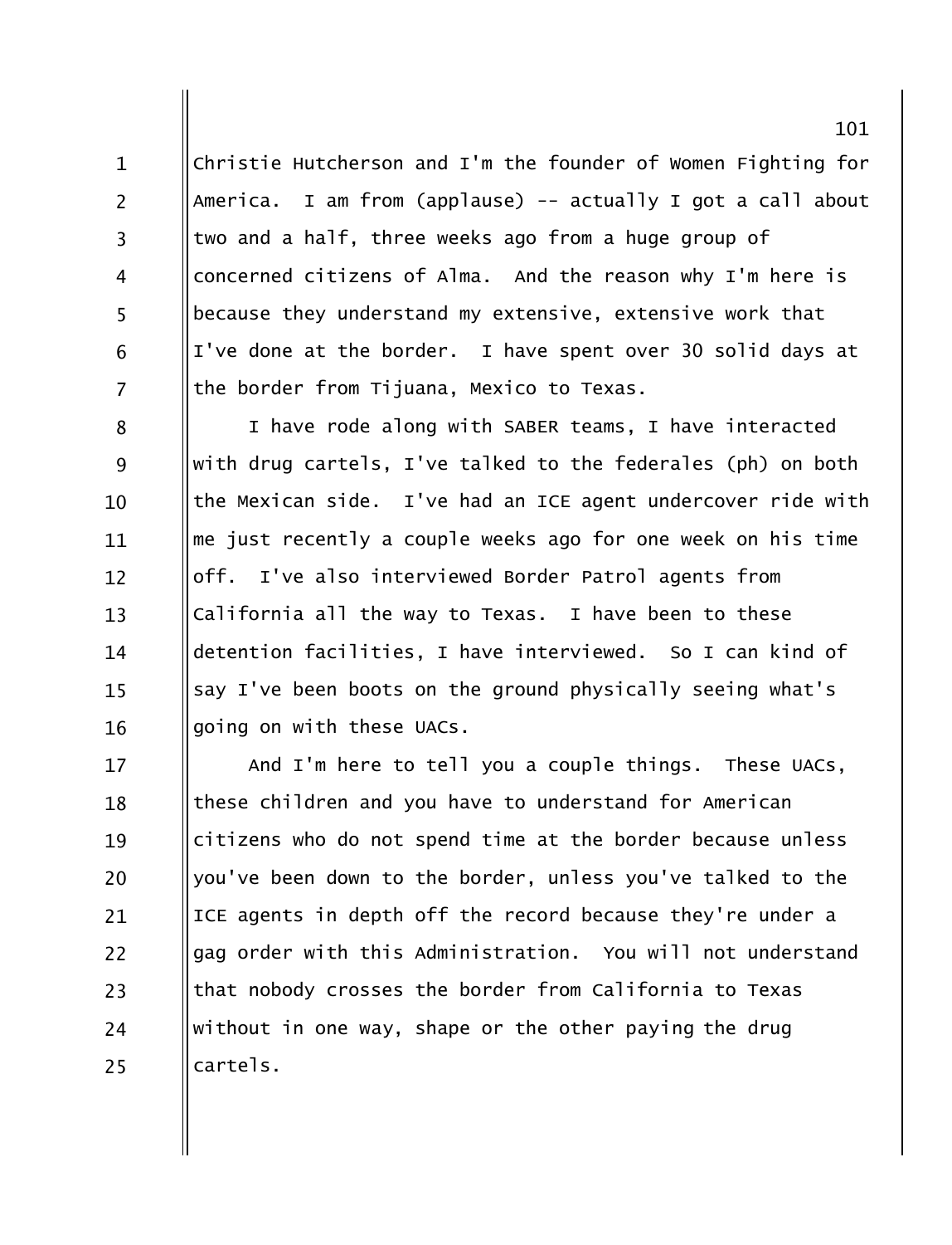Christie Hutcherson and I'm the founder of Women Fighting for America. I am from (applause) -- actually I got a call about two and a half, three weeks ago from a huge group of concerned citizens of Alma. And the reason why I'm here is because they understand my extensive, extensive work that I've done at the border. I have spent over 30 solid days at the border from Tijuana, Mexico to Texas.

I have rode along with SABER teams, I have interacted with drug cartels, I've talked to the federales (ph) on both the Mexican side. I've had an ICE agent undercover ride with me just recently a couple weeks ago for one week on his time off. I've also interviewed Border Patrol agents from California all the way to Texas. I have been to these detention facilities, I have interviewed. So I can kind of say I've been boots on the ground physically seeing what's going on with these UACs.

And I'm here to tell you a couple things. These UACs, these children and you have to understand for American citizens who do not spend time at the border because unless you've been down to the border, unless you've talked to the ICE agents in depth off the record because they're under a gag order with this Administration. You will not understand that nobody crosses the border from California to Texas without in one way, shape or the other paying the drug cartels.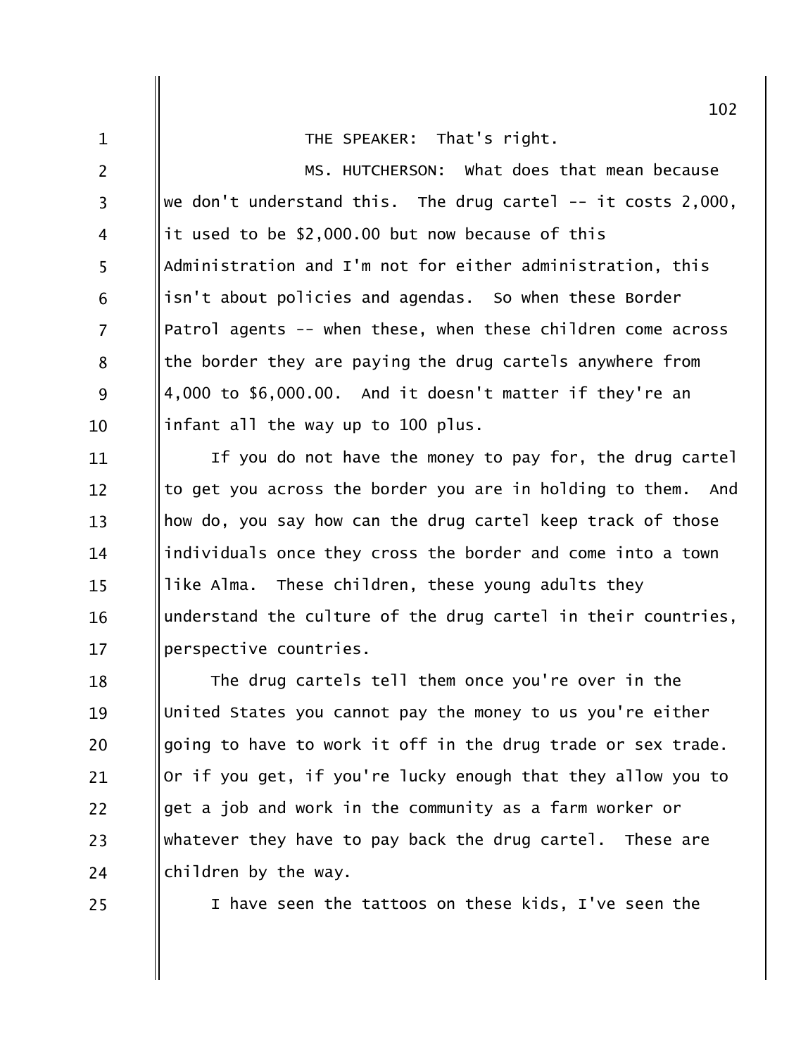THE SPEAKER: That's right.

MS. HUTCHERSON: What does that mean because we don't understand this. The drug cartel -- it costs 2,000, it used to be $2,000.00 but now because of this Administration and I'm not for either administration, this isn't about policies and agendas. So when these Border Patrol agents -- when these, when these children come across the border they are paying the drug cartels anywhere from 4,000 to $6,000.00. And it doesn't matter if they're an infant all the way up to 100 plus.

If you do not have the money to pay for, the drug cartel to get you across the border you are in holding to them. And how do, you say how can the drug cartel keep track of those individuals once they cross the border and come into a town like Alma. These children, these young adults they understand the culture of the drug cartel in their countries, perspective countries.

The drug cartels tell them once you're over in the United States you cannot pay the money to us you're either going to have to work it off in the drug trade or sex trade. Or if you get, if you're lucky enough that they allow you to get a job and work in the community as a farm worker or whatever they have to pay back the drug cartel. These are children by the way.

I have seen the tattoos on these kids, I've seen the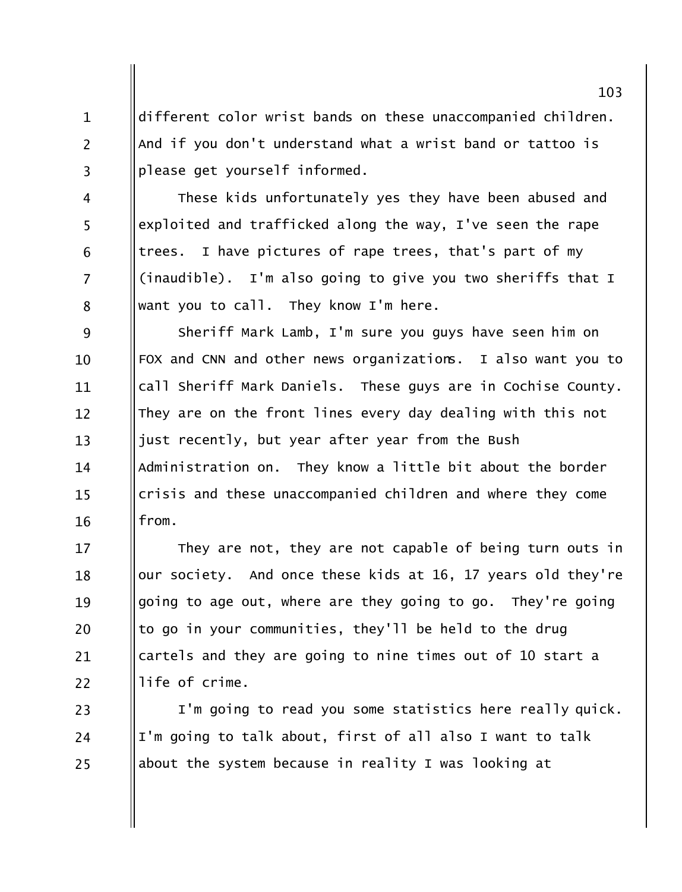different color wrist bands on these unaccompanied children. And if you don't understand what a wrist band or tattoo is please get yourself informed.

These kids unfortunately yes they have been abused and exploited and trafficked along the way, I've seen the rape trees. I have pictures of rape trees, that's part of my (inaudible). I'm also going to give you two sheriffs that I want you to call. They know I'm here.

Sheriff Mark Lamb, I'm sure you guys have seen him on FOX and CNN and other news organizations. I also want you to call Sheriff Mark Daniels. These guys are in Cochise County. They are on the front lines every day dealing with this not just recently, but year after year from the Bush Administration on. They know a little bit about the border crisis and these unaccompanied children and where they come from.

They are not, they are not capable of being turn outs in our society. And once these kids at 16, 17 years old they're going to age out, where are they going to go. They're going to go in your communities, they'll be held to the drug cartels and they are going to nine times out of 10 start a life of crime.

I'm going to read you some statistics here really quick. I'm going to talk about, first of all also I want to talk about the system because in reality I was looking at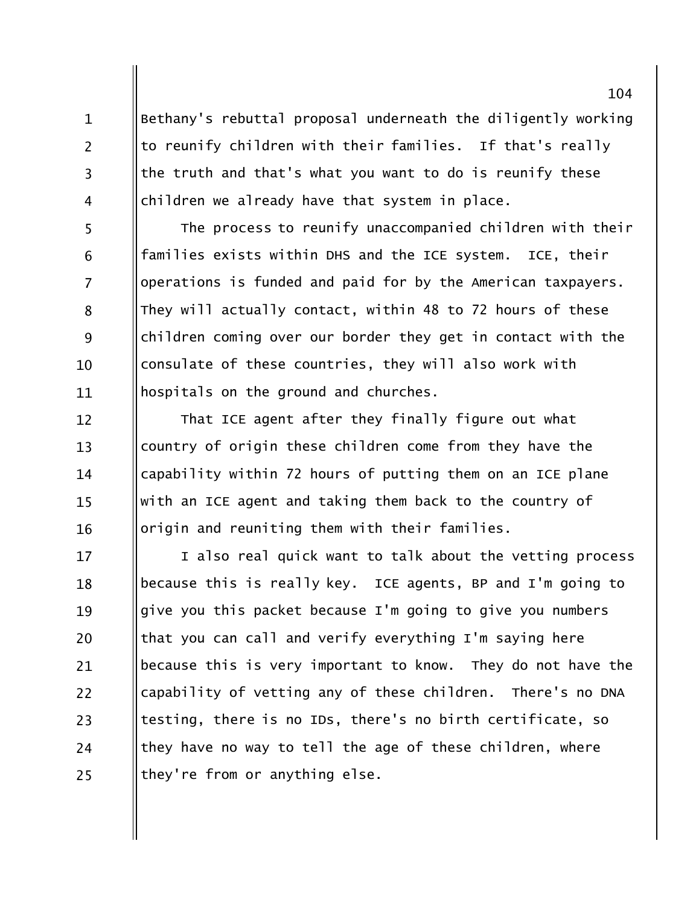Bethany's rebuttal proposal underneath the diligently working to reunify children with their families. If that's really the truth and that's what you want to do is reunify these children we already have that system in place.

The process to reunify unaccompanied children with their families exists within DHS and the ICE system. ICE, their operations is funded and paid for by the American taxpayers. They will actually contact, within 48 to 72 hours of these children coming over our border they get in contact with the consulate of these countries, they will also work with hospitals on the ground and churches.

That ICE agent after they finally figure out what country of origin these children come from they have the capability within 72 hours of putting them on an ICE plane with an ICE agent and taking them back to the country of origin and reuniting them with their families.

I also real quick want to talk about the vetting process because this is really key. ICE agents, BP and I'm going to give you this packet because I'm going to give you numbers that you can call and verify everything I'm saying here because this is very important to know. They do not have the capability of vetting any of these children. There's no DNA testing, there is no IDs, there's no birth certificate, so they have no way to tell the age of these children, where they're from or anything else.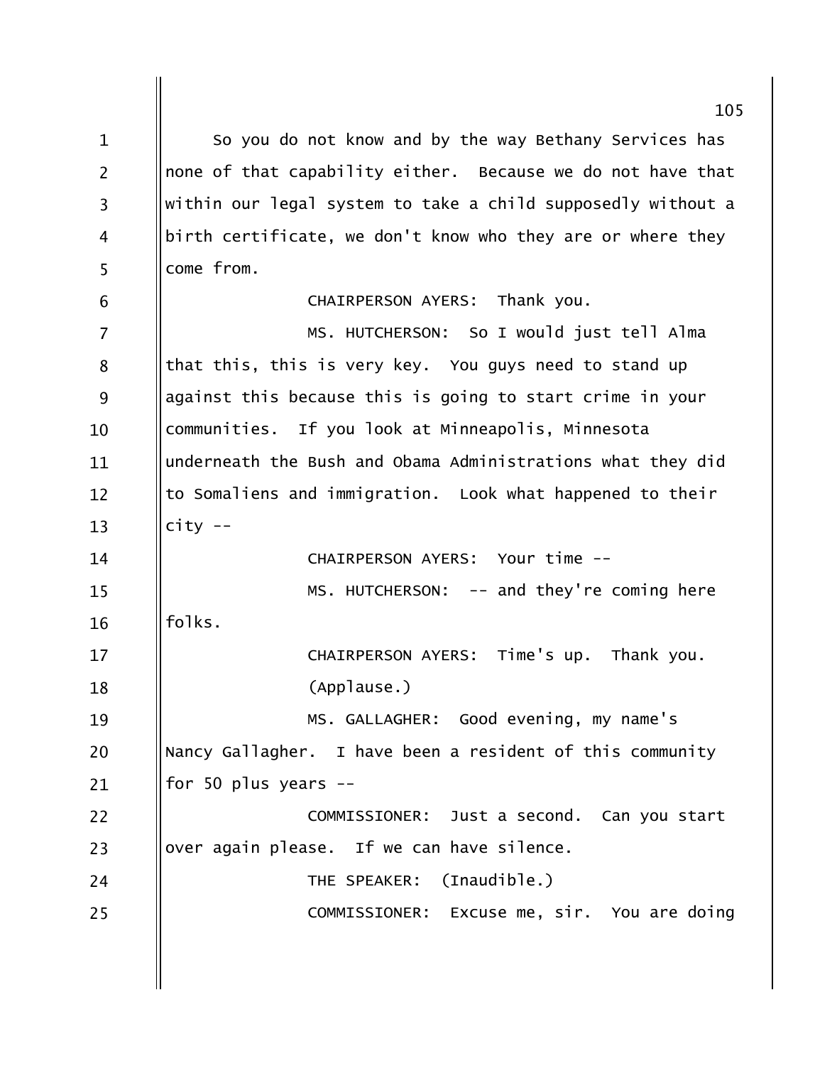So you do not know and by the way Bethany Services has none of that capability either. Because we do not have that within our legal system to take a child supposedly without a birth certificate, we don't know who they are or where they come from.

CHAIRPERSON AYERS: Thank you.

MS. HUTCHERSON: So I would just tell Alma that this, this is very key. You guys need to stand up against this because this is going to start crime in your communities. If you look at Minneapolis, Minnesota underneath the Bush and Obama Administrations what they did to Somaliens and immigration. Look what happened to their city --

CHAIRPERSON AYERS: Your time --

MS. HUTCHERSON: -- and they're coming here folks.

CHAIRPERSON AYERS: Time's up. Thank you.

(Applause.)

MS. GALLAGHER: Good evening, my name's Nancy Gallagher. I have been a resident of this community for 50 plus years --

COMMISSIONER: Just a second. Can you start over again please. If we can have silence.

THE SPEAKER: (Inaudible.)

COMMISSIONER: Excuse me, sir. You are doing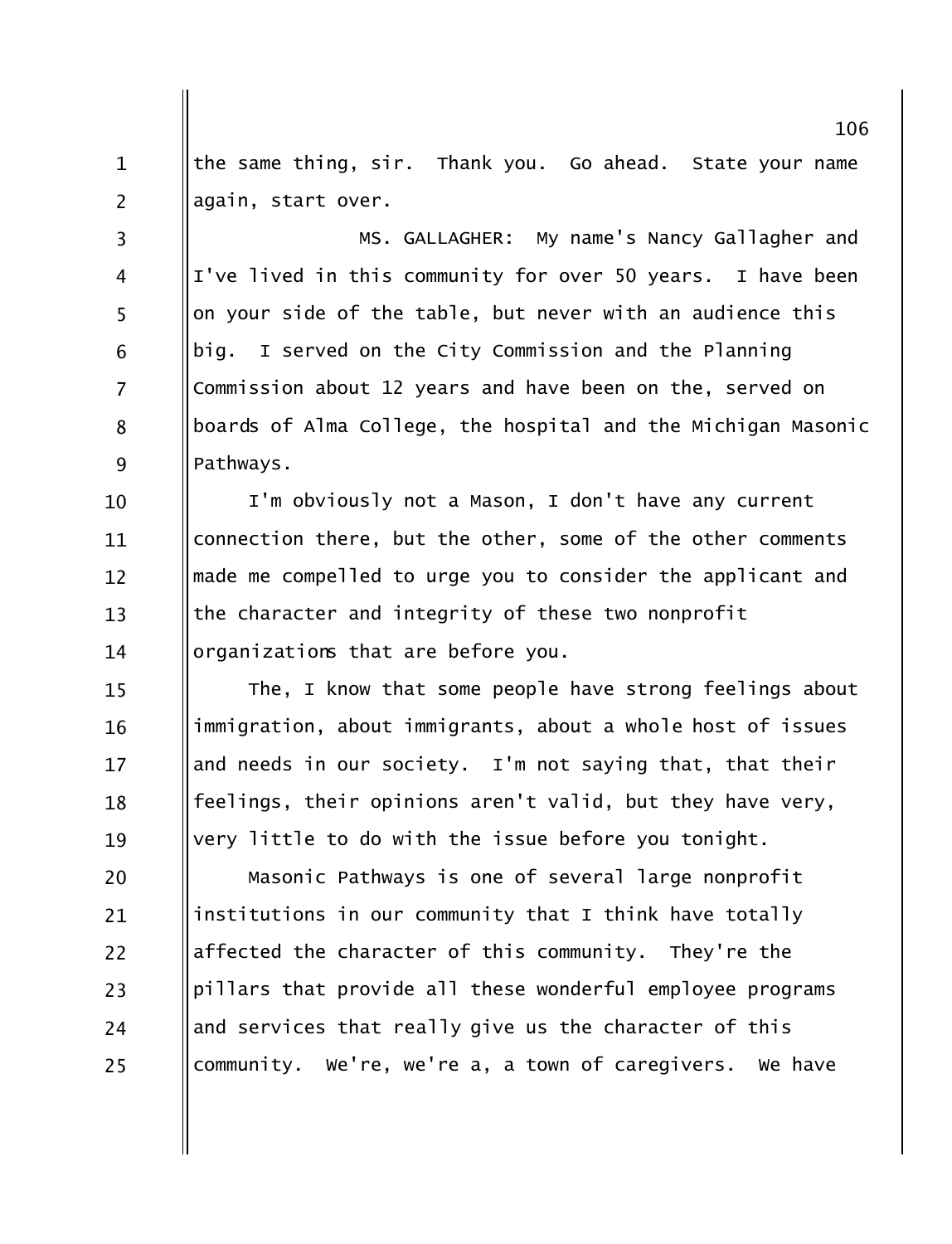the same thing, sir. Thank you. Go ahead. State your name again, start over.

MS. GALLAGHER: My name's Nancy Gallagher and I've lived in this community for over 50 years. I have been on your side of the table, but never with an audience this big. I served on the City Commission and the Planning Commission about 12 years and have been on the, served on boards of Alma College, the hospital and the Michigan Masonic Pathways.

I'm obviously not a Mason, I don't have any current connection there, but the other, some of the other comments made me compelled to urge you to consider the applicant and the character and integrity of these two nonprofit organizations that are before you.

The, I know that some people have strong feelings about immigration, about immigrants, about a whole host of issues and needs in our society. I'm not saying that, that their feelings, their opinions aren't valid, but they have very, very little to do with the issue before you tonight.

Masonic Pathways is one of several large nonprofit institutions in our community that I think have totally affected the character of this community. They're the pillars that provide all these wonderful employee programs and services that really give us the character of this community. We're, we're a, a town of caregivers. We have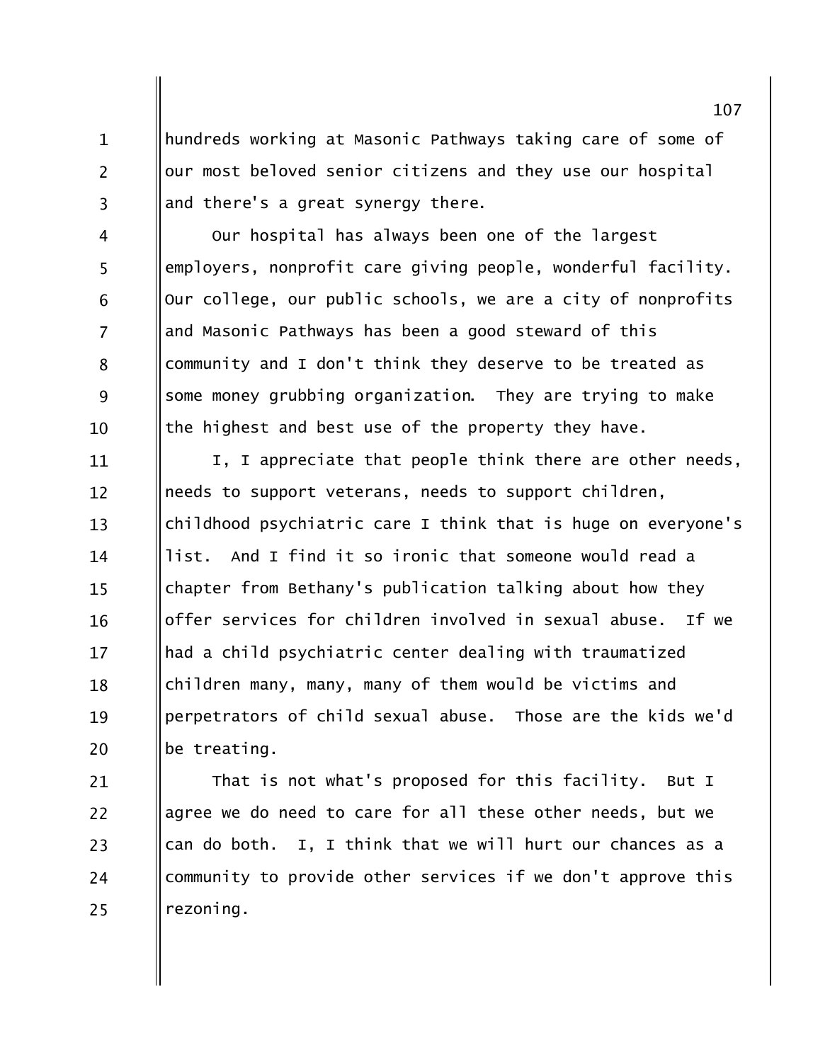hundreds working at Masonic Pathways taking care of some of our most beloved senior citizens and they use our hospital and there's a great synergy there.

Our hospital has always been one of the largest employers, nonprofit care giving people, wonderful facility. Our college, our public schools, we are a city of nonprofits and Masonic Pathways has been a good steward of this community and I don't think they deserve to be treated as some money grubbing organization. They are trying to make the highest and best use of the property they have.

I, I appreciate that people think there are other needs, needs to support veterans, needs to support children, childhood psychiatric care I think that is huge on everyone's list. And I find it so ironic that someone would read a chapter from Bethany's publication talking about how they offer services for children involved in sexual abuse. If we had a child psychiatric center dealing with traumatized children many, many, many of them would be victims and perpetrators of child sexual abuse. Those are the kids we'd be treating.

That is not what's proposed for this facility. But I agree we do need to care for all these other needs, but we can do both. I, I think that we will hurt our chances as a community to provide other services if we don't approve this rezoning.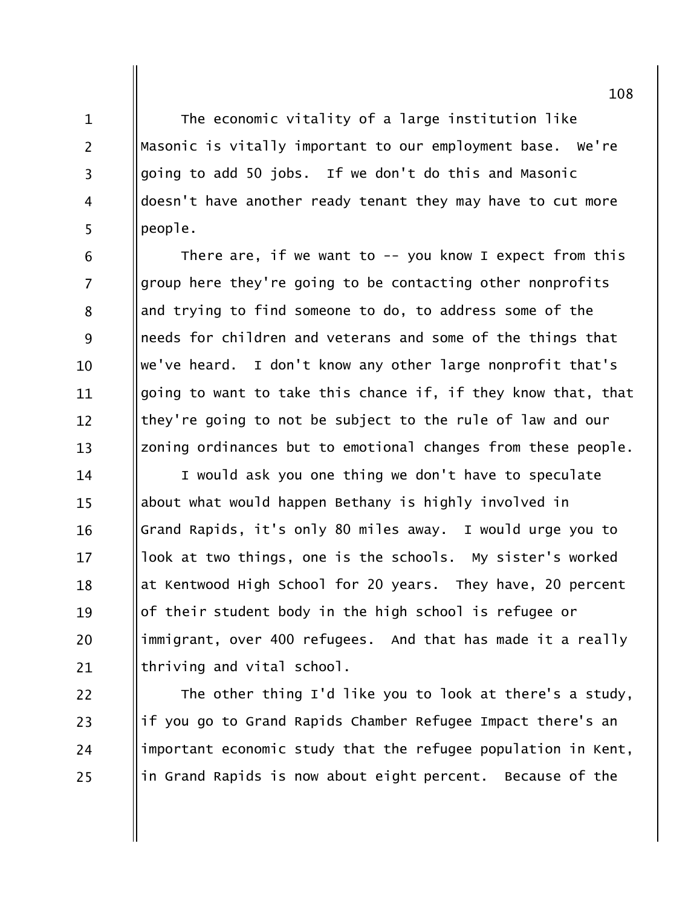The economic vitality of a large institution like Masonic is vitally important to our employment base. We're going to add 50 jobs. If we don't do this and Masonic doesn't have another ready tenant they may have to cut more people.

There are, if we want to -- you know I expect from this group here they're going to be contacting other nonprofits and trying to find someone to do, to address some of the needs for children and veterans and some of the things that we've heard. I don't know any other large nonprofit that's going to want to take this chance if, if they know that, that they're going to not be subject to the rule of law and our zoning ordinances but to emotional changes from these people.

I would ask you one thing we don't have to speculate about what would happen Bethany is highly involved in Grand Rapids, it's only 80 miles away. I would urge you to look at two things, one is the schools. My sister's worked at Kentwood High School for 20 years. They have, 20 percent of their student body in the high school is refugee or immigrant, over 400 refugees. And that has made it a really thriving and vital school.

The other thing I'd like you to look at there's a study, if you go to Grand Rapids Chamber Refugee Impact there's an important economic study that the refugee population in Kent, in Grand Rapids is now about eight percent. Because of the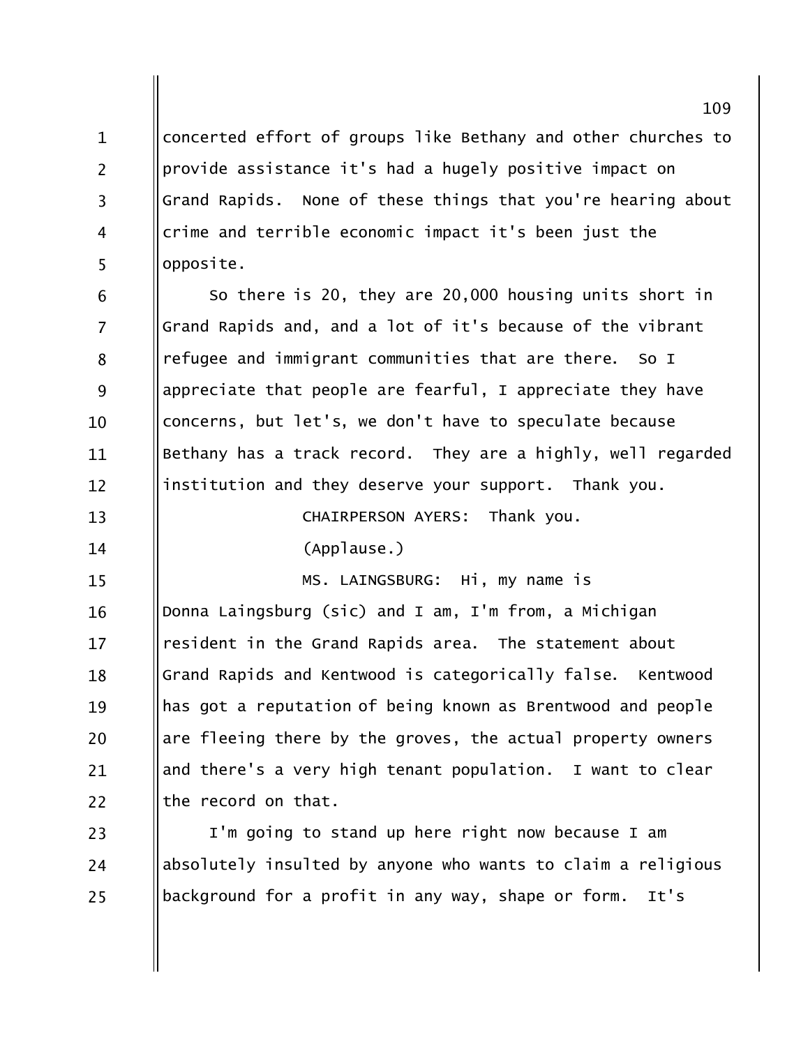concerted effort of groups like Bethany and other churches to provide assistance it's had a hugely positive impact on Grand Rapids. None of these things that you're hearing about crime and terrible economic impact it's been just the opposite.

So there is 20, they are 20,000 housing units short in Grand Rapids and, and a lot of it's because of the vibrant refugee and immigrant communities that are there. So I appreciate that people are fearful, I appreciate they have concerns, but let's, we don't have to speculate because Bethany has a track record. They are a highly, well regarded institution and they deserve your support. Thank you.

CHAIRPERSON AYERS: Thank you.

(Applause.)

MS. LAINGSBURG: Hi, my name is Donna Laingsburg (sic) and I am, I'm from, a Michigan resident in the Grand Rapids area. The statement about Grand Rapids and Kentwood is categorically false. Kentwood has got a reputation of being known as Brentwood and people are fleeing there by the groves, the actual property owners and there's a very high tenant population. I want to clear the record on that.

I'm going to stand up here right now because I am absolutely insulted by anyone who wants to claim a religious background for a profit in any way, shape or form. It's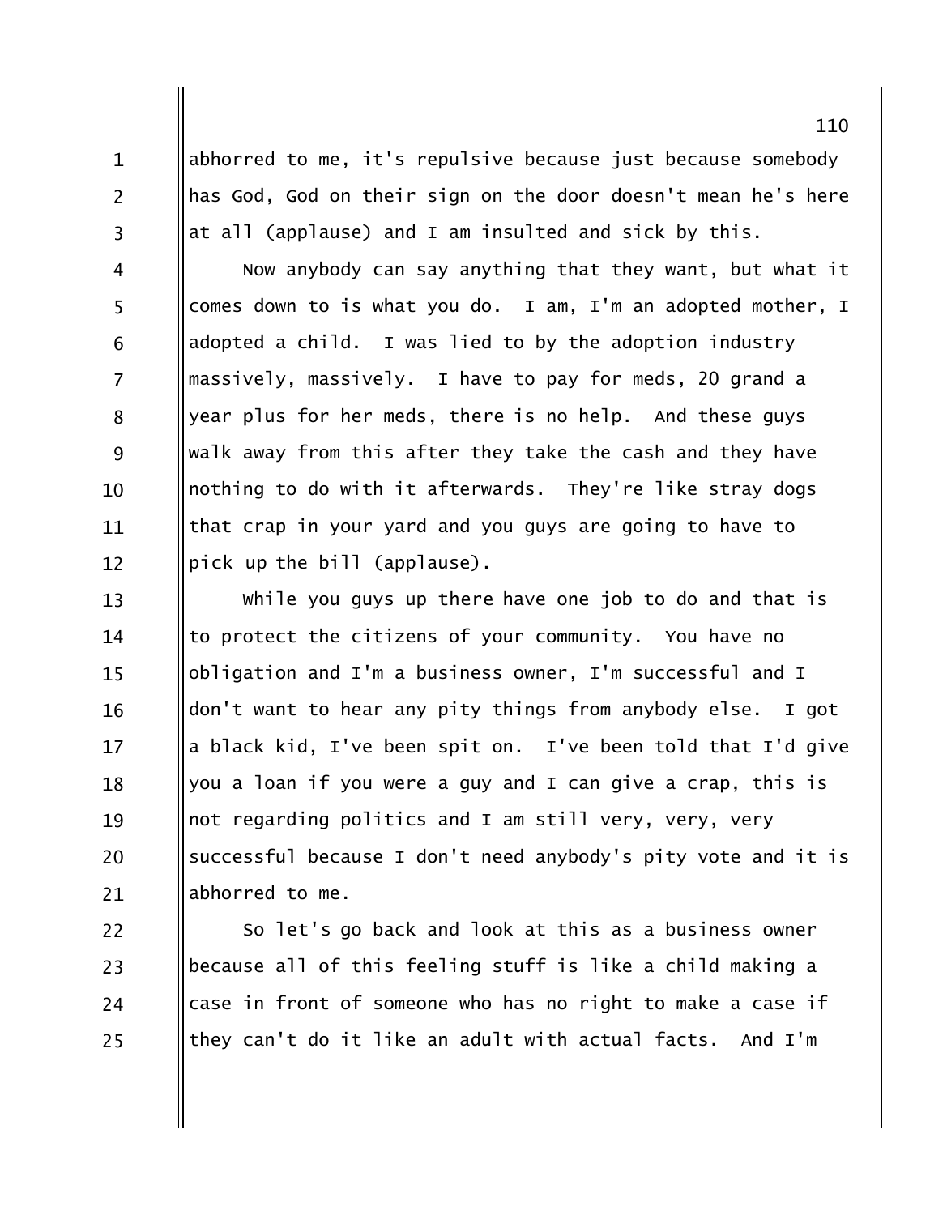abhorred to me, it's repulsive because just because somebody has God, God on their sign on the door doesn't mean he's here at all (applause) and I am insulted and sick by this.

Now anybody can say anything that they want, but what it comes down to is what you do. I am, I'm an adopted mother, I adopted a child. I was lied to by the adoption industry massively, massively. I have to pay for meds, 20 grand a year plus for her meds, there is no help. And these guys walk away from this after they take the cash and they have nothing to do with it afterwards. They're like stray dogs that crap in your yard and you guys are going to have to pick up the bill (applause).

While you guys up there have one job to do and that is to protect the citizens of your community. You have no obligation and I'm a business owner, I'm successful and I don't want to hear any pity things from anybody else. I got a black kid, I've been spit on. I've been told that I'd give you a loan if you were a guy and I can give a crap, this is not regarding politics and I am still very, very, very successful because I don't need anybody's pity vote and it is abhorred to me.

So let's go back and look at this as a business owner because all of this feeling stuff is like a child making a case in front of someone who has no right to make a case if they can't do it like an adult with actual facts. And I'm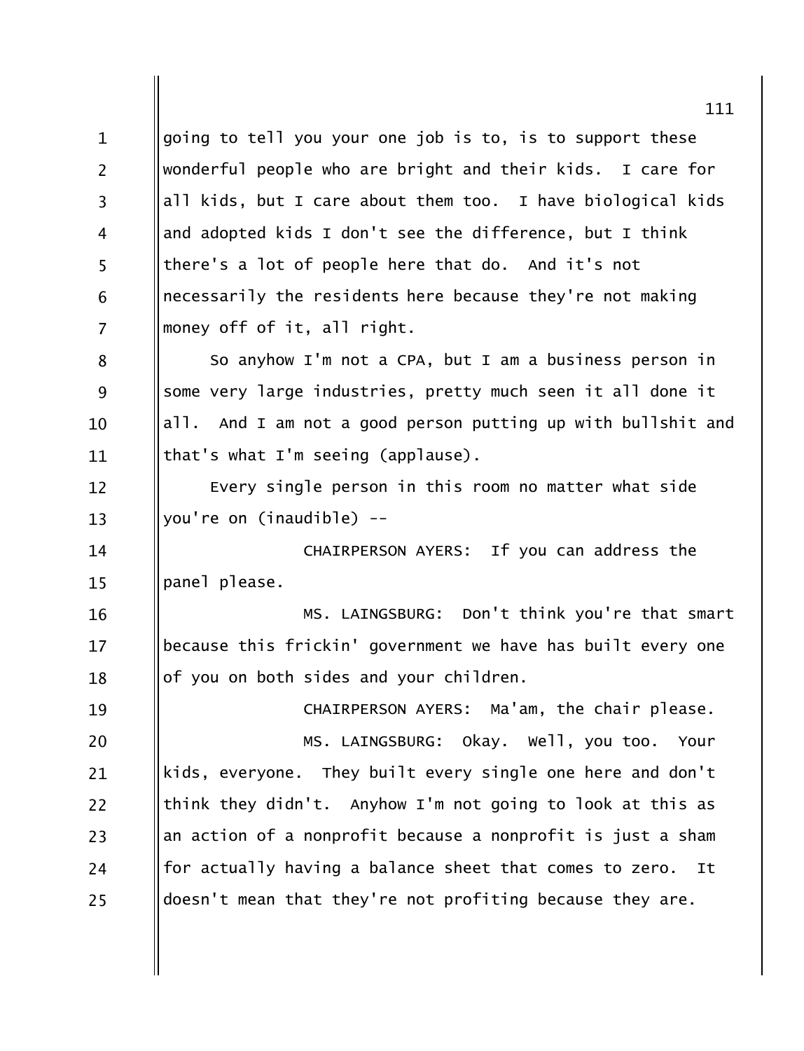going to tell you your one job is to, is to support these wonderful people who are bright and their kids. I care for all kids, but I care about them too. I have biological kids and adopted kids I don't see the difference, but I think there's a lot of people here that do. And it's not necessarily the residents here because they're not making money off of it, all right.

So anyhow I'm not a CPA, but I am a business person in some very large industries, pretty much seen it all done it all. And I am not a good person putting up with bullshit and that's what I'm seeing (applause).

Every single person in this room no matter what side you're on (inaudible) --

CHAIRPERSON AYERS: If you can address the panel please.

MS. LAINGSBURG: Don't think you're that smart because this frickin' government we have has built every one of you on both sides and your children.

CHAIRPERSON AYERS: Ma'am, the chair please.

MS. LAINGSBURG: Okay. Well, you too. Your kids, everyone. They built every single one here and don't think they didn't. Anyhow I'm not going to look at this as an action of a nonprofit because a nonprofit is just a sham for actually having a balance sheet that comes to zero. It doesn't mean that they're not profiting because they are.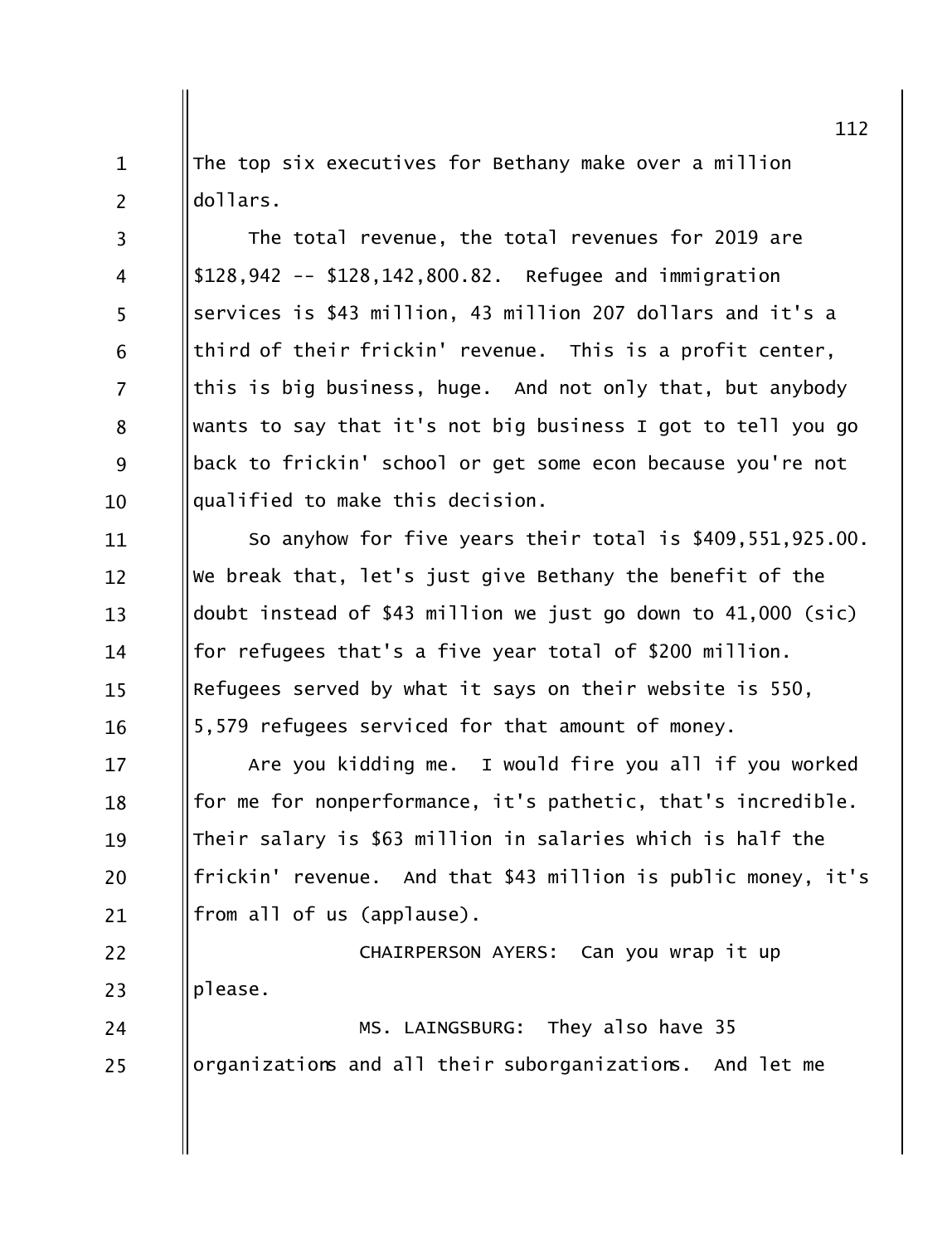The top six executives for Bethany make over a million dollars.

The total revenue, the total revenues for 2019 are $128,942 -- $128,142,800.82. Refugee and immigration services is $43 million, 43 million 207 dollars and it's a third of their frickin' revenue. This is a profit center, this is big business, huge. And not only that, but anybody wants to say that it's not big business I got to tell you go back to frickin' school or get some econ because you're not qualified to make this decision.

So anyhow for five years their total is $409,551,925.00. We break that, let's just give Bethany the benefit of the doubt instead of $43 million we just go down to 41,000 (sic) for refugees that's a five year total of $200 million. Refugees served by what it says on their website is 550, 5,579 refugees serviced for that amount of money.

Are you kidding me. I would fire you all if you worked for me for nonperformance, it's pathetic, that's incredible. Their salary is $63 million in salaries which is half the frickin' revenue. And that $43 million is public money, it's from all of us (applause).

CHAIRPERSON AYERS: Can you wrap it up please.

MS. LAINGSBURG: They also have 35 organizations and all their suborganizations. And let me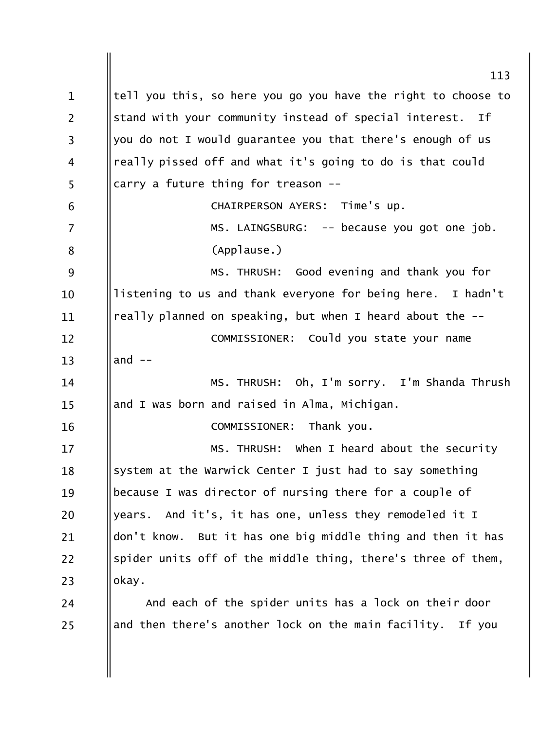tell you this, so here you go you have the right to choose to stand with your community instead of special interest. If you do not I would guarantee you that there's enough of us really pissed off and what it's going to do is that could carry a future thing for treason --

CHAIRPERSON AYERS: Time's up.

MS. LAINGSBURG: -- because you got one job.

(Applause.)

MS. THRUSH: Good evening and thank you for listening to us and thank everyone for being here. I hadn't really planned on speaking, but when I heard about the --

COMMISSIONER: Could you state your name and --

MS. THRUSH: Oh, I'm sorry. I'm Shanda Thrush and I was born and raised in Alma, Michigan.

COMMISSIONER: Thank you.

MS. THRUSH: When I heard about the security system at the Warwick Center I just had to say something because I was director of nursing there for a couple of years. And it's, it has one, unless they remodeled it I don't know. But it has one big middle thing and then it has spider units off of the middle thing, there's three of them, okay.

And each of the spider units has a lock on their door and then there's another lock on the main facility. If you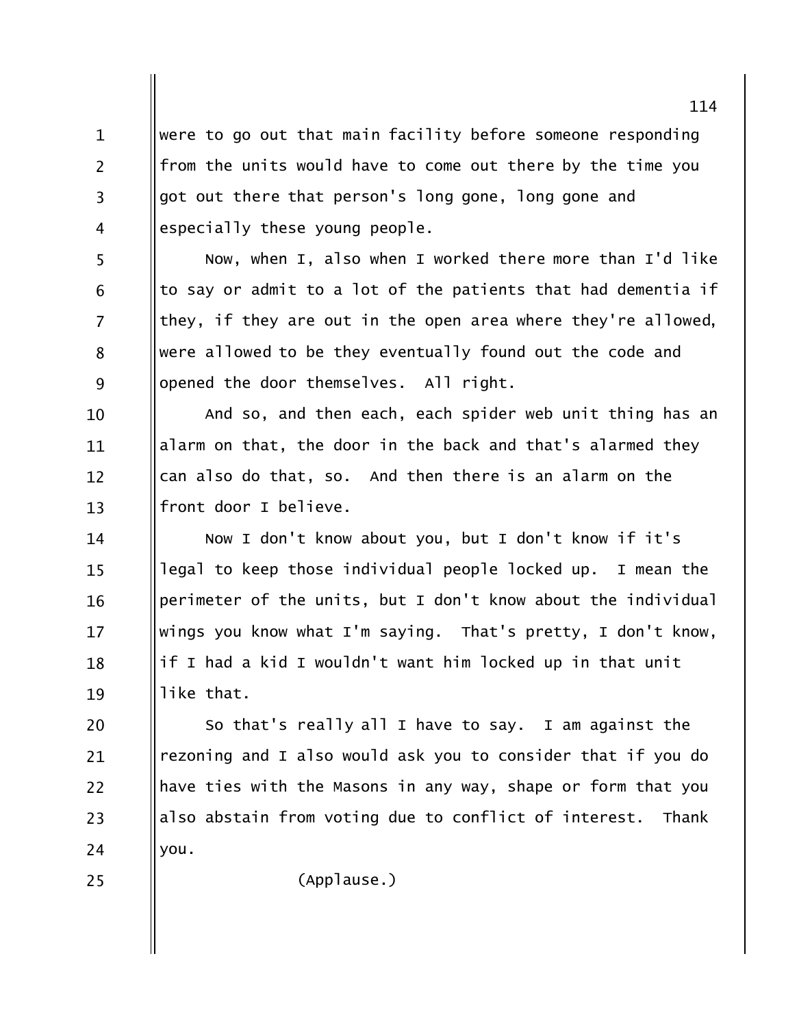were to go out that main facility before someone responding from the units would have to come out there by the time you got out there that person's long gone, long gone and especially these young people.

Now, when I, also when I worked there more than I'd like to say or admit to a lot of the patients that had dementia if they, if they are out in the open area where they're allowed, were allowed to be they eventually found out the code and opened the door themselves. All right.

And so, and then each, each spider web unit thing has an alarm on that, the door in the back and that's alarmed they can also do that, so. And then there is an alarm on the front door I believe.

Now I don't know about you, but I don't know if it's legal to keep those individual people locked up. I mean the perimeter of the units, but I don't know about the individual wings you know what I'm saying. That's pretty, I don't know, if I had a kid I wouldn't want him locked up in that unit like that.

So that's really all I have to say. I am against the rezoning and I also would ask you to consider that if you do have ties with the Masons in any way, shape or form that you also abstain from voting due to conflict of interest. Thank you.

(Applause.)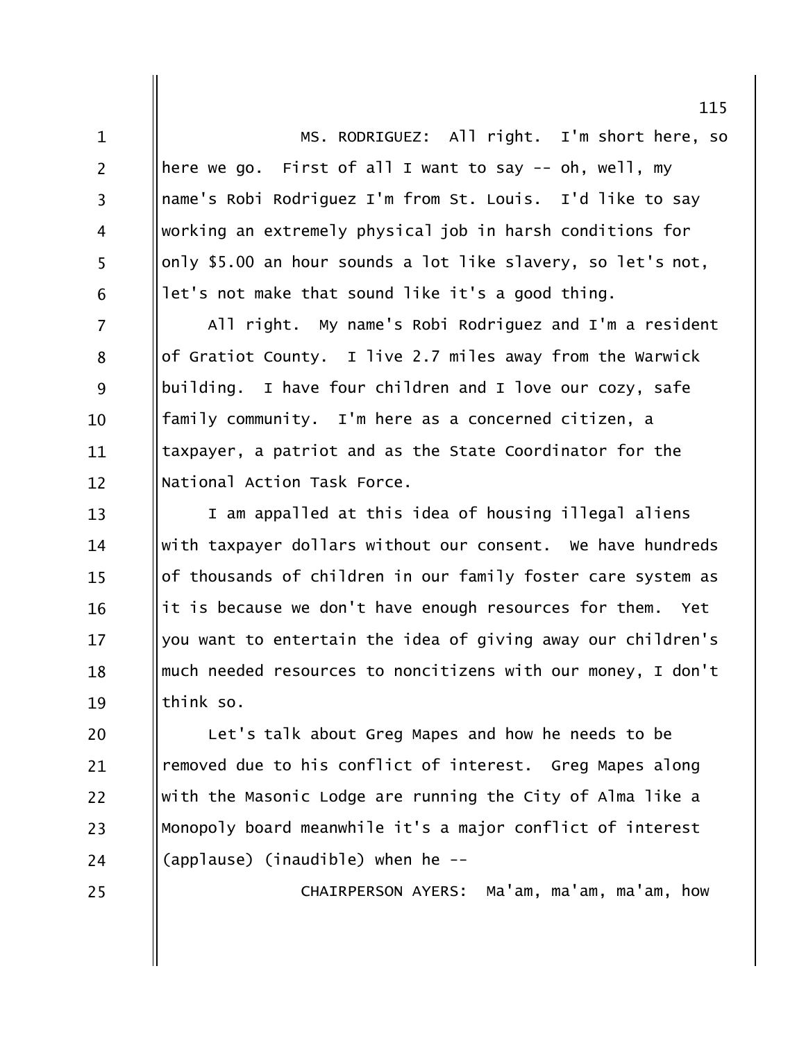MS. RODRIGUEZ: All right. I'm short here, so here we go. First of all I want to say -- oh, well, my name's Robi Rodriguez I'm from St. Louis. I'd like to say working an extremely physical job in harsh conditions for only $5.00 an hour sounds a lot like slavery, so let's not, let's not make that sound like it's a good thing.

All right. My name's Robi Rodriguez and I'm a resident of Gratiot County. I live 2.7 miles away from the Warwick building. I have four children and I love our cozy, safe family community. I'm here as a concerned citizen, a taxpayer, a patriot and as the State Coordinator for the National Action Task Force.

I am appalled at this idea of housing illegal aliens with taxpayer dollars without our consent. We have hundreds of thousands of children in our family foster care system as it is because we don't have enough resources for them. Yet you want to entertain the idea of giving away our children's much needed resources to noncitizens with our money, I don't think so.

Let's talk about Greg Mapes and how he needs to be removed due to his conflict of interest. Greg Mapes along with the Masonic Lodge are running the City of Alma like a Monopoly board meanwhile it's a major conflict of interest (applause) (inaudible) when he --

CHAIRPERSON AYERS: Ma'am, ma'am, ma'am, how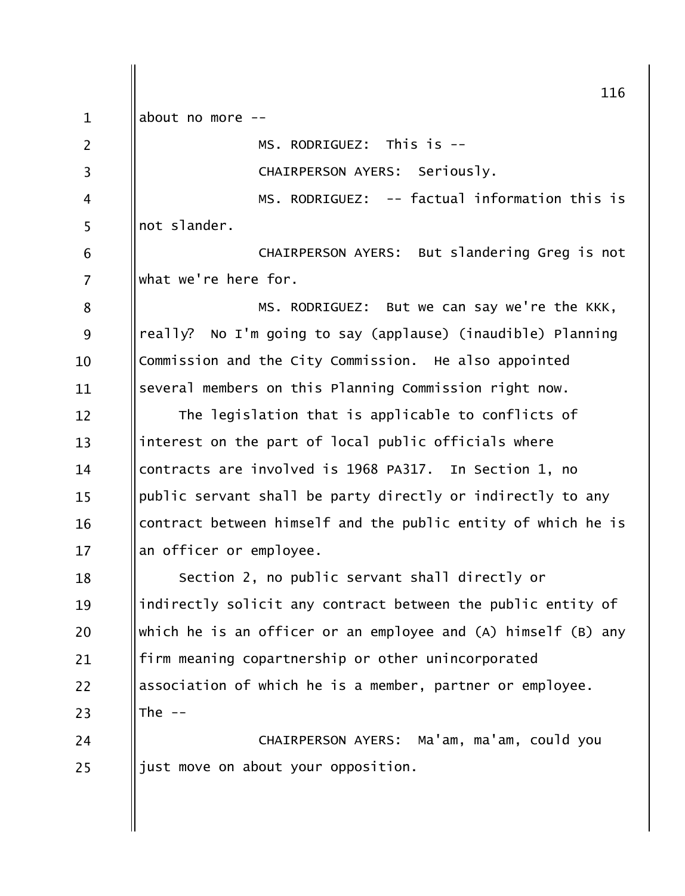about no more --

MS. RODRIGUEZ: This is --

CHAIRPERSON AYERS: Seriously.

MS. RODRIGUEZ: -- factual information this is not slander.

CHAIRPERSON AYERS: But slandering Greg is not what we're here for.

MS. RODRIGUEZ: But we can say we're the KKK, really? No I'm going to say (applause) (inaudible) Planning Commission and the City Commission. He also appointed several members on this Planning Commission right now.

The legislation that is applicable to conflicts of interest on the part of local public officials where contracts are involved is 1968 PA317. In Section 1, no public servant shall be party directly or indirectly to any contract between himself and the public entity of which he is an officer or employee.

Section 2, no public servant shall directly or indirectly solicit any contract between the public entity of which he is an officer or an employee and (A) himself (B) any firm meaning copartnership or other unincorporated association of which he is a member, partner or employee. The --

CHAIRPERSON AYERS: Ma'am, ma'am, could you just move on about your opposition.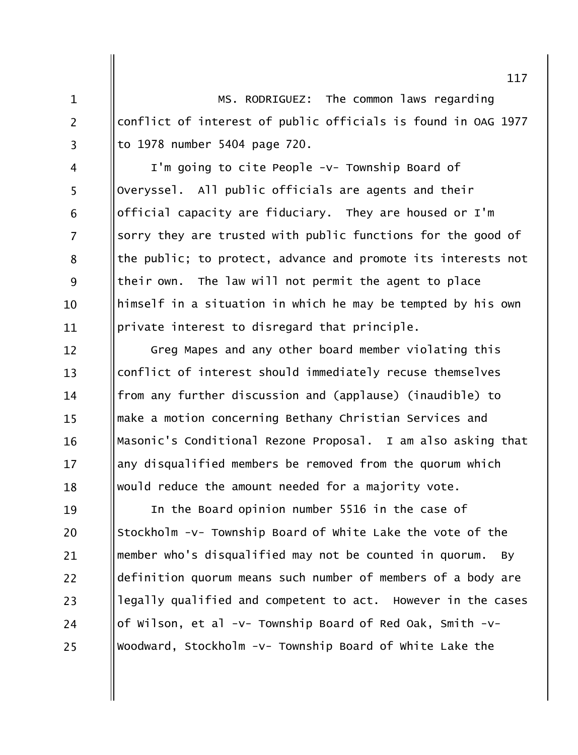MS. RODRIGUEZ: The common laws regarding conflict of interest of public officials is found in OAG 1977 to 1978 number 5404 page 720.

I'm going to cite People -v- Township Board of Overyssel. All public officials are agents and their official capacity are fiduciary. They are housed or I'm sorry they are trusted with public functions for the good of the public; to protect, advance and promote its interests not their own. The law will not permit the agent to place himself in a situation in which he may be tempted by his own private interest to disregard that principle.

Greg Mapes and any other board member violating this conflict of interest should immediately recuse themselves from any further discussion and (applause) (inaudible) to make a motion concerning Bethany Christian Services and Masonic's Conditional Rezone Proposal. I am also asking that any disqualified members be removed from the quorum which would reduce the amount needed for a majority vote.

In the Board opinion number 5516 in the case of Stockholm -v- Township Board of White Lake the vote of the member who's disqualified may not be counted in quorum. By definition quorum means such number of members of a body are legally qualified and competent to act. However in the cases of Wilson, et al -v- Township Board of Red Oak, Smith -v- Woodward, Stockholm -v- Township Board of White Lake the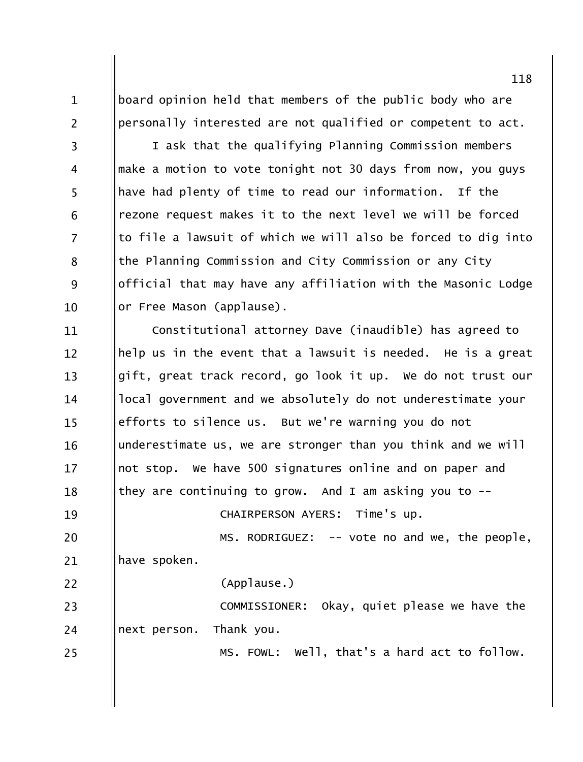board opinion held that members of the public body who are personally interested are not qualified or competent to act.

I ask that the qualifying Planning Commission members make a motion to vote tonight not 30 days from now, you guys have had plenty of time to read our information. If the rezone request makes it to the next level we will be forced to file a lawsuit of which we will also be forced to dig into the Planning Commission and City Commission or any City official that may have any affiliation with the Masonic Lodge or Free Mason (applause).

Constitutional attorney Dave (inaudible) has agreed to help us in the event that a lawsuit is needed. He is a great gift, great track record, go look it up. We do not trust our local government and we absolutely do not underestimate your efforts to silence us. But we're warning you do not underestimate us, we are stronger than you think and we will not stop. We have 500 signatures online and on paper and they are continuing to grow. And I am asking you to --

CHAIRPERSON AYERS: Time's up.

MS. RODRIGUEZ: -- vote no and we, the people, have spoken.

(Applause.)

COMMISSIONER: Okay, quiet please we have the next person. Thank you.

MS. FOWL: Well, that's a hard act to follow.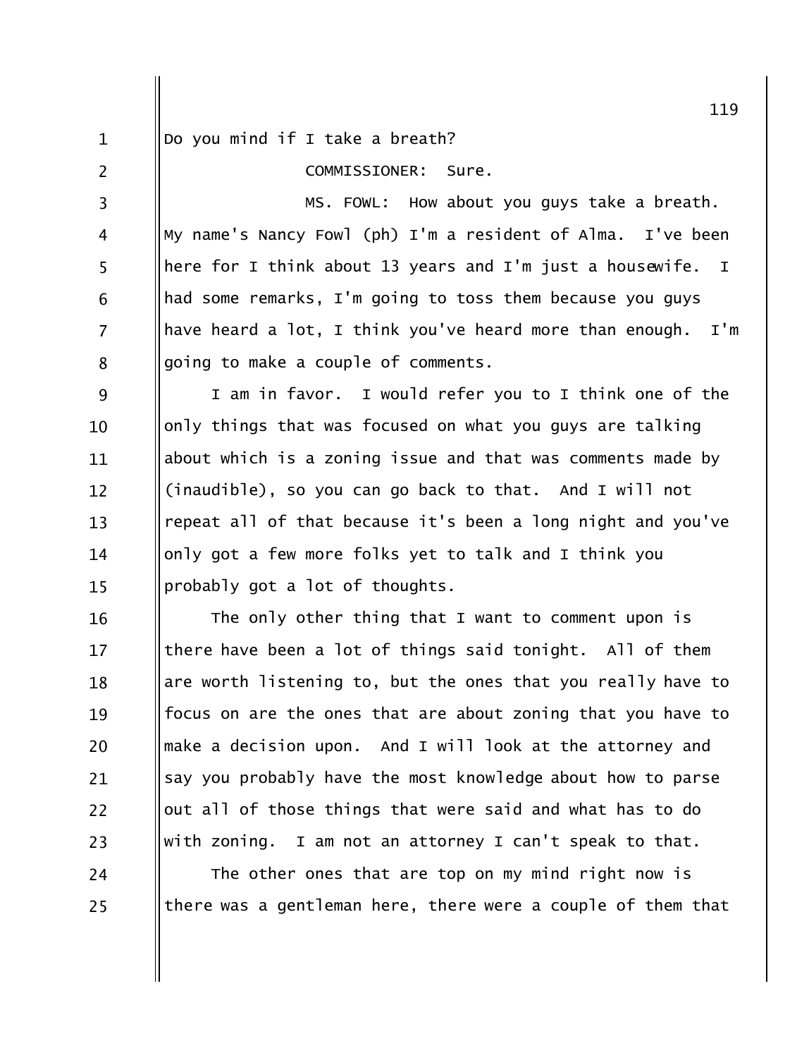Do you mind if I take a breath?

COMMISSIONER: Sure.

MS. FOWL: How about you guys take a breath. My name's Nancy Fowl (ph) I'm a resident of Alma. I've been here for I think about 13 years and I'm just a housewife. I had some remarks, I'm going to toss them because you guys have heard a lot, I think you've heard more than enough. I'm going to make a couple of comments.

I am in favor. I would refer you to I think one of the only things that was focused on what you guys are talking about which is a zoning issue and that was comments made by (inaudible), so you can go back to that. And I will not repeat all of that because it's been a long night and you've only got a few more folks yet to talk and I think you probably got a lot of thoughts.

The only other thing that I want to comment upon is there have been a lot of things said tonight. All of them are worth listening to, but the ones that you really have to focus on are the ones that are about zoning that you have to make a decision upon. And I will look at the attorney and say you probably have the most knowledge about how to parse out all of those things that were said and what has to do with zoning. I am not an attorney I can't speak to that.

The other ones that are top on my mind right now is there was a gentleman here, there were a couple of them that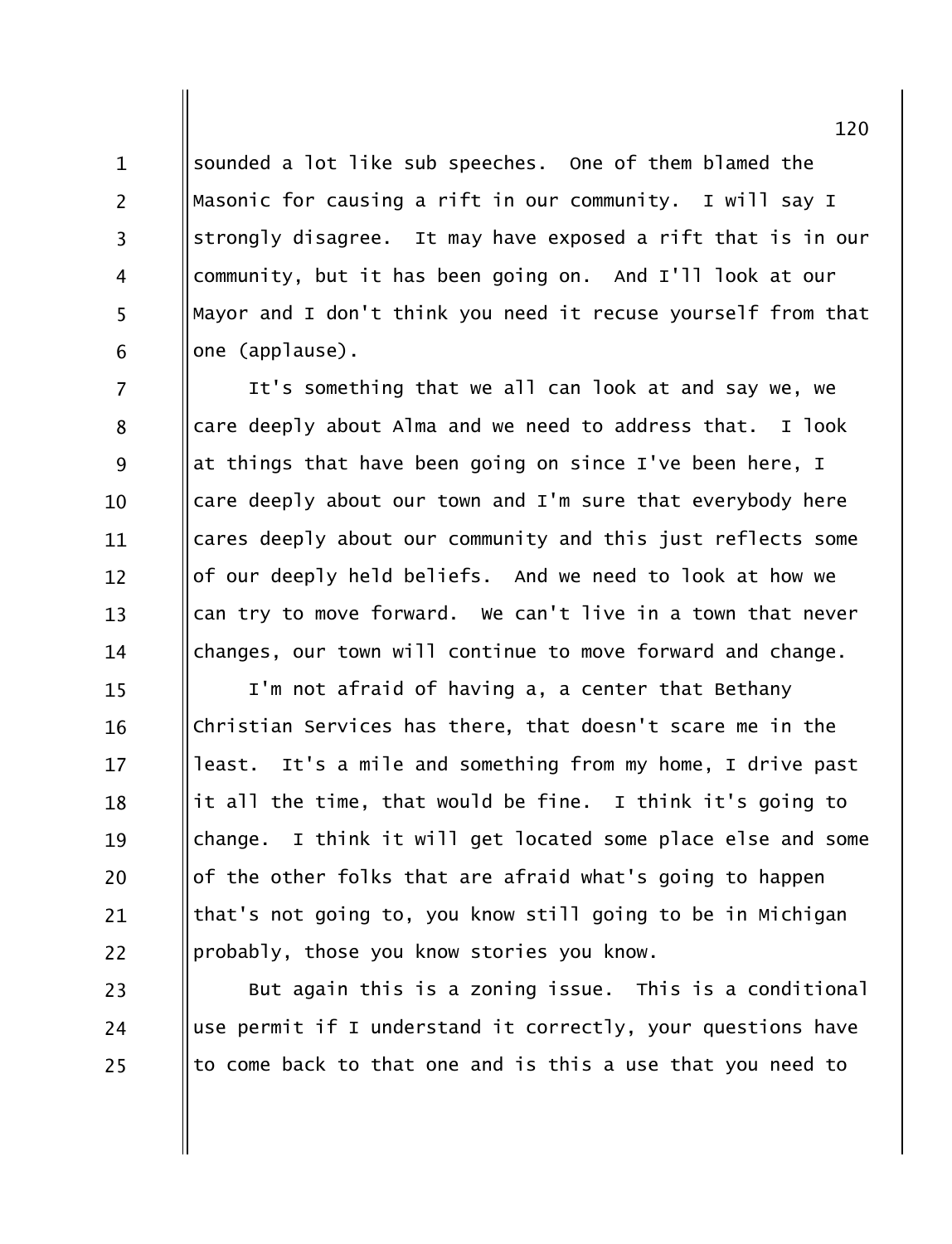sounded a lot like sub speeches. One of them blamed the Masonic for causing a rift in our community. I will say I strongly disagree. It may have exposed a rift that is in our community, but it has been going on. And I'll look at our Mayor and I don't think you need it recuse yourself from that one (applause).

It's something that we all can look at and say we, we care deeply about Alma and we need to address that. I look at things that have been going on since I've been here, I care deeply about our town and I'm sure that everybody here cares deeply about our community and this just reflects some of our deeply held beliefs. And we need to look at how we can try to move forward. We can't live in a town that never changes, our town will continue to move forward and change.

I'm not afraid of having a, a center that Bethany Christian Services has there, that doesn't scare me in the least. It's a mile and something from my home, I drive past it all the time, that would be fine. I think it's going to change. I think it will get located some place else and some of the other folks that are afraid what's going to happen that's not going to, you know still going to be in Michigan probably, those you know stories you know.

But again this is a zoning issue. This is a conditional use permit if I understand it correctly, your questions have to come back to that one and is this a use that you need to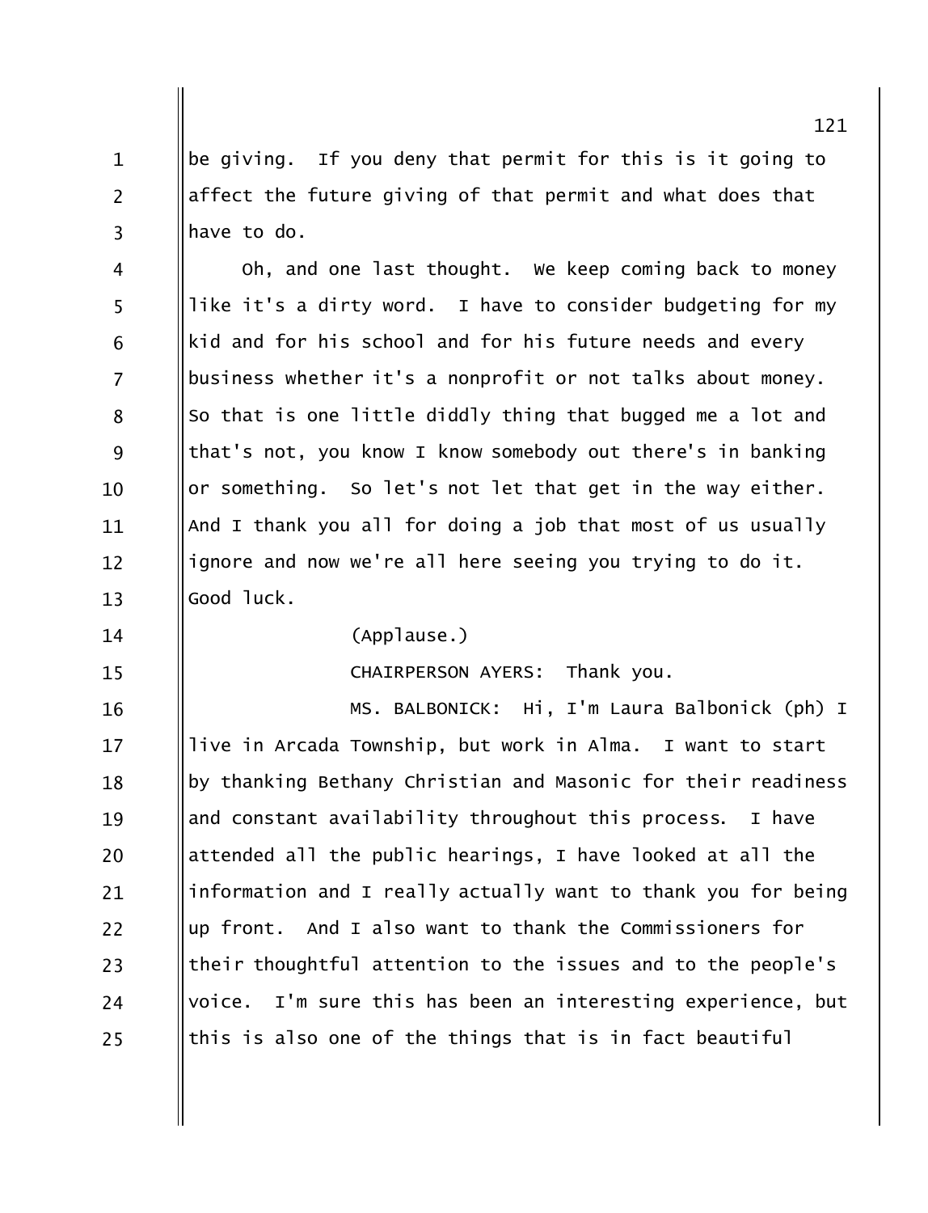be giving. If you deny that permit for this is it going to affect the future giving of that permit and what does that have to do.

Oh, and one last thought. We keep coming back to money like it's a dirty word. I have to consider budgeting for my kid and for his school and for his future needs and every business whether it's a nonprofit or not talks about money. So that is one little diddly thing that bugged me a lot and that's not, you know I know somebody out there's in banking or something. So let's not let that get in the way either. And I thank you all for doing a job that most of us usually ignore and now we're all here seeing you trying to do it. Good luck.

(Applause.)

CHAIRPERSON AYERS: Thank you.

MS. BALBONICK: Hi, I'm Laura Balbonick (ph) I live in Arcada Township, but work in Alma. I want to start by thanking Bethany Christian and Masonic for their readiness and constant availability throughout this process. I have attended all the public hearings, I have looked at all the information and I really actually want to thank you for being up front. And I also want to thank the Commissioners for their thoughtful attention to the issues and to the people's voice. I'm sure this has been an interesting experience, but this is also one of the things that is in fact beautiful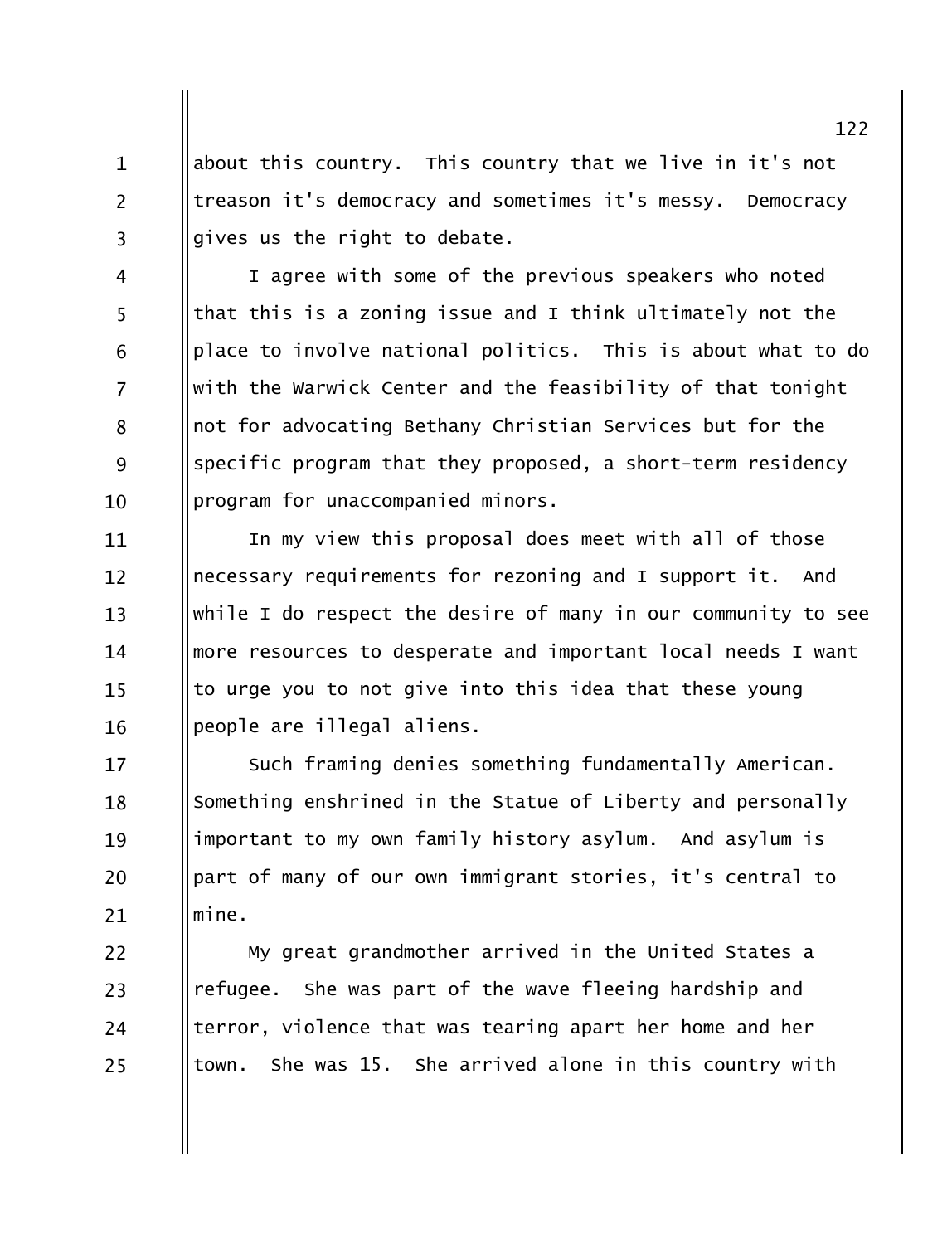about this country. This country that we live in it's not treason it's democracy and sometimes it's messy. Democracy gives us the right to debate.

I agree with some of the previous speakers who noted that this is a zoning issue and I think ultimately not the place to involve national politics. This is about what to do with the Warwick Center and the feasibility of that tonight not for advocating Bethany Christian Services but for the specific program that they proposed, a short-term residency program for unaccompanied minors.

In my view this proposal does meet with all of those necessary requirements for rezoning and I support it. And while I do respect the desire of many in our community to see more resources to desperate and important local needs I want to urge you to not give into this idea that these young people are illegal aliens.

Such framing denies something fundamentally American. Something enshrined in the Statue of Liberty and personally important to my own family history asylum. And asylum is part of many of our own immigrant stories, it's central to mine.

My great grandmother arrived in the United States a refugee. She was part of the wave fleeing hardship and terror, violence that was tearing apart her home and her town. She was 15. She arrived alone in this country with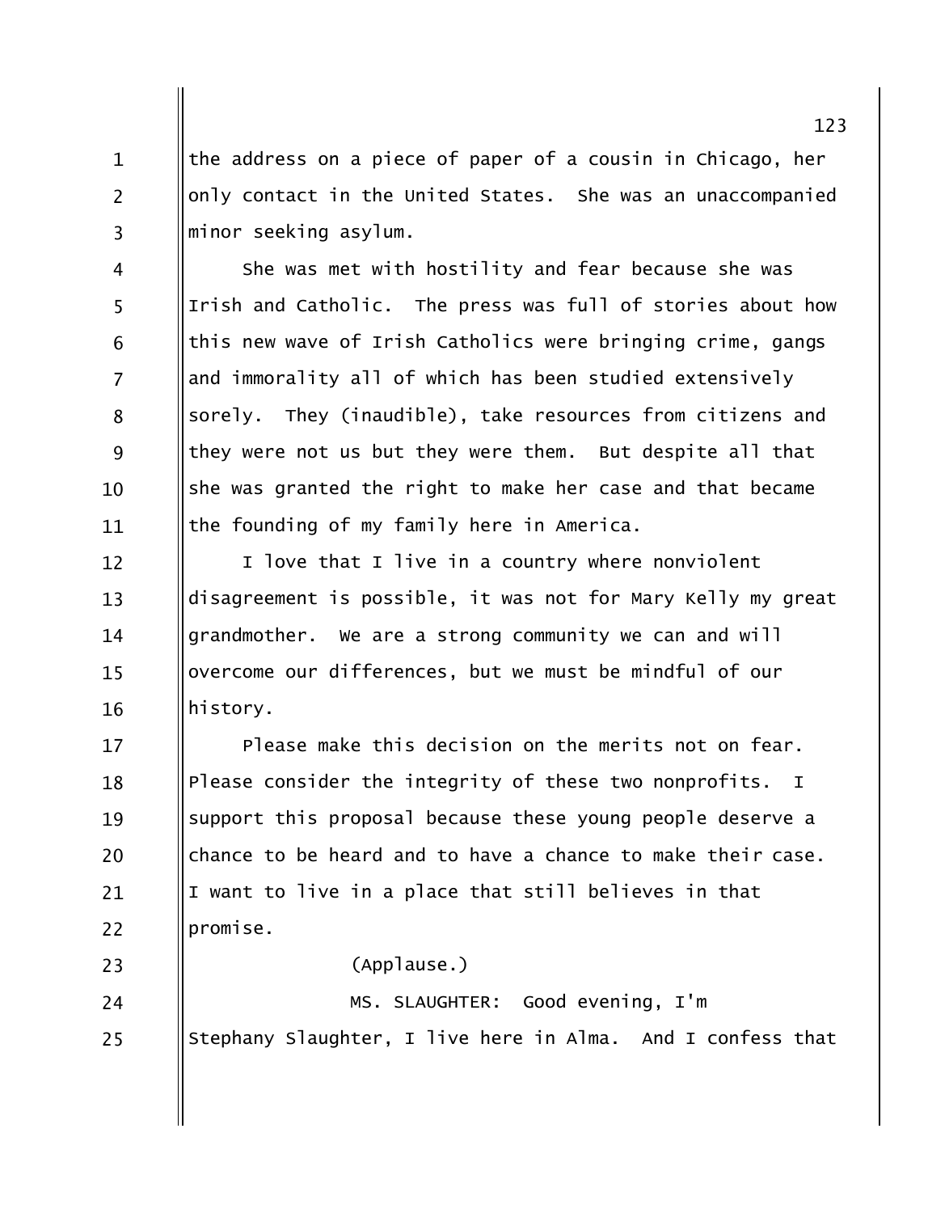the address on a piece of paper of a cousin in Chicago, her only contact in the United States. She was an unaccompanied minor seeking asylum.

She was met with hostility and fear because she was Irish and Catholic. The press was full of stories about how this new wave of Irish Catholics were bringing crime, gangs and immorality all of which has been studied extensively sorely. They (inaudible), take resources from citizens and they were not us but they were them. But despite all that she was granted the right to make her case and that became the founding of my family here in America.

I love that I live in a country where nonviolent disagreement is possible, it was not for Mary Kelly my great grandmother. We are a strong community we can and will overcome our differences, but we must be mindful of our history.

Please make this decision on the merits not on fear. Please consider the integrity of these two nonprofits. I support this proposal because these young people deserve a chance to be heard and to have a chance to make their case. I want to live in a place that still believes in that promise.

(Applause.)

MS. SLAUGHTER: Good evening, I'm Stephany Slaughter, I live here in Alma. And I confess that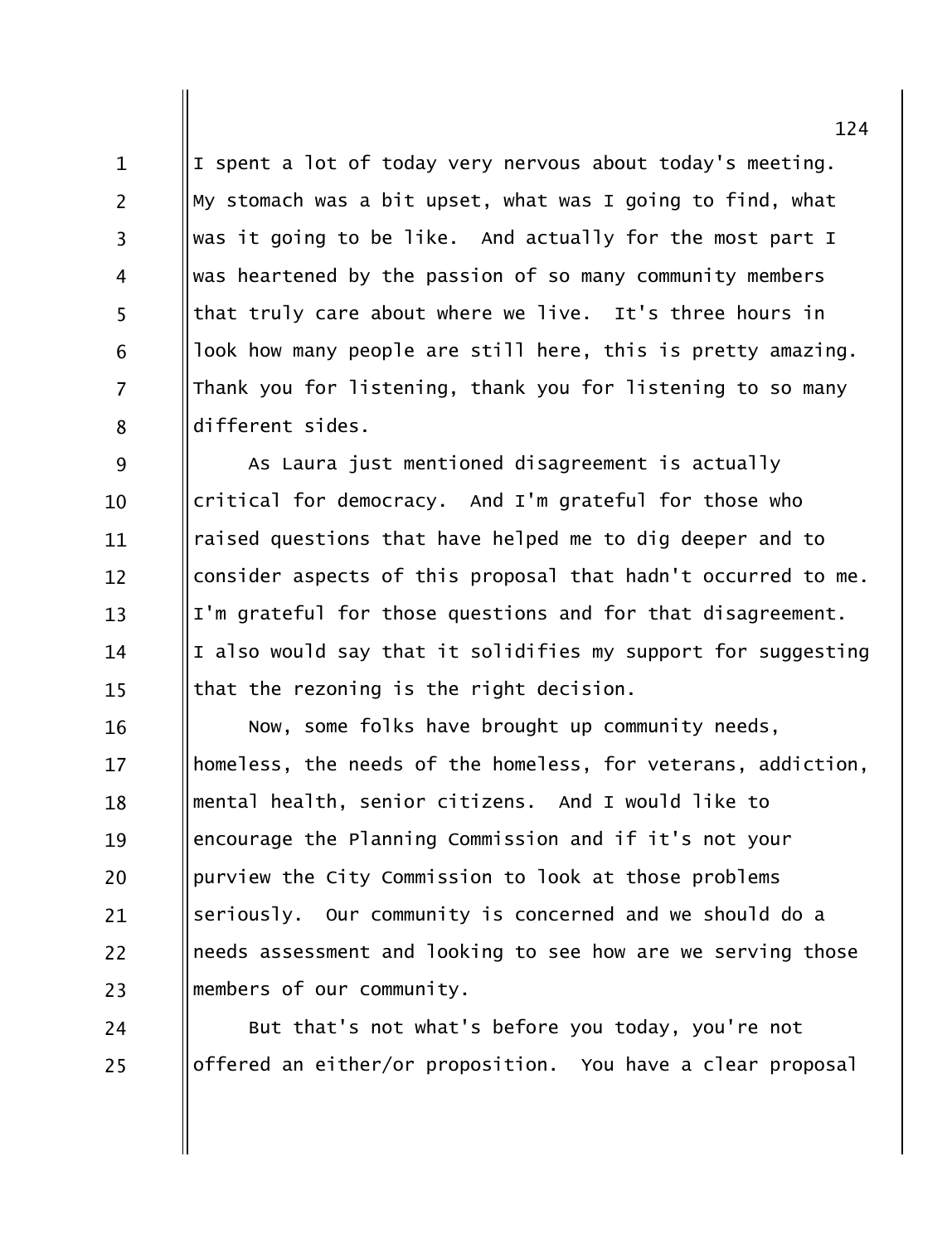I spent a lot of today very nervous about today's meeting. My stomach was a bit upset, what was I going to find, what was it going to be like. And actually for the most part I was heartened by the passion of so many community members that truly care about where we live. It's three hours in look how many people are still here, this is pretty amazing. Thank you for listening, thank you for listening to so many different sides.

As Laura just mentioned disagreement is actually critical for democracy. And I'm grateful for those who raised questions that have helped me to dig deeper and to consider aspects of this proposal that hadn't occurred to me. I'm grateful for those questions and for that disagreement. I also would say that it solidifies my support for suggesting that the rezoning is the right decision.

Now, some folks have brought up community needs, homeless, the needs of the homeless, for veterans, addiction, mental health, senior citizens. And I would like to encourage the Planning Commission and if it's not your purview the City Commission to look at those problems seriously. Our community is concerned and we should do a needs assessment and looking to see how are we serving those members of our community.

But that's not what's before you today, you're not offered an either/or proposition. You have a clear proposal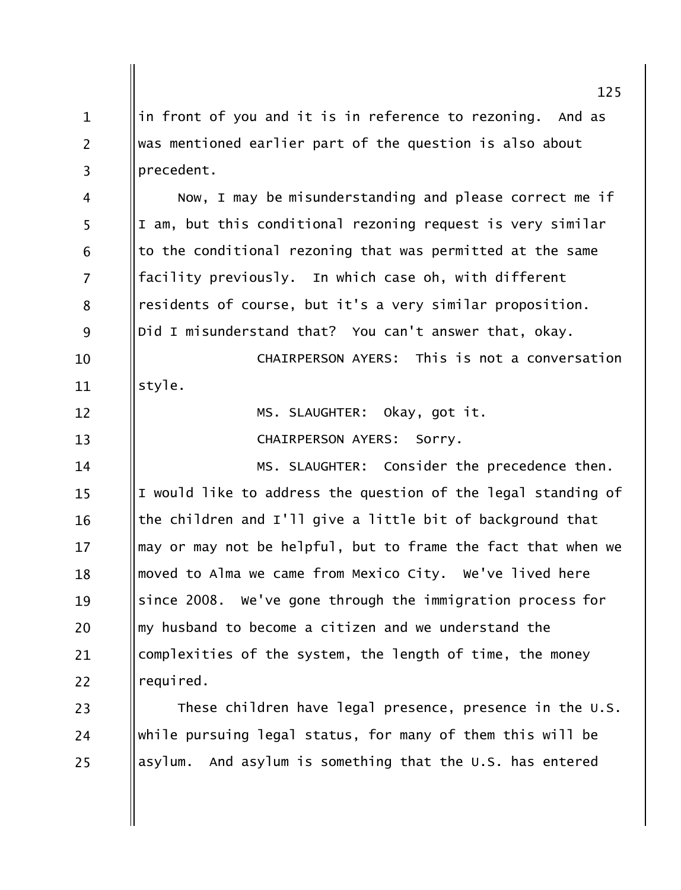in front of you and it is in reference to rezoning. And as was mentioned earlier part of the question is also about precedent.

Now, I may be misunderstanding and please correct me if I am, but this conditional rezoning request is very similar to the conditional rezoning that was permitted at the same facility previously. In which case oh, with different residents of course, but it's a very similar proposition. Did I misunderstand that? You can't answer that, okay.

CHAIRPERSON AYERS: This is not a conversation style.

MS. SLAUGHTER: Okay, got it.

CHAIRPERSON AYERS: Sorry.

MS. SLAUGHTER: Consider the precedence then. I would like to address the question of the legal standing of the children and I'll give a little bit of background that may or may not be helpful, but to frame the fact that when we moved to Alma we came from Mexico City. We've lived here since 2008. We've gone through the immigration process for my husband to become a citizen and we understand the complexities of the system, the length of time, the money required.

These children have legal presence, presence in the U.S. while pursuing legal status, for many of them this will be asylum. And asylum is something that the U.S. has entered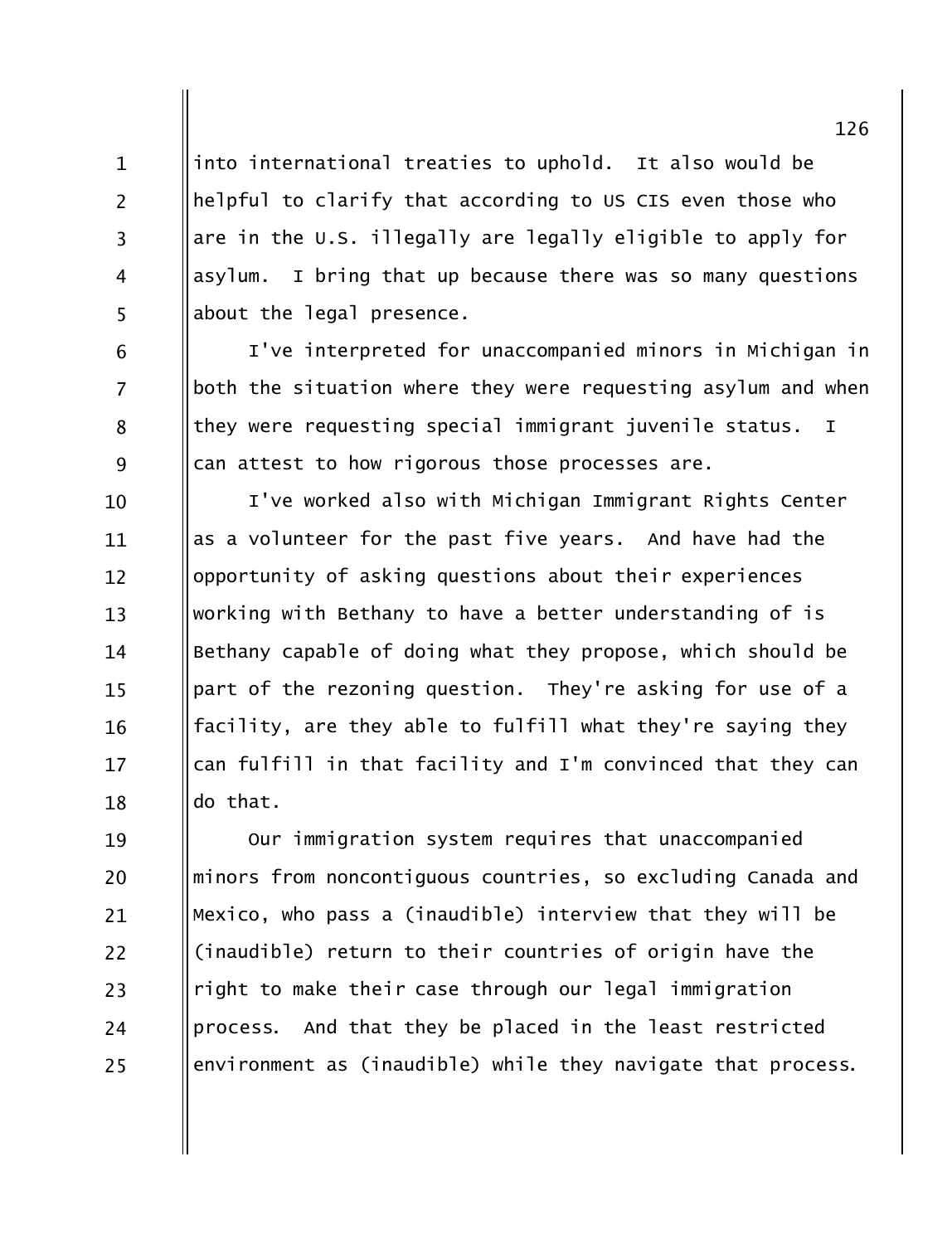into international treaties to uphold. It also would be helpful to clarify that according to US CIS even those who are in the U.S. illegally are legally eligible to apply for asylum. I bring that up because there was so many questions about the legal presence.

I've interpreted for unaccompanied minors in Michigan in both the situation where they were requesting asylum and when they were requesting special immigrant juvenile status. I can attest to how rigorous those processes are.

I've worked also with Michigan Immigrant Rights Center as a volunteer for the past five years. And have had the opportunity of asking questions about their experiences working with Bethany to have a better understanding of is Bethany capable of doing what they propose, which should be part of the rezoning question. They're asking for use of a facility, are they able to fulfill what they're saying they can fulfill in that facility and I'm convinced that they can do that.

Our immigration system requires that unaccompanied minors from noncontiguous countries, so excluding Canada and Mexico, who pass a (inaudible) interview that they will be (inaudible) return to their countries of origin have the right to make their case through our legal immigration process. And that they be placed in the least restricted environment as (inaudible) while they navigate that process.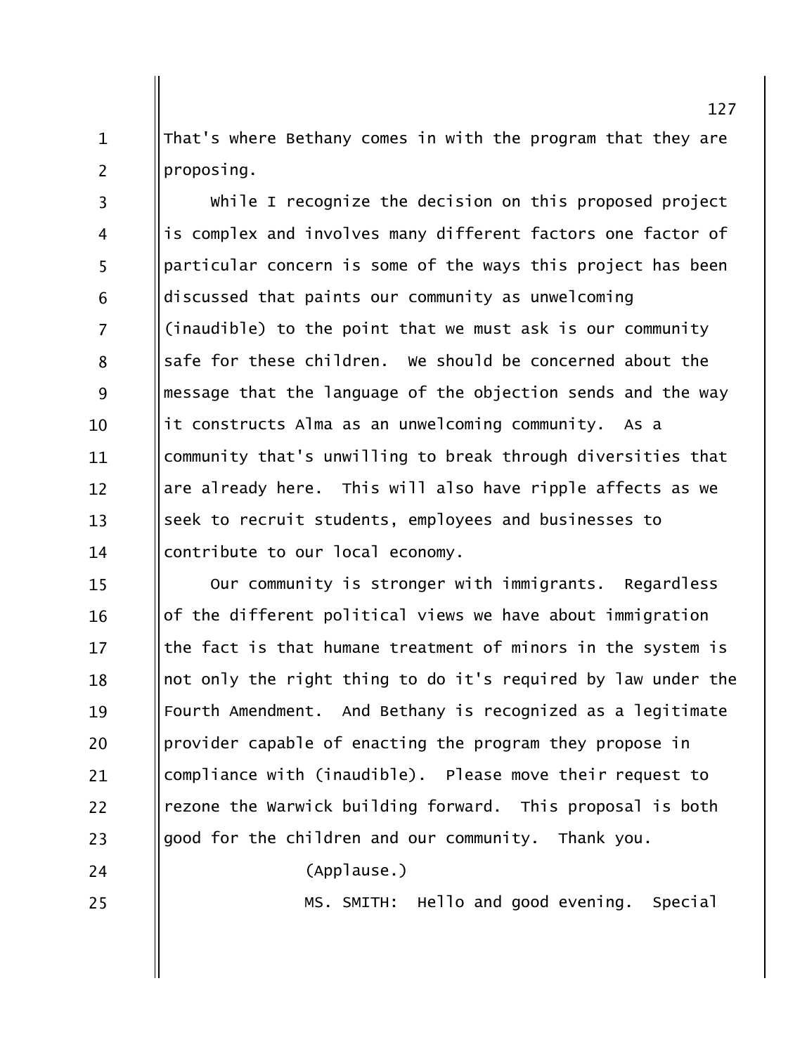That's where Bethany comes in with the program that they are proposing.

While I recognize the decision on this proposed project is complex and involves many different factors one factor of particular concern is some of the ways this project has been discussed that paints our community as unwelcoming (inaudible) to the point that we must ask is our community safe for these children. We should be concerned about the message that the language of the objection sends and the way it constructs Alma as an unwelcoming community. As a community that's unwilling to break through diversities that are already here. This will also have ripple affects as we seek to recruit students, employees and businesses to contribute to our local economy.

Our community is stronger with immigrants. Regardless of the different political views we have about immigration the fact is that humane treatment of minors in the system is not only the right thing to do it's required by law under the Fourth Amendment. And Bethany is recognized as a legitimate provider capable of enacting the program they propose in compliance with (inaudible). Please move their request to rezone the Warwick building forward. This proposal is both good for the children and our community. Thank you.

(Applause.)

MS. SMITH: Hello and good evening. Special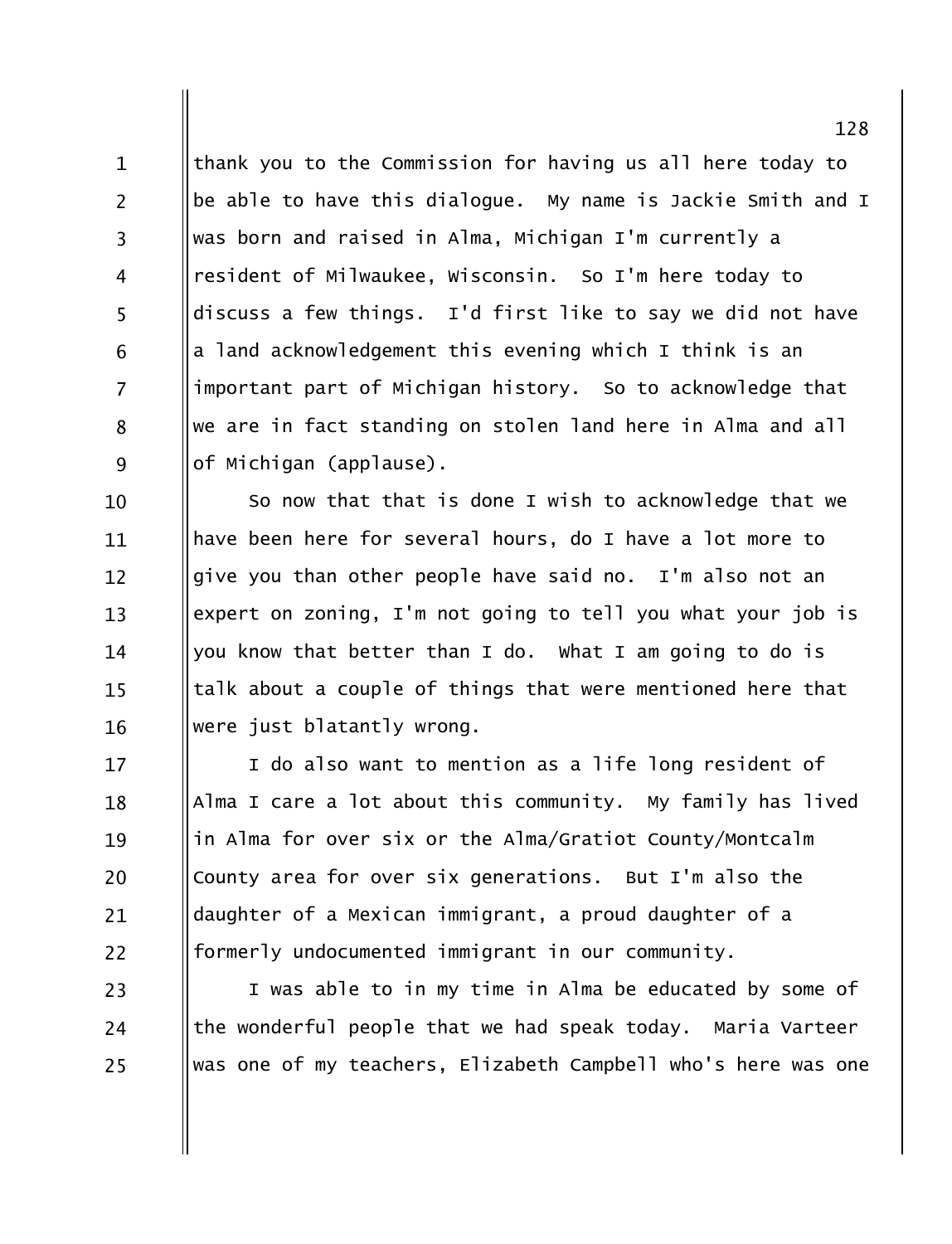thank you to the Commission for having us all here today to be able to have this dialogue. My name is Jackie Smith and I was born and raised in Alma, Michigan I'm currently a resident of Milwaukee, Wisconsin. So I'm here today to discuss a few things. I'd first like to say we did not have a land acknowledgement this evening which I think is an important part of Michigan history. So to acknowledge that we are in fact standing on stolen land here in Alma and all of Michigan (applause).

So now that that is done I wish to acknowledge that we have been here for several hours, do I have a lot more to give you than other people have said no. I'm also not an expert on zoning, I'm not going to tell you what your job is you know that better than I do. What I am going to do is talk about a couple of things that were mentioned here that were just blatantly wrong.

I do also want to mention as a life long resident of Alma I care a lot about this community. My family has lived in Alma for over six or the Alma/Gratiot County/Montcalm County area for over six generations. But I'm also the daughter of a Mexican immigrant, a proud daughter of a formerly undocumented immigrant in our community.

I was able to in my time in Alma be educated by some of the wonderful people that we had speak today. Maria Varteer was one of my teachers, Elizabeth Campbell who's here was one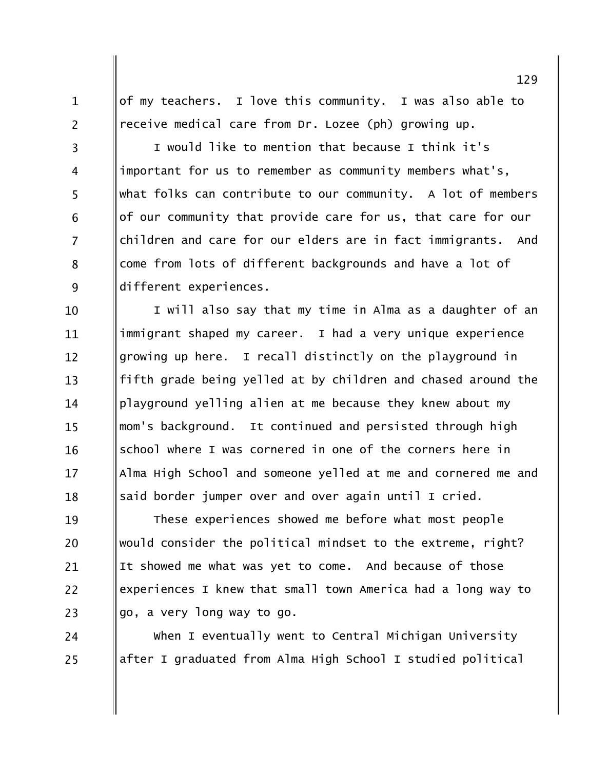of my teachers. I love this community. I was also able to receive medical care from Dr. Lozee (ph) growing up.

I would like to mention that because I think it's important for us to remember as community members what's, what folks can contribute to our community. A lot of members of our community that provide care for us, that care for our children and care for our elders are in fact immigrants. And come from lots of different backgrounds and have a lot of different experiences.

I will also say that my time in Alma as a daughter of an immigrant shaped my career. I had a very unique experience growing up here. I recall distinctly on the playground in fifth grade being yelled at by children and chased around the playground yelling alien at me because they knew about my mom's background. It continued and persisted through high school where I was cornered in one of the corners here in Alma High School and someone yelled at me and cornered me and said border jumper over and over again until I cried.

These experiences showed me before what most people would consider the political mindset to the extreme, right? It showed me what was yet to come. And because of those experiences I knew that small town America had a long way to go, a very long way to go.

When I eventually went to Central Michigan University after I graduated from Alma High School I studied political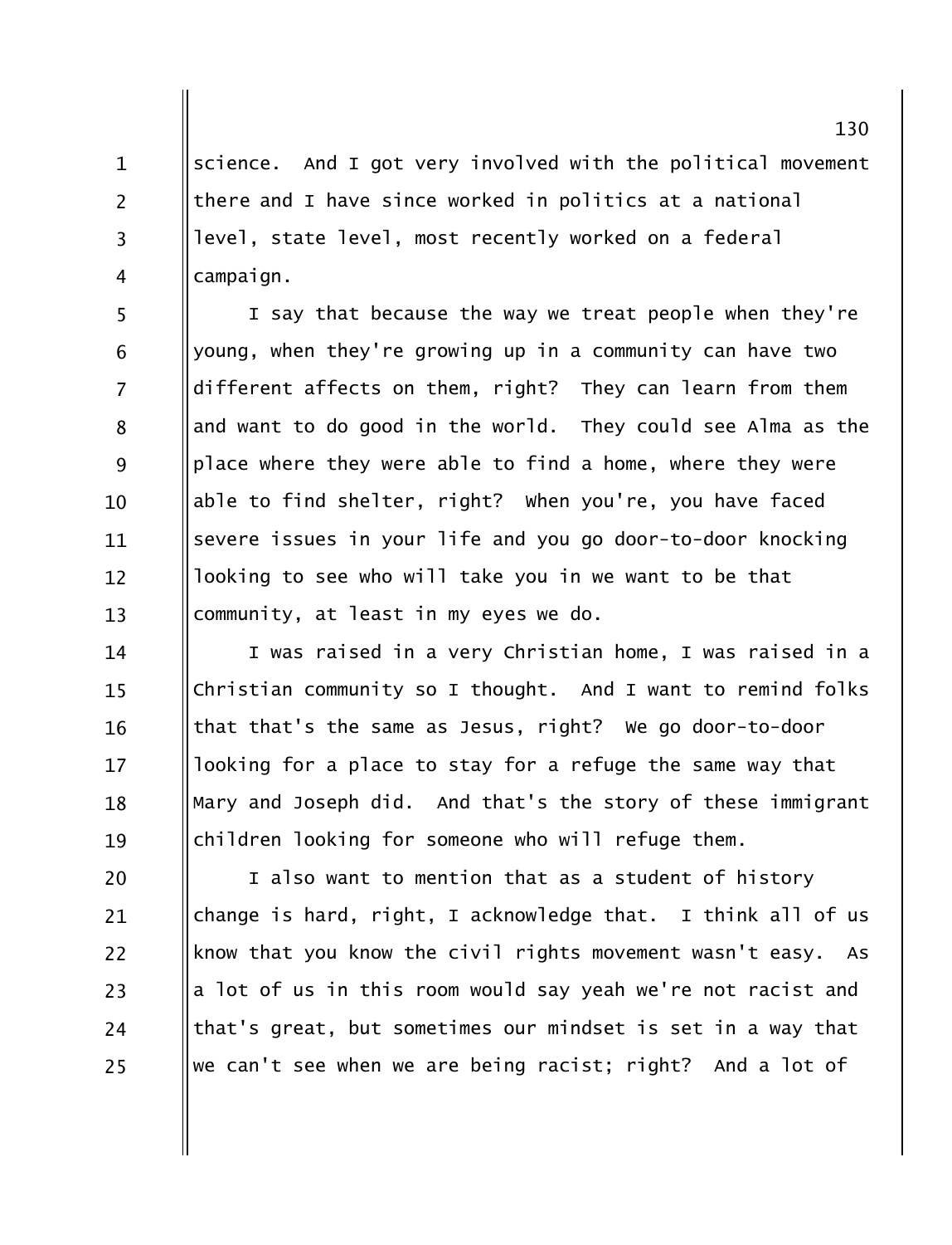science. And I got very involved with the political movement there and I have since worked in politics at a national level, state level, most recently worked on a federal campaign.

I say that because the way we treat people when they're young, when they're growing up in a community can have two different affects on them, right? They can learn from them and want to do good in the world. They could see Alma as the place where they were able to find a home, where they were able to find shelter, right? When you're, you have faced severe issues in your life and you go door-to-door knocking looking to see who will take you in we want to be that community, at least in my eyes we do.

I was raised in a very Christian home, I was raised in a Christian community so I thought. And I want to remind folks that that's the same as Jesus, right? We go door-to-door looking for a place to stay for a refuge the same way that Mary and Joseph did. And that's the story of these immigrant children looking for someone who will refuge them.

I also want to mention that as a student of history change is hard, right, I acknowledge that. I think all of us know that you know the civil rights movement wasn't easy. As a lot of us in this room would say yeah we're not racist and that's great, but sometimes our mindset is set in a way that we can't see when we are being racist; right? And a lot of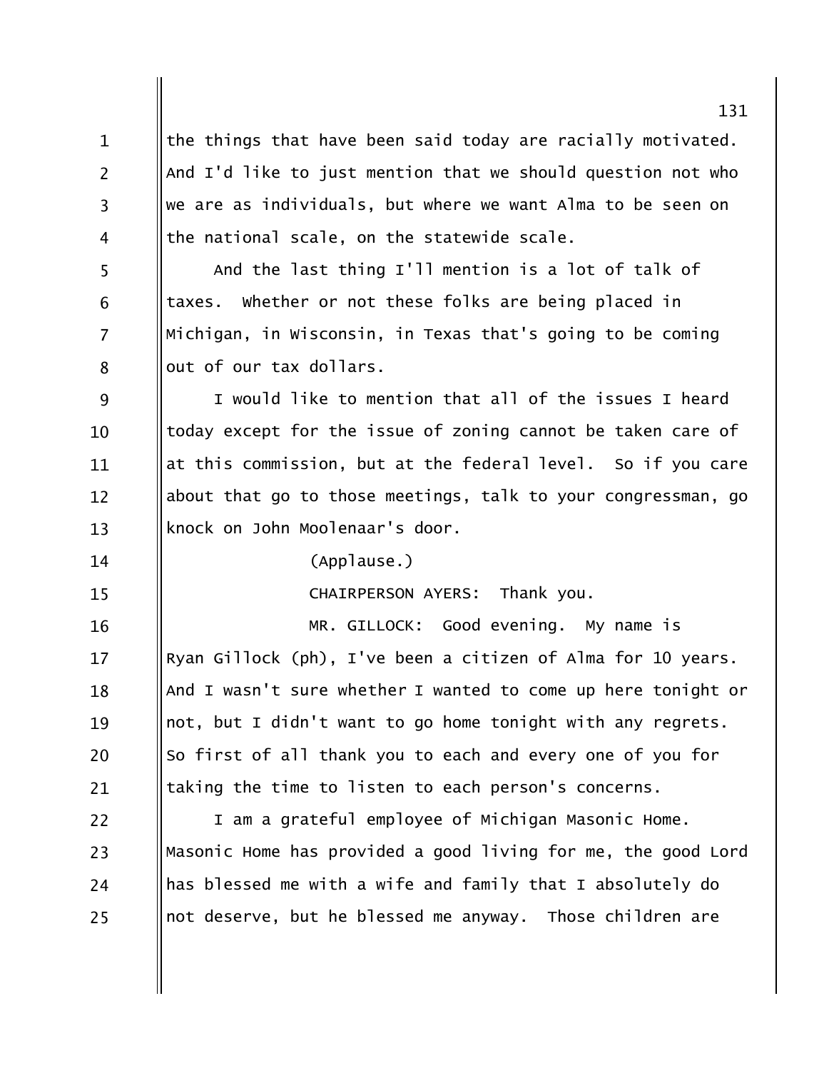the things that have been said today are racially motivated. And I'd like to just mention that we should question not who we are as individuals, but where we want Alma to be seen on the national scale, on the statewide scale.

And the last thing I'll mention is a lot of talk of taxes. Whether or not these folks are being placed in Michigan, in Wisconsin, in Texas that's going to be coming out of our tax dollars.

I would like to mention that all of the issues I heard today except for the issue of zoning cannot be taken care of at this commission, but at the federal level. So if you care about that go to those meetings, talk to your congressman, go knock on John Moolenaar's door.

(Applause.)

CHAIRPERSON AYERS: Thank you.

MR. GILLOCK: Good evening. My name is Ryan Gillock (ph), I've been a citizen of Alma for 10 years. And I wasn't sure whether I wanted to come up here tonight or not, but I didn't want to go home tonight with any regrets. So first of all thank you to each and every one of you for taking the time to listen to each person's concerns.

I am a grateful employee of Michigan Masonic Home. Masonic Home has provided a good living for me, the good Lord has blessed me with a wife and family that I absolutely do not deserve, but he blessed me anyway. Those children are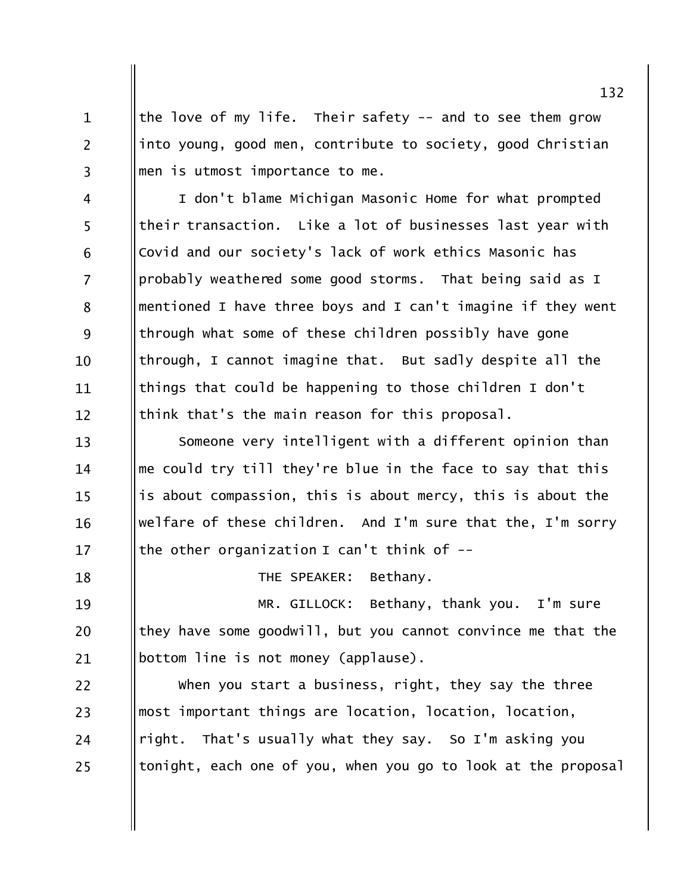the love of my life. Their safety -- and to see them grow into young, good men, contribute to society, good Christian men is utmost importance to me.

I don't blame Michigan Masonic Home for what prompted their transaction. Like a lot of businesses last year with Covid and our society's lack of work ethics Masonic has probably weathered some good storms. That being said as I mentioned I have three boys and I can't imagine if they went through what some of these children possibly have gone through, I cannot imagine that. But sadly despite all the things that could be happening to those children I don't think that's the main reason for this proposal.

Someone very intelligent with a different opinion than me could try till they're blue in the face to say that this is about compassion, this is about mercy, this is about the welfare of these children. And I'm sure that the, I'm sorry the other organization I can't think of --

THE SPEAKER: Bethany.

MR. GILLOCK: Bethany, thank you. I'm sure they have some goodwill, but you cannot convince me that the bottom line is not money (applause).

When you start a business, right, they say the three most important things are location, location, location, right. That's usually what they say. So I'm asking you tonight, each one of you, when you go to look at the proposal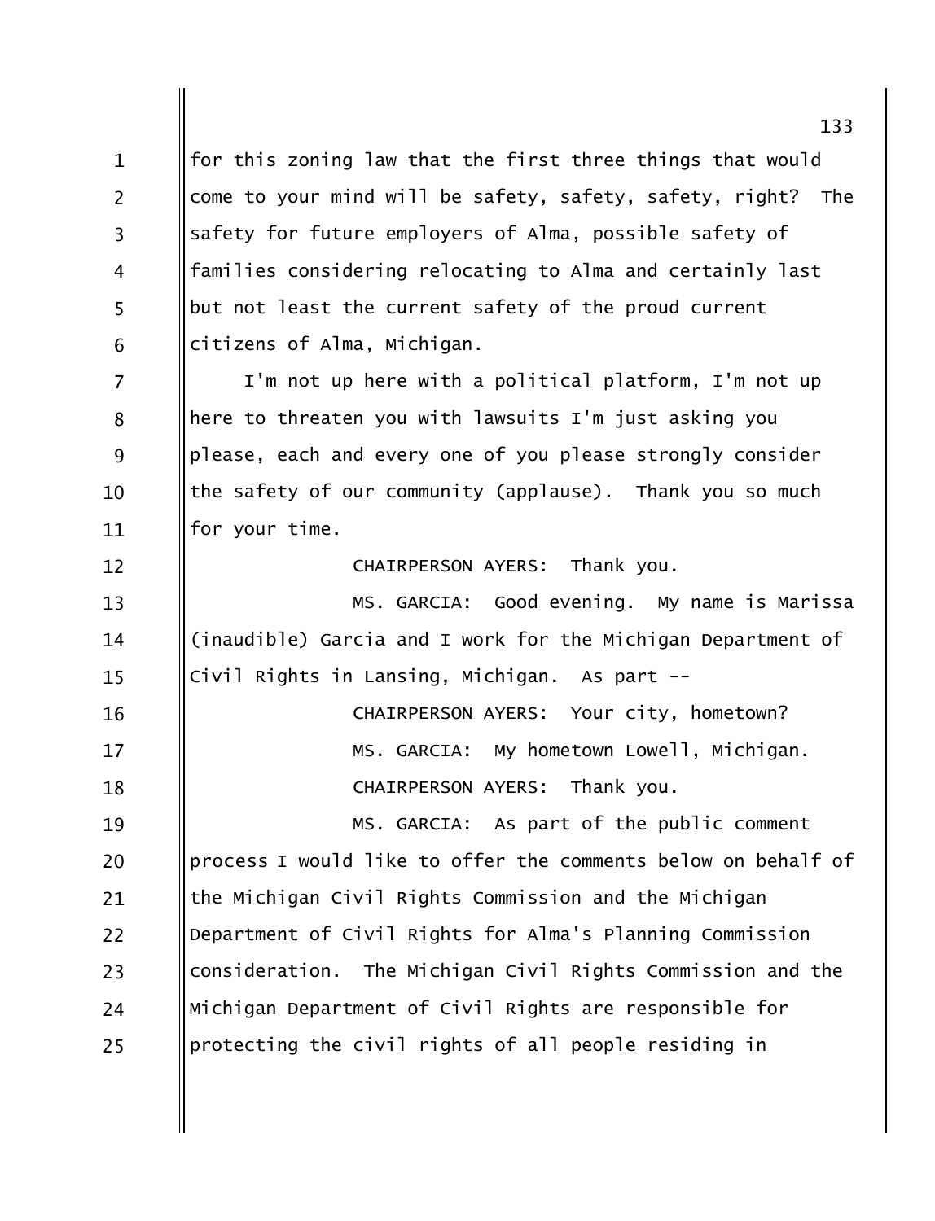for this zoning law that the first three things that would come to your mind will be safety, safety, safety, right? The safety for future employers of Alma, possible safety of families considering relocating to Alma and certainly last but not least the current safety of the proud current citizens of Alma, Michigan.

I'm not up here with a political platform, I'm not up here to threaten you with lawsuits I'm just asking you please, each and every one of you please strongly consider the safety of our community (applause). Thank you so much for your time.

CHAIRPERSON AYERS: Thank you.

MS. GARCIA: Good evening. My name is Marissa (inaudible) Garcia and I work for the Michigan Department of Civil Rights in Lansing, Michigan. As part --

CHAIRPERSON AYERS: Your city, hometown?

MS. GARCIA: My hometown Lowell, Michigan.

CHAIRPERSON AYERS: Thank you.

MS. GARCIA: As part of the public comment process I would like to offer the comments below on behalf of the Michigan Civil Rights Commission and the Michigan Department of Civil Rights for Alma's Planning Commission consideration. The Michigan Civil Rights Commission and the Michigan Department of Civil Rights are responsible for protecting the civil rights of all people residing in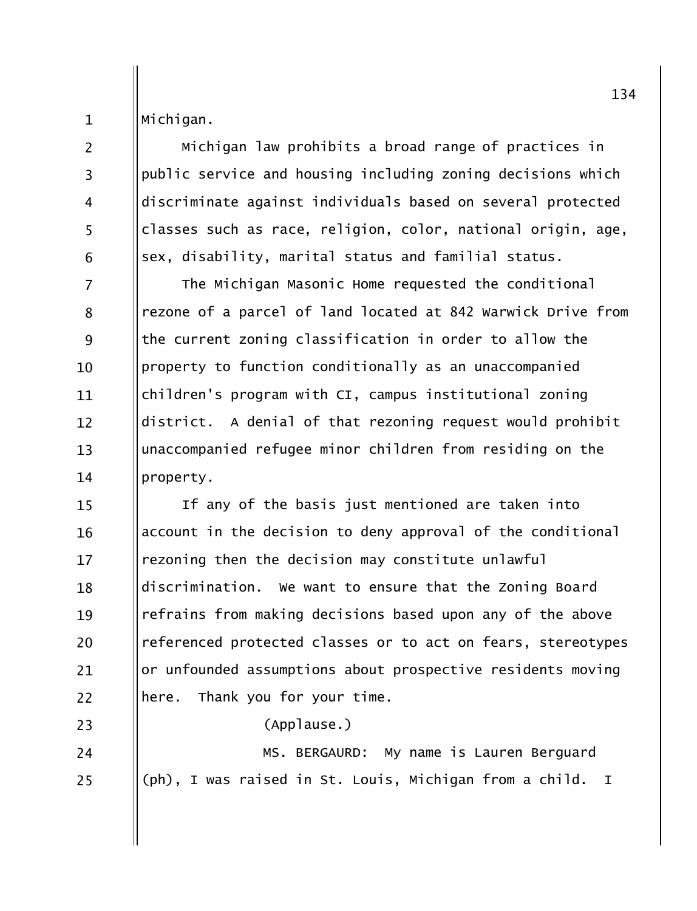Michigan.

Michigan law prohibits a broad range of practices in public service and housing including zoning decisions which discriminate against individuals based on several protected classes such as race, religion, color, national origin, age, sex, disability, marital status and familial status.

The Michigan Masonic Home requested the conditional rezone of a parcel of land located at 842 Warwick Drive from the current zoning classification in order to allow the property to function conditionally as an unaccompanied children's program with CI, campus institutional zoning district. A denial of that rezoning request would prohibit unaccompanied refugee minor children from residing on the property.

If any of the basis just mentioned are taken into account in the decision to deny approval of the conditional rezoning then the decision may constitute unlawful discrimination. We want to ensure that the Zoning Board refrains from making decisions based upon any of the above referenced protected classes or to act on fears, stereotypes or unfounded assumptions about prospective residents moving here. Thank you for your time.

(Applause.)

MS. BERGAURD: My name is Lauren Berguard (ph), I was raised in St. Louis, Michigan from a child. I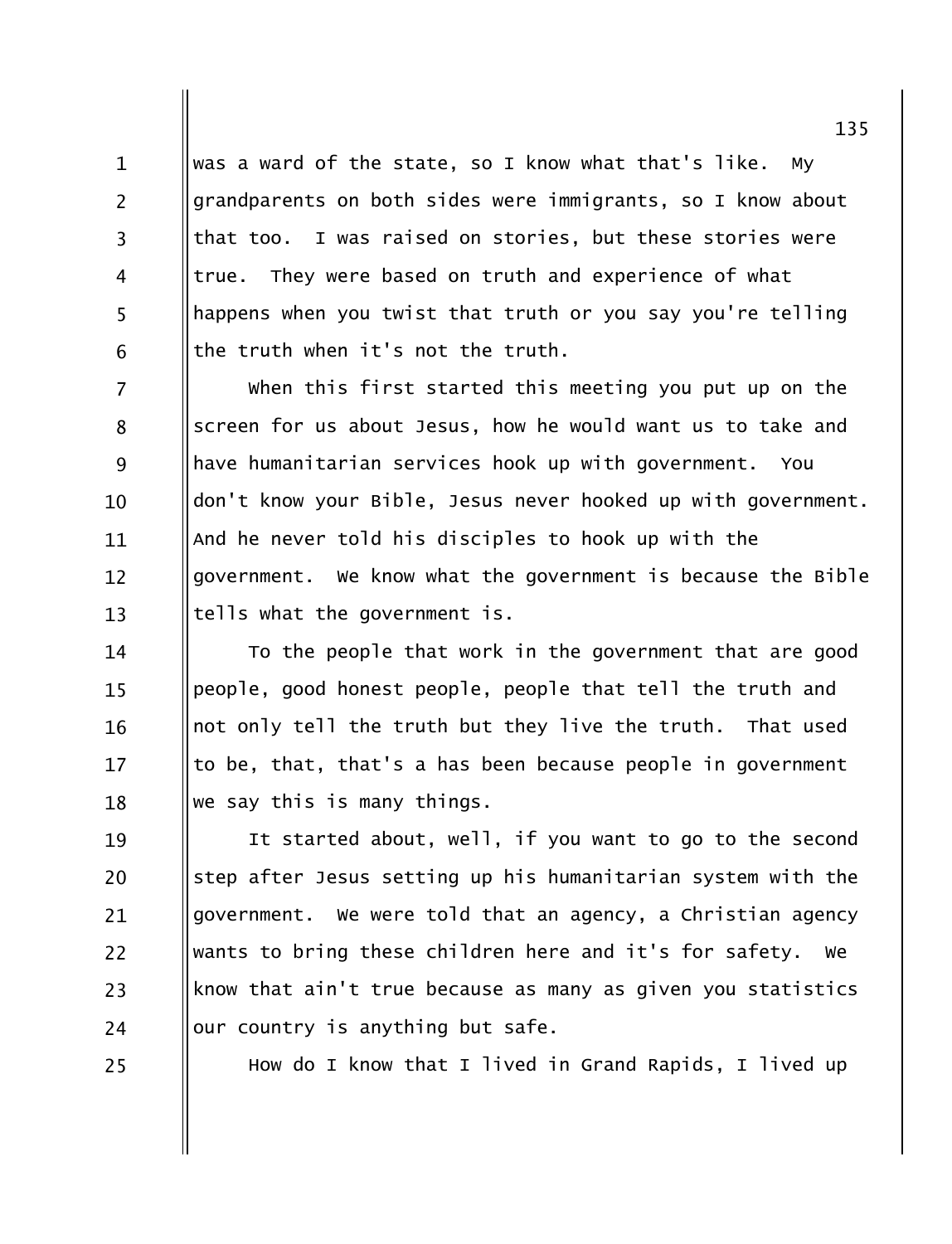was a ward of the state, so I know what that's like. My grandparents on both sides were immigrants, so I know about that too. I was raised on stories, but these stories were true. They were based on truth and experience of what happens when you twist that truth or you say you're telling the truth when it's not the truth.

When this first started this meeting you put up on the screen for us about Jesus, how he would want us to take and have humanitarian services hook up with government. You don't know your Bible, Jesus never hooked up with government. And he never told his disciples to hook up with the government. We know what the government is because the Bible tells what the government is.

To the people that work in the government that are good people, good honest people, people that tell the truth and not only tell the truth but they live the truth. That used to be, that, that's a has been because people in government we say this is many things.

It started about, well, if you want to go to the second step after Jesus setting up his humanitarian system with the government. We were told that an agency, a Christian agency wants to bring these children here and it's for safety. We know that ain't true because as many as given you statistics our country is anything but safe.

How do I know that I lived in Grand Rapids, I lived up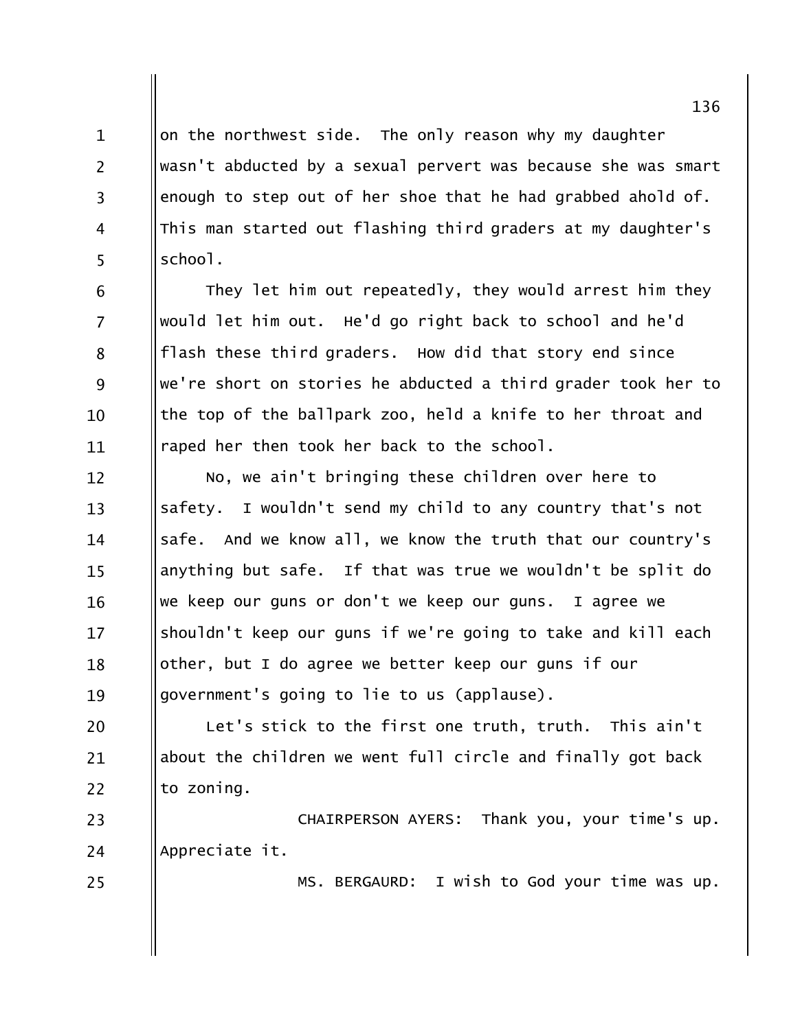on the northwest side. The only reason why my daughter wasn't abducted by a sexual pervert was because she was smart enough to step out of her shoe that he had grabbed ahold of. This man started out flashing third graders at my daughter's school.

They let him out repeatedly, they would arrest him they would let him out. He'd go right back to school and he'd flash these third graders. How did that story end since we're short on stories he abducted a third grader took her to the top of the ballpark zoo, held a knife to her throat and raped her then took her back to the school.

No, we ain't bringing these children over here to safety. I wouldn't send my child to any country that's not safe. And we know all, we know the truth that our country's anything but safe. If that was true we wouldn't be split do we keep our guns or don't we keep our guns. I agree we shouldn't keep our guns if we're going to take and kill each other, but I do agree we better keep our guns if our government's going to lie to us (applause).

Let's stick to the first one truth, truth. This ain't about the children we went full circle and finally got back to zoning.

CHAIRPERSON AYERS: Thank you, your time's up. Appreciate it.

MS. BERGAURD: I wish to God your time was up.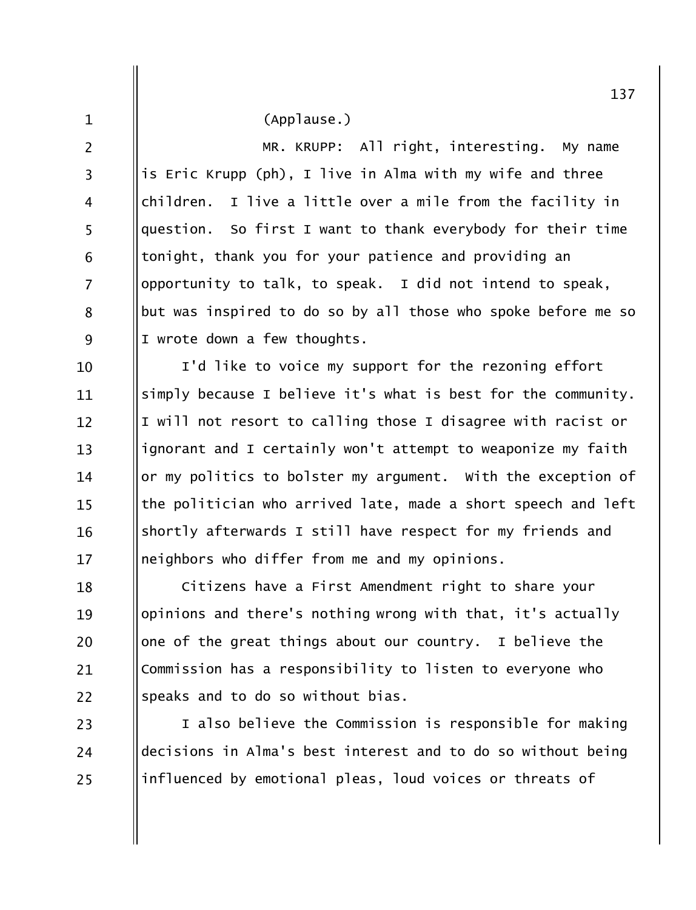(Applause.)

MR. KRUPP: All right, interesting. My name is Eric Krupp (ph), I live in Alma with my wife and three children. I live a little over a mile from the facility in question. So first I want to thank everybody for their time tonight, thank you for your patience and providing an opportunity to talk, to speak. I did not intend to speak, but was inspired to do so by all those who spoke before me so I wrote down a few thoughts.

I'd like to voice my support for the rezoning effort simply because I believe it's what is best for the community. I will not resort to calling those I disagree with racist or ignorant and I certainly won't attempt to weaponize my faith or my politics to bolster my argument. With the exception of the politician who arrived late, made a short speech and left shortly afterwards I still have respect for my friends and neighbors who differ from me and my opinions.

Citizens have a First Amendment right to share your opinions and there's nothing wrong with that, it's actually one of the great things about our country. I believe the Commission has a responsibility to listen to everyone who speaks and to do so without bias.

I also believe the Commission is responsible for making decisions in Alma's best interest and to do so without being influenced by emotional pleas, loud voices or threats of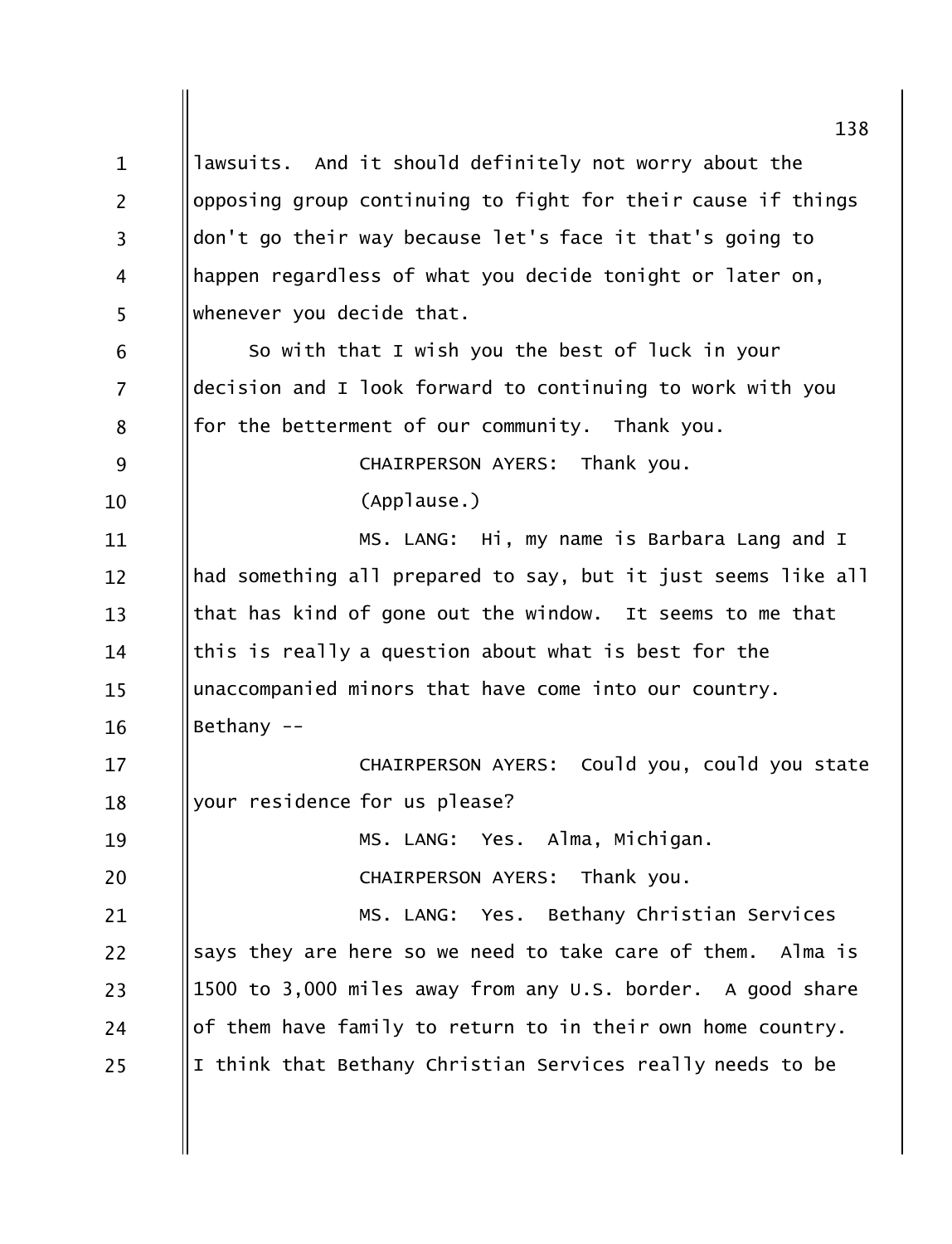lawsuits. And it should definitely not worry about the opposing group continuing to fight for their cause if things don't go their way because let's face it that's going to happen regardless of what you decide tonight or later on, whenever you decide that.

So with that I wish you the best of luck in your decision and I look forward to continuing to work with you for the betterment of our community. Thank you.

CHAIRPERSON AYERS: Thank you.

(Applause.)

MS. LANG: Hi, my name is Barbara Lang and I had something all prepared to say, but it just seems like all that has kind of gone out the window. It seems to me that this is really a question about what is best for the unaccompanied minors that have come into our country. Bethany --

CHAIRPERSON AYERS: Could you, could you state your residence for us please?

MS. LANG: Yes. Alma, Michigan.

CHAIRPERSON AYERS: Thank you.

MS. LANG: Yes. Bethany Christian Services says they are here so we need to take care of them. Alma is 1500 to 3,000 miles away from any U.S. border. A good share of them have family to return to in their own home country. I think that Bethany Christian Services really needs to be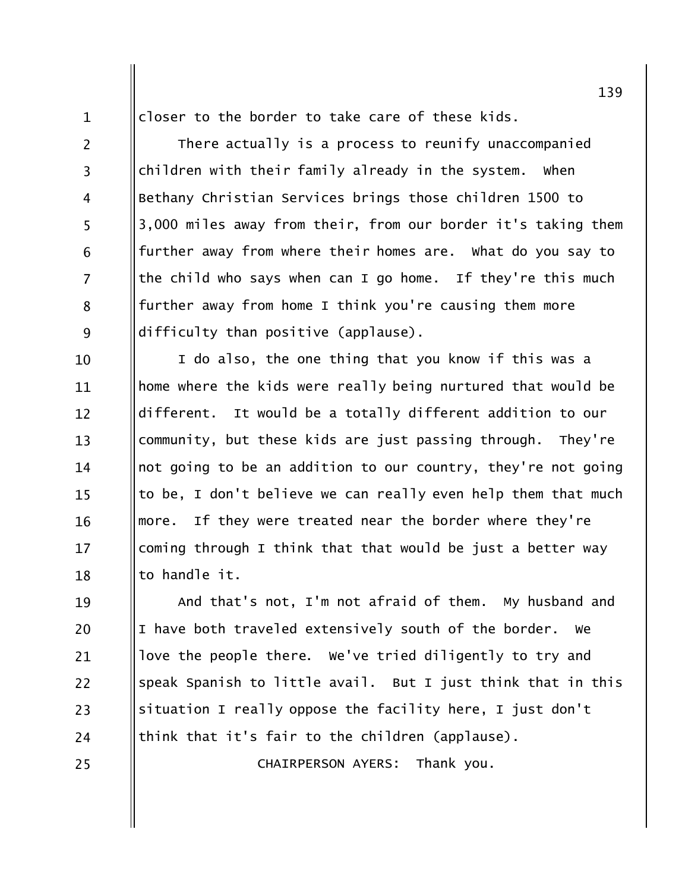closer to the border to take care of these kids.

There actually is a process to reunify unaccompanied children with their family already in the system. When Bethany Christian Services brings those children 1500 to 3,000 miles away from their, from our border it's taking them further away from where their homes are. What do you say to the child who says when can I go home. If they're this much further away from home I think you're causing them more difficulty than positive (applause).

I do also, the one thing that you know if this was a home where the kids were really being nurtured that would be different. It would be a totally different addition to our community, but these kids are just passing through. They're not going to be an addition to our country, they're not going to be, I don't believe we can really even help them that much more. If they were treated near the border where they're coming through I think that that would be just a better way to handle it.

And that's not, I'm not afraid of them. My husband and I have both traveled extensively south of the border. We love the people there. We've tried diligently to try and speak Spanish to little avail. But I just think that in this situation I really oppose the facility here, I just don't think that it's fair to the children (applause).

CHAIRPERSON AYERS: Thank you.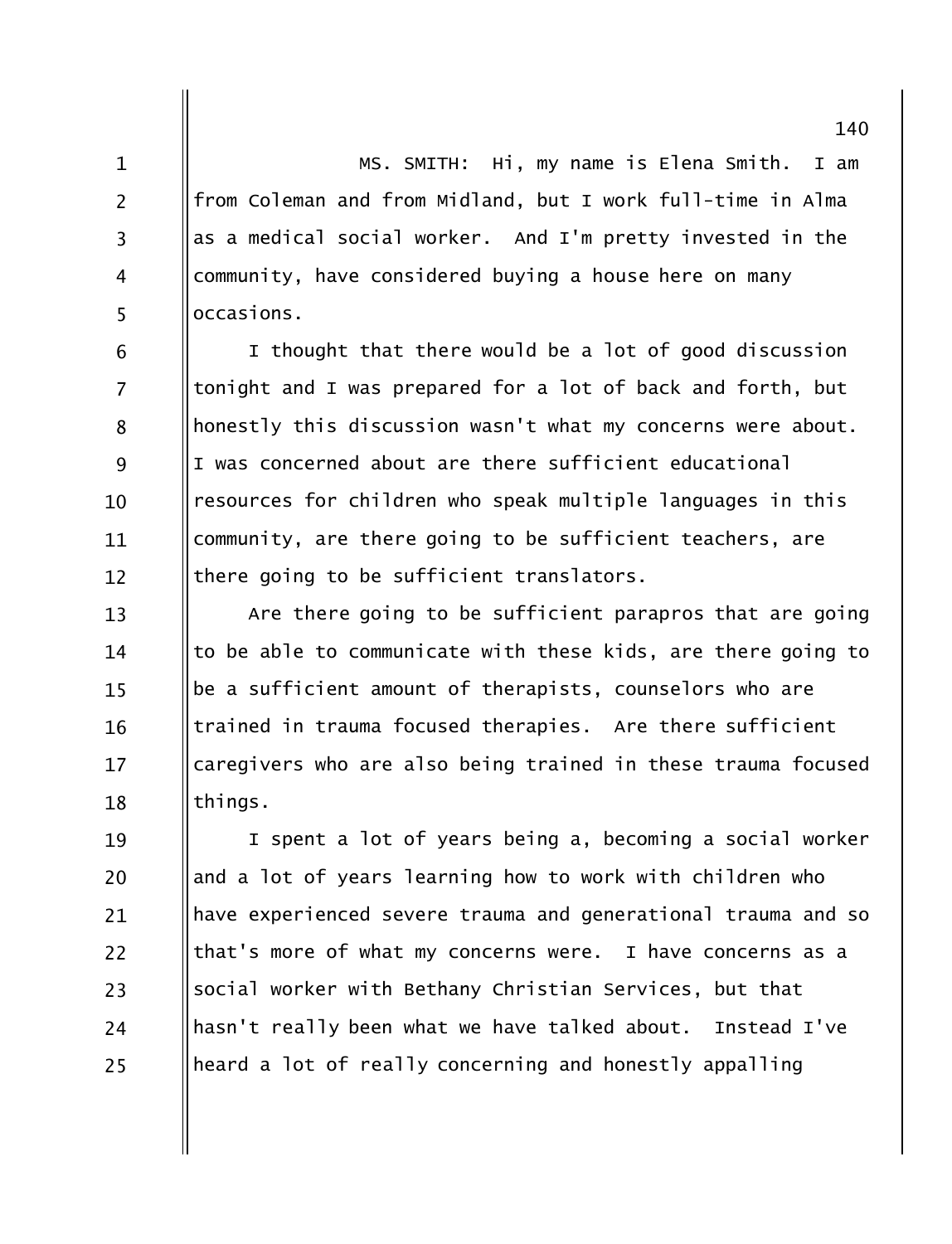MS. SMITH: Hi, my name is Elena Smith. I am from Coleman and from Midland, but I work full-time in Alma as a medical social worker. And I'm pretty invested in the community, have considered buying a house here on many occasions.

I thought that there would be a lot of good discussion tonight and I was prepared for a lot of back and forth, but honestly this discussion wasn't what my concerns were about. I was concerned about are there sufficient educational resources for children who speak multiple languages in this community, are there going to be sufficient teachers, are there going to be sufficient translators.

Are there going to be sufficient parapros that are going to be able to communicate with these kids, are there going to be a sufficient amount of therapists, counselors who are trained in trauma focused therapies. Are there sufficient caregivers who are also being trained in these trauma focused things.

I spent a lot of years being a, becoming a social worker and a lot of years learning how to work with children who have experienced severe trauma and generational trauma and so that's more of what my concerns were. I have concerns as a social worker with Bethany Christian Services, but that hasn't really been what we have talked about. Instead I've heard a lot of really concerning and honestly appalling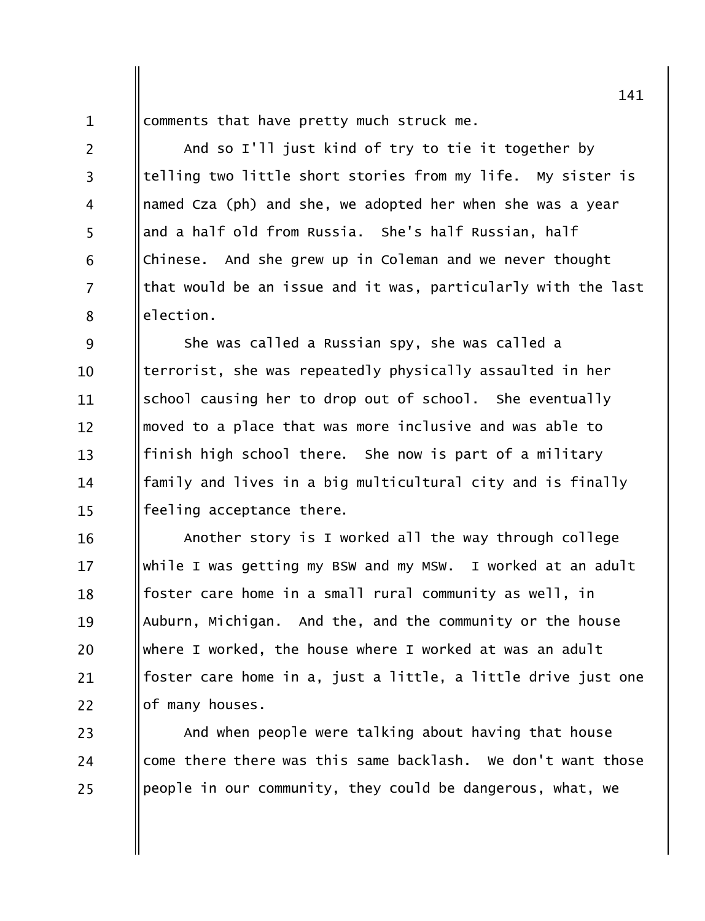comments that have pretty much struck me.

And so I'll just kind of try to tie it together by telling two little short stories from my life. My sister is named Cza (ph) and she, we adopted her when she was a year and a half old from Russia. She's half Russian, half Chinese. And she grew up in Coleman and we never thought that would be an issue and it was, particularly with the last election.

She was called a Russian spy, she was called a terrorist, she was repeatedly physically assaulted in her school causing her to drop out of school. She eventually moved to a place that was more inclusive and was able to finish high school there. She now is part of a military family and lives in a big multicultural city and is finally feeling acceptance there.

Another story is I worked all the way through college while I was getting my BSW and my MSW. I worked at an adult foster care home in a small rural community as well, in Auburn, Michigan. And the, and the community or the house where I worked, the house where I worked at was an adult foster care home in a, just a little, a little drive just one of many houses.

And when people were talking about having that house come there there was this same backlash. We don't want those people in our community, they could be dangerous, what, we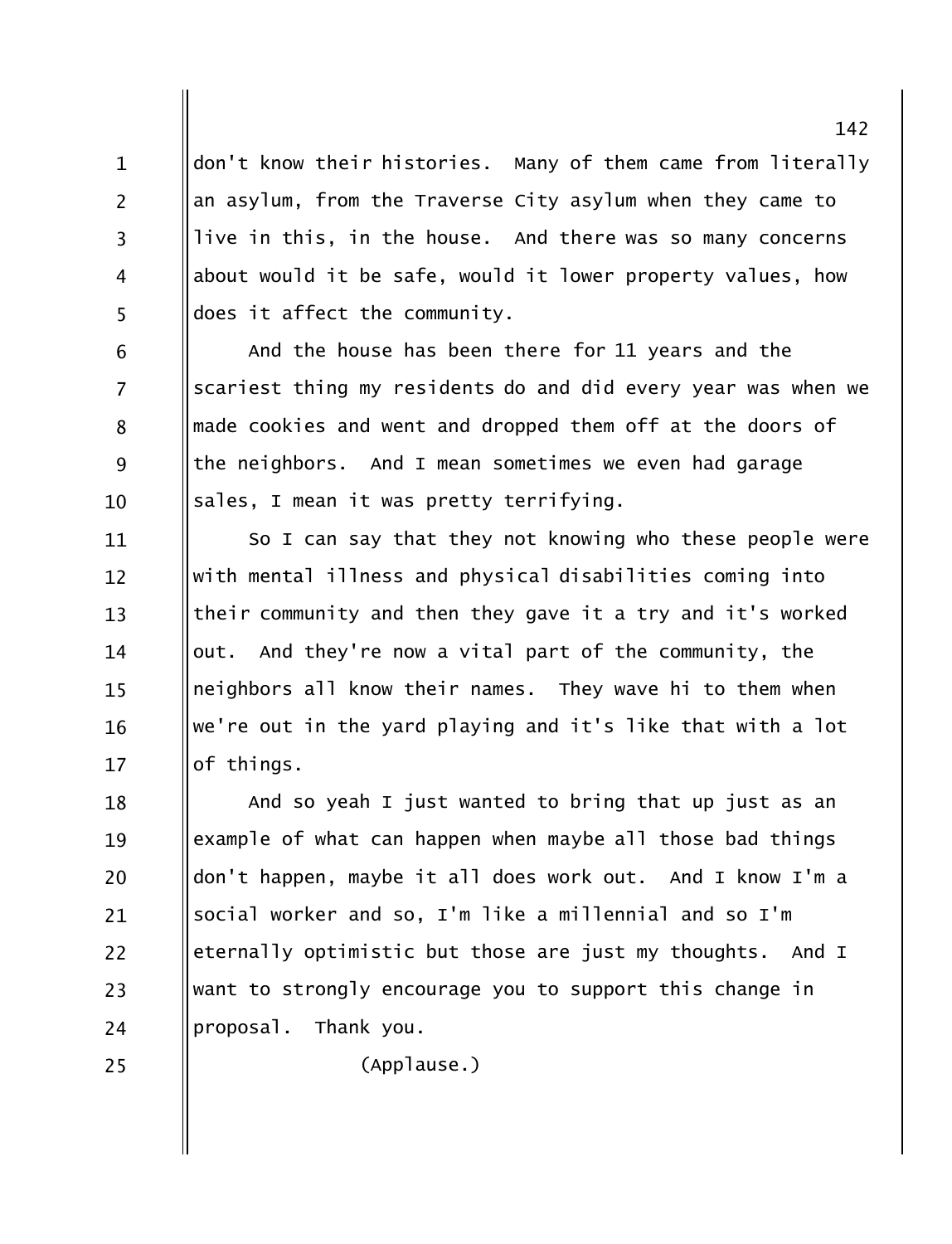don't know their histories. Many of them came from literally an asylum, from the Traverse City asylum when they came to live in this, in the house. And there was so many concerns about would it be safe, would it lower property values, how does it affect the community.

And the house has been there for 11 years and the scariest thing my residents do and did every year was when we made cookies and went and dropped them off at the doors of the neighbors. And I mean sometimes we even had garage sales, I mean it was pretty terrifying.

So I can say that they not knowing who these people were with mental illness and physical disabilities coming into their community and then they gave it a try and it's worked out. And they're now a vital part of the community, the neighbors all know their names. They wave hi to them when we're out in the yard playing and it's like that with a lot of things.

And so yeah I just wanted to bring that up just as an example of what can happen when maybe all those bad things don't happen, maybe it all does work out. And I know I'm a social worker and so, I'm like a millennial and so I'm eternally optimistic but those are just my thoughts. And I want to strongly encourage you to support this change in proposal. Thank you.

(Applause.)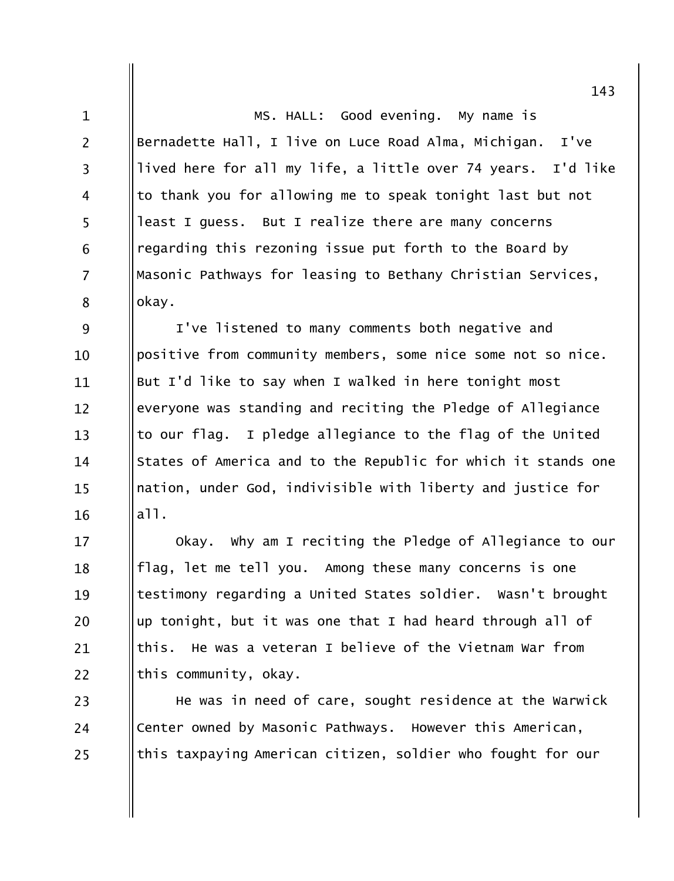MS. HALL: Good evening. My name is Bernadette Hall, I live on Luce Road Alma, Michigan. I've lived here for all my life, a little over 74 years. I'd like to thank you for allowing me to speak tonight last but not least I guess. But I realize there are many concerns regarding this rezoning issue put forth to the Board by Masonic Pathways for leasing to Bethany Christian Services, okay.

I've listened to many comments both negative and positive from community members, some nice some not so nice. But I'd like to say when I walked in here tonight most everyone was standing and reciting the Pledge of Allegiance to our flag. I pledge allegiance to the flag of the United States of America and to the Republic for which it stands one nation, under God, indivisible with liberty and justice for all.

Okay. Why am I reciting the Pledge of Allegiance to our flag, let me tell you. Among these many concerns is one testimony regarding a United States soldier. Wasn't brought up tonight, but it was one that I had heard through all of this. He was a veteran I believe of the Vietnam War from this community, okay.

He was in need of care, sought residence at the Warwick Center owned by Masonic Pathways. However this American, this taxpaying American citizen, soldier who fought for our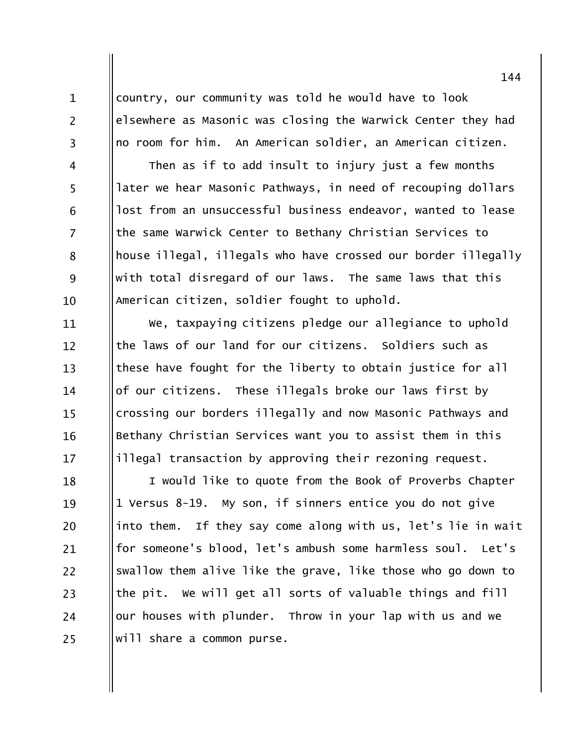country, our community was told he would have to look elsewhere as Masonic was closing the Warwick Center they had no room for him. An American soldier, an American citizen.

Then as if to add insult to injury just a few months later we hear Masonic Pathways, in need of recouping dollars lost from an unsuccessful business endeavor, wanted to lease the same Warwick Center to Bethany Christian Services to house illegal, illegals who have crossed our border illegally with total disregard of our laws. The same laws that this American citizen, soldier fought to uphold.

We, taxpaying citizens pledge our allegiance to uphold the laws of our land for our citizens. Soldiers such as these have fought for the liberty to obtain justice for all of our citizens. These illegals broke our laws first by crossing our borders illegally and now Masonic Pathways and Bethany Christian Services want you to assist them in this illegal transaction by approving their rezoning request.

I would like to quote from the Book of Proverbs Chapter 1 Versus 8-19. My son, if sinners entice you do not give into them. If they say come along with us, let's lie in wait for someone's blood, let's ambush some harmless soul. Let's swallow them alive like the grave, like those who go down to the pit. We will get all sorts of valuable things and fill our houses with plunder. Throw in your lap with us and we will share a common purse.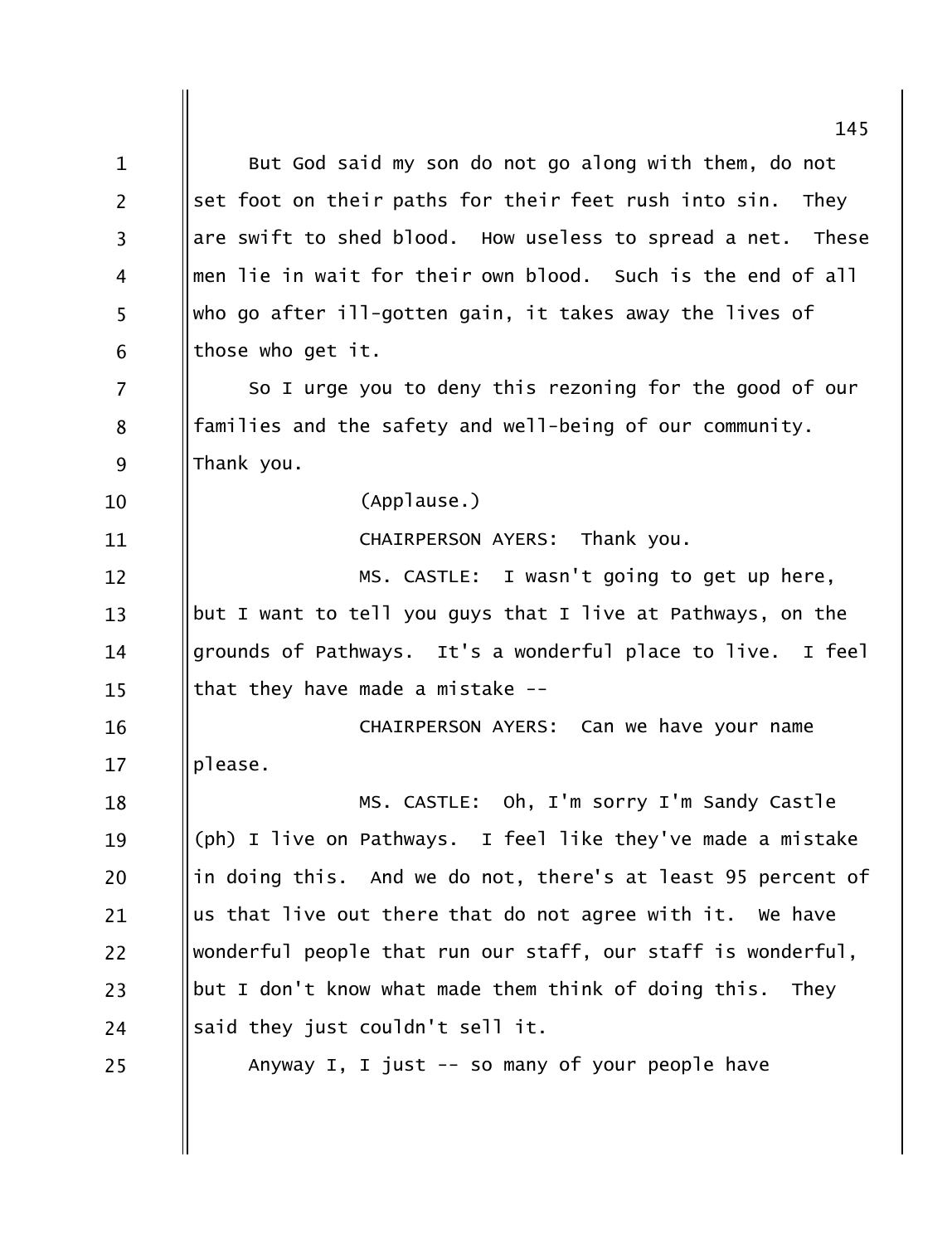But God said my son do not go along with them, do not set foot on their paths for their feet rush into sin. They are swift to shed blood. How useless to spread a net. These men lie in wait for their own blood. Such is the end of all who go after ill-gotten gain, it takes away the lives of those who get it.

So I urge you to deny this rezoning for the good of our families and the safety and well-being of our community. Thank you.

(Applause.)

CHAIRPERSON AYERS: Thank you.

MS. CASTLE: I wasn't going to get up here, but I want to tell you guys that I live at Pathways, on the grounds of Pathways. It's a wonderful place to live. I feel that they have made a mistake --

CHAIRPERSON AYERS: Can we have your name please.

MS. CASTLE: Oh, I'm sorry I'm Sandy Castle (ph) I live on Pathways. I feel like they've made a mistake in doing this. And we do not, there's at least 95 percent of us that live out there that do not agree with it. We have wonderful people that run our staff, our staff is wonderful, but I don't know what made them think of doing this. They said they just couldn't sell it.

Anyway I, I just -- so many of your people have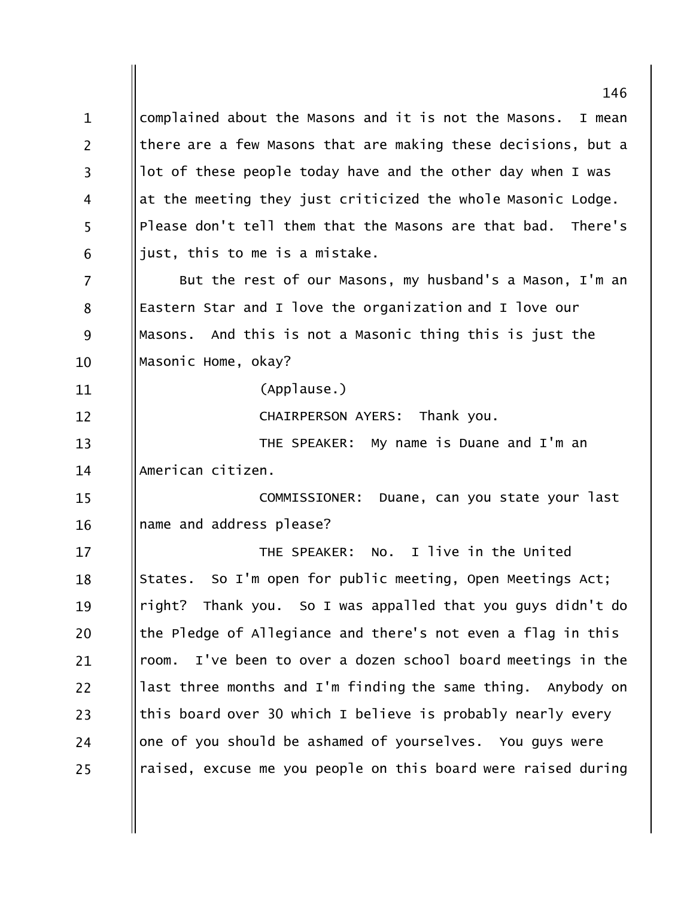complained about the Masons and it is not the Masons. I mean there are a few Masons that are making these decisions, but a lot of these people today have and the other day when I was at the meeting they just criticized the whole Masonic Lodge. Please don't tell them that the Masons are that bad. There's just, this to me is a mistake.

But the rest of our Masons, my husband's a Mason, I'm an Eastern Star and I love the organization and I love our Masons. And this is not a Masonic thing this is just the Masonic Home, okay?

(Applause.)

CHAIRPERSON AYERS: Thank you.

THE SPEAKER: My name is Duane and I'm an American citizen.

COMMISSIONER: Duane, can you state your last name and address please?

THE SPEAKER: No. I live in the United States. So I'm open for public meeting, Open Meetings Act; right? Thank you. So I was appalled that you guys didn't do the Pledge of Allegiance and there's not even a flag in this room. I've been to over a dozen school board meetings in the last three months and I'm finding the same thing. Anybody on this board over 30 which I believe is probably nearly every one of you should be ashamed of yourselves. You guys were raised, excuse me you people on this board were raised during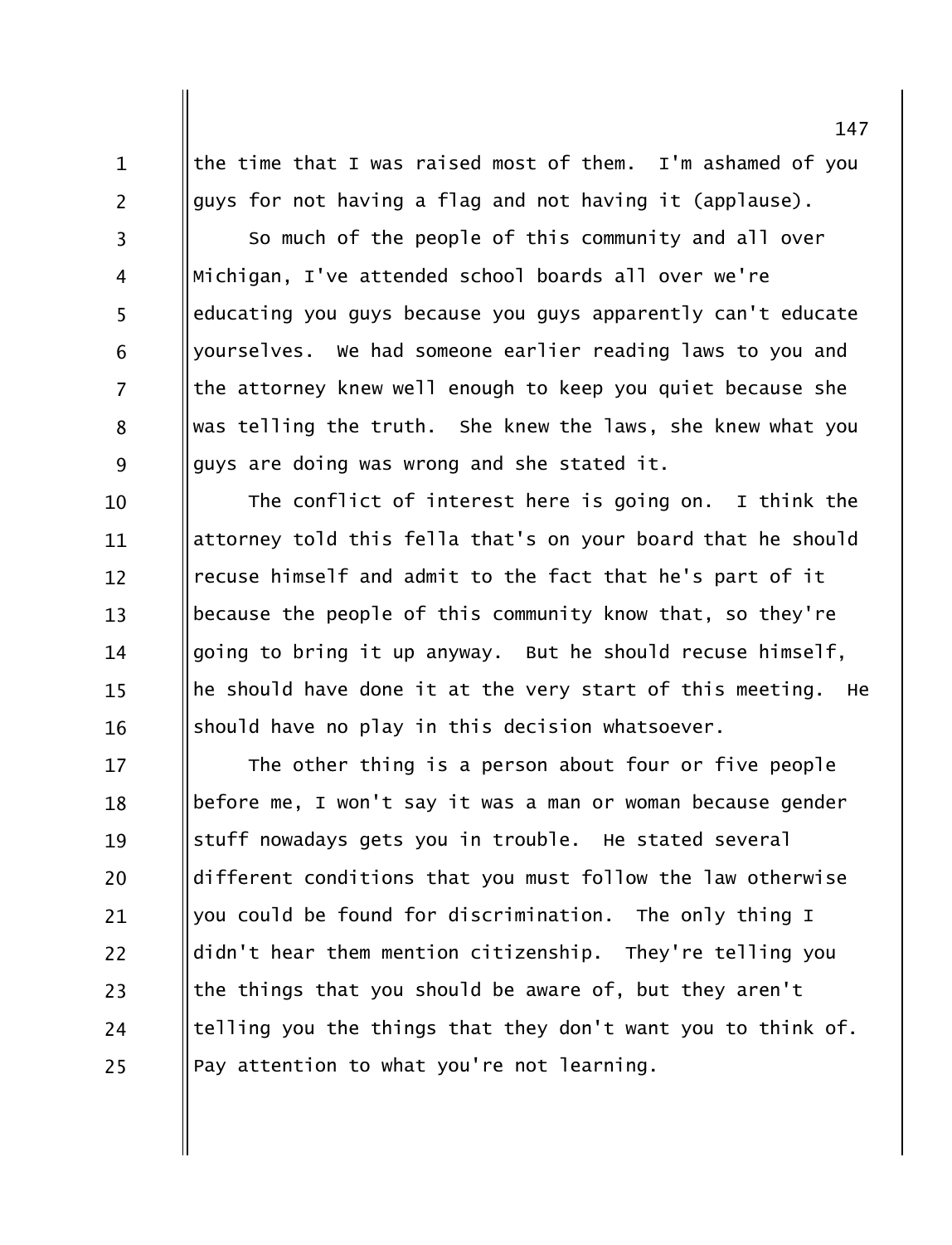the time that I was raised most of them. I'm ashamed of you guys for not having a flag and not having it (applause).

So much of the people of this community and all over Michigan, I've attended school boards all over we're educating you guys because you guys apparently can't educate yourselves. We had someone earlier reading laws to you and the attorney knew well enough to keep you quiet because she was telling the truth. She knew the laws, she knew what you guys are doing was wrong and she stated it.

The conflict of interest here is going on. I think the attorney told this fella that's on your board that he should recuse himself and admit to the fact that he's part of it because the people of this community know that, so they're going to bring it up anyway. But he should recuse himself, he should have done it at the very start of this meeting. He should have no play in this decision whatsoever.

The other thing is a person about four or five people before me, I won't say it was a man or woman because gender stuff nowadays gets you in trouble. He stated several different conditions that you must follow the law otherwise you could be found for discrimination. The only thing I didn't hear them mention citizenship. They're telling you the things that you should be aware of, but they aren't telling you the things that they don't want you to think of. Pay attention to what you're not learning.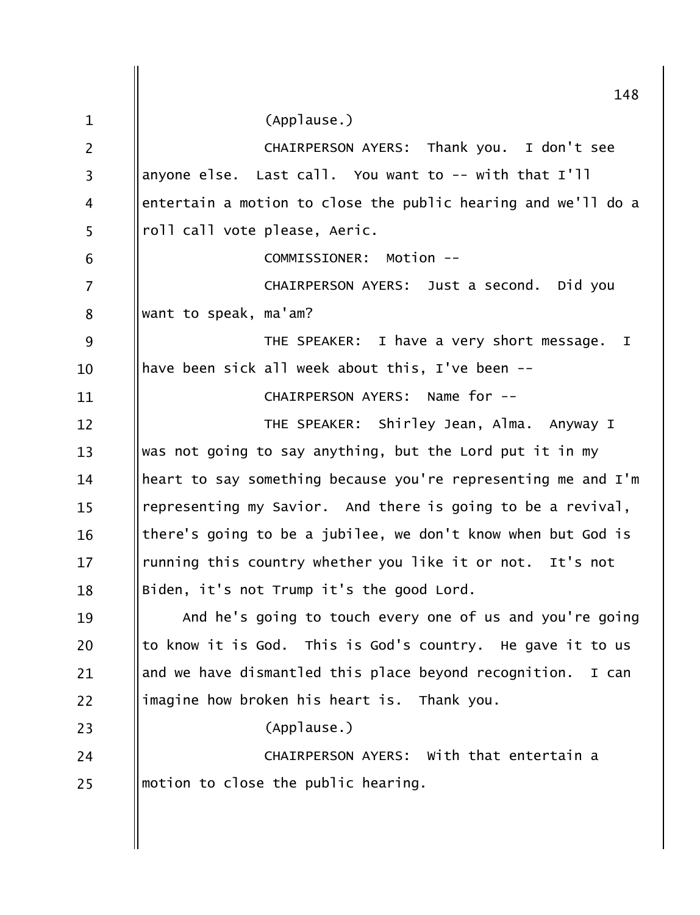(Applause.)

CHAIRPERSON AYERS: Thank you. I don't see anyone else. Last call. You want to -- with that I'll entertain a motion to close the public hearing and we'll do a roll call vote please, Aeric.

COMMISSIONER: Motion --

CHAIRPERSON AYERS: Just a second. Did you want to speak, ma'am?

THE SPEAKER: I have a very short message. I have been sick all week about this, I've been --

CHAIRPERSON AYERS: Name for --

THE SPEAKER: Shirley Jean, Alma. Anyway I was not going to say anything, but the Lord put it in my heart to say something because you're representing me and I'm representing my Savior. And there is going to be a revival, there's going to be a jubilee, we don't know when but God is running this country whether you like it or not. It's not Biden, it's not Trump it's the good Lord.

And he's going to touch every one of us and you're going to know it is God. This is God's country. He gave it to us and we have dismantled this place beyond recognition. I can imagine how broken his heart is. Thank you.

(Applause.)

CHAIRPERSON AYERS: With that entertain a motion to close the public hearing.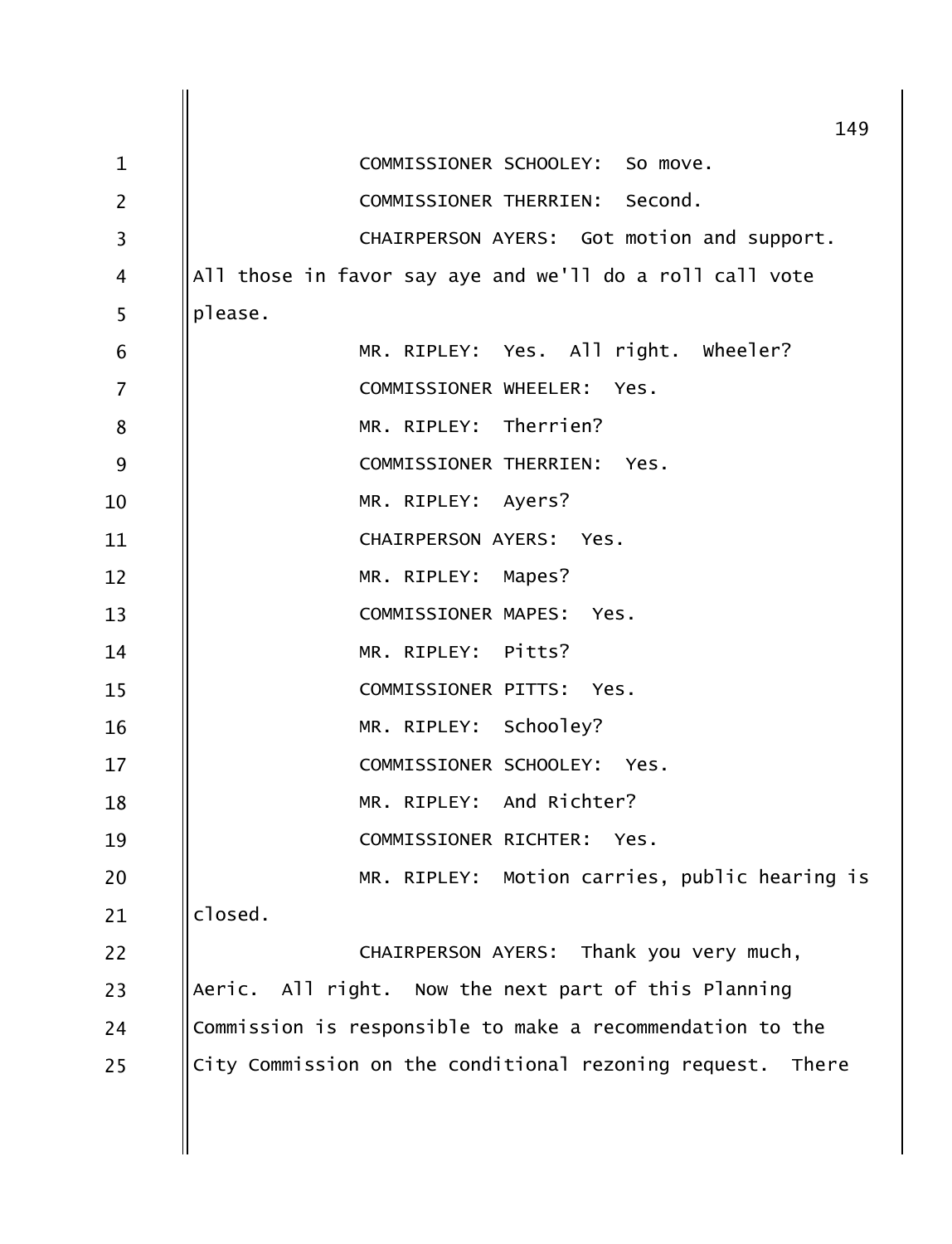COMMISSIONER SCHOOLEY: So move.

COMMISSIONER THERRIEN: Second.

CHAIRPERSON AYERS: Got motion and support. All those in favor say aye and we'll do a roll call vote please.

MR. RIPLEY: Yes. All right. Wheeler?

COMMISSIONER WHEELER: Yes.

MR. RIPLEY: Therrien?

COMMISSIONER THERRIEN: Yes.

MR. RIPLEY: Ayers?

CHAIRPERSON AYERS: Yes.

MR. RIPLEY: Mapes?

COMMISSIONER MAPES: Yes.

MR. RIPLEY: Pitts?

COMMISSIONER PITTS: Yes.

MR. RIPLEY: Schooley?

COMMISSIONER SCHOOLEY: Yes.

MR. RIPLEY: And Richter?

COMMISSIONER RICHTER: Yes.

MR. RIPLEY: Motion carries, public hearing is closed.

CHAIRPERSON AYERS: Thank you very much, Aeric. All right. Now the next part of this Planning Commission is responsible to make a recommendation to the City Commission on the conditional rezoning request. There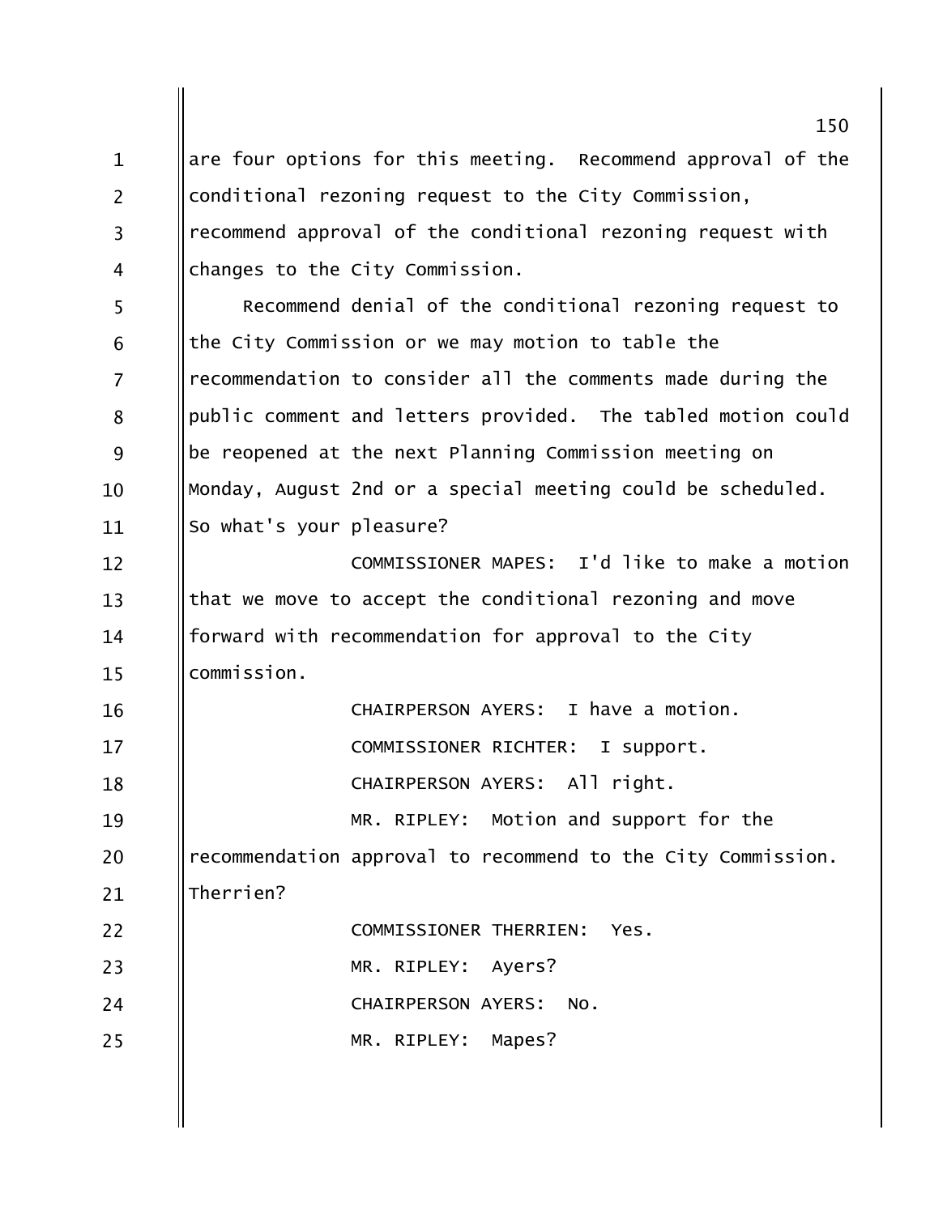are four options for this meeting. Recommend approval of the conditional rezoning request to the City Commission, recommend approval of the conditional rezoning request with changes to the City Commission.

Recommend denial of the conditional rezoning request to the City Commission or we may motion to table the recommendation to consider all the comments made during the public comment and letters provided. The tabled motion could be reopened at the next Planning Commission meeting on Monday, August 2nd or a special meeting could be scheduled. So what's your pleasure?

COMMISSIONER MAPES: I'd like to make a motion that we move to accept the conditional rezoning and move forward with recommendation for approval to the City commission.

CHAIRPERSON AYERS: I have a motion.

COMMISSIONER RICHTER: I support.

CHAIRPERSON AYERS: All right.

MR. RIPLEY: Motion and support for the recommendation approval to recommend to the City Commission. Therrien?

COMMISSIONER THERRIEN: Yes.

MR. RIPLEY: Ayers?

CHAIRPERSON AYERS: No.

MR. RIPLEY: Mapes?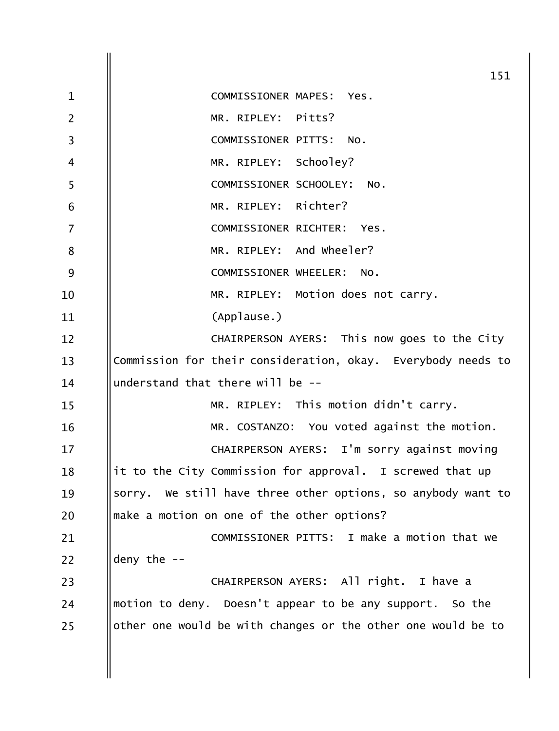COMMISSIONER MAPES: Yes.

MR. RIPLEY: Pitts?

COMMISSIONER PITTS: No.

MR. RIPLEY: Schooley?

COMMISSIONER SCHOOLEY: No.

MR. RIPLEY: Richter?

COMMISSIONER RICHTER: Yes.

MR. RIPLEY: And Wheeler?

COMMISSIONER WHEELER: No.

MR. RIPLEY: Motion does not carry.

(Applause.)

CHAIRPERSON AYERS: This now goes to the City Commission for their consideration, okay. Everybody needs to understand that there will be --

MR. RIPLEY: This motion didn't carry.

MR. COSTANZO: You voted against the motion.

CHAIRPERSON AYERS: I'm sorry against moving it to the City Commission for approval. I screwed that up sorry. We still have three other options, so anybody want to make a motion on one of the other options?

COMMISSIONER PITTS: I make a motion that we deny the --

CHAIRPERSON AYERS: All right. I have a motion to deny. Doesn't appear to be any support. So the other one would be with changes or the other one would be to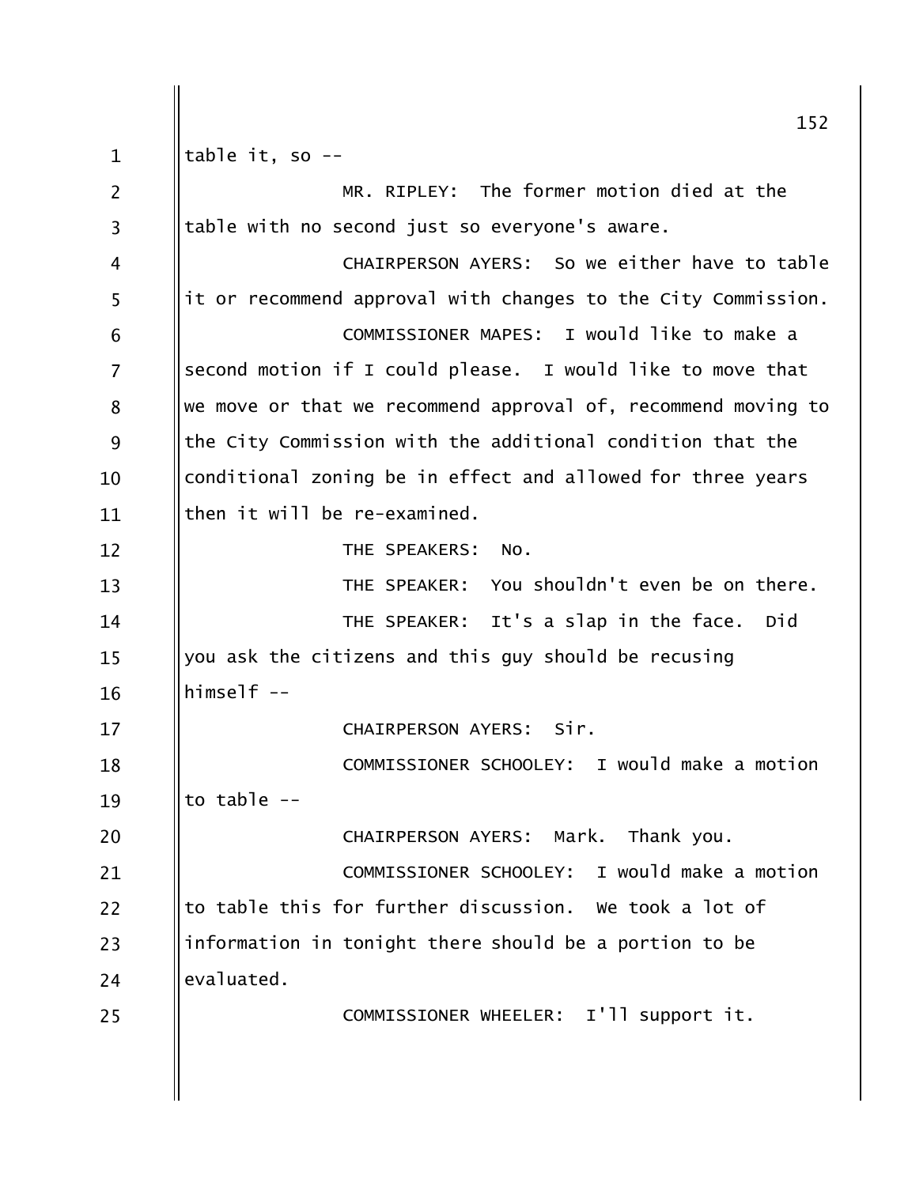table it, so --

MR. RIPLEY: The former motion died at the table with no second just so everyone's aware.

CHAIRPERSON AYERS: So we either have to table it or recommend approval with changes to the City Commission.

COMMISSIONER MAPES: I would like to make a second motion if I could please. I would like to move that we move or that we recommend approval of, recommend moving to the City Commission with the additional condition that the conditional zoning be in effect and allowed for three years then it will be re-examined.

THE SPEAKERS: No.

THE SPEAKER: You shouldn't even be on there.

THE SPEAKER: It's a slap in the face. Did you ask the citizens and this guy should be recusing himself --

CHAIRPERSON AYERS: Sir.

COMMISSIONER SCHOOLEY: I would make a motion to table --

CHAIRPERSON AYERS: Mark. Thank you.

COMMISSIONER SCHOOLEY: I would make a motion to table this for further discussion. We took a lot of information in tonight there should be a portion to be evaluated.

COMMISSIONER WHEELER: I'll support it.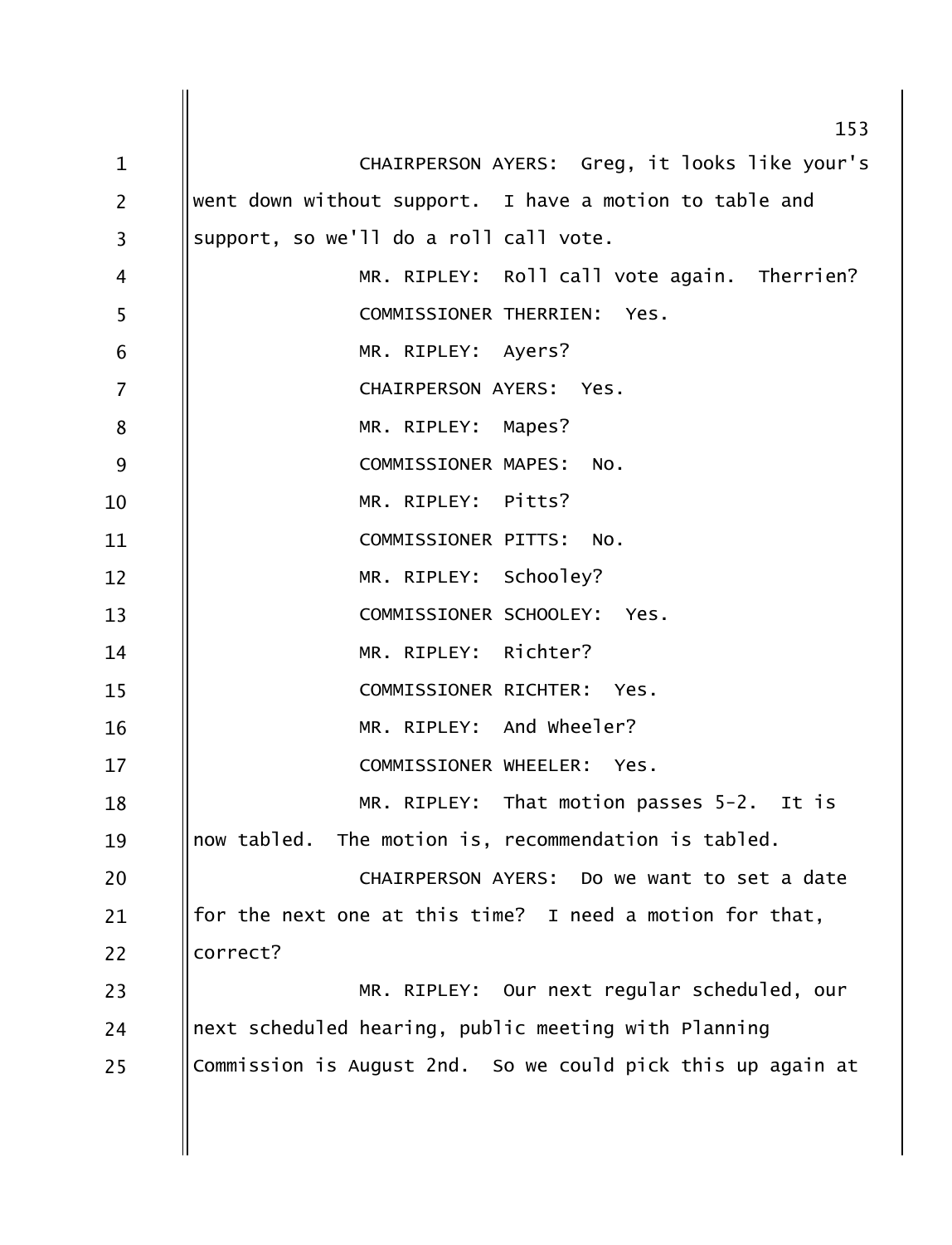CHAIRPERSON AYERS: Greg, it looks like your's went down without support. I have a motion to table and support, so we'll do a roll call vote.

MR. RIPLEY: Roll call vote again. Therrien?

COMMISSIONER THERRIEN: Yes.

MR. RIPLEY: Ayers?

CHAIRPERSON AYERS: Yes.

MR. RIPLEY: Mapes?

COMMISSIONER MAPES: No.

MR. RIPLEY: Pitts?

COMMISSIONER PITTS: No.

MR. RIPLEY: Schooley?

COMMISSIONER SCHOOLEY: Yes.

MR. RIPLEY: Richter?

COMMISSIONER RICHTER: Yes.

MR. RIPLEY: And Wheeler?

COMMISSIONER WHEELER: Yes.

MR. RIPLEY: That motion passes 5-2. It is now tabled. The motion is, recommendation is tabled.

CHAIRPERSON AYERS: Do we want to set a date for the next one at this time? I need a motion for that, correct?

MR. RIPLEY: Our next regular scheduled, our next scheduled hearing, public meeting with Planning Commission is August 2nd. So we could pick this up again at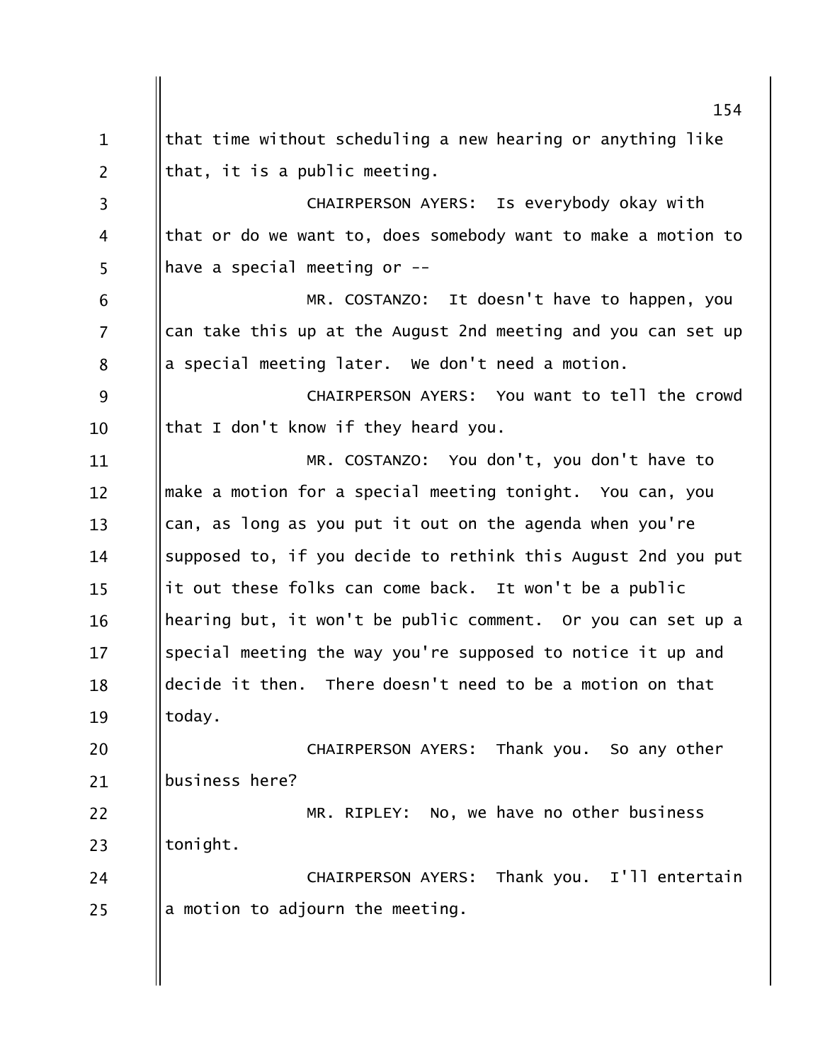that time without scheduling a new hearing or anything like that, it is a public meeting.

CHAIRPERSON AYERS: Is everybody okay with that or do we want to, does somebody want to make a motion to have a special meeting or --

MR. COSTANZO: It doesn't have to happen, you can take this up at the August 2nd meeting and you can set up a special meeting later. We don't need a motion.

CHAIRPERSON AYERS: You want to tell the crowd that I don't know if they heard you.

MR. COSTANZO: You don't, you don't have to make a motion for a special meeting tonight. You can, you can, as long as you put it out on the agenda when you're supposed to, if you decide to rethink this August 2nd you put it out these folks can come back. It won't be a public hearing but, it won't be public comment. Or you can set up a special meeting the way you're supposed to notice it up and decide it then. There doesn't need to be a motion on that today.

CHAIRPERSON AYERS: Thank you. So any other business here?

MR. RIPLEY: No, we have no other business tonight.

CHAIRPERSON AYERS: Thank you. I'll entertain a motion to adjourn the meeting.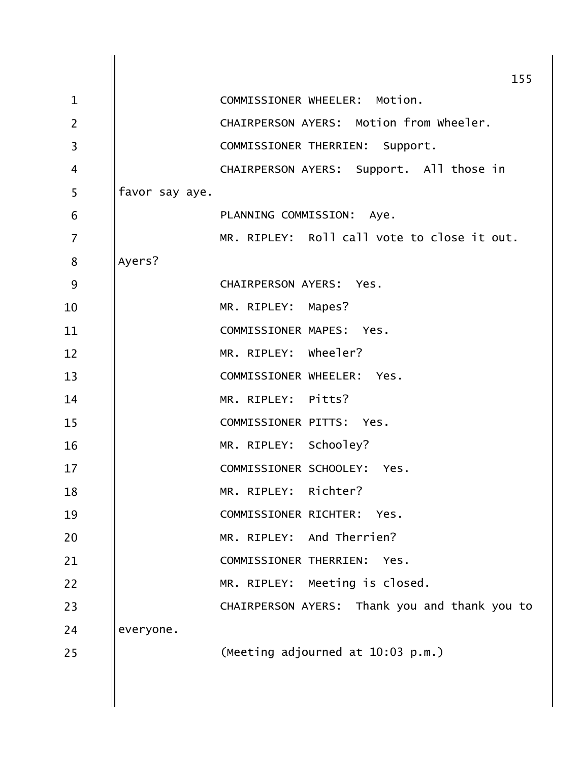COMMISSIONER WHEELER: Motion.

CHAIRPERSON AYERS: Motion from Wheeler.

COMMISSIONER THERRIEN: Support.

CHAIRPERSON AYERS: Support. All those in favor say aye.

PLANNING COMMISSION: Aye.

MR. RIPLEY: Roll call vote to close it out. Ayers?

CHAIRPERSON AYERS: Yes.

MR. RIPLEY: Mapes?

COMMISSIONER MAPES: Yes.

MR. RIPLEY: Wheeler?

COMMISSIONER WHEELER: Yes.

MR. RIPLEY: Pitts?

COMMISSIONER PITTS: Yes.

MR. RIPLEY: Schooley?

COMMISSIONER SCHOOLEY: Yes.

MR. RIPLEY: Richter?

COMMISSIONER RICHTER: Yes.

MR. RIPLEY: And Therrien?

COMMISSIONER THERRIEN: Yes.

MR. RIPLEY: Meeting is closed.

CHAIRPERSON AYERS: Thank you and thank you to everyone.

(Meeting adjourned at 10:03 p.m.)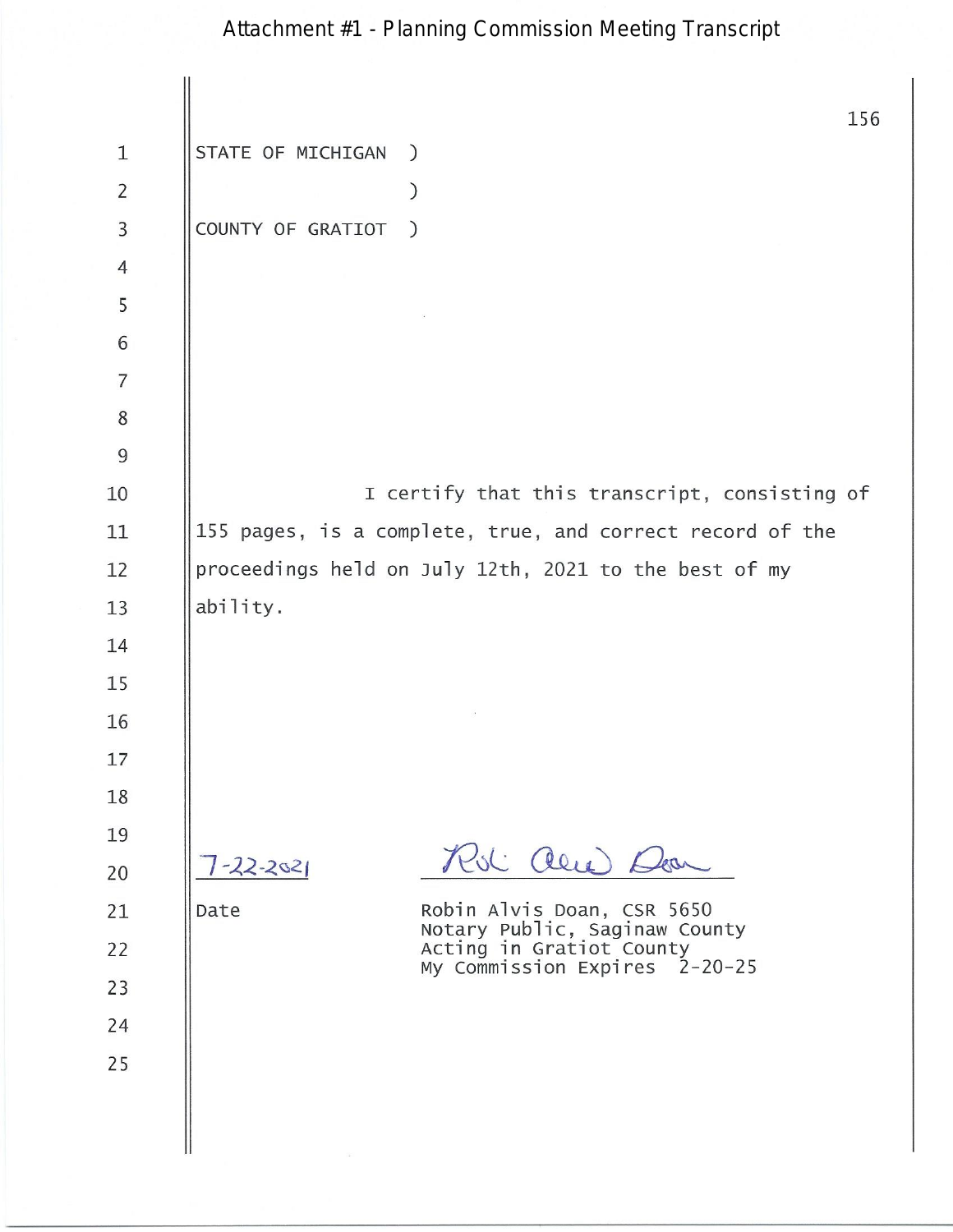Attachment #1 - Planning Commission Meeting Transcript

STATE OF MICHIGAN )

)

COUNTY OF GRATIOT )

I certify that this transcript, consisting of 155 pages, is a complete, true, and correct record of the proceedings held on July 12th, 2021 to the best of my ability.

7-22-2021

Date

Robin Alvis Doan, CSR 5650
Notary Public, Saginaw County
Acting in Gratiot County
My Commission Expires 2-20-25